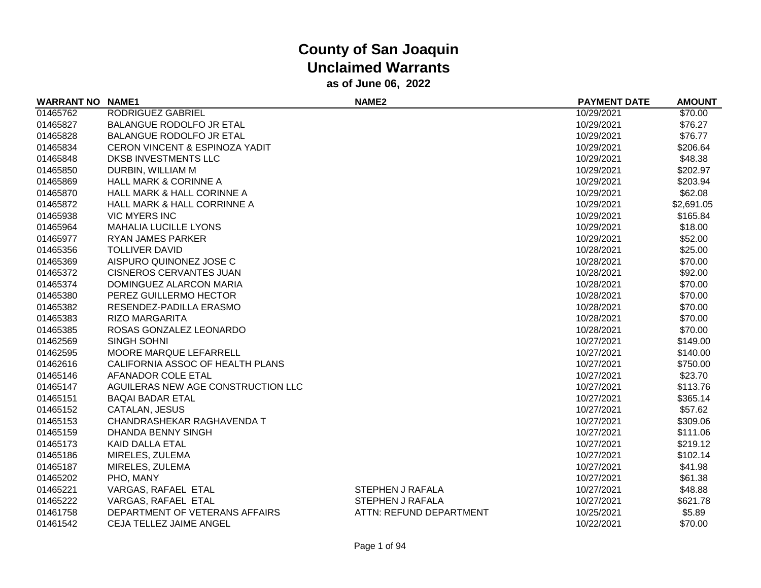# County of San Joaquin
## Unclaimed Warrants
### as of June 06, 2022

| WARRANT NO | NAME1 | NAME2 | PAYMENT DATE | AMOUNT |
|---|---|---|---|---|
| 01465762 | RODRIGUEZ GABRIEL | | 10/29/2021 | $70.00 |
| 01465827 | BALANGUE RODOLFO JR ETAL | | 10/29/2021 | $76.27 |
| 01465828 | BALANGUE RODOLFO JR ETAL | | 10/29/2021 | $76.77 |
| 01465834 | CERON VINCENT & ESPINOZA YADIT | | 10/29/2021 | $206.64 |
| 01465848 | DKSB INVESTMENTS LLC | | 10/29/2021 | $48.38 |
| 01465850 | DURBIN, WILLIAM M | | 10/29/2021 | $202.97 |
| 01465869 | HALL MARK & CORINNE A | | 10/29/2021 | $203.94 |
| 01465870 | HALL MARK & HALL CORINNE A | | 10/29/2021 | $62.08 |
| 01465872 | HALL MARK & HALL CORRINNE A | | 10/29/2021 | $2,691.05 |
| 01465938 | VIC MYERS INC | | 10/29/2021 | $165.84 |
| 01465964 | MAHALIA LUCILLE LYONS | | 10/29/2021 | $18.00 |
| 01465977 | RYAN JAMES PARKER | | 10/29/2021 | $52.00 |
| 01465356 | TOLLIVER DAVID | | 10/28/2021 | $25.00 |
| 01465369 | AISPURO QUINONEZ JOSE C | | 10/28/2021 | $70.00 |
| 01465372 | CISNEROS CERVANTES JUAN | | 10/28/2021 | $92.00 |
| 01465374 | DOMINGUEZ ALARCON MARIA | | 10/28/2021 | $70.00 |
| 01465380 | PEREZ GUILLERMO HECTOR | | 10/28/2021 | $70.00 |
| 01465382 | RESENDEZ-PADILLA ERASMO | | 10/28/2021 | $70.00 |
| 01465383 | RIZO MARGARITA | | 10/28/2021 | $70.00 |
| 01465385 | ROSAS GONZALEZ LEONARDO | | 10/28/2021 | $70.00 |
| 01462569 | SINGH SOHNI | | 10/27/2021 | $149.00 |
| 01462595 | MOORE MARQUE LEFARRELL | | 10/27/2021 | $140.00 |
| 01462616 | CALIFORNIA ASSOC OF HEALTH PLANS | | 10/27/2021 | $750.00 |
| 01465146 | AFANADOR COLE ETAL | | 10/27/2021 | $23.70 |
| 01465147 | AGUILERAS NEW AGE CONSTRUCTION LLC | | 10/27/2021 | $113.76 |
| 01465151 | BAQAI BADAR ETAL | | 10/27/2021 | $365.14 |
| 01465152 | CATALAN, JESUS | | 10/27/2021 | $57.62 |
| 01465153 | CHANDRASHEKAR RAGHAVENDA T | | 10/27/2021 | $309.06 |
| 01465159 | DHANDA BENNY SINGH | | 10/27/2021 | $111.06 |
| 01465173 | KAID DALLA ETAL | | 10/27/2021 | $219.12 |
| 01465186 | MIRELES, ZULEMA | | 10/27/2021 | $102.14 |
| 01465187 | MIRELES, ZULEMA | | 10/27/2021 | $41.98 |
| 01465202 | PHO, MANY | | 10/27/2021 | $61.38 |
| 01465221 | VARGAS, RAFAEL ETAL | STEPHEN J RAFALA | 10/27/2021 | $48.88 |
| 01465222 | VARGAS, RAFAEL ETAL | STEPHEN J RAFALA | 10/27/2021 | $621.78 |
| 01461758 | DEPARTMENT OF VETERANS AFFAIRS | ATTN: REFUND DEPARTMENT | 10/25/2021 | $5.89 |
| 01461542 | CEJA TELLEZ JAIME ANGEL | | 10/22/2021 | $70.00 |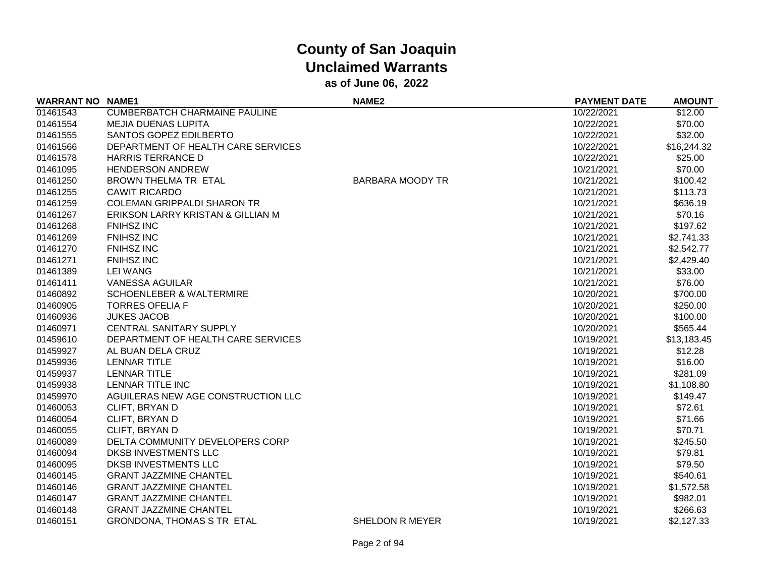# County of San Joaquin
## Unclaimed Warrants
### as of June 06, 2022

| WARRANT NO | NAME1 | NAME2 | PAYMENT DATE | AMOUNT |
|---|---|---|---|---|
| 01461543 | CUMBERBATCH CHARMAINE PAULINE | | 10/22/2021 | $12.00 |
| 01461554 | MEJIA DUENAS LUPITA | | 10/22/2021 | $70.00 |
| 01461555 | SANTOS GOPEZ EDILBERTO | | 10/22/2021 | $32.00 |
| 01461566 | DEPARTMENT OF HEALTH CARE SERVICES | | 10/22/2021 | $16,244.32 |
| 01461578 | HARRIS TERRANCE D | | 10/22/2021 | $25.00 |
| 01461095 | HENDERSON ANDREW | | 10/21/2021 | $70.00 |
| 01461250 | BROWN THELMA TR ETAL | BARBARA MOODY TR | 10/21/2021 | $100.42 |
| 01461255 | CAWIT RICARDO | | 10/21/2021 | $113.73 |
| 01461259 | COLEMAN GRIPPALDI SHARON TR | | 10/21/2021 | $636.19 |
| 01461267 | ERIKSON LARRY KRISTAN & GILLIAN M | | 10/21/2021 | $70.16 |
| 01461268 | FNIHSZ INC | | 10/21/2021 | $197.62 |
| 01461269 | FNIHSZ INC | | 10/21/2021 | $2,741.33 |
| 01461270 | FNIHSZ INC | | 10/21/2021 | $2,542.77 |
| 01461271 | FNIHSZ INC | | 10/21/2021 | $2,429.40 |
| 01461389 | LEI WANG | | 10/21/2021 | $33.00 |
| 01461411 | VANESSA AGUILAR | | 10/21/2021 | $76.00 |
| 01460892 | SCHOENLEBER & WALTERMIRE | | 10/20/2021 | $700.00 |
| 01460905 | TORRES OFELIA F | | 10/20/2021 | $250.00 |
| 01460936 | JUKES JACOB | | 10/20/2021 | $100.00 |
| 01460971 | CENTRAL SANITARY SUPPLY | | 10/20/2021 | $565.44 |
| 01459610 | DEPARTMENT OF HEALTH CARE SERVICES | | 10/19/2021 | $13,183.45 |
| 01459927 | AL BUAN DELA CRUZ | | 10/19/2021 | $12.28 |
| 01459936 | LENNAR TITLE | | 10/19/2021 | $16.00 |
| 01459937 | LENNAR TITLE | | 10/19/2021 | $281.09 |
| 01459938 | LENNAR TITLE INC | | 10/19/2021 | $1,108.80 |
| 01459970 | AGUILERAS NEW AGE CONSTRUCTION LLC | | 10/19/2021 | $149.47 |
| 01460053 | CLIFT, BRYAN D | | 10/19/2021 | $72.61 |
| 01460054 | CLIFT, BRYAN D | | 10/19/2021 | $71.66 |
| 01460055 | CLIFT, BRYAN D | | 10/19/2021 | $70.71 |
| 01460089 | DELTA COMMUNITY DEVELOPERS CORP | | 10/19/2021 | $245.50 |
| 01460094 | DKSB INVESTMENTS LLC | | 10/19/2021 | $79.81 |
| 01460095 | DKSB INVESTMENTS LLC | | 10/19/2021 | $79.50 |
| 01460145 | GRANT JAZZMINE CHANTEL | | 10/19/2021 | $540.61 |
| 01460146 | GRANT JAZZMINE CHANTEL | | 10/19/2021 | $1,572.58 |
| 01460147 | GRANT JAZZMINE CHANTEL | | 10/19/2021 | $982.01 |
| 01460148 | GRANT JAZZMINE CHANTEL | | 10/19/2021 | $266.63 |
| 01460151 | GRONDONA, THOMAS S TR ETAL | SHELDON R MEYER | 10/19/2021 | $2,127.33 |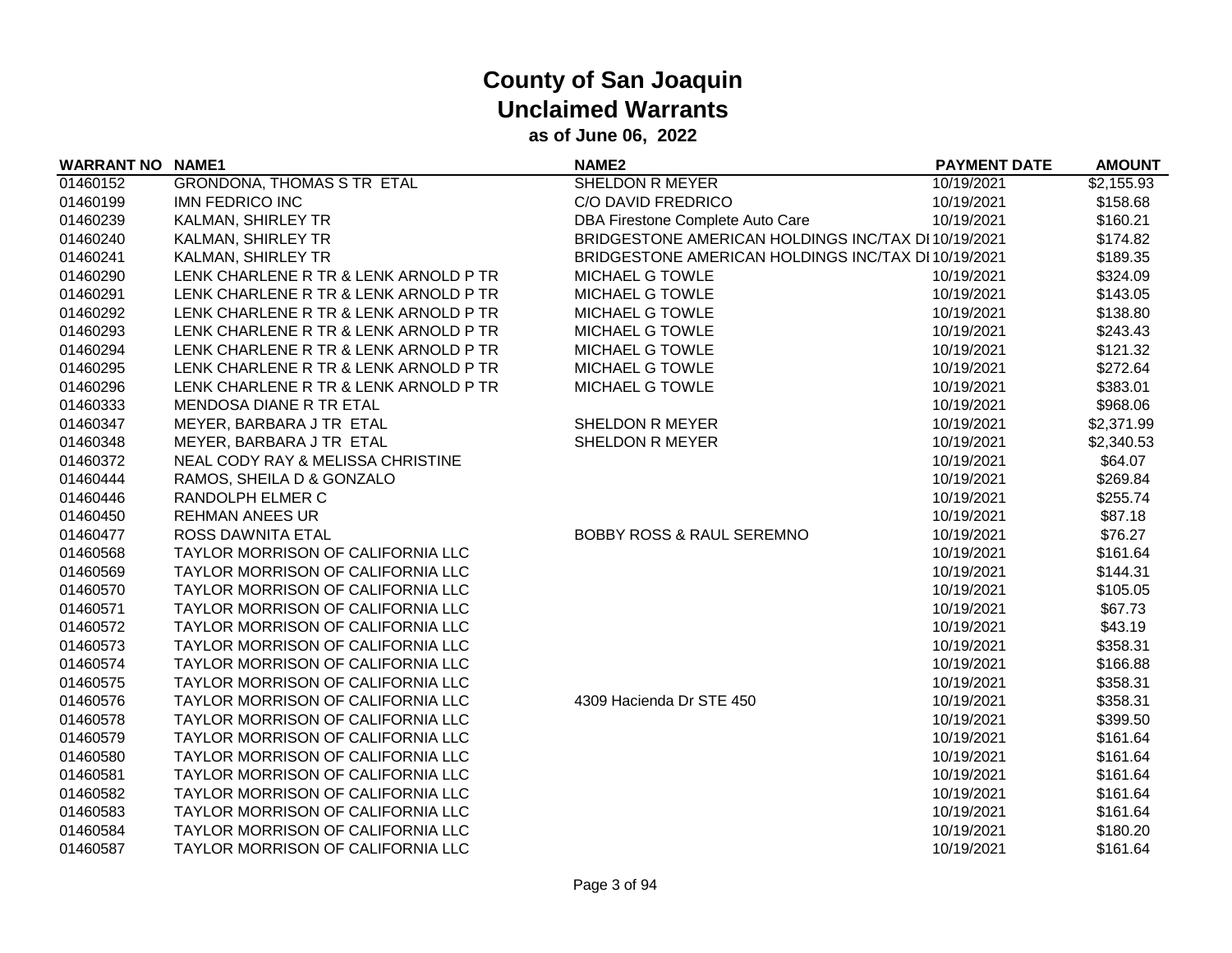# County of San Joaquin
## Unclaimed Warrants
### as of June 06, 2022

| WARRANT NO | NAME1 | NAME2 | PAYMENT DATE | AMOUNT |
|---|---|---|---|---|
| 01460152 | GRONDONA, THOMAS S TR ETAL | SHELDON R MEYER | 10/19/2021 | $2,155.93 |
| 01460199 | IMN FEDRICO INC | C/O DAVID FREDRICO | 10/19/2021 | $158.68 |
| 01460239 | KALMAN, SHIRLEY TR | DBA Firestone Complete Auto Care | 10/19/2021 | $160.21 |
| 01460240 | KALMAN, SHIRLEY TR | BRIDGESTONE AMERICAN HOLDINGS INC/TAX DI | 10/19/2021 | $174.82 |
| 01460241 | KALMAN, SHIRLEY TR | BRIDGESTONE AMERICAN HOLDINGS INC/TAX DI | 10/19/2021 | $189.35 |
| 01460290 | LENK CHARLENE R TR & LENK ARNOLD P TR | MICHAEL G TOWLE | 10/19/2021 | $324.09 |
| 01460291 | LENK CHARLENE R TR & LENK ARNOLD P TR | MICHAEL G TOWLE | 10/19/2021 | $143.05 |
| 01460292 | LENK CHARLENE R TR & LENK ARNOLD P TR | MICHAEL G TOWLE | 10/19/2021 | $138.80 |
| 01460293 | LENK CHARLENE R TR & LENK ARNOLD P TR | MICHAEL G TOWLE | 10/19/2021 | $243.43 |
| 01460294 | LENK CHARLENE R TR & LENK ARNOLD P TR | MICHAEL G TOWLE | 10/19/2021 | $121.32 |
| 01460295 | LENK CHARLENE R TR & LENK ARNOLD P TR | MICHAEL G TOWLE | 10/19/2021 | $272.64 |
| 01460296 | LENK CHARLENE R TR & LENK ARNOLD P TR | MICHAEL G TOWLE | 10/19/2021 | $383.01 |
| 01460333 | MENDOSA DIANE R TR ETAL | | 10/19/2021 | $968.06 |
| 01460347 | MEYER, BARBARA J TR ETAL | SHELDON R MEYER | 10/19/2021 | $2,371.99 |
| 01460348 | MEYER, BARBARA J TR ETAL | SHELDON R MEYER | 10/19/2021 | $2,340.53 |
| 01460372 | NEAL CODY RAY & MELISSA CHRISTINE | | 10/19/2021 | $64.07 |
| 01460444 | RAMOS, SHEILA D & GONZALO | | 10/19/2021 | $269.84 |
| 01460446 | RANDOLPH ELMER C | | 10/19/2021 | $255.74 |
| 01460450 | REHMAN ANEES UR | | 10/19/2021 | $87.18 |
| 01460477 | ROSS DAWNITA ETAL | BOBBY ROSS & RAUL SEREMNO | 10/19/2021 | $76.27 |
| 01460568 | TAYLOR MORRISON OF CALIFORNIA LLC | | 10/19/2021 | $161.64 |
| 01460569 | TAYLOR MORRISON OF CALIFORNIA LLC | | 10/19/2021 | $144.31 |
| 01460570 | TAYLOR MORRISON OF CALIFORNIA LLC | | 10/19/2021 | $105.05 |
| 01460571 | TAYLOR MORRISON OF CALIFORNIA LLC | | 10/19/2021 | $67.73 |
| 01460572 | TAYLOR MORRISON OF CALIFORNIA LLC | | 10/19/2021 | $43.19 |
| 01460573 | TAYLOR MORRISON OF CALIFORNIA LLC | | 10/19/2021 | $358.31 |
| 01460574 | TAYLOR MORRISON OF CALIFORNIA LLC | | 10/19/2021 | $166.88 |
| 01460575 | TAYLOR MORRISON OF CALIFORNIA LLC | | 10/19/2021 | $358.31 |
| 01460576 | TAYLOR MORRISON OF CALIFORNIA LLC | 4309 Hacienda Dr STE 450 | 10/19/2021 | $358.31 |
| 01460578 | TAYLOR MORRISON OF CALIFORNIA LLC | | 10/19/2021 | $399.50 |
| 01460579 | TAYLOR MORRISON OF CALIFORNIA LLC | | 10/19/2021 | $161.64 |
| 01460580 | TAYLOR MORRISON OF CALIFORNIA LLC | | 10/19/2021 | $161.64 |
| 01460581 | TAYLOR MORRISON OF CALIFORNIA LLC | | 10/19/2021 | $161.64 |
| 01460582 | TAYLOR MORRISON OF CALIFORNIA LLC | | 10/19/2021 | $161.64 |
| 01460583 | TAYLOR MORRISON OF CALIFORNIA LLC | | 10/19/2021 | $161.64 |
| 01460584 | TAYLOR MORRISON OF CALIFORNIA LLC | | 10/19/2021 | $180.20 |
| 01460587 | TAYLOR MORRISON OF CALIFORNIA LLC | | 10/19/2021 | $161.64 |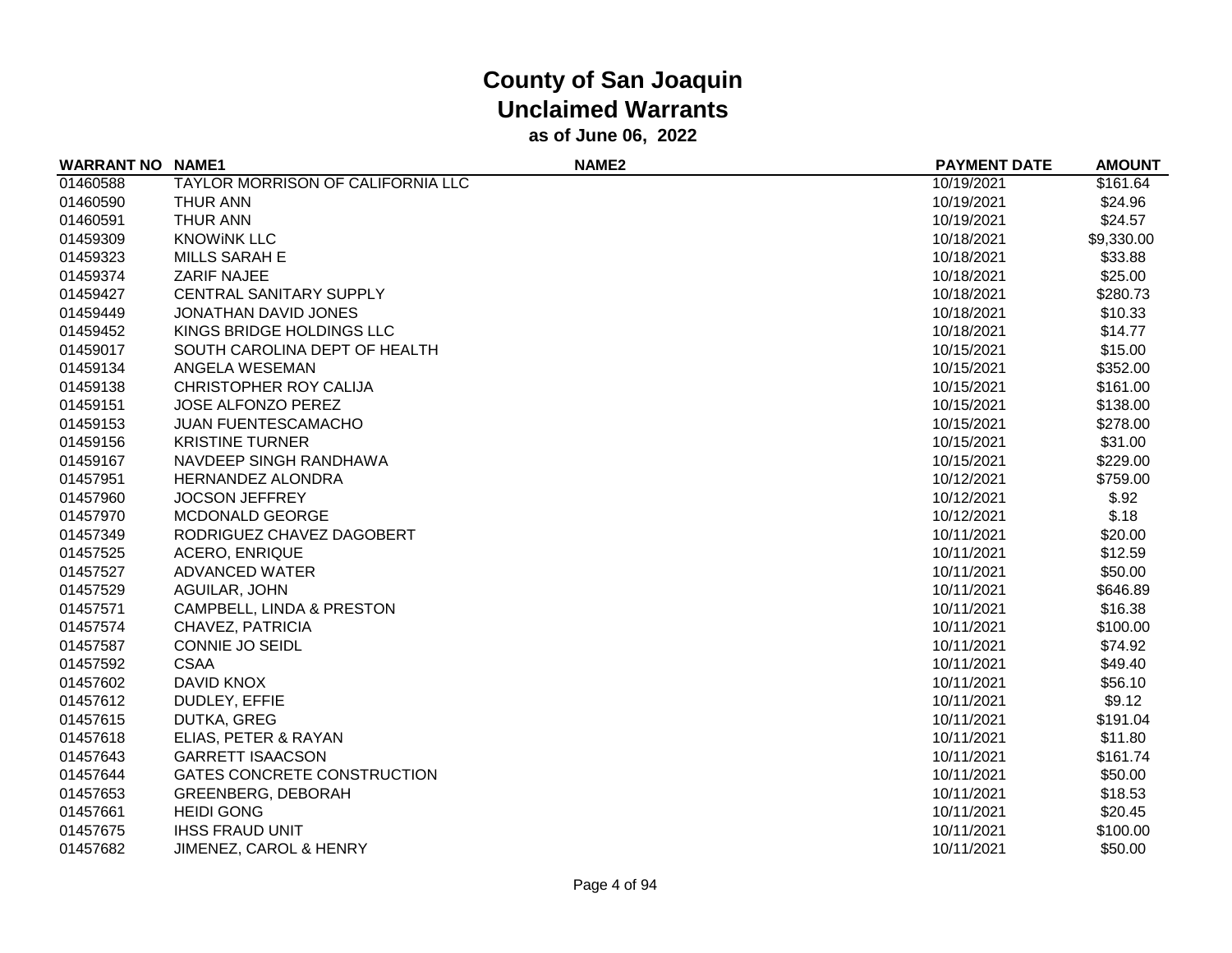# County of San Joaquin
## Unclaimed Warrants
### as of June 06, 2022

| WARRANT NO | NAME1 | NAME2 | PAYMENT DATE | AMOUNT |
|---|---|---|---|---|
| 01460588 | TAYLOR MORRISON OF CALIFORNIA LLC | | 10/19/2021 | $161.64 |
| 01460590 | THUR ANN | | 10/19/2021 | $24.96 |
| 01460591 | THUR ANN | | 10/19/2021 | $24.57 |
| 01459309 | KNOWiNK LLC | | 10/18/2021 | $9,330.00 |
| 01459323 | MILLS SARAH E | | 10/18/2021 | $33.88 |
| 01459374 | ZARIF NAJEE | | 10/18/2021 | $25.00 |
| 01459427 | CENTRAL SANITARY SUPPLY | | 10/18/2021 | $280.73 |
| 01459449 | JONATHAN DAVID JONES | | 10/18/2021 | $10.33 |
| 01459452 | KINGS BRIDGE HOLDINGS LLC | | 10/18/2021 | $14.77 |
| 01459017 | SOUTH CAROLINA DEPT OF HEALTH | | 10/15/2021 | $15.00 |
| 01459134 | ANGELA WESEMAN | | 10/15/2021 | $352.00 |
| 01459138 | CHRISTOPHER ROY CALIJA | | 10/15/2021 | $161.00 |
| 01459151 | JOSE ALFONZO PEREZ | | 10/15/2021 | $138.00 |
| 01459153 | JUAN FUENTESCAMACHO | | 10/15/2021 | $278.00 |
| 01459156 | KRISTINE TURNER | | 10/15/2021 | $31.00 |
| 01459167 | NAVDEEP SINGH RANDHAWA | | 10/15/2021 | $229.00 |
| 01457951 | HERNANDEZ ALONDRA | | 10/12/2021 | $759.00 |
| 01457960 | JOCSON JEFFREY | | 10/12/2021 | $.92 |
| 01457970 | MCDONALD GEORGE | | 10/12/2021 | $.18 |
| 01457349 | RODRIGUEZ CHAVEZ DAGOBERT | | 10/11/2021 | $20.00 |
| 01457525 | ACERO, ENRIQUE | | 10/11/2021 | $12.59 |
| 01457527 | ADVANCED WATER | | 10/11/2021 | $50.00 |
| 01457529 | AGUILAR, JOHN | | 10/11/2021 | $646.89 |
| 01457571 | CAMPBELL, LINDA & PRESTON | | 10/11/2021 | $16.38 |
| 01457574 | CHAVEZ, PATRICIA | | 10/11/2021 | $100.00 |
| 01457587 | CONNIE JO SEIDL | | 10/11/2021 | $74.92 |
| 01457592 | CSAA | | 10/11/2021 | $49.40 |
| 01457602 | DAVID KNOX | | 10/11/2021 | $56.10 |
| 01457612 | DUDLEY, EFFIE | | 10/11/2021 | $9.12 |
| 01457615 | DUTKA, GREG | | 10/11/2021 | $191.04 |
| 01457618 | ELIAS, PETER & RAYAN | | 10/11/2021 | $11.80 |
| 01457643 | GARRETT ISAACSON | | 10/11/2021 | $161.74 |
| 01457644 | GATES CONCRETE CONSTRUCTION | | 10/11/2021 | $50.00 |
| 01457653 | GREENBERG, DEBORAH | | 10/11/2021 | $18.53 |
| 01457661 | HEIDI GONG | | 10/11/2021 | $20.45 |
| 01457675 | IHSS FRAUD UNIT | | 10/11/2021 | $100.00 |
| 01457682 | JIMENEZ, CAROL & HENRY | | 10/11/2021 | $50.00 |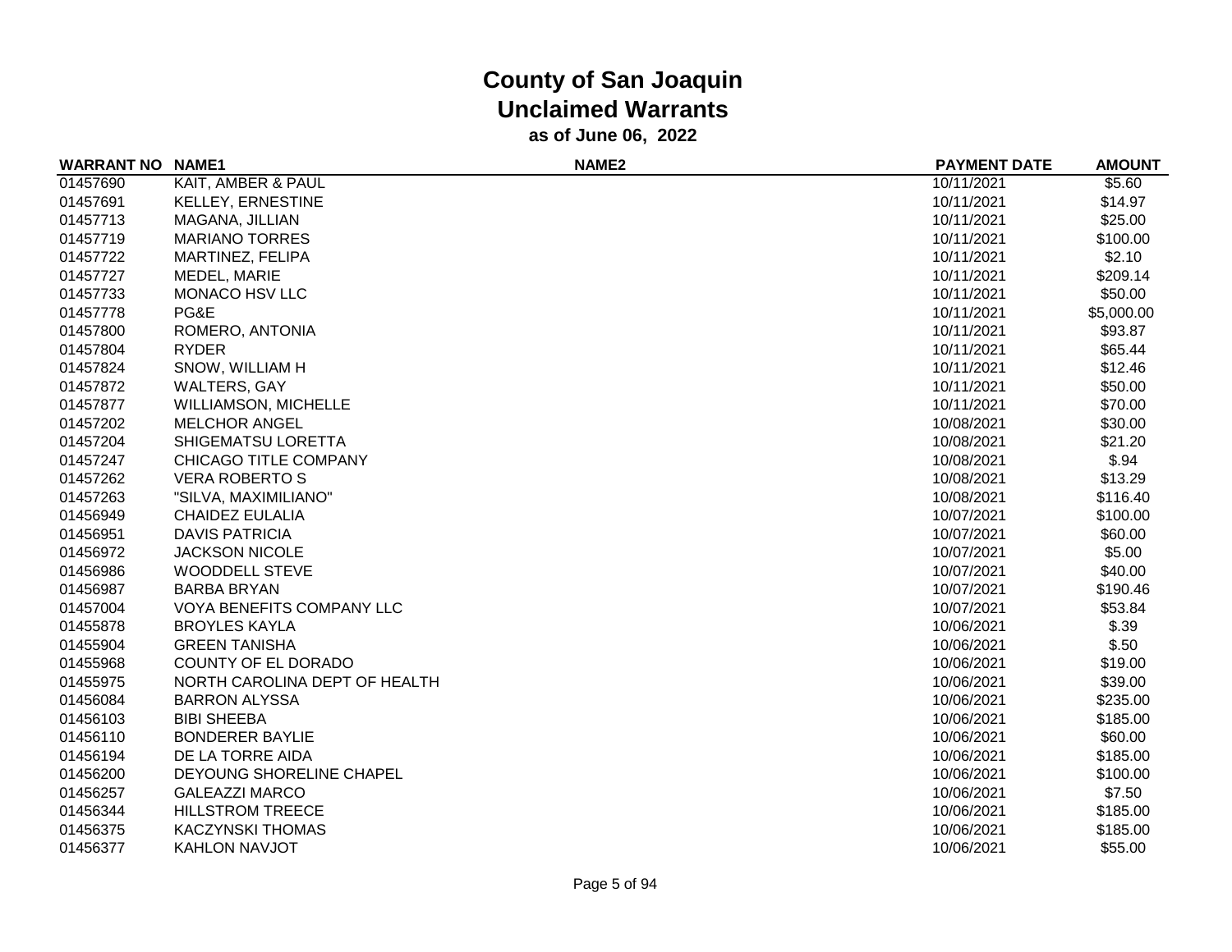# County of San Joaquin
## Unclaimed Warrants
### as of June 06, 2022

| WARRANT NO | NAME1 | NAME2 | PAYMENT DATE | AMOUNT |
|---|---|---|---|---|
| 01457690 | KAIT, AMBER & PAUL | | 10/11/2021 | $5.60 |
| 01457691 | KELLEY, ERNESTINE | | 10/11/2021 | $14.97 |
| 01457713 | MAGANA, JILLIAN | | 10/11/2021 | $25.00 |
| 01457719 | MARIANO TORRES | | 10/11/2021 | $100.00 |
| 01457722 | MARTINEZ, FELIPA | | 10/11/2021 | $2.10 |
| 01457727 | MEDEL, MARIE | | 10/11/2021 | $209.14 |
| 01457733 | MONACO HSV LLC | | 10/11/2021 | $50.00 |
| 01457778 | PG&E | | 10/11/2021 | $5,000.00 |
| 01457800 | ROMERO, ANTONIA | | 10/11/2021 | $93.87 |
| 01457804 | RYDER | | 10/11/2021 | $65.44 |
| 01457824 | SNOW, WILLIAM H | | 10/11/2021 | $12.46 |
| 01457872 | WALTERS, GAY | | 10/11/2021 | $50.00 |
| 01457877 | WILLIAMSON, MICHELLE | | 10/11/2021 | $70.00 |
| 01457202 | MELCHOR ANGEL | | 10/08/2021 | $30.00 |
| 01457204 | SHIGEMATSU LORETTA | | 10/08/2021 | $21.20 |
| 01457247 | CHICAGO TITLE COMPANY | | 10/08/2021 | $.94 |
| 01457262 | VERA ROBERTO S | | 10/08/2021 | $13.29 |
| 01457263 | "SILVA, MAXIMILIANO" | | 10/08/2021 | $116.40 |
| 01456949 | CHAIDEZ EULALIA | | 10/07/2021 | $100.00 |
| 01456951 | DAVIS PATRICIA | | 10/07/2021 | $60.00 |
| 01456972 | JACKSON NICOLE | | 10/07/2021 | $5.00 |
| 01456986 | WOODDELL STEVE | | 10/07/2021 | $40.00 |
| 01456987 | BARBA BRYAN | | 10/07/2021 | $190.46 |
| 01457004 | VOYA BENEFITS COMPANY LLC | | 10/07/2021 | $53.84 |
| 01455878 | BROYLES KAYLA | | 10/06/2021 | $.39 |
| 01455904 | GREEN TANISHA | | 10/06/2021 | $.50 |
| 01455968 | COUNTY OF EL DORADO | | 10/06/2021 | $19.00 |
| 01455975 | NORTH CAROLINA DEPT OF HEALTH | | 10/06/2021 | $39.00 |
| 01456084 | BARRON ALYSSA | | 10/06/2021 | $235.00 |
| 01456103 | BIBI SHEEBA | | 10/06/2021 | $185.00 |
| 01456110 | BONDERER BAYLIE | | 10/06/2021 | $60.00 |
| 01456194 | DE LA TORRE AIDA | | 10/06/2021 | $185.00 |
| 01456200 | DEYOUNG SHORELINE CHAPEL | | 10/06/2021 | $100.00 |
| 01456257 | GALEAZZI MARCO | | 10/06/2021 | $7.50 |
| 01456344 | HILLSTROM TREECE | | 10/06/2021 | $185.00 |
| 01456375 | KACZYNSKI THOMAS | | 10/06/2021 | $185.00 |
| 01456377 | KAHLON NAVJOT | | 10/06/2021 | $55.00 |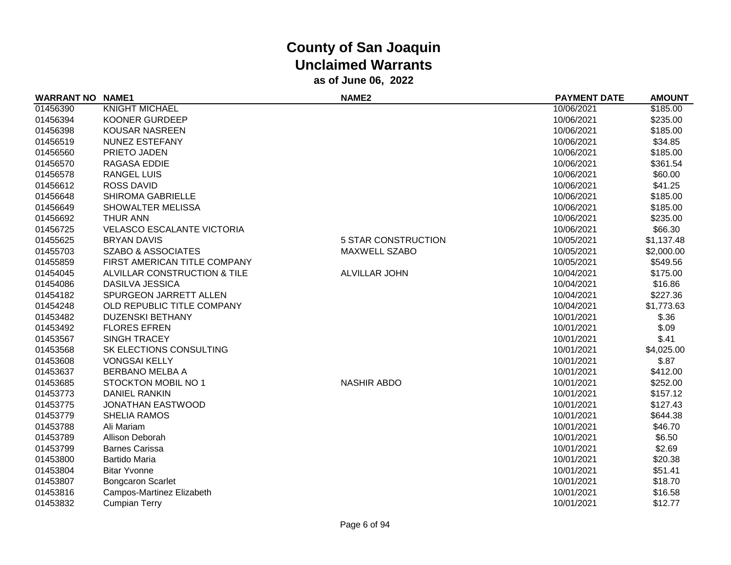# County of San Joaquin
## Unclaimed Warrants
### as of June 06, 2022

| WARRANT NO | NAME1 | NAME2 | PAYMENT DATE | AMOUNT |
|---|---|---|---|---|
| 01456390 | KNIGHT MICHAEL | | 10/06/2021 | $185.00 |
| 01456394 | KOONER GURDEEP | | 10/06/2021 | $235.00 |
| 01456398 | KOUSAR NASREEN | | 10/06/2021 | $185.00 |
| 01456519 | NUNEZ ESTEFANY | | 10/06/2021 | $34.85 |
| 01456560 | PRIETO JADEN | | 10/06/2021 | $185.00 |
| 01456570 | RAGASA EDDIE | | 10/06/2021 | $361.54 |
| 01456578 | RANGEL LUIS | | 10/06/2021 | $60.00 |
| 01456612 | ROSS DAVID | | 10/06/2021 | $41.25 |
| 01456648 | SHIROMA GABRIELLE | | 10/06/2021 | $185.00 |
| 01456649 | SHOWALTER MELISSA | | 10/06/2021 | $185.00 |
| 01456692 | THUR ANN | | 10/06/2021 | $235.00 |
| 01456725 | VELASCO ESCALANTE VICTORIA | | 10/06/2021 | $66.30 |
| 01455625 | BRYAN DAVIS | 5 STAR CONSTRUCTION | 10/05/2021 | $1,137.48 |
| 01455703 | SZABO & ASSOCIATES | MAXWELL SZABO | 10/05/2021 | $2,000.00 |
| 01455859 | FIRST AMERICAN TITLE COMPANY | | 10/05/2021 | $549.56 |
| 01454045 | ALVILLAR CONSTRUCTION & TILE | ALVILLAR JOHN | 10/04/2021 | $175.00 |
| 01454086 | DASILVA JESSICA | | 10/04/2021 | $16.86 |
| 01454182 | SPURGEON JARRETT ALLEN | | 10/04/2021 | $227.36 |
| 01454248 | OLD REPUBLIC TITLE COMPANY | | 10/04/2021 | $1,773.63 |
| 01453482 | DUZENSKI BETHANY | | 10/01/2021 | $.36 |
| 01453492 | FLORES EFREN | | 10/01/2021 | $.09 |
| 01453567 | SINGH TRACEY | | 10/01/2021 | $.41 |
| 01453568 | SK ELECTIONS CONSULTING | | 10/01/2021 | $4,025.00 |
| 01453608 | VONGSAI KELLY | | 10/01/2021 | $.87 |
| 01453637 | BERBANO MELBA A | | 10/01/2021 | $412.00 |
| 01453685 | STOCKTON MOBIL NO 1 | NASHIR ABDO | 10/01/2021 | $252.00 |
| 01453773 | DANIEL RANKIN | | 10/01/2021 | $157.12 |
| 01453775 | JONATHAN EASTWOOD | | 10/01/2021 | $127.43 |
| 01453779 | SHELIA RAMOS | | 10/01/2021 | $644.38 |
| 01453788 | Ali Mariam | | 10/01/2021 | $46.70 |
| 01453789 | Allison Deborah | | 10/01/2021 | $6.50 |
| 01453799 | Barnes Carissa | | 10/01/2021 | $2.69 |
| 01453800 | Bartido Maria | | 10/01/2021 | $20.38 |
| 01453804 | Bitar Yvonne | | 10/01/2021 | $51.41 |
| 01453807 | Bongcaron Scarlet | | 10/01/2021 | $18.70 |
| 01453816 | Campos-Martinez Elizabeth | | 10/01/2021 | $16.58 |
| 01453832 | Cumpian Terry | | 10/01/2021 | $12.77 |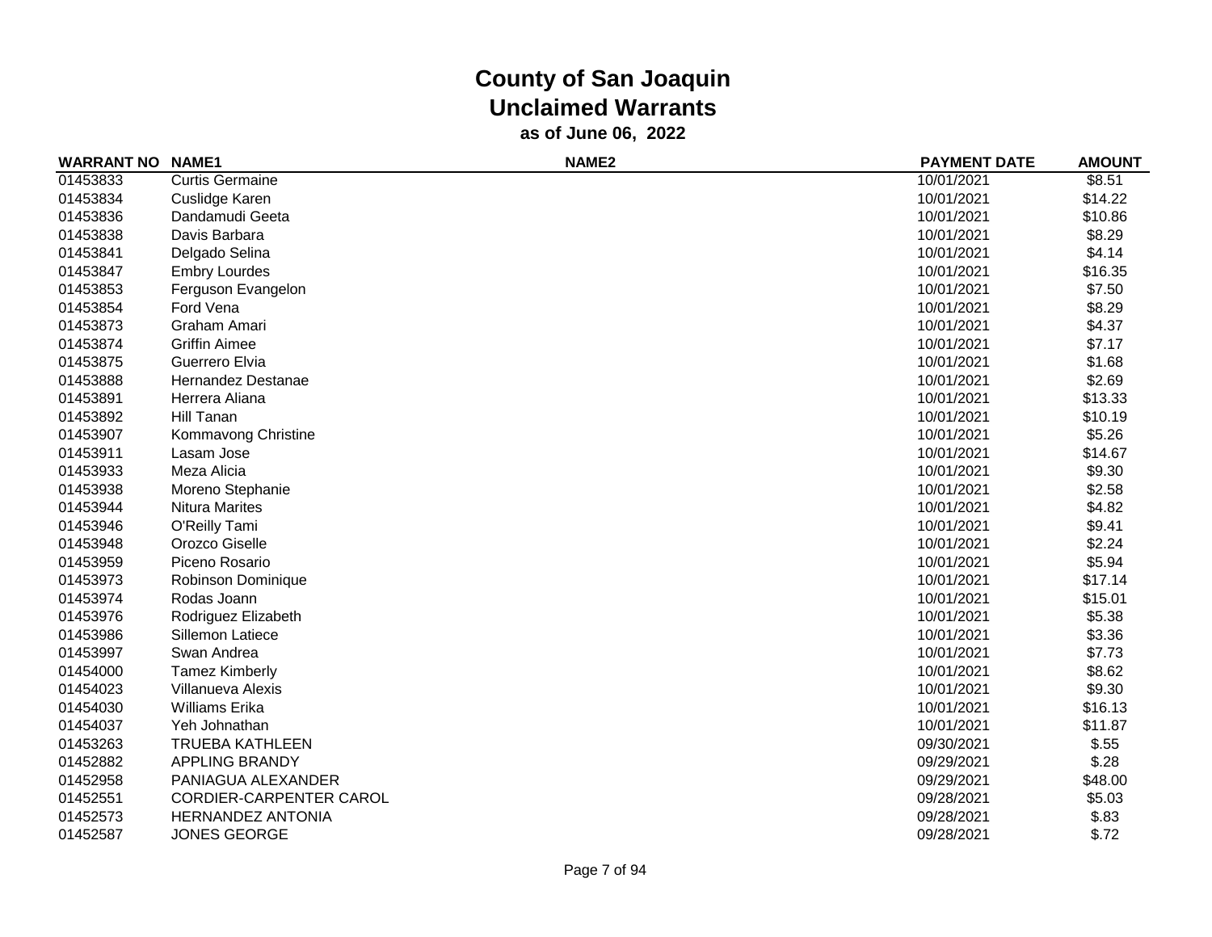# County of San Joaquin
## Unclaimed Warrants
### as of June 06, 2022

| WARRANT NO | NAME1 | NAME2 | PAYMENT DATE | AMOUNT |
|---|---|---|---|---|
| 01453833 | Curtis Germaine | | 10/01/2021 | $8.51 |
| 01453834 | Cuslidge Karen | | 10/01/2021 | $14.22 |
| 01453836 | Dandamudi Geeta | | 10/01/2021 | $10.86 |
| 01453838 | Davis Barbara | | 10/01/2021 | $8.29 |
| 01453841 | Delgado Selina | | 10/01/2021 | $4.14 |
| 01453847 | Embry Lourdes | | 10/01/2021 | $16.35 |
| 01453853 | Ferguson Evangelon | | 10/01/2021 | $7.50 |
| 01453854 | Ford Vena | | 10/01/2021 | $8.29 |
| 01453873 | Graham Amari | | 10/01/2021 | $4.37 |
| 01453874 | Griffin Aimee | | 10/01/2021 | $7.17 |
| 01453875 | Guerrero Elvia | | 10/01/2021 | $1.68 |
| 01453888 | Hernandez Destanae | | 10/01/2021 | $2.69 |
| 01453891 | Herrera Aliana | | 10/01/2021 | $13.33 |
| 01453892 | Hill Tanan | | 10/01/2021 | $10.19 |
| 01453907 | Kommavong Christine | | 10/01/2021 | $5.26 |
| 01453911 | Lasam Jose | | 10/01/2021 | $14.67 |
| 01453933 | Meza Alicia | | 10/01/2021 | $9.30 |
| 01453938 | Moreno Stephanie | | 10/01/2021 | $2.58 |
| 01453944 | Nitura Marites | | 10/01/2021 | $4.82 |
| 01453946 | O'Reilly Tami | | 10/01/2021 | $9.41 |
| 01453948 | Orozco Giselle | | 10/01/2021 | $2.24 |
| 01453959 | Piceno Rosario | | 10/01/2021 | $5.94 |
| 01453973 | Robinson Dominique | | 10/01/2021 | $17.14 |
| 01453974 | Rodas Joann | | 10/01/2021 | $15.01 |
| 01453976 | Rodriguez Elizabeth | | 10/01/2021 | $5.38 |
| 01453986 | Sillemon Latiece | | 10/01/2021 | $3.36 |
| 01453997 | Swan Andrea | | 10/01/2021 | $7.73 |
| 01454000 | Tamez Kimberly | | 10/01/2021 | $8.62 |
| 01454023 | Villanueva Alexis | | 10/01/2021 | $9.30 |
| 01454030 | Williams Erika | | 10/01/2021 | $16.13 |
| 01454037 | Yeh Johnathan | | 10/01/2021 | $11.87 |
| 01453263 | TRUEBA KATHLEEN | | 09/30/2021 | $.55 |
| 01452882 | APPLING BRANDY | | 09/29/2021 | $.28 |
| 01452958 | PANIAGUA ALEXANDER | | 09/29/2021 | $48.00 |
| 01452551 | CORDIER-CARPENTER CAROL | | 09/28/2021 | $5.03 |
| 01452573 | HERNANDEZ ANTONIA | | 09/28/2021 | $.83 |
| 01452587 | JONES GEORGE | | 09/28/2021 | $.72 |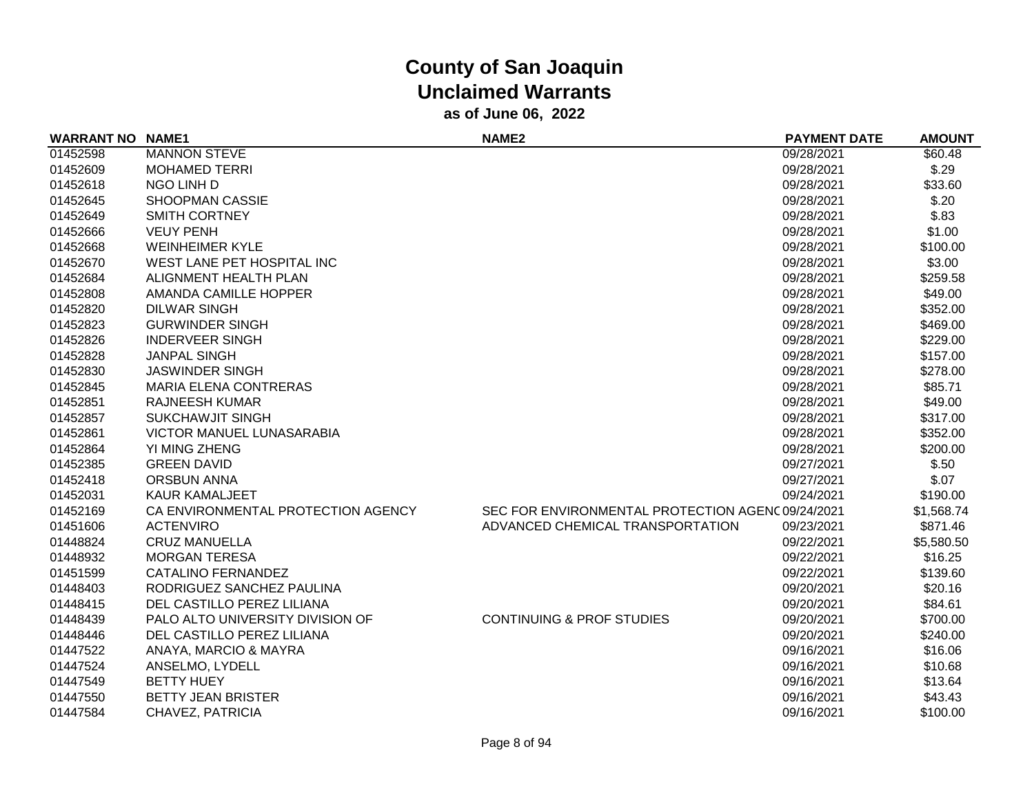# County of San Joaquin
## Unclaimed Warrants
### as of June 06, 2022

| WARRANT NO | NAME1 | NAME2 | PAYMENT DATE | AMOUNT |
|---|---|---|---|---|
| 01452598 | MANNON STEVE | | 09/28/2021 | $60.48 |
| 01452609 | MOHAMED TERRI | | 09/28/2021 | $.29 |
| 01452618 | NGO LINH D | | 09/28/2021 | $33.60 |
| 01452645 | SHOOPMAN CASSIE | | 09/28/2021 | $.20 |
| 01452649 | SMITH CORTNEY | | 09/28/2021 | $.83 |
| 01452666 | VEUY PENH | | 09/28/2021 | $1.00 |
| 01452668 | WEINHEIMER KYLE | | 09/28/2021 | $100.00 |
| 01452670 | WEST LANE PET HOSPITAL INC | | 09/28/2021 | $3.00 |
| 01452684 | ALIGNMENT HEALTH PLAN | | 09/28/2021 | $259.58 |
| 01452808 | AMANDA CAMILLE HOPPER | | 09/28/2021 | $49.00 |
| 01452820 | DILWAR SINGH | | 09/28/2021 | $352.00 |
| 01452823 | GURWINDER SINGH | | 09/28/2021 | $469.00 |
| 01452826 | INDERVEER SINGH | | 09/28/2021 | $229.00 |
| 01452828 | JANPAL SINGH | | 09/28/2021 | $157.00 |
| 01452830 | JASWINDER SINGH | | 09/28/2021 | $278.00 |
| 01452845 | MARIA ELENA CONTRERAS | | 09/28/2021 | $85.71 |
| 01452851 | RAJNEESH KUMAR | | 09/28/2021 | $49.00 |
| 01452857 | SUKCHAWJIT SINGH | | 09/28/2021 | $317.00 |
| 01452861 | VICTOR MANUEL LUNASARABIA | | 09/28/2021 | $352.00 |
| 01452864 | YI MING ZHENG | | 09/28/2021 | $200.00 |
| 01452385 | GREEN DAVID | | 09/27/2021 | $.50 |
| 01452418 | ORSBUN ANNA | | 09/27/2021 | $.07 |
| 01452031 | KAUR KAMALJEET | | 09/24/2021 | $190.00 |
| 01452169 | CA ENVIRONMENTAL PROTECTION AGENCY | SEC FOR ENVIRONMENTAL PROTECTION AGENC | 09/24/2021 | $1,568.74 |
| 01451606 | ACTENVIRO | ADVANCED CHEMICAL TRANSPORTATION | 09/23/2021 | $871.46 |
| 01448824 | CRUZ MANUELLA | | 09/22/2021 | $5,580.50 |
| 01448932 | MORGAN TERESA | | 09/22/2021 | $16.25 |
| 01451599 | CATALINO FERNANDEZ | | 09/22/2021 | $139.60 |
| 01448403 | RODRIGUEZ SANCHEZ PAULINA | | 09/20/2021 | $20.16 |
| 01448415 | DEL CASTILLO PEREZ LILIANA | | 09/20/2021 | $84.61 |
| 01448439 | PALO ALTO UNIVERSITY DIVISION OF | CONTINUING & PROF STUDIES | 09/20/2021 | $700.00 |
| 01448446 | DEL CASTILLO PEREZ LILIANA | | 09/20/2021 | $240.00 |
| 01447522 | ANAYA, MARCIO & MAYRA | | 09/16/2021 | $16.06 |
| 01447524 | ANSELMO, LYDELL | | 09/16/2021 | $10.68 |
| 01447549 | BETTY HUEY | | 09/16/2021 | $13.64 |
| 01447550 | BETTY JEAN BRISTER | | 09/16/2021 | $43.43 |
| 01447584 | CHAVEZ, PATRICIA | | 09/16/2021 | $100.00 |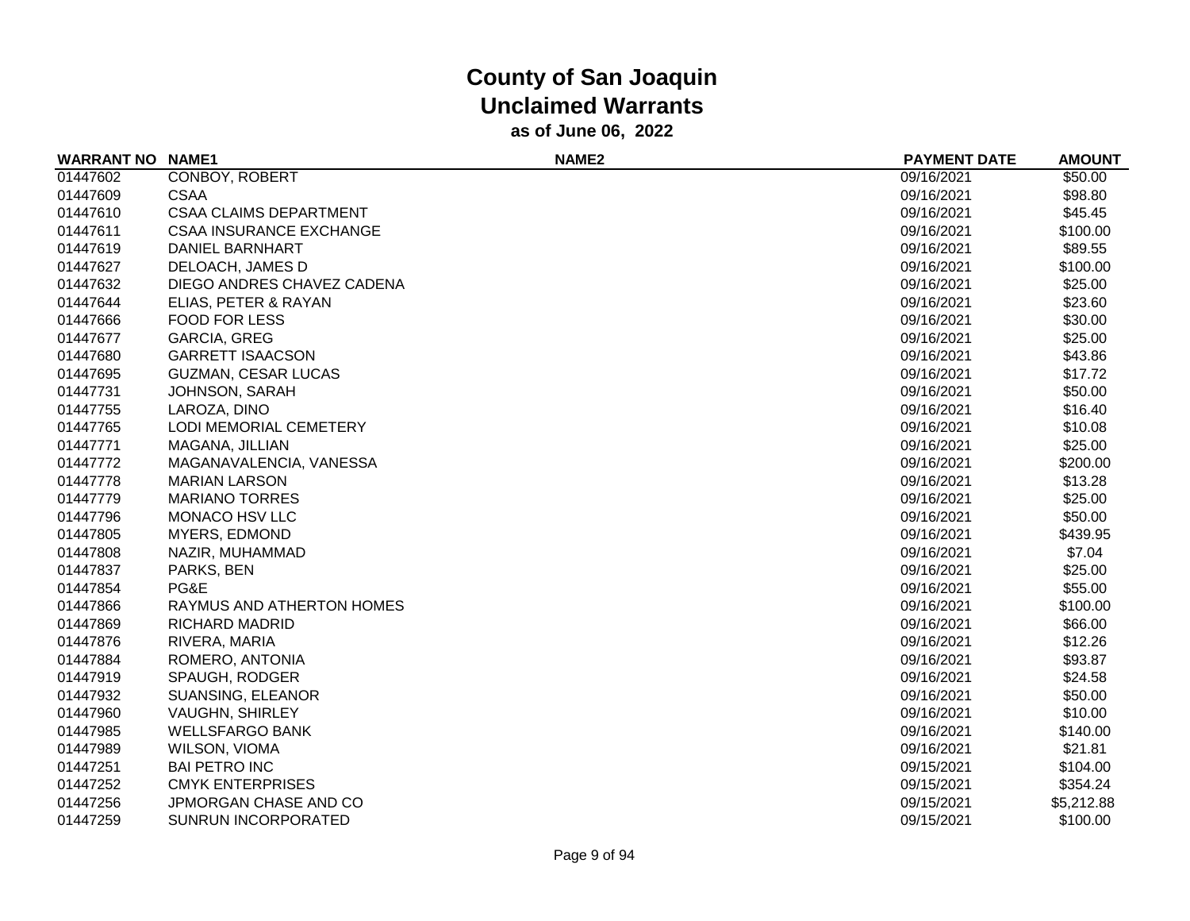# County of San Joaquin
## Unclaimed Warrants
### as of June 06, 2022

| WARRANT NO | NAME1 | NAME2 | PAYMENT DATE | AMOUNT |
|---|---|---|---|---|
| 01447602 | CONBOY, ROBERT | | 09/16/2021 | $50.00 |
| 01447609 | CSAA | | 09/16/2021 | $98.80 |
| 01447610 | CSAA CLAIMS DEPARTMENT | | 09/16/2021 | $45.45 |
| 01447611 | CSAA INSURANCE EXCHANGE | | 09/16/2021 | $100.00 |
| 01447619 | DANIEL BARNHART | | 09/16/2021 | $89.55 |
| 01447627 | DELOACH, JAMES D | | 09/16/2021 | $100.00 |
| 01447632 | DIEGO ANDRES CHAVEZ CADENA | | 09/16/2021 | $25.00 |
| 01447644 | ELIAS, PETER & RAYAN | | 09/16/2021 | $23.60 |
| 01447666 | FOOD FOR LESS | | 09/16/2021 | $30.00 |
| 01447677 | GARCIA, GREG | | 09/16/2021 | $25.00 |
| 01447680 | GARRETT ISAACSON | | 09/16/2021 | $43.86 |
| 01447695 | GUZMAN, CESAR LUCAS | | 09/16/2021 | $17.72 |
| 01447731 | JOHNSON, SARAH | | 09/16/2021 | $50.00 |
| 01447755 | LAROZA, DINO | | 09/16/2021 | $16.40 |
| 01447765 | LODI MEMORIAL CEMETERY | | 09/16/2021 | $10.08 |
| 01447771 | MAGANA, JILLIAN | | 09/16/2021 | $25.00 |
| 01447772 | MAGANAVALENCIA, VANESSA | | 09/16/2021 | $200.00 |
| 01447778 | MARIAN LARSON | | 09/16/2021 | $13.28 |
| 01447779 | MARIANO TORRES | | 09/16/2021 | $25.00 |
| 01447796 | MONACO HSV LLC | | 09/16/2021 | $50.00 |
| 01447805 | MYERS, EDMOND | | 09/16/2021 | $439.95 |
| 01447808 | NAZIR, MUHAMMAD | | 09/16/2021 | $7.04 |
| 01447837 | PARKS, BEN | | 09/16/2021 | $25.00 |
| 01447854 | PG&E | | 09/16/2021 | $55.00 |
| 01447866 | RAYMUS AND ATHERTON HOMES | | 09/16/2021 | $100.00 |
| 01447869 | RICHARD MADRID | | 09/16/2021 | $66.00 |
| 01447876 | RIVERA, MARIA | | 09/16/2021 | $12.26 |
| 01447884 | ROMERO, ANTONIA | | 09/16/2021 | $93.87 |
| 01447919 | SPAUGH, RODGER | | 09/16/2021 | $24.58 |
| 01447932 | SUANSING, ELEANOR | | 09/16/2021 | $50.00 |
| 01447960 | VAUGHN, SHIRLEY | | 09/16/2021 | $10.00 |
| 01447985 | WELLSFARGO BANK | | 09/16/2021 | $140.00 |
| 01447989 | WILSON, VIOMA | | 09/16/2021 | $21.81 |
| 01447251 | BAI PETRO INC | | 09/15/2021 | $104.00 |
| 01447252 | CMYK ENTERPRISES | | 09/15/2021 | $354.24 |
| 01447256 | JPMORGAN CHASE AND CO | | 09/15/2021 | $5,212.88 |
| 01447259 | SUNRUN INCORPORATED | | 09/15/2021 | $100.00 |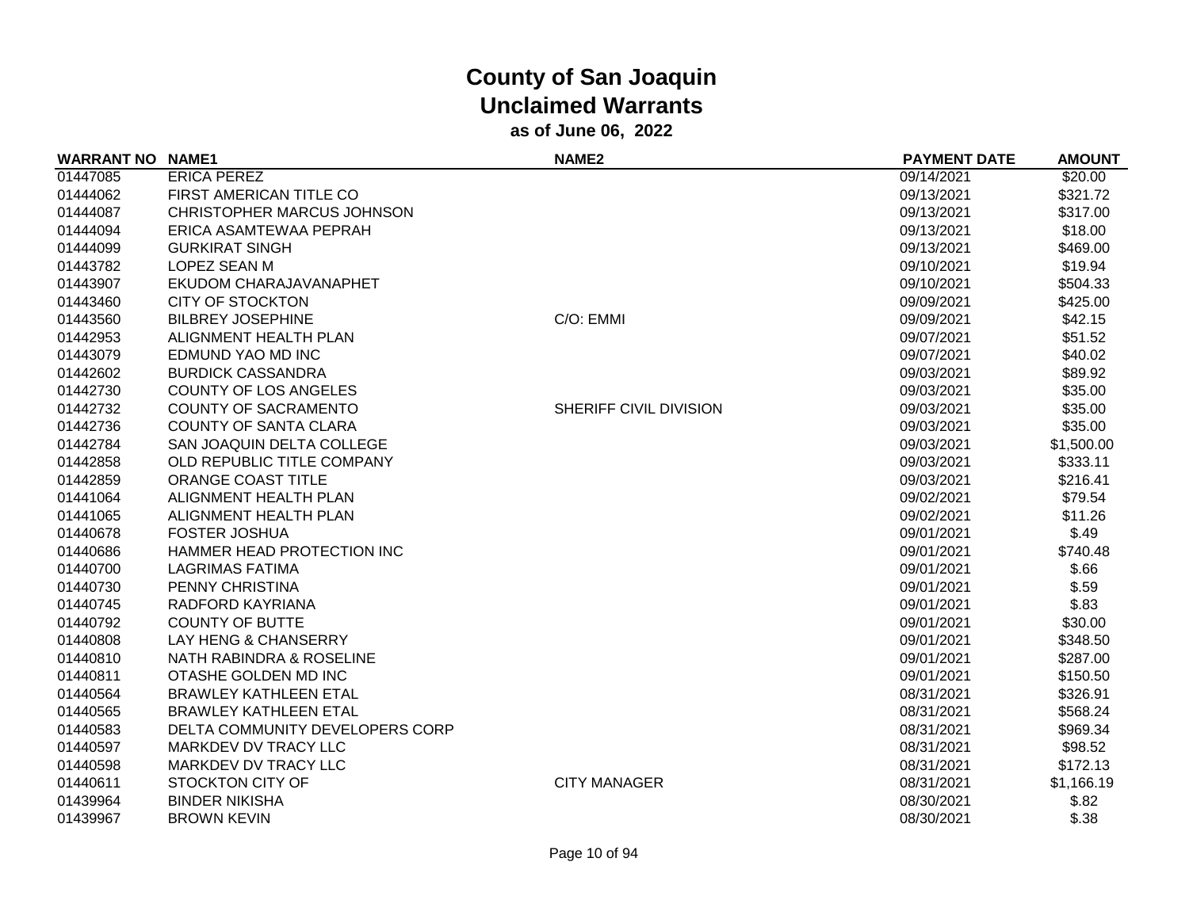# County of San Joaquin
## Unclaimed Warrants
### as of June 06, 2022

| WARRANT NO | NAME1 | NAME2 | PAYMENT DATE | AMOUNT |
|---|---|---|---|---|
| 01447085 | ERICA PEREZ | | 09/14/2021 | $20.00 |
| 01444062 | FIRST AMERICAN TITLE CO | | 09/13/2021 | $321.72 |
| 01444087 | CHRISTOPHER MARCUS JOHNSON | | 09/13/2021 | $317.00 |
| 01444094 | ERICA ASAMTEWAA PEPRAH | | 09/13/2021 | $18.00 |
| 01444099 | GURKIRAT SINGH | | 09/13/2021 | $469.00 |
| 01443782 | LOPEZ SEAN M | | 09/10/2021 | $19.94 |
| 01443907 | EKUDOM CHARAJAVANAPHET | | 09/10/2021 | $504.33 |
| 01443460 | CITY OF STOCKTON | | 09/09/2021 | $425.00 |
| 01443560 | BILBREY JOSEPHINE | C/O: EMMI | 09/09/2021 | $42.15 |
| 01442953 | ALIGNMENT HEALTH PLAN | | 09/07/2021 | $51.52 |
| 01443079 | EDMUND YAO MD INC | | 09/07/2021 | $40.02 |
| 01442602 | BURDICK CASSANDRA | | 09/03/2021 | $89.92 |
| 01442730 | COUNTY OF LOS ANGELES | | 09/03/2021 | $35.00 |
| 01442732 | COUNTY OF SACRAMENTO | SHERIFF CIVIL DIVISION | 09/03/2021 | $35.00 |
| 01442736 | COUNTY OF SANTA CLARA | | 09/03/2021 | $35.00 |
| 01442784 | SAN JOAQUIN DELTA COLLEGE | | 09/03/2021 | $1,500.00 |
| 01442858 | OLD REPUBLIC TITLE COMPANY | | 09/03/2021 | $333.11 |
| 01442859 | ORANGE COAST TITLE | | 09/03/2021 | $216.41 |
| 01441064 | ALIGNMENT HEALTH PLAN | | 09/02/2021 | $79.54 |
| 01441065 | ALIGNMENT HEALTH PLAN | | 09/02/2021 | $11.26 |
| 01440678 | FOSTER JOSHUA | | 09/01/2021 | $.49 |
| 01440686 | HAMMER HEAD PROTECTION INC | | 09/01/2021 | $740.48 |
| 01440700 | LAGRIMAS FATIMA | | 09/01/2021 | $.66 |
| 01440730 | PENNY CHRISTINA | | 09/01/2021 | $.59 |
| 01440745 | RADFORD KAYRIANA | | 09/01/2021 | $.83 |
| 01440792 | COUNTY OF BUTTE | | 09/01/2021 | $30.00 |
| 01440808 | LAY HENG & CHANSERRY | | 09/01/2021 | $348.50 |
| 01440810 | NATH RABINDRA & ROSELINE | | 09/01/2021 | $287.00 |
| 01440811 | OTASHE GOLDEN MD INC | | 09/01/2021 | $150.50 |
| 01440564 | BRAWLEY KATHLEEN ETAL | | 08/31/2021 | $326.91 |
| 01440565 | BRAWLEY KATHLEEN ETAL | | 08/31/2021 | $568.24 |
| 01440583 | DELTA COMMUNITY DEVELOPERS CORP | | 08/31/2021 | $969.34 |
| 01440597 | MARKDEV DV TRACY LLC | | 08/31/2021 | $98.52 |
| 01440598 | MARKDEV DV TRACY LLC | | 08/31/2021 | $172.13 |
| 01440611 | STOCKTON CITY OF | CITY MANAGER | 08/31/2021 | $1,166.19 |
| 01439964 | BINDER NIKISHA | | 08/30/2021 | $.82 |
| 01439967 | BROWN KEVIN | | 08/30/2021 | $.38 |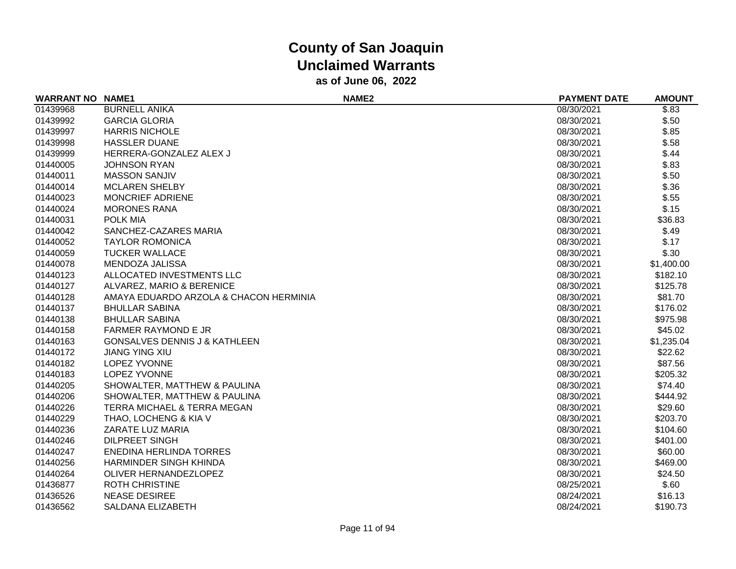# County of San Joaquin
## Unclaimed Warrants
### as of June 06, 2022

| WARRANT NO | NAME1 | NAME2 | PAYMENT DATE | AMOUNT |
|---|---|---|---|---|
| 01439968 | BURNELL ANIKA | | 08/30/2021 | $.83 |
| 01439992 | GARCIA GLORIA | | 08/30/2021 | $.50 |
| 01439997 | HARRIS NICHOLE | | 08/30/2021 | $.85 |
| 01439998 | HASSLER DUANE | | 08/30/2021 | $.58 |
| 01439999 | HERRERA-GONZALEZ ALEX J | | 08/30/2021 | $.44 |
| 01440005 | JOHNSON RYAN | | 08/30/2021 | $.83 |
| 01440011 | MASSON SANJIV | | 08/30/2021 | $.50 |
| 01440014 | MCLAREN SHELBY | | 08/30/2021 | $.36 |
| 01440023 | MONCRIEF ADRIENE | | 08/30/2021 | $.55 |
| 01440024 | MORONES RANA | | 08/30/2021 | $.15 |
| 01440031 | POLK MIA | | 08/30/2021 | $36.83 |
| 01440042 | SANCHEZ-CAZARES MARIA | | 08/30/2021 | $.49 |
| 01440052 | TAYLOR ROMONICA | | 08/30/2021 | $.17 |
| 01440059 | TUCKER WALLACE | | 08/30/2021 | $.30 |
| 01440078 | MENDOZA JALISSA | | 08/30/2021 | $1,400.00 |
| 01440123 | ALLOCATED INVESTMENTS LLC | | 08/30/2021 | $182.10 |
| 01440127 | ALVAREZ, MARIO & BERENICE | | 08/30/2021 | $125.78 |
| 01440128 | AMAYA EDUARDO ARZOLA & CHACON HERMINIA | | 08/30/2021 | $81.70 |
| 01440137 | BHULLAR SABINA | | 08/30/2021 | $176.02 |
| 01440138 | BHULLAR SABINA | | 08/30/2021 | $975.98 |
| 01440158 | FARMER RAYMOND E JR | | 08/30/2021 | $45.02 |
| 01440163 | GONSALVES DENNIS J & KATHLEEN | | 08/30/2021 | $1,235.04 |
| 01440172 | JIANG YING XIU | | 08/30/2021 | $22.62 |
| 01440182 | LOPEZ YVONNE | | 08/30/2021 | $87.56 |
| 01440183 | LOPEZ YVONNE | | 08/30/2021 | $205.32 |
| 01440205 | SHOWALTER, MATTHEW & PAULINA | | 08/30/2021 | $74.40 |
| 01440206 | SHOWALTER, MATTHEW & PAULINA | | 08/30/2021 | $444.92 |
| 01440226 | TERRA MICHAEL & TERRA MEGAN | | 08/30/2021 | $29.60 |
| 01440229 | THAO, LOCHENG & KIA V | | 08/30/2021 | $203.70 |
| 01440236 | ZARATE LUZ MARIA | | 08/30/2021 | $104.60 |
| 01440246 | DILPREET SINGH | | 08/30/2021 | $401.00 |
| 01440247 | ENEDINA HERLINDA TORRES | | 08/30/2021 | $60.00 |
| 01440256 | HARMINDER SINGH KHINDA | | 08/30/2021 | $469.00 |
| 01440264 | OLIVER HERNANDEZLOPEZ | | 08/30/2021 | $24.50 |
| 01436877 | ROTH CHRISTINE | | 08/25/2021 | $.60 |
| 01436526 | NEASE DESIREE | | 08/24/2021 | $16.13 |
| 01436562 | SALDANA ELIZABETH | | 08/24/2021 | $190.73 |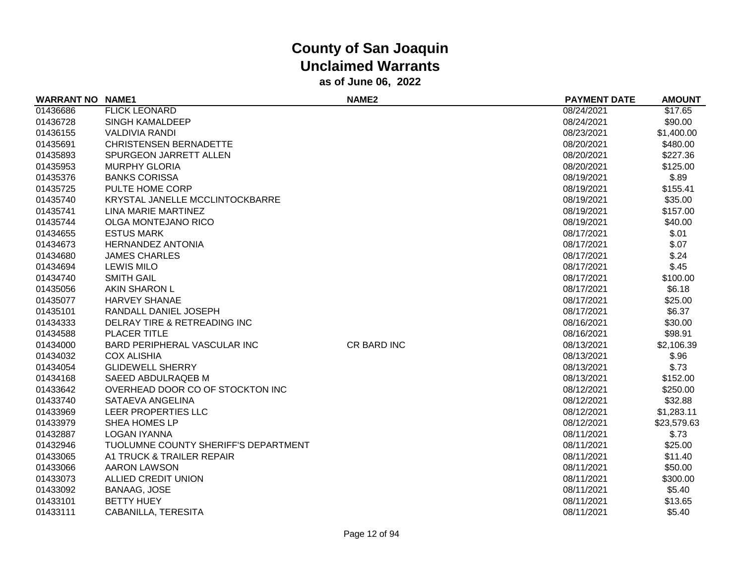# County of San Joaquin
## Unclaimed Warrants
### as of June 06, 2022

| WARRANT NO | NAME1 | NAME2 | PAYMENT DATE | AMOUNT |
|---|---|---|---|---|
| 01436686 | FLICK LEONARD | | 08/24/2021 | $17.65 |
| 01436728 | SINGH KAMALDEEP | | 08/24/2021 | $90.00 |
| 01436155 | VALDIVIA RANDI | | 08/23/2021 | $1,400.00 |
| 01435691 | CHRISTENSEN BERNADETTE | | 08/20/2021 | $480.00 |
| 01435893 | SPURGEON JARRETT ALLEN | | 08/20/2021 | $227.36 |
| 01435953 | MURPHY GLORIA | | 08/20/2021 | $125.00 |
| 01435376 | BANKS CORISSA | | 08/19/2021 | $.89 |
| 01435725 | PULTE HOME CORP | | 08/19/2021 | $155.41 |
| 01435740 | KRYSTAL JANELLE MCCLINTOCKBARRE | | 08/19/2021 | $35.00 |
| 01435741 | LINA MARIE MARTINEZ | | 08/19/2021 | $157.00 |
| 01435744 | OLGA MONTEJANO RICO | | 08/19/2021 | $40.00 |
| 01434655 | ESTUS MARK | | 08/17/2021 | $.01 |
| 01434673 | HERNANDEZ ANTONIA | | 08/17/2021 | $.07 |
| 01434680 | JAMES CHARLES | | 08/17/2021 | $.24 |
| 01434694 | LEWIS MILO | | 08/17/2021 | $.45 |
| 01434740 | SMITH GAIL | | 08/17/2021 | $100.00 |
| 01435056 | AKIN SHARON L | | 08/17/2021 | $6.18 |
| 01435077 | HARVEY SHANAE | | 08/17/2021 | $25.00 |
| 01435101 | RANDALL DANIEL JOSEPH | | 08/17/2021 | $6.37 |
| 01434333 | DELRAY TIRE & RETREADING INC | | 08/16/2021 | $30.00 |
| 01434588 | PLACER TITLE | | 08/16/2021 | $98.91 |
| 01434000 | BARD PERIPHERAL VASCULAR INC | CR BARD INC | 08/13/2021 | $2,106.39 |
| 01434032 | COX ALISHIA | | 08/13/2021 | $.96 |
| 01434054 | GLIDEWELL SHERRY | | 08/13/2021 | $.73 |
| 01434168 | SAEED ABDULRAQEB M | | 08/13/2021 | $152.00 |
| 01433642 | OVERHEAD DOOR CO OF STOCKTON INC | | 08/12/2021 | $250.00 |
| 01433740 | SATAEVA ANGELINA | | 08/12/2021 | $32.88 |
| 01433969 | LEER PROPERTIES LLC | | 08/12/2021 | $1,283.11 |
| 01433979 | SHEA HOMES LP | | 08/12/2021 | $23,579.63 |
| 01432887 | LOGAN IYANNA | | 08/11/2021 | $.73 |
| 01432946 | TUOLUMNE COUNTY SHERIFF'S DEPARTMENT | | 08/11/2021 | $25.00 |
| 01433065 | A1 TRUCK & TRAILER REPAIR | | 08/11/2021 | $11.40 |
| 01433066 | AARON LAWSON | | 08/11/2021 | $50.00 |
| 01433073 | ALLIED CREDIT UNION | | 08/11/2021 | $300.00 |
| 01433092 | BANAAG, JOSE | | 08/11/2021 | $5.40 |
| 01433101 | BETTY HUEY | | 08/11/2021 | $13.65 |
| 01433111 | CABANILLA, TERESITA | | 08/11/2021 | $5.40 |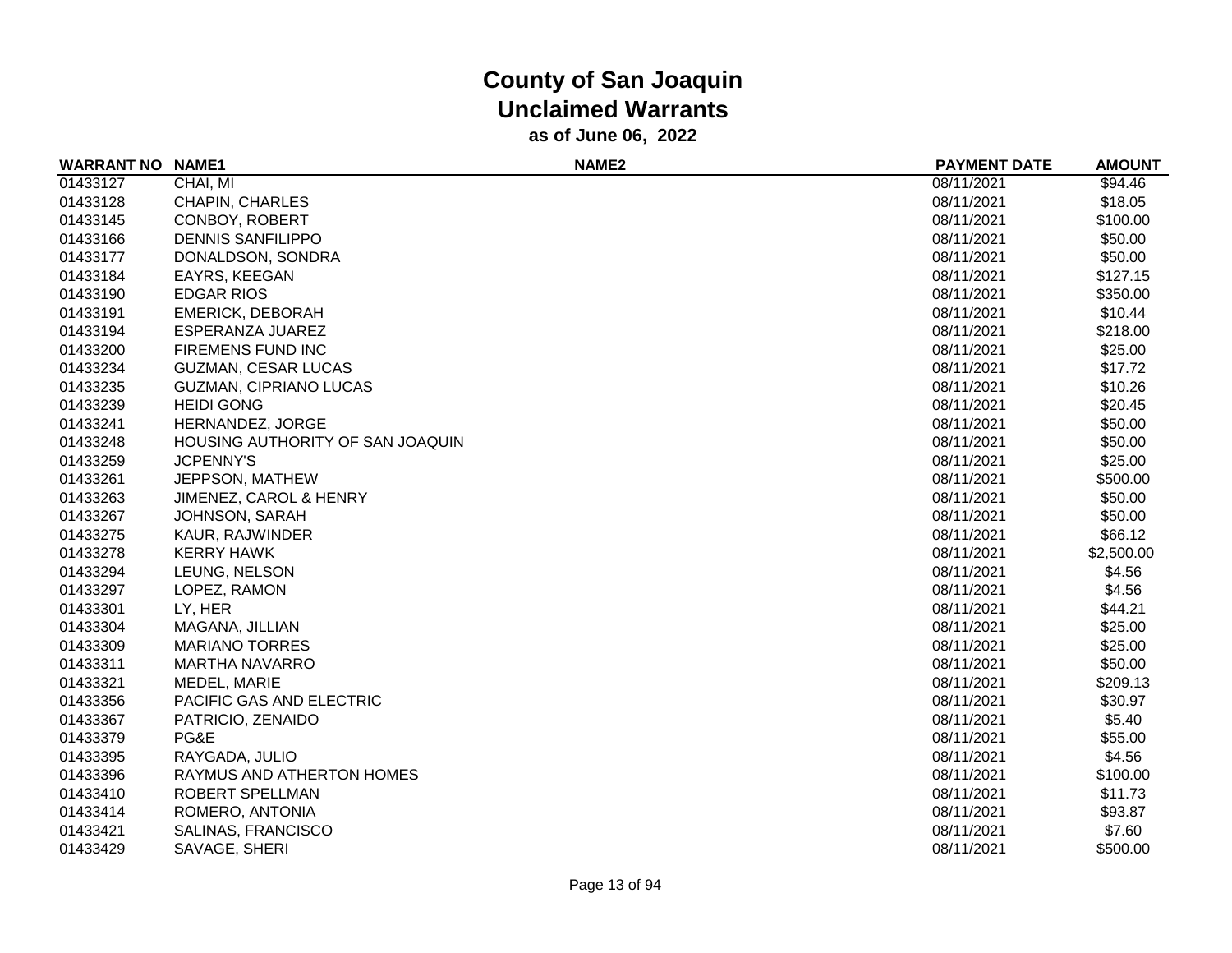# County of San Joaquin
## Unclaimed Warrants
### as of June 06, 2022

| WARRANT NO | NAME1 | NAME2 | PAYMENT DATE | AMOUNT |
|---|---|---|---|---|
| 01433127 | CHAI, MI | | 08/11/2021 | $94.46 |
| 01433128 | CHAPIN, CHARLES | | 08/11/2021 | $18.05 |
| 01433145 | CONBOY, ROBERT | | 08/11/2021 | $100.00 |
| 01433166 | DENNIS SANFILIPPO | | 08/11/2021 | $50.00 |
| 01433177 | DONALDSON, SONDRA | | 08/11/2021 | $50.00 |
| 01433184 | EAYRS, KEEGAN | | 08/11/2021 | $127.15 |
| 01433190 | EDGAR RIOS | | 08/11/2021 | $350.00 |
| 01433191 | EMERICK, DEBORAH | | 08/11/2021 | $10.44 |
| 01433194 | ESPERANZA JUAREZ | | 08/11/2021 | $218.00 |
| 01433200 | FIREMENS FUND INC | | 08/11/2021 | $25.00 |
| 01433234 | GUZMAN, CESAR LUCAS | | 08/11/2021 | $17.72 |
| 01433235 | GUZMAN, CIPRIANO LUCAS | | 08/11/2021 | $10.26 |
| 01433239 | HEIDI GONG | | 08/11/2021 | $20.45 |
| 01433241 | HERNANDEZ, JORGE | | 08/11/2021 | $50.00 |
| 01433248 | HOUSING AUTHORITY OF SAN JOAQUIN | | 08/11/2021 | $50.00 |
| 01433259 | JCPENNY'S | | 08/11/2021 | $25.00 |
| 01433261 | JEPPSON, MATHEW | | 08/11/2021 | $500.00 |
| 01433263 | JIMENEZ, CAROL & HENRY | | 08/11/2021 | $50.00 |
| 01433267 | JOHNSON, SARAH | | 08/11/2021 | $50.00 |
| 01433275 | KAUR, RAJWINDER | | 08/11/2021 | $66.12 |
| 01433278 | KERRY HAWK | | 08/11/2021 | $2,500.00 |
| 01433294 | LEUNG, NELSON | | 08/11/2021 | $4.56 |
| 01433297 | LOPEZ, RAMON | | 08/11/2021 | $4.56 |
| 01433301 | LY, HER | | 08/11/2021 | $44.21 |
| 01433304 | MAGANA, JILLIAN | | 08/11/2021 | $25.00 |
| 01433309 | MARIANO TORRES | | 08/11/2021 | $25.00 |
| 01433311 | MARTHA NAVARRO | | 08/11/2021 | $50.00 |
| 01433321 | MEDEL, MARIE | | 08/11/2021 | $209.13 |
| 01433356 | PACIFIC GAS AND ELECTRIC | | 08/11/2021 | $30.97 |
| 01433367 | PATRICIO, ZENAIDO | | 08/11/2021 | $5.40 |
| 01433379 | PG&E | | 08/11/2021 | $55.00 |
| 01433395 | RAYGADA, JULIO | | 08/11/2021 | $4.56 |
| 01433396 | RAYMUS AND ATHERTON HOMES | | 08/11/2021 | $100.00 |
| 01433410 | ROBERT SPELLMAN | | 08/11/2021 | $11.73 |
| 01433414 | ROMERO, ANTONIA | | 08/11/2021 | $93.87 |
| 01433421 | SALINAS, FRANCISCO | | 08/11/2021 | $7.60 |
| 01433429 | SAVAGE, SHERI | | 08/11/2021 | $500.00 |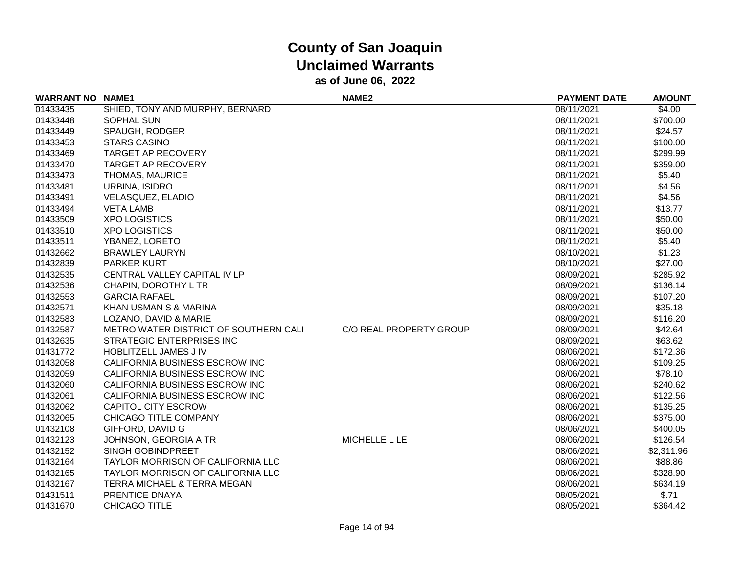# County of San Joaquin
## Unclaimed Warrants
### as of June 06, 2022

| WARRANT NO | NAME1 | NAME2 | PAYMENT DATE | AMOUNT |
|---|---|---|---|---|
| 01433435 | SHIED, TONY AND MURPHY, BERNARD | | 08/11/2021 | $4.00 |
| 01433448 | SOPHAL SUN | | 08/11/2021 | $700.00 |
| 01433449 | SPAUGH, RODGER | | 08/11/2021 | $24.57 |
| 01433453 | STARS CASINO | | 08/11/2021 | $100.00 |
| 01433469 | TARGET AP RECOVERY | | 08/11/2021 | $299.99 |
| 01433470 | TARGET AP RECOVERY | | 08/11/2021 | $359.00 |
| 01433473 | THOMAS, MAURICE | | 08/11/2021 | $5.40 |
| 01433481 | URBINA, ISIDRO | | 08/11/2021 | $4.56 |
| 01433491 | VELASQUEZ, ELADIO | | 08/11/2021 | $4.56 |
| 01433494 | VETA LAMB | | 08/11/2021 | $13.77 |
| 01433509 | XPO LOGISTICS | | 08/11/2021 | $50.00 |
| 01433510 | XPO LOGISTICS | | 08/11/2021 | $50.00 |
| 01433511 | YBANEZ, LORETO | | 08/11/2021 | $5.40 |
| 01432662 | BRAWLEY LAURYN | | 08/10/2021 | $1.23 |
| 01432839 | PARKER KURT | | 08/10/2021 | $27.00 |
| 01432535 | CENTRAL VALLEY CAPITAL IV LP | | 08/09/2021 | $285.92 |
| 01432536 | CHAPIN, DOROTHY L TR | | 08/09/2021 | $136.14 |
| 01432553 | GARCIA RAFAEL | | 08/09/2021 | $107.20 |
| 01432571 | KHAN USMAN S & MARINA | | 08/09/2021 | $35.18 |
| 01432583 | LOZANO, DAVID & MARIE | | 08/09/2021 | $116.20 |
| 01432587 | METRO WATER DISTRICT OF SOUTHERN CALI | C/O REAL PROPERTY GROUP | 08/09/2021 | $42.64 |
| 01432635 | STRATEGIC ENTERPRISES INC | | 08/09/2021 | $63.62 |
| 01431772 | HOBLITZELL JAMES J IV | | 08/06/2021 | $172.36 |
| 01432058 | CALIFORNIA BUSINESS ESCROW INC | | 08/06/2021 | $109.25 |
| 01432059 | CALIFORNIA BUSINESS ESCROW INC | | 08/06/2021 | $78.10 |
| 01432060 | CALIFORNIA BUSINESS ESCROW INC | | 08/06/2021 | $240.62 |
| 01432061 | CALIFORNIA BUSINESS ESCROW INC | | 08/06/2021 | $122.56 |
| 01432062 | CAPITOL CITY ESCROW | | 08/06/2021 | $135.25 |
| 01432065 | CHICAGO TITLE COMPANY | | 08/06/2021 | $375.00 |
| 01432108 | GIFFORD, DAVID G | | 08/06/2021 | $400.05 |
| 01432123 | JOHNSON, GEORGIA A TR | MICHELLE L LE | 08/06/2021 | $126.54 |
| 01432152 | SINGH GOBINDPREET | | 08/06/2021 | $2,311.96 |
| 01432164 | TAYLOR MORRISON OF CALIFORNIA LLC | | 08/06/2021 | $88.86 |
| 01432165 | TAYLOR MORRISON OF CALIFORNIA LLC | | 08/06/2021 | $328.90 |
| 01432167 | TERRA MICHAEL & TERRA MEGAN | | 08/06/2021 | $634.19 |
| 01431511 | PRENTICE DNAYA | | 08/05/2021 | $.71 |
| 01431670 | CHICAGO TITLE | | 08/05/2021 | $364.42 |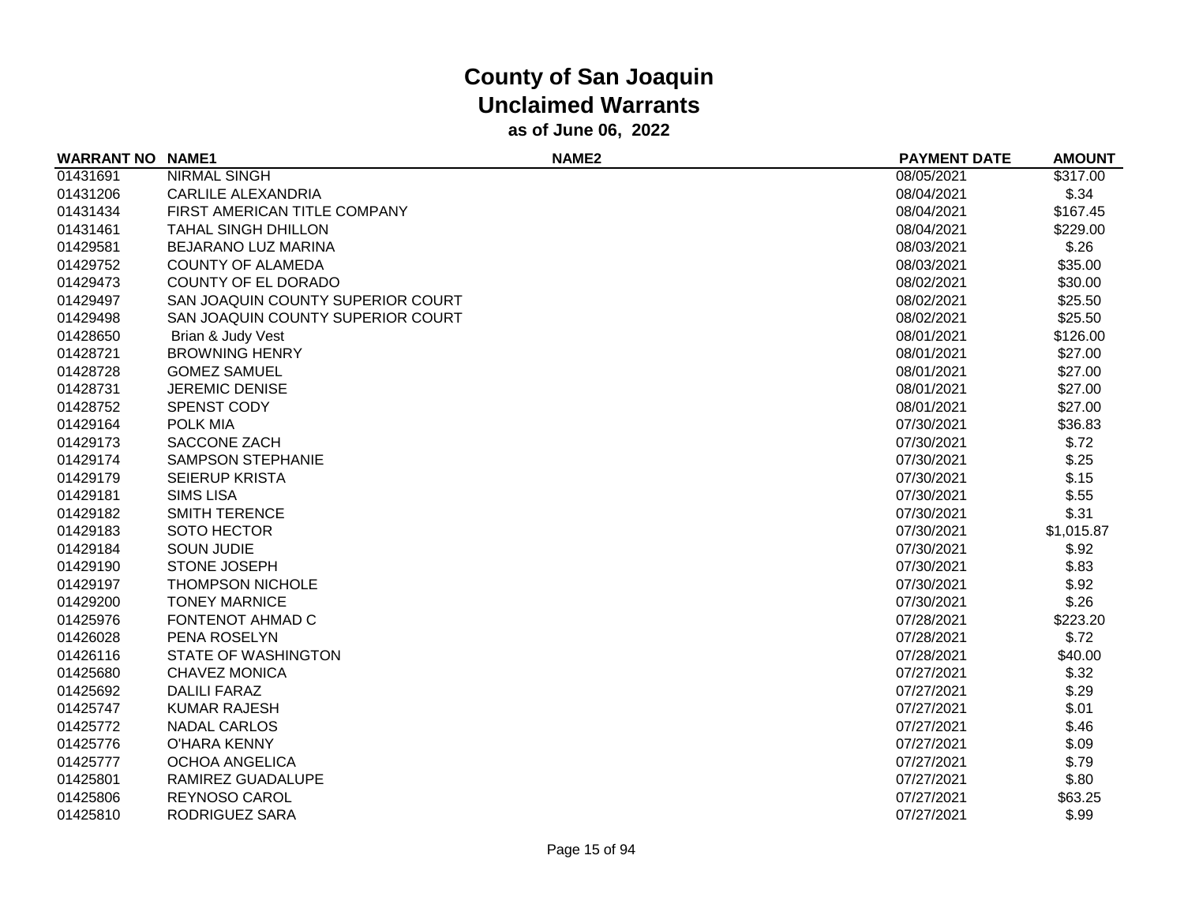# County of San Joaquin
## Unclaimed Warrants
### as of June 06, 2022

| WARRANT NO | NAME1 | NAME2 | PAYMENT DATE | AMOUNT |
|---|---|---|---|---|
| 01431691 | NIRMAL SINGH | | 08/05/2021 | $317.00 |
| 01431206 | CARLILE ALEXANDRIA | | 08/04/2021 | $.34 |
| 01431434 | FIRST AMERICAN TITLE COMPANY | | 08/04/2021 | $167.45 |
| 01431461 | TAHAL SINGH DHILLON | | 08/04/2021 | $229.00 |
| 01429581 | BEJARANO LUZ MARINA | | 08/03/2021 | $.26 |
| 01429752 | COUNTY OF ALAMEDA | | 08/03/2021 | $35.00 |
| 01429473 | COUNTY OF EL DORADO | | 08/02/2021 | $30.00 |
| 01429497 | SAN JOAQUIN COUNTY SUPERIOR COURT | | 08/02/2021 | $25.50 |
| 01429498 | SAN JOAQUIN COUNTY SUPERIOR COURT | | 08/02/2021 | $25.50 |
| 01428650 | Brian & Judy Vest | | 08/01/2021 | $126.00 |
| 01428721 | BROWNING HENRY | | 08/01/2021 | $27.00 |
| 01428728 | GOMEZ SAMUEL | | 08/01/2021 | $27.00 |
| 01428731 | JEREMIC DENISE | | 08/01/2021 | $27.00 |
| 01428752 | SPENST CODY | | 08/01/2021 | $27.00 |
| 01429164 | POLK MIA | | 07/30/2021 | $36.83 |
| 01429173 | SACCONE ZACH | | 07/30/2021 | $.72 |
| 01429174 | SAMPSON STEPHANIE | | 07/30/2021 | $.25 |
| 01429179 | SEIERUP KRISTA | | 07/30/2021 | $.15 |
| 01429181 | SIMS LISA | | 07/30/2021 | $.55 |
| 01429182 | SMITH TERENCE | | 07/30/2021 | $.31 |
| 01429183 | SOTO HECTOR | | 07/30/2021 | $1,015.87 |
| 01429184 | SOUN JUDIE | | 07/30/2021 | $.92 |
| 01429190 | STONE JOSEPH | | 07/30/2021 | $.83 |
| 01429197 | THOMPSON NICHOLE | | 07/30/2021 | $.92 |
| 01429200 | TONEY MARNICE | | 07/30/2021 | $.26 |
| 01425976 | FONTENOT AHMAD C | | 07/28/2021 | $223.20 |
| 01426028 | PENA ROSELYN | | 07/28/2021 | $.72 |
| 01426116 | STATE OF WASHINGTON | | 07/28/2021 | $40.00 |
| 01425680 | CHAVEZ MONICA | | 07/27/2021 | $.32 |
| 01425692 | DALILI FARAZ | | 07/27/2021 | $.29 |
| 01425747 | KUMAR RAJESH | | 07/27/2021 | $.01 |
| 01425772 | NADAL CARLOS | | 07/27/2021 | $.46 |
| 01425776 | O'HARA KENNY | | 07/27/2021 | $.09 |
| 01425777 | OCHOA ANGELICA | | 07/27/2021 | $.79 |
| 01425801 | RAMIREZ GUADALUPE | | 07/27/2021 | $.80 |
| 01425806 | REYNOSO CAROL | | 07/27/2021 | $63.25 |
| 01425810 | RODRIGUEZ SARA | | 07/27/2021 | $.99 |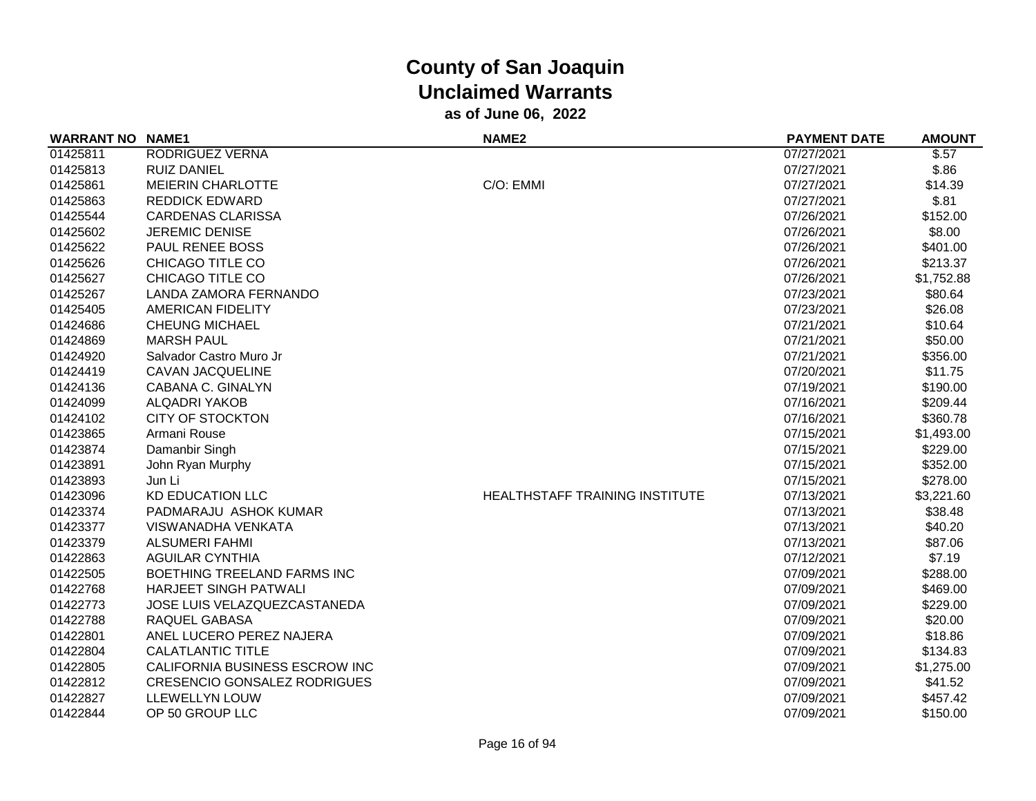# County of San Joaquin
## Unclaimed Warrants
### as of June 06, 2022

| WARRANT NO | NAME1 | NAME2 | PAYMENT DATE | AMOUNT |
|---|---|---|---|---|
| 01425811 | RODRIGUEZ VERNA | | 07/27/2021 | $.57 |
| 01425813 | RUIZ DANIEL | | 07/27/2021 | $.86 |
| 01425861 | MEIERIN CHARLOTTE | C/O: EMMI | 07/27/2021 | $14.39 |
| 01425863 | REDDICK EDWARD | | 07/27/2021 | $.81 |
| 01425544 | CARDENAS CLARISSA | | 07/26/2021 | $152.00 |
| 01425602 | JEREMIC DENISE | | 07/26/2021 | $8.00 |
| 01425622 | PAUL RENEE BOSS | | 07/26/2021 | $401.00 |
| 01425626 | CHICAGO TITLE CO | | 07/26/2021 | $213.37 |
| 01425627 | CHICAGO TITLE CO | | 07/26/2021 | $1,752.88 |
| 01425267 | LANDA ZAMORA FERNANDO | | 07/23/2021 | $80.64 |
| 01425405 | AMERICAN FIDELITY | | 07/23/2021 | $26.08 |
| 01424686 | CHEUNG MICHAEL | | 07/21/2021 | $10.64 |
| 01424869 | MARSH PAUL | | 07/21/2021 | $50.00 |
| 01424920 | Salvador Castro Muro Jr | | 07/21/2021 | $356.00 |
| 01424419 | CAVAN JACQUELINE | | 07/20/2021 | $11.75 |
| 01424136 | CABANA C. GINALYN | | 07/19/2021 | $190.00 |
| 01424099 | ALQADRI YAKOB | | 07/16/2021 | $209.44 |
| 01424102 | CITY OF STOCKTON | | 07/16/2021 | $360.78 |
| 01423865 | Armani Rouse | | 07/15/2021 | $1,493.00 |
| 01423874 | Damanbir Singh | | 07/15/2021 | $229.00 |
| 01423891 | John Ryan Murphy | | 07/15/2021 | $352.00 |
| 01423893 | Jun Li | | 07/15/2021 | $278.00 |
| 01423096 | KD EDUCATION LLC | HEALTHSTAFF TRAINING INSTITUTE | 07/13/2021 | $3,221.60 |
| 01423374 | PADMARAJU ASHOK KUMAR | | 07/13/2021 | $38.48 |
| 01423377 | VISWANADHA VENKATA | | 07/13/2021 | $40.20 |
| 01423379 | ALSUMERI FAHMI | | 07/13/2021 | $87.06 |
| 01422863 | AGUILAR CYNTHIA | | 07/12/2021 | $7.19 |
| 01422505 | BOETHING TREELAND FARMS INC | | 07/09/2021 | $288.00 |
| 01422768 | HARJEET SINGH PATWALI | | 07/09/2021 | $469.00 |
| 01422773 | JOSE LUIS VELAZQUEZCASTANEDA | | 07/09/2021 | $229.00 |
| 01422788 | RAQUEL GABASA | | 07/09/2021 | $20.00 |
| 01422801 | ANEL LUCERO PEREZ NAJERA | | 07/09/2021 | $18.86 |
| 01422804 | CALATLANTIC TITLE | | 07/09/2021 | $134.83 |
| 01422805 | CALIFORNIA BUSINESS ESCROW INC | | 07/09/2021 | $1,275.00 |
| 01422812 | CRESENCIO GONSALEZ RODRIGUES | | 07/09/2021 | $41.52 |
| 01422827 | LLEWELLYN LOUW | | 07/09/2021 | $457.42 |
| 01422844 | OP 50 GROUP LLC | | 07/09/2021 | $150.00 |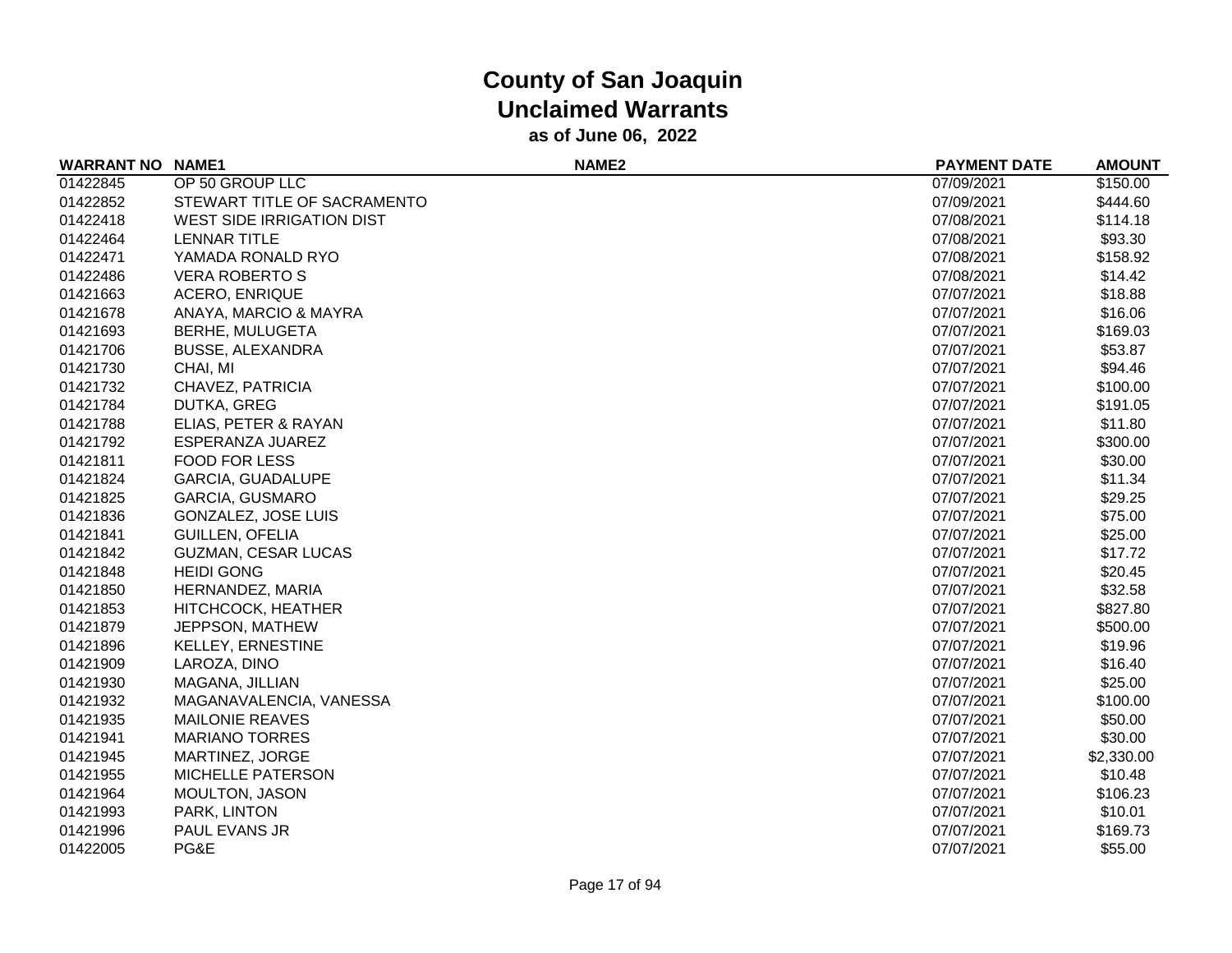# County of San Joaquin
## Unclaimed Warrants
### as of June 06, 2022

| WARRANT NO | NAME1 | NAME2 | PAYMENT DATE | AMOUNT |
|---|---|---|---|---|
| 01422845 | OP 50 GROUP LLC | | 07/09/2021 | $150.00 |
| 01422852 | STEWART TITLE OF SACRAMENTO | | 07/09/2021 | $444.60 |
| 01422418 | WEST SIDE IRRIGATION DIST | | 07/08/2021 | $114.18 |
| 01422464 | LENNAR TITLE | | 07/08/2021 | $93.30 |
| 01422471 | YAMADA RONALD RYO | | 07/08/2021 | $158.92 |
| 01422486 | VERA ROBERTO S | | 07/08/2021 | $14.42 |
| 01421663 | ACERO, ENRIQUE | | 07/07/2021 | $18.88 |
| 01421678 | ANAYA, MARCIO & MAYRA | | 07/07/2021 | $16.06 |
| 01421693 | BERHE, MULUGETA | | 07/07/2021 | $169.03 |
| 01421706 | BUSSE, ALEXANDRA | | 07/07/2021 | $53.87 |
| 01421730 | CHAI, MI | | 07/07/2021 | $94.46 |
| 01421732 | CHAVEZ, PATRICIA | | 07/07/2021 | $100.00 |
| 01421784 | DUTKA, GREG | | 07/07/2021 | $191.05 |
| 01421788 | ELIAS, PETER & RAYAN | | 07/07/2021 | $11.80 |
| 01421792 | ESPERANZA JUAREZ | | 07/07/2021 | $300.00 |
| 01421811 | FOOD FOR LESS | | 07/07/2021 | $30.00 |
| 01421824 | GARCIA, GUADALUPE | | 07/07/2021 | $11.34 |
| 01421825 | GARCIA, GUSMARO | | 07/07/2021 | $29.25 |
| 01421836 | GONZALEZ, JOSE LUIS | | 07/07/2021 | $75.00 |
| 01421841 | GUILLEN, OFELIA | | 07/07/2021 | $25.00 |
| 01421842 | GUZMAN, CESAR LUCAS | | 07/07/2021 | $17.72 |
| 01421848 | HEIDI GONG | | 07/07/2021 | $20.45 |
| 01421850 | HERNANDEZ, MARIA | | 07/07/2021 | $32.58 |
| 01421853 | HITCHCOCK, HEATHER | | 07/07/2021 | $827.80 |
| 01421879 | JEPPSON, MATHEW | | 07/07/2021 | $500.00 |
| 01421896 | KELLEY, ERNESTINE | | 07/07/2021 | $19.96 |
| 01421909 | LAROZA, DINO | | 07/07/2021 | $16.40 |
| 01421930 | MAGANA, JILLIAN | | 07/07/2021 | $25.00 |
| 01421932 | MAGANAVALENCIA, VANESSA | | 07/07/2021 | $100.00 |
| 01421935 | MAILONIE REAVES | | 07/07/2021 | $50.00 |
| 01421941 | MARIANO TORRES | | 07/07/2021 | $30.00 |
| 01421945 | MARTINEZ, JORGE | | 07/07/2021 | $2,330.00 |
| 01421955 | MICHELLE PATERSON | | 07/07/2021 | $10.48 |
| 01421964 | MOULTON, JASON | | 07/07/2021 | $106.23 |
| 01421993 | PARK, LINTON | | 07/07/2021 | $10.01 |
| 01421996 | PAUL EVANS JR | | 07/07/2021 | $169.73 |
| 01422005 | PG&E | | 07/07/2021 | $55.00 |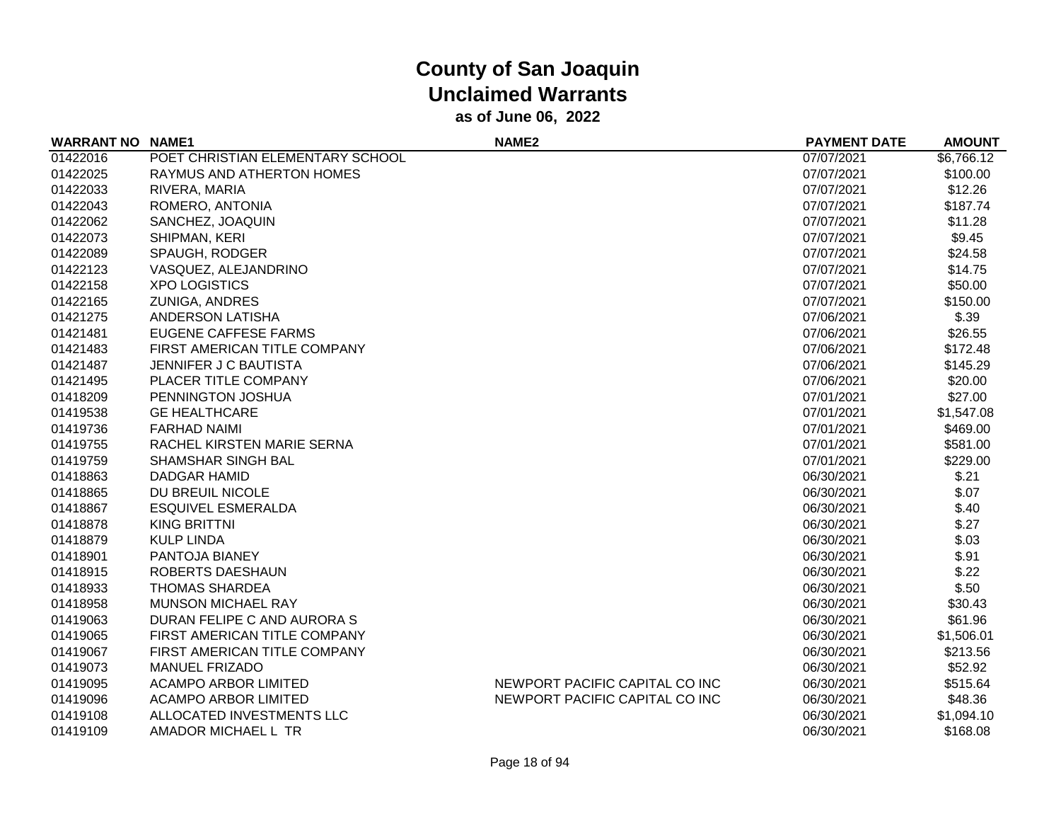# County of San Joaquin
## Unclaimed Warrants
### as of June 06, 2022

| WARRANT NO | NAME1 | NAME2 | PAYMENT DATE | AMOUNT |
|---|---|---|---|---|
| 01422016 | POET CHRISTIAN ELEMENTARY SCHOOL | | 07/07/2021 | $6,766.12 |
| 01422025 | RAYMUS AND ATHERTON HOMES | | 07/07/2021 | $100.00 |
| 01422033 | RIVERA, MARIA | | 07/07/2021 | $12.26 |
| 01422043 | ROMERO, ANTONIA | | 07/07/2021 | $187.74 |
| 01422062 | SANCHEZ, JOAQUIN | | 07/07/2021 | $11.28 |
| 01422073 | SHIPMAN, KERI | | 07/07/2021 | $9.45 |
| 01422089 | SPAUGH, RODGER | | 07/07/2021 | $24.58 |
| 01422123 | VASQUEZ, ALEJANDRINO | | 07/07/2021 | $14.75 |
| 01422158 | XPO LOGISTICS | | 07/07/2021 | $50.00 |
| 01422165 | ZUNIGA, ANDRES | | 07/07/2021 | $150.00 |
| 01421275 | ANDERSON LATISHA | | 07/06/2021 | $.39 |
| 01421481 | EUGENE CAFFESE FARMS | | 07/06/2021 | $26.55 |
| 01421483 | FIRST AMERICAN TITLE COMPANY | | 07/06/2021 | $172.48 |
| 01421487 | JENNIFER J C BAUTISTA | | 07/06/2021 | $145.29 |
| 01421495 | PLACER TITLE COMPANY | | 07/06/2021 | $20.00 |
| 01418209 | PENNINGTON JOSHUA | | 07/01/2021 | $27.00 |
| 01419538 | GE HEALTHCARE | | 07/01/2021 | $1,547.08 |
| 01419736 | FARHAD NAIMI | | 07/01/2021 | $469.00 |
| 01419755 | RACHEL KIRSTEN MARIE SERNA | | 07/01/2021 | $581.00 |
| 01419759 | SHAMSHAR SINGH BAL | | 07/01/2021 | $229.00 |
| 01418863 | DADGAR HAMID | | 06/30/2021 | $.21 |
| 01418865 | DU BREUIL NICOLE | | 06/30/2021 | $.07 |
| 01418867 | ESQUIVEL ESMERALDA | | 06/30/2021 | $.40 |
| 01418878 | KING BRITTNI | | 06/30/2021 | $.27 |
| 01418879 | KULP LINDA | | 06/30/2021 | $.03 |
| 01418901 | PANTOJA BIANEY | | 06/30/2021 | $.91 |
| 01418915 | ROBERTS DAESHAUN | | 06/30/2021 | $.22 |
| 01418933 | THOMAS SHARDEA | | 06/30/2021 | $.50 |
| 01418958 | MUNSON MICHAEL RAY | | 06/30/2021 | $30.43 |
| 01419063 | DURAN FELIPE C AND AURORA S | | 06/30/2021 | $61.96 |
| 01419065 | FIRST AMERICAN TITLE COMPANY | | 06/30/2021 | $1,506.01 |
| 01419067 | FIRST AMERICAN TITLE COMPANY | | 06/30/2021 | $213.56 |
| 01419073 | MANUEL FRIZADO | | 06/30/2021 | $52.92 |
| 01419095 | ACAMPO ARBOR LIMITED | NEWPORT PACIFIC CAPITAL CO INC | 06/30/2021 | $515.64 |
| 01419096 | ACAMPO ARBOR LIMITED | NEWPORT PACIFIC CAPITAL CO INC | 06/30/2021 | $48.36 |
| 01419108 | ALLOCATED INVESTMENTS LLC | | 06/30/2021 | $1,094.10 |
| 01419109 | AMADOR MICHAEL L TR | | 06/30/2021 | $168.08 |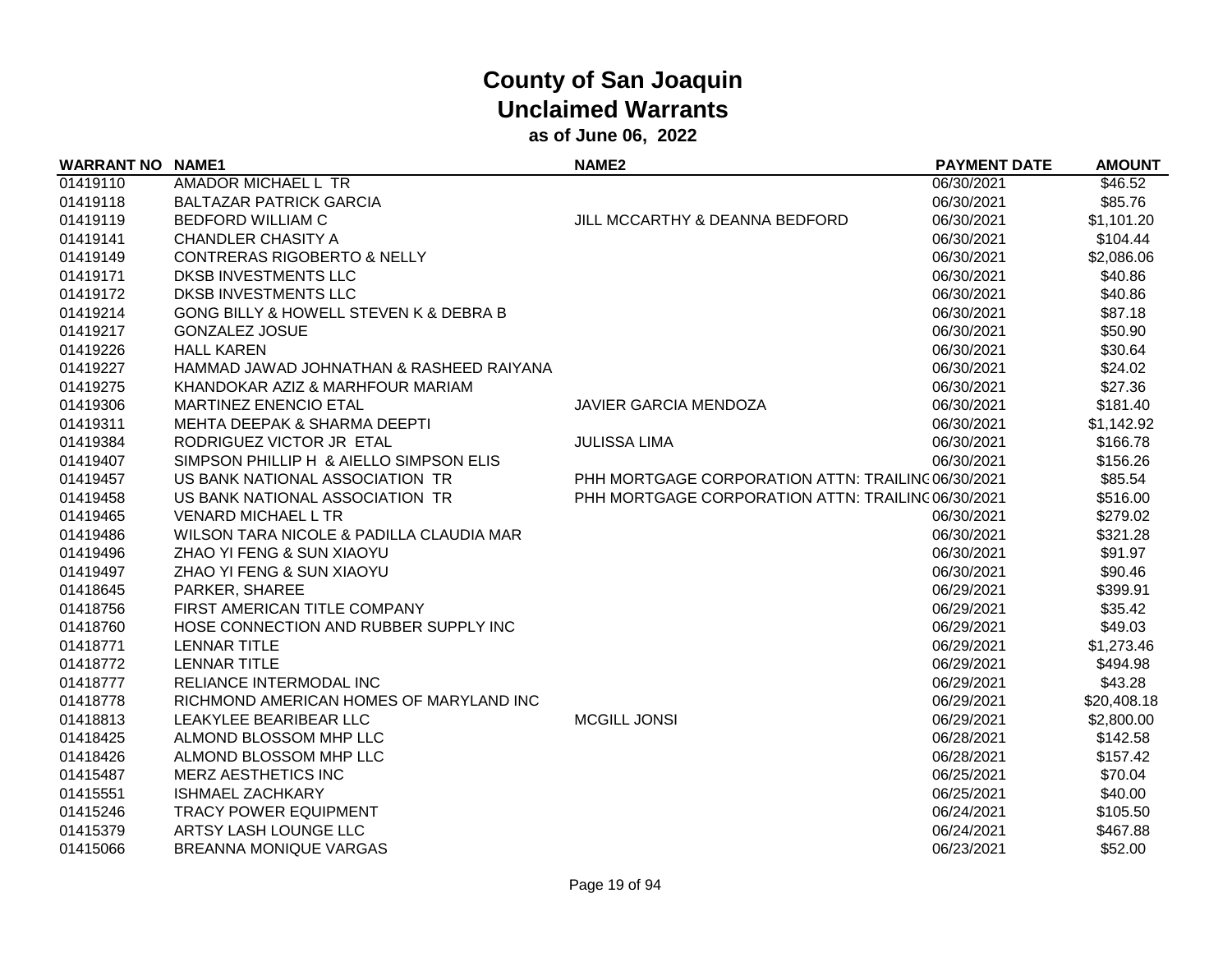# County of San Joaquin
## Unclaimed Warrants
### as of June 06, 2022

| WARRANT NO | NAME1 | NAME2 | PAYMENT DATE | AMOUNT |
|---|---|---|---|---|
| 01419110 | AMADOR MICHAEL L TR | | 06/30/2021 | $46.52 |
| 01419118 | BALTAZAR PATRICK GARCIA | | 06/30/2021 | $85.76 |
| 01419119 | BEDFORD WILLIAM C | JILL MCCARTHY & DEANNA BEDFORD | 06/30/2021 | $1,101.20 |
| 01419141 | CHANDLER CHASITY A | | 06/30/2021 | $104.44 |
| 01419149 | CONTRERAS RIGOBERTO & NELLY | | 06/30/2021 | $2,086.06 |
| 01419171 | DKSB INVESTMENTS LLC | | 06/30/2021 | $40.86 |
| 01419172 | DKSB INVESTMENTS LLC | | 06/30/2021 | $40.86 |
| 01419214 | GONG BILLY & HOWELL STEVEN K & DEBRA B | | 06/30/2021 | $87.18 |
| 01419217 | GONZALEZ JOSUE | | 06/30/2021 | $50.90 |
| 01419226 | HALL KAREN | | 06/30/2021 | $30.64 |
| 01419227 | HAMMAD JAWAD JOHNATHAN & RASHEED RAIYANA | | 06/30/2021 | $24.02 |
| 01419275 | KHANDOKAR AZIZ & MARHFOUR MARIAM | | 06/30/2021 | $27.36 |
| 01419306 | MARTINEZ ENENCIO ETAL | JAVIER GARCIA MENDOZA | 06/30/2021 | $181.40 |
| 01419311 | MEHTA DEEPAK & SHARMA DEEPTI | | 06/30/2021 | $1,142.92 |
| 01419384 | RODRIGUEZ VICTOR JR ETAL | JULISSA LIMA | 06/30/2021 | $166.78 |
| 01419407 | SIMPSON PHILLIP H & AIELLO SIMPSON ELIS | | 06/30/2021 | $156.26 |
| 01419457 | US BANK NATIONAL ASSOCIATION TR | PHH MORTGAGE CORPORATION ATTN: TRAILINC | 06/30/2021 | $85.54 |
| 01419458 | US BANK NATIONAL ASSOCIATION TR | PHH MORTGAGE CORPORATION ATTN: TRAILINC | 06/30/2021 | $516.00 |
| 01419465 | VENARD MICHAEL L TR | | 06/30/2021 | $279.02 |
| 01419486 | WILSON TARA NICOLE & PADILLA CLAUDIA MAR | | 06/30/2021 | $321.28 |
| 01419496 | ZHAO YI FENG & SUN XIAOYU | | 06/30/2021 | $91.97 |
| 01419497 | ZHAO YI FENG & SUN XIAOYU | | 06/30/2021 | $90.46 |
| 01418645 | PARKER, SHAREE | | 06/29/2021 | $399.91 |
| 01418756 | FIRST AMERICAN TITLE COMPANY | | 06/29/2021 | $35.42 |
| 01418760 | HOSE CONNECTION AND RUBBER SUPPLY INC | | 06/29/2021 | $49.03 |
| 01418771 | LENNAR TITLE | | 06/29/2021 | $1,273.46 |
| 01418772 | LENNAR TITLE | | 06/29/2021 | $494.98 |
| 01418777 | RELIANCE INTERMODAL INC | | 06/29/2021 | $43.28 |
| 01418778 | RICHMOND AMERICAN HOMES OF MARYLAND INC | | 06/29/2021 | $20,408.18 |
| 01418813 | LEAKYLEE BEARIBEAR LLC | MCGILL JONSI | 06/29/2021 | $2,800.00 |
| 01418425 | ALMOND BLOSSOM MHP LLC | | 06/28/2021 | $142.58 |
| 01418426 | ALMOND BLOSSOM MHP LLC | | 06/28/2021 | $157.42 |
| 01415487 | MERZ AESTHETICS INC | | 06/25/2021 | $70.04 |
| 01415551 | ISHMAEL ZACHKARY | | 06/25/2021 | $40.00 |
| 01415246 | TRACY POWER EQUIPMENT | | 06/24/2021 | $105.50 |
| 01415379 | ARTSY LASH LOUNGE LLC | | 06/24/2021 | $467.88 |
| 01415066 | BREANNA MONIQUE VARGAS | | 06/23/2021 | $52.00 |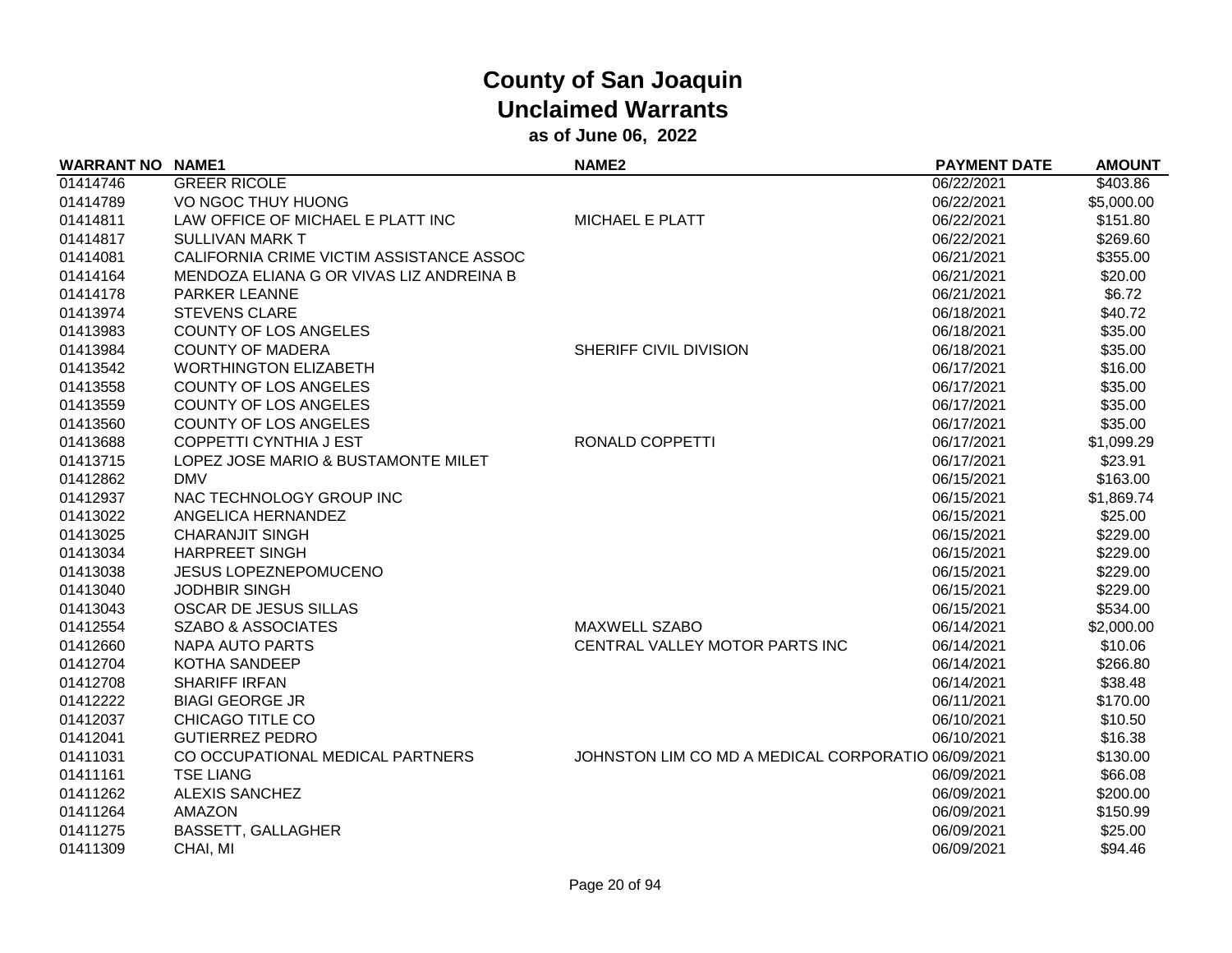# County of San Joaquin
## Unclaimed Warrants
### as of June 06, 2022

| WARRANT NO | NAME1 | NAME2 | PAYMENT DATE | AMOUNT |
|---|---|---|---|---|
| 01414746 | GREER RICOLE | | 06/22/2021 | $403.86 |
| 01414789 | VO NGOC THUY HUONG | | 06/22/2021 | $5,000.00 |
| 01414811 | LAW OFFICE OF MICHAEL E PLATT INC | MICHAEL E PLATT | 06/22/2021 | $151.80 |
| 01414817 | SULLIVAN MARK T | | 06/22/2021 | $269.60 |
| 01414081 | CALIFORNIA CRIME VICTIM ASSISTANCE ASSOC | | 06/21/2021 | $355.00 |
| 01414164 | MENDOZA ELIANA G OR VIVAS LIZ ANDREINA B | | 06/21/2021 | $20.00 |
| 01414178 | PARKER LEANNE | | 06/21/2021 | $6.72 |
| 01413974 | STEVENS CLARE | | 06/18/2021 | $40.72 |
| 01413983 | COUNTY OF LOS ANGELES | | 06/18/2021 | $35.00 |
| 01413984 | COUNTY OF MADERA | SHERIFF CIVIL DIVISION | 06/18/2021 | $35.00 |
| 01413542 | WORTHINGTON ELIZABETH | | 06/17/2021 | $16.00 |
| 01413558 | COUNTY OF LOS ANGELES | | 06/17/2021 | $35.00 |
| 01413559 | COUNTY OF LOS ANGELES | | 06/17/2021 | $35.00 |
| 01413560 | COUNTY OF LOS ANGELES | | 06/17/2021 | $35.00 |
| 01413688 | COPPETTI CYNTHIA J EST | RONALD COPPETTI | 06/17/2021 | $1,099.29 |
| 01413715 | LOPEZ JOSE MARIO & BUSTAMONTE MILET | | 06/17/2021 | $23.91 |
| 01412862 | DMV | | 06/15/2021 | $163.00 |
| 01412937 | NAC TECHNOLOGY GROUP INC | | 06/15/2021 | $1,869.74 |
| 01413022 | ANGELICA HERNANDEZ | | 06/15/2021 | $25.00 |
| 01413025 | CHARANJIT SINGH | | 06/15/2021 | $229.00 |
| 01413034 | HARPREET SINGH | | 06/15/2021 | $229.00 |
| 01413038 | JESUS LOPEZNEPOMUCENO | | 06/15/2021 | $229.00 |
| 01413040 | JODHBIR SINGH | | 06/15/2021 | $229.00 |
| 01413043 | OSCAR DE JESUS SILLAS | | 06/15/2021 | $534.00 |
| 01412554 | SZABO & ASSOCIATES | MAXWELL SZABO | 06/14/2021 | $2,000.00 |
| 01412660 | NAPA AUTO PARTS | CENTRAL VALLEY MOTOR PARTS INC | 06/14/2021 | $10.06 |
| 01412704 | KOTHA SANDEEP | | 06/14/2021 | $266.80 |
| 01412708 | SHARIFF IRFAN | | 06/14/2021 | $38.48 |
| 01412222 | BIAGI GEORGE JR | | 06/11/2021 | $170.00 |
| 01412037 | CHICAGO TITLE CO | | 06/10/2021 | $10.50 |
| 01412041 | GUTIERREZ PEDRO | | 06/10/2021 | $16.38 |
| 01411031 | CO OCCUPATIONAL MEDICAL PARTNERS | JOHNSTON LIM CO MD A MEDICAL CORPORATIO | 06/09/2021 | $130.00 |
| 01411161 | TSE LIANG | | 06/09/2021 | $66.08 |
| 01411262 | ALEXIS SANCHEZ | | 06/09/2021 | $200.00 |
| 01411264 | AMAZON | | 06/09/2021 | $150.99 |
| 01411275 | BASSETT, GALLAGHER | | 06/09/2021 | $25.00 |
| 01411309 | CHAI, MI | | 06/09/2021 | $94.46 |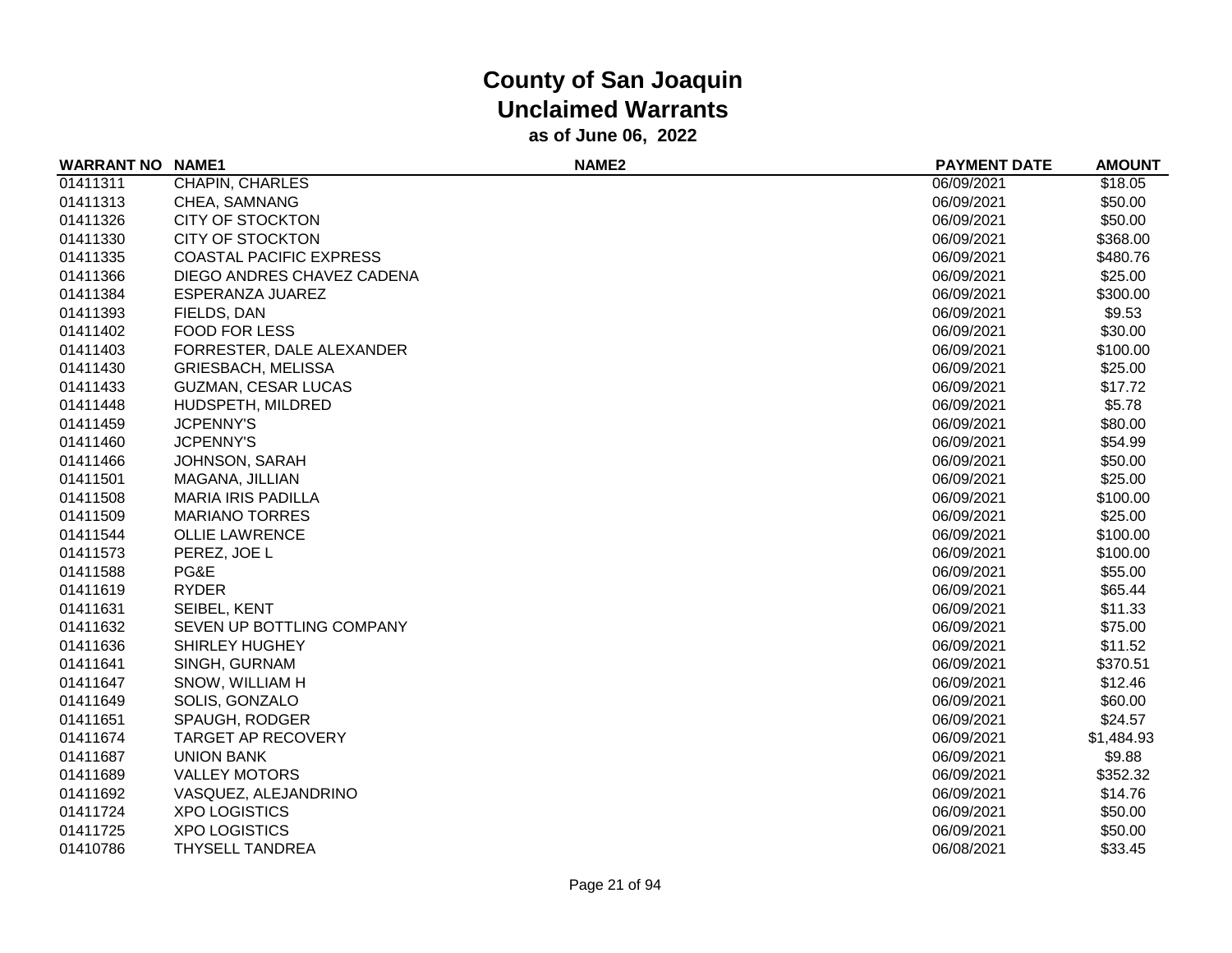# County of San Joaquin
## Unclaimed Warrants
### as of June 06, 2022

| WARRANT NO | NAME1 | NAME2 | PAYMENT DATE | AMOUNT |
|---|---|---|---|---|
| 01411311 | CHAPIN, CHARLES | | 06/09/2021 | $18.05 |
| 01411313 | CHEA, SAMNANG | | 06/09/2021 | $50.00 |
| 01411326 | CITY OF STOCKTON | | 06/09/2021 | $50.00 |
| 01411330 | CITY OF STOCKTON | | 06/09/2021 | $368.00 |
| 01411335 | COASTAL PACIFIC EXPRESS | | 06/09/2021 | $480.76 |
| 01411366 | DIEGO ANDRES CHAVEZ CADENA | | 06/09/2021 | $25.00 |
| 01411384 | ESPERANZA JUAREZ | | 06/09/2021 | $300.00 |
| 01411393 | FIELDS, DAN | | 06/09/2021 | $9.53 |
| 01411402 | FOOD FOR LESS | | 06/09/2021 | $30.00 |
| 01411403 | FORRESTER, DALE ALEXANDER | | 06/09/2021 | $100.00 |
| 01411430 | GRIESBACH, MELISSA | | 06/09/2021 | $25.00 |
| 01411433 | GUZMAN, CESAR LUCAS | | 06/09/2021 | $17.72 |
| 01411448 | HUDSPETH, MILDRED | | 06/09/2021 | $5.78 |
| 01411459 | JCPENNY'S | | 06/09/2021 | $80.00 |
| 01411460 | JCPENNY'S | | 06/09/2021 | $54.99 |
| 01411466 | JOHNSON, SARAH | | 06/09/2021 | $50.00 |
| 01411501 | MAGANA, JILLIAN | | 06/09/2021 | $25.00 |
| 01411508 | MARIA IRIS PADILLA | | 06/09/2021 | $100.00 |
| 01411509 | MARIANO TORRES | | 06/09/2021 | $25.00 |
| 01411544 | OLLIE LAWRENCE | | 06/09/2021 | $100.00 |
| 01411573 | PEREZ, JOE L | | 06/09/2021 | $100.00 |
| 01411588 | PG&E | | 06/09/2021 | $55.00 |
| 01411619 | RYDER | | 06/09/2021 | $65.44 |
| 01411631 | SEIBEL, KENT | | 06/09/2021 | $11.33 |
| 01411632 | SEVEN UP BOTTLING COMPANY | | 06/09/2021 | $75.00 |
| 01411636 | SHIRLEY HUGHEY | | 06/09/2021 | $11.52 |
| 01411641 | SINGH, GURNAM | | 06/09/2021 | $370.51 |
| 01411647 | SNOW, WILLIAM H | | 06/09/2021 | $12.46 |
| 01411649 | SOLIS, GONZALO | | 06/09/2021 | $60.00 |
| 01411651 | SPAUGH, RODGER | | 06/09/2021 | $24.57 |
| 01411674 | TARGET AP RECOVERY | | 06/09/2021 | $1,484.93 |
| 01411687 | UNION BANK | | 06/09/2021 | $9.88 |
| 01411689 | VALLEY MOTORS | | 06/09/2021 | $352.32 |
| 01411692 | VASQUEZ, ALEJANDRINO | | 06/09/2021 | $14.76 |
| 01411724 | XPO LOGISTICS | | 06/09/2021 | $50.00 |
| 01411725 | XPO LOGISTICS | | 06/09/2021 | $50.00 |
| 01410786 | THYSELL TANDREA | | 06/08/2021 | $33.45 |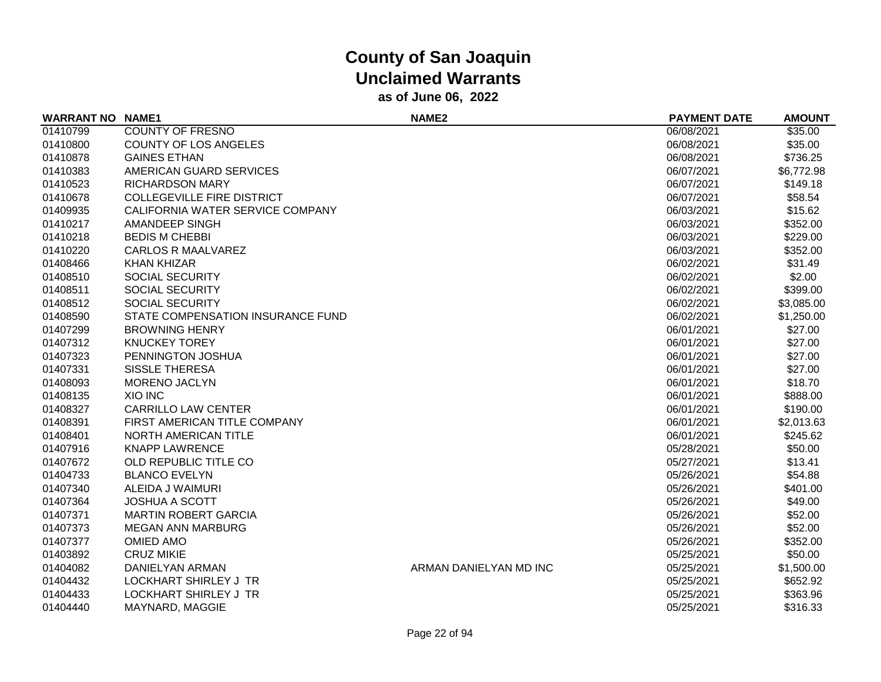# County of San Joaquin
## Unclaimed Warrants
### as of June 06, 2022

| WARRANT NO | NAME1 | NAME2 | PAYMENT DATE | AMOUNT |
|---|---|---|---|---|
| 01410799 | COUNTY OF FRESNO | | 06/08/2021 | $35.00 |
| 01410800 | COUNTY OF LOS ANGELES | | 06/08/2021 | $35.00 |
| 01410878 | GAINES ETHAN | | 06/08/2021 | $736.25 |
| 01410383 | AMERICAN GUARD SERVICES | | 06/07/2021 | $6,772.98 |
| 01410523 | RICHARDSON MARY | | 06/07/2021 | $149.18 |
| 01410678 | COLLEGEVILLE FIRE DISTRICT | | 06/07/2021 | $58.54 |
| 01409935 | CALIFORNIA WATER SERVICE COMPANY | | 06/03/2021 | $15.62 |
| 01410217 | AMANDEEP SINGH | | 06/03/2021 | $352.00 |
| 01410218 | BEDIS M CHEBBI | | 06/03/2021 | $229.00 |
| 01410220 | CARLOS R MAALVAREZ | | 06/03/2021 | $352.00 |
| 01408466 | KHAN KHIZAR | | 06/02/2021 | $31.49 |
| 01408510 | SOCIAL SECURITY | | 06/02/2021 | $2.00 |
| 01408511 | SOCIAL SECURITY | | 06/02/2021 | $399.00 |
| 01408512 | SOCIAL SECURITY | | 06/02/2021 | $3,085.00 |
| 01408590 | STATE COMPENSATION INSURANCE FUND | | 06/02/2021 | $1,250.00 |
| 01407299 | BROWNING HENRY | | 06/01/2021 | $27.00 |
| 01407312 | KNUCKEY TOREY | | 06/01/2021 | $27.00 |
| 01407323 | PENNINGTON JOSHUA | | 06/01/2021 | $27.00 |
| 01407331 | SISSLE THERESA | | 06/01/2021 | $27.00 |
| 01408093 | MORENO JACLYN | | 06/01/2021 | $18.70 |
| 01408135 | XIO INC | | 06/01/2021 | $888.00 |
| 01408327 | CARRILLO LAW CENTER | | 06/01/2021 | $190.00 |
| 01408391 | FIRST AMERICAN TITLE COMPANY | | 06/01/2021 | $2,013.63 |
| 01408401 | NORTH AMERICAN TITLE | | 06/01/2021 | $245.62 |
| 01407916 | KNAPP LAWRENCE | | 05/28/2021 | $50.00 |
| 01407672 | OLD REPUBLIC TITLE CO | | 05/27/2021 | $13.41 |
| 01404733 | BLANCO EVELYN | | 05/26/2021 | $54.88 |
| 01407340 | ALEIDA J WAIMURI | | 05/26/2021 | $401.00 |
| 01407364 | JOSHUA A SCOTT | | 05/26/2021 | $49.00 |
| 01407371 | MARTIN ROBERT GARCIA | | 05/26/2021 | $52.00 |
| 01407373 | MEGAN ANN MARBURG | | 05/26/2021 | $52.00 |
| 01407377 | OMIED AMO | | 05/26/2021 | $352.00 |
| 01403892 | CRUZ MIKIE | | 05/25/2021 | $50.00 |
| 01404082 | DANIELYAN ARMAN | ARMAN DANIELYAN MD INC | 05/25/2021 | $1,500.00 |
| 01404432 | LOCKHART SHIRLEY J TR | | 05/25/2021 | $652.92 |
| 01404433 | LOCKHART SHIRLEY J TR | | 05/25/2021 | $363.96 |
| 01404440 | MAYNARD, MAGGIE | | 05/25/2021 | $316.33 |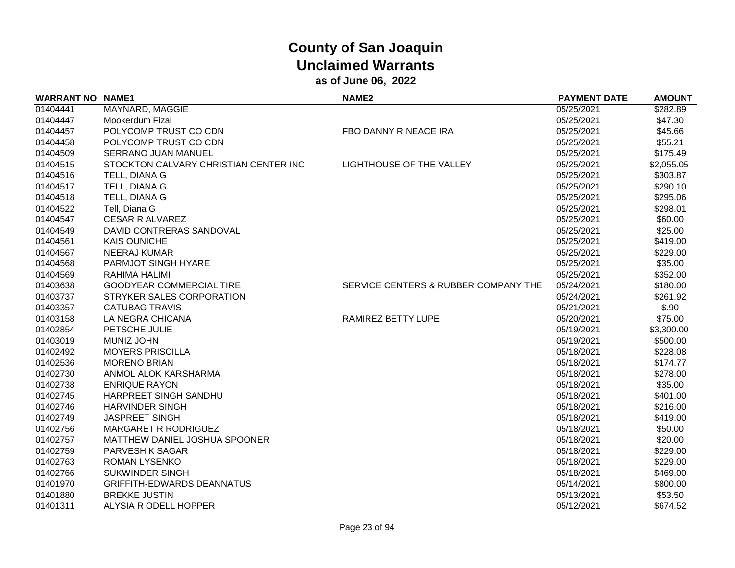# County of San Joaquin
## Unclaimed Warrants
### as of June 06, 2022

| WARRANT NO | NAME1 | NAME2 | PAYMENT DATE | AMOUNT |
|---|---|---|---|---|
| 01404441 | MAYNARD, MAGGIE | | 05/25/2021 | $282.89 |
| 01404447 | Mookerdum Fizal | | 05/25/2021 | $47.30 |
| 01404457 | POLYCOMP TRUST CO CDN | FBO DANNY R NEACE IRA | 05/25/2021 | $45.66 |
| 01404458 | POLYCOMP TRUST CO CDN | | 05/25/2021 | $55.21 |
| 01404509 | SERRANO JUAN MANUEL | | 05/25/2021 | $175.49 |
| 01404515 | STOCKTON CALVARY CHRISTIAN CENTER INC | LIGHTHOUSE OF THE VALLEY | 05/25/2021 | $2,055.05 |
| 01404516 | TELL, DIANA G | | 05/25/2021 | $303.87 |
| 01404517 | TELL, DIANA G | | 05/25/2021 | $290.10 |
| 01404518 | TELL, DIANA G | | 05/25/2021 | $295.06 |
| 01404522 | Tell, Diana G | | 05/25/2021 | $298.01 |
| 01404547 | CESAR R ALVAREZ | | 05/25/2021 | $60.00 |
| 01404549 | DAVID CONTRERAS SANDOVAL | | 05/25/2021 | $25.00 |
| 01404561 | KAIS OUNICHE | | 05/25/2021 | $419.00 |
| 01404567 | NEERAJ KUMAR | | 05/25/2021 | $229.00 |
| 01404568 | PARMJOT SINGH HYARE | | 05/25/2021 | $35.00 |
| 01404569 | RAHIMA HALIMI | | 05/25/2021 | $352.00 |
| 01403638 | GOODYEAR COMMERCIAL TIRE | SERVICE CENTERS & RUBBER COMPANY THE | 05/24/2021 | $180.00 |
| 01403737 | STRYKER SALES CORPORATION | | 05/24/2021 | $261.92 |
| 01403357 | CATUBAG TRAVIS | | 05/21/2021 | $.90 |
| 01403158 | LA NEGRA CHICANA | RAMIREZ BETTY LUPE | 05/20/2021 | $75.00 |
| 01402854 | PETSCHE JULIE | | 05/19/2021 | $3,300.00 |
| 01403019 | MUNIZ JOHN | | 05/19/2021 | $500.00 |
| 01402492 | MOYERS PRISCILLA | | 05/18/2021 | $228.08 |
| 01402536 | MORENO BRIAN | | 05/18/2021 | $174.77 |
| 01402730 | ANMOL ALOK KARSHARMA | | 05/18/2021 | $278.00 |
| 01402738 | ENRIQUE RAYON | | 05/18/2021 | $35.00 |
| 01402745 | HARPREET SINGH SANDHU | | 05/18/2021 | $401.00 |
| 01402746 | HARVINDER SINGH | | 05/18/2021 | $216.00 |
| 01402749 | JASPREET SINGH | | 05/18/2021 | $419.00 |
| 01402756 | MARGARET R RODRIGUEZ | | 05/18/2021 | $50.00 |
| 01402757 | MATTHEW DANIEL JOSHUA SPOONER | | 05/18/2021 | $20.00 |
| 01402759 | PARVESH K SAGAR | | 05/18/2021 | $229.00 |
| 01402763 | ROMAN LYSENKO | | 05/18/2021 | $229.00 |
| 01402766 | SUKWINDER SINGH | | 05/18/2021 | $469.00 |
| 01401970 | GRIFFITH-EDWARDS DEANNATUS | | 05/14/2021 | $800.00 |
| 01401880 | BREKKE JUSTIN | | 05/13/2021 | $53.50 |
| 01401311 | ALYSIA R ODELL HOPPER | | 05/12/2021 | $674.52 |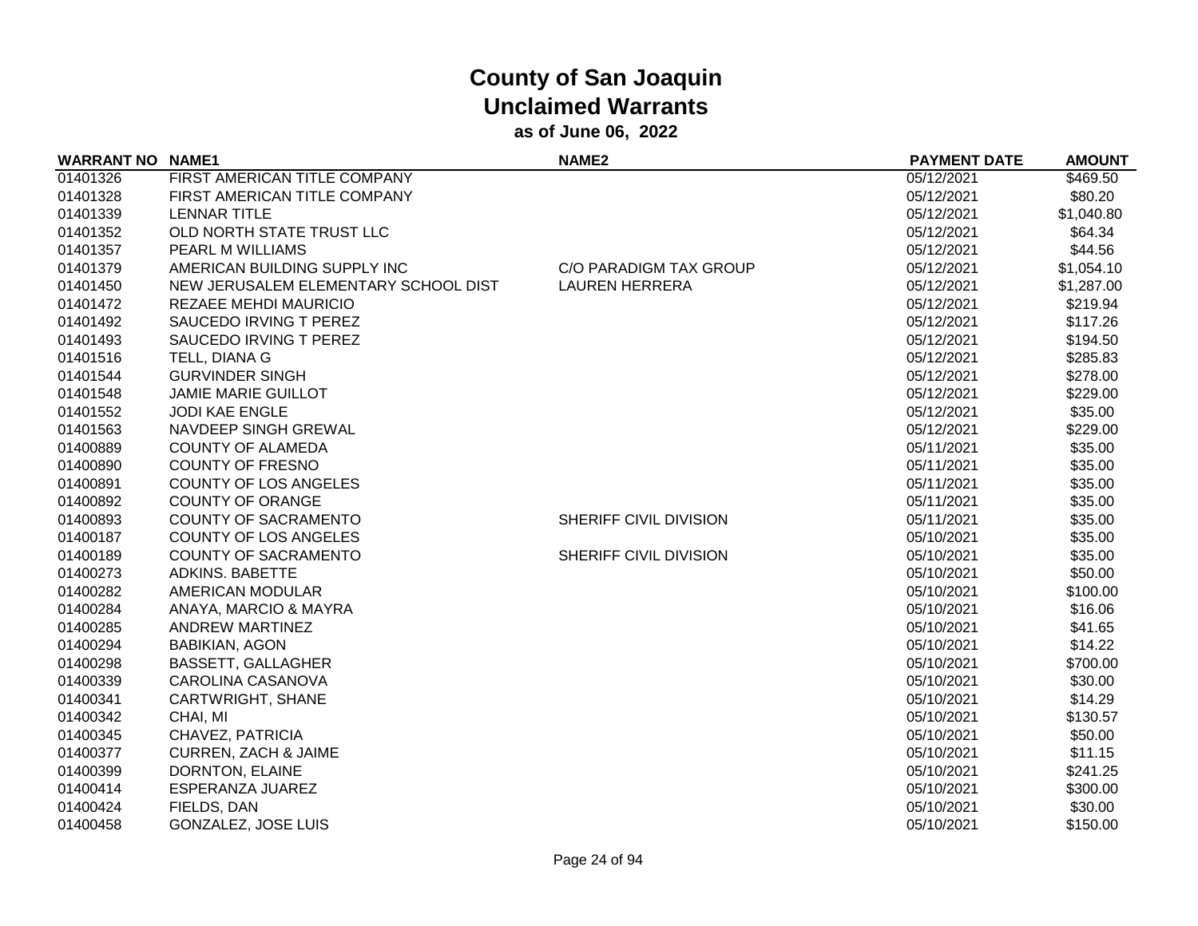# County of San Joaquin
## Unclaimed Warrants
### as of June 06, 2022

| WARRANT NO | NAME1 | NAME2 | PAYMENT DATE | AMOUNT |
|---|---|---|---|---|
| 01401326 | FIRST AMERICAN TITLE COMPANY | | 05/12/2021 | $469.50 |
| 01401328 | FIRST AMERICAN TITLE COMPANY | | 05/12/2021 | $80.20 |
| 01401339 | LENNAR TITLE | | 05/12/2021 | $1,040.80 |
| 01401352 | OLD NORTH STATE TRUST LLC | | 05/12/2021 | $64.34 |
| 01401357 | PEARL M WILLIAMS | | 05/12/2021 | $44.56 |
| 01401379 | AMERICAN BUILDING SUPPLY INC | C/O PARADIGM TAX GROUP | 05/12/2021 | $1,054.10 |
| 01401450 | NEW JERUSALEM ELEMENTARY SCHOOL DIST | LAUREN HERRERA | 05/12/2021 | $1,287.00 |
| 01401472 | REZAEE MEHDI MAURICIO | | 05/12/2021 | $219.94 |
| 01401492 | SAUCEDO IRVING T PEREZ | | 05/12/2021 | $117.26 |
| 01401493 | SAUCEDO IRVING T PEREZ | | 05/12/2021 | $194.50 |
| 01401516 | TELL, DIANA G | | 05/12/2021 | $285.83 |
| 01401544 | GURVINDER SINGH | | 05/12/2021 | $278.00 |
| 01401548 | JAMIE MARIE GUILLOT | | 05/12/2021 | $229.00 |
| 01401552 | JODI KAE ENGLE | | 05/12/2021 | $35.00 |
| 01401563 | NAVDEEP SINGH GREWAL | | 05/12/2021 | $229.00 |
| 01400889 | COUNTY OF ALAMEDA | | 05/11/2021 | $35.00 |
| 01400890 | COUNTY OF FRESNO | | 05/11/2021 | $35.00 |
| 01400891 | COUNTY OF LOS ANGELES | | 05/11/2021 | $35.00 |
| 01400892 | COUNTY OF ORANGE | | 05/11/2021 | $35.00 |
| 01400893 | COUNTY OF SACRAMENTO | SHERIFF CIVIL DIVISION | 05/11/2021 | $35.00 |
| 01400187 | COUNTY OF LOS ANGELES | | 05/10/2021 | $35.00 |
| 01400189 | COUNTY OF SACRAMENTO | SHERIFF CIVIL DIVISION | 05/10/2021 | $35.00 |
| 01400273 | ADKINS. BABETTE | | 05/10/2021 | $50.00 |
| 01400282 | AMERICAN MODULAR | | 05/10/2021 | $100.00 |
| 01400284 | ANAYA, MARCIO & MAYRA | | 05/10/2021 | $16.06 |
| 01400285 | ANDREW MARTINEZ | | 05/10/2021 | $41.65 |
| 01400294 | BABIKIAN, AGON | | 05/10/2021 | $14.22 |
| 01400298 | BASSETT, GALLAGHER | | 05/10/2021 | $700.00 |
| 01400339 | CAROLINA CASANOVA | | 05/10/2021 | $30.00 |
| 01400341 | CARTWRIGHT, SHANE | | 05/10/2021 | $14.29 |
| 01400342 | CHAI, MI | | 05/10/2021 | $130.57 |
| 01400345 | CHAVEZ, PATRICIA | | 05/10/2021 | $50.00 |
| 01400377 | CURREN, ZACH & JAIME | | 05/10/2021 | $11.15 |
| 01400399 | DORNTON, ELAINE | | 05/10/2021 | $241.25 |
| 01400414 | ESPERANZA JUAREZ | | 05/10/2021 | $300.00 |
| 01400424 | FIELDS, DAN | | 05/10/2021 | $30.00 |
| 01400458 | GONZALEZ, JOSE LUIS | | 05/10/2021 | $150.00 |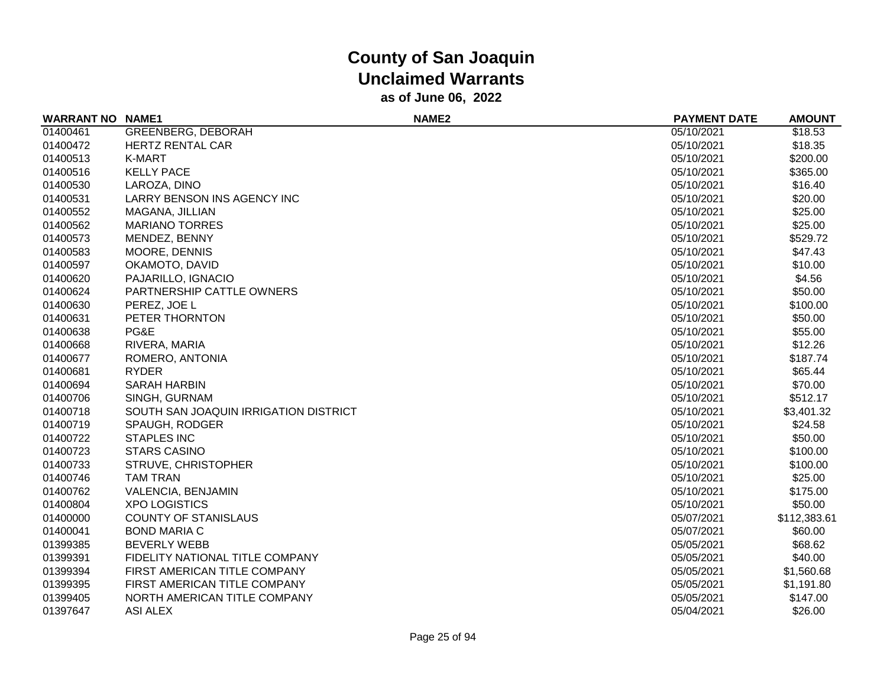# County of San Joaquin
## Unclaimed Warrants
### as of June 06, 2022

| WARRANT NO | NAME1 | NAME2 | PAYMENT DATE | AMOUNT |
|---|---|---|---|---|
| 01400461 | GREENBERG, DEBORAH | | 05/10/2021 | $18.53 |
| 01400472 | HERTZ RENTAL CAR | | 05/10/2021 | $18.35 |
| 01400513 | K-MART | | 05/10/2021 | $200.00 |
| 01400516 | KELLY PACE | | 05/10/2021 | $365.00 |
| 01400530 | LAROZA, DINO | | 05/10/2021 | $16.40 |
| 01400531 | LARRY BENSON INS AGENCY INC | | 05/10/2021 | $20.00 |
| 01400552 | MAGANA, JILLIAN | | 05/10/2021 | $25.00 |
| 01400562 | MARIANO TORRES | | 05/10/2021 | $25.00 |
| 01400573 | MENDEZ, BENNY | | 05/10/2021 | $529.72 |
| 01400583 | MOORE, DENNIS | | 05/10/2021 | $47.43 |
| 01400597 | OKAMOTO, DAVID | | 05/10/2021 | $10.00 |
| 01400620 | PAJARILLO, IGNACIO | | 05/10/2021 | $4.56 |
| 01400624 | PARTNERSHIP CATTLE OWNERS | | 05/10/2021 | $50.00 |
| 01400630 | PEREZ, JOE L | | 05/10/2021 | $100.00 |
| 01400631 | PETER THORNTON | | 05/10/2021 | $50.00 |
| 01400638 | PG&E | | 05/10/2021 | $55.00 |
| 01400668 | RIVERA, MARIA | | 05/10/2021 | $12.26 |
| 01400677 | ROMERO, ANTONIA | | 05/10/2021 | $187.74 |
| 01400681 | RYDER | | 05/10/2021 | $65.44 |
| 01400694 | SARAH HARBIN | | 05/10/2021 | $70.00 |
| 01400706 | SINGH, GURNAM | | 05/10/2021 | $512.17 |
| 01400718 | SOUTH SAN JOAQUIN IRRIGATION DISTRICT | | 05/10/2021 | $3,401.32 |
| 01400719 | SPAUGH, RODGER | | 05/10/2021 | $24.58 |
| 01400722 | STAPLES INC | | 05/10/2021 | $50.00 |
| 01400723 | STARS CASINO | | 05/10/2021 | $100.00 |
| 01400733 | STRUVE, CHRISTOPHER | | 05/10/2021 | $100.00 |
| 01400746 | TAM TRAN | | 05/10/2021 | $25.00 |
| 01400762 | VALENCIA, BENJAMIN | | 05/10/2021 | $175.00 |
| 01400804 | XPO LOGISTICS | | 05/10/2021 | $50.00 |
| 01400000 | COUNTY OF STANISLAUS | | 05/07/2021 | $112,383.61 |
| 01400041 | BOND MARIA C | | 05/07/2021 | $60.00 |
| 01399385 | BEVERLY WEBB | | 05/05/2021 | $68.62 |
| 01399391 | FIDELITY NATIONAL TITLE COMPANY | | 05/05/2021 | $40.00 |
| 01399394 | FIRST AMERICAN TITLE COMPANY | | 05/05/2021 | $1,560.68 |
| 01399395 | FIRST AMERICAN TITLE COMPANY | | 05/05/2021 | $1,191.80 |
| 01399405 | NORTH AMERICAN TITLE COMPANY | | 05/05/2021 | $147.00 |
| 01397647 | ASI ALEX | | 05/04/2021 | $26.00 |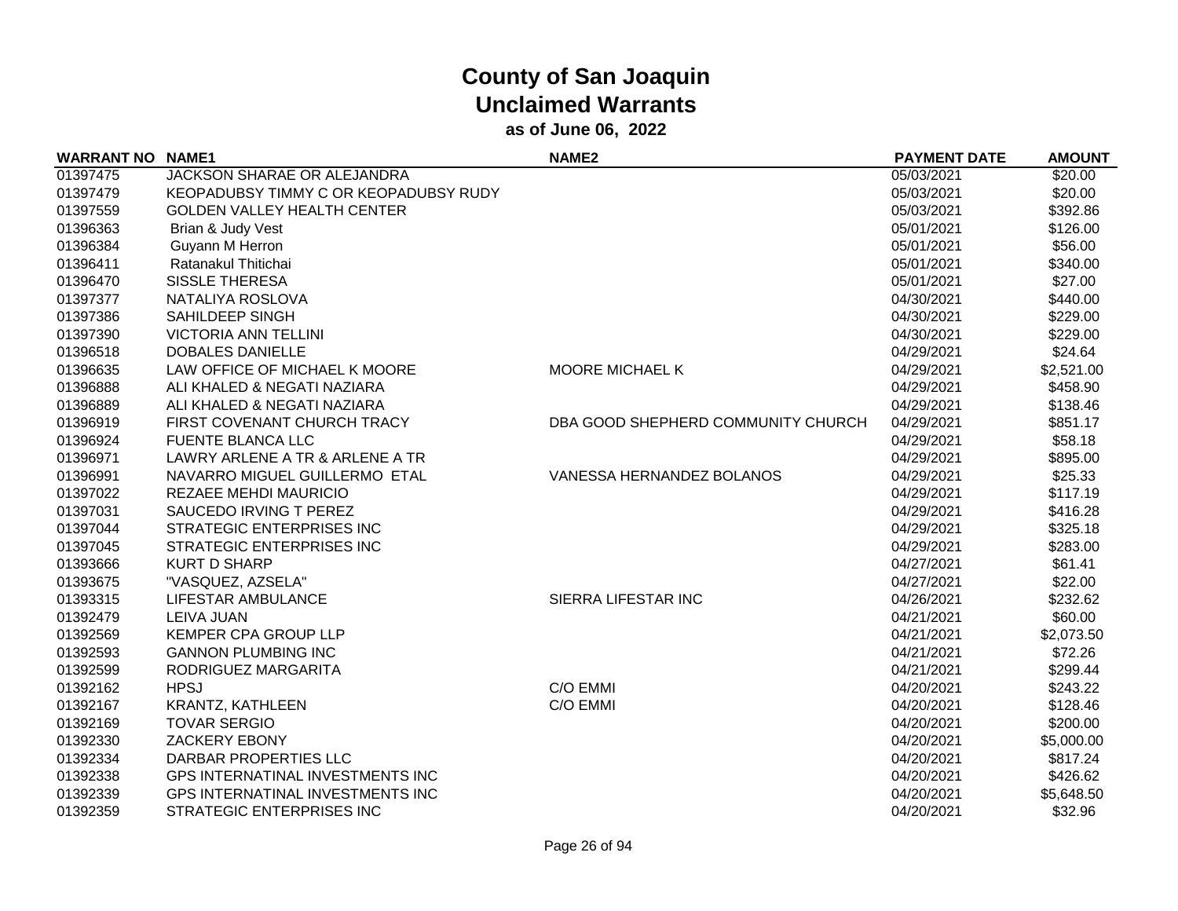# County of San Joaquin
## Unclaimed Warrants
### as of June 06, 2022

| WARRANT NO | NAME1 | NAME2 | PAYMENT DATE | AMOUNT |
|---|---|---|---|---|
| 01397475 | JACKSON SHARAE OR ALEJANDRA | | 05/03/2021 | $20.00 |
| 01397479 | KEOPADUBSY TIMMY C OR KEOPADUBSY RUDY | | 05/03/2021 | $20.00 |
| 01397559 | GOLDEN VALLEY HEALTH CENTER | | 05/03/2021 | $392.86 |
| 01396363 | Brian & Judy Vest | | 05/01/2021 | $126.00 |
| 01396384 | Guyann M Herron | | 05/01/2021 | $56.00 |
| 01396411 | Ratanakul Thitichai | | 05/01/2021 | $340.00 |
| 01396470 | SISSLE THERESA | | 05/01/2021 | $27.00 |
| 01397377 | NATALIYA ROSLOVA | | 04/30/2021 | $440.00 |
| 01397386 | SAHILDEEP SINGH | | 04/30/2021 | $229.00 |
| 01397390 | VICTORIA ANN TELLINI | | 04/30/2021 | $229.00 |
| 01396518 | DOBALES DANIELLE | | 04/29/2021 | $24.64 |
| 01396635 | LAW OFFICE OF MICHAEL K MOORE | MOORE MICHAEL K | 04/29/2021 | $2,521.00 |
| 01396888 | ALI KHALED & NEGATI NAZIARA | | 04/29/2021 | $458.90 |
| 01396889 | ALI KHALED & NEGATI NAZIARA | | 04/29/2021 | $138.46 |
| 01396919 | FIRST COVENANT CHURCH TRACY | DBA GOOD SHEPHERD COMMUNITY CHURCH | 04/29/2021 | $851.17 |
| 01396924 | FUENTE BLANCA LLC | | 04/29/2021 | $58.18 |
| 01396971 | LAWRY ARLENE A TR & ARLENE A TR | | 04/29/2021 | $895.00 |
| 01396991 | NAVARRO MIGUEL GUILLERMO ETAL | VANESSA HERNANDEZ BOLANOS | 04/29/2021 | $25.33 |
| 01397022 | REZAEE MEHDI MAURICIO | | 04/29/2021 | $117.19 |
| 01397031 | SAUCEDO IRVING T PEREZ | | 04/29/2021 | $416.28 |
| 01397044 | STRATEGIC ENTERPRISES INC | | 04/29/2021 | $325.18 |
| 01397045 | STRATEGIC ENTERPRISES INC | | 04/29/2021 | $283.00 |
| 01393666 | KURT D SHARP | | 04/27/2021 | $61.41 |
| 01393675 | "VASQUEZ, AZSELA" | | 04/27/2021 | $22.00 |
| 01393315 | LIFESTAR AMBULANCE | SIERRA LIFESTAR INC | 04/26/2021 | $232.62 |
| 01392479 | LEIVA JUAN | | 04/21/2021 | $60.00 |
| 01392569 | KEMPER CPA GROUP LLP | | 04/21/2021 | $2,073.50 |
| 01392593 | GANNON PLUMBING INC | | 04/21/2021 | $72.26 |
| 01392599 | RODRIGUEZ MARGARITA | | 04/21/2021 | $299.44 |
| 01392162 | HPSJ | C/O EMMI | 04/20/2021 | $243.22 |
| 01392167 | KRANTZ, KATHLEEN | C/O EMMI | 04/20/2021 | $128.46 |
| 01392169 | TOVAR SERGIO | | 04/20/2021 | $200.00 |
| 01392330 | ZACKERY EBONY | | 04/20/2021 | $5,000.00 |
| 01392334 | DARBAR PROPERTIES LLC | | 04/20/2021 | $817.24 |
| 01392338 | GPS INTERNATINAL INVESTMENTS INC | | 04/20/2021 | $426.62 |
| 01392339 | GPS INTERNATINAL INVESTMENTS INC | | 04/20/2021 | $5,648.50 |
| 01392359 | STRATEGIC ENTERPRISES INC | | 04/20/2021 | $32.96 |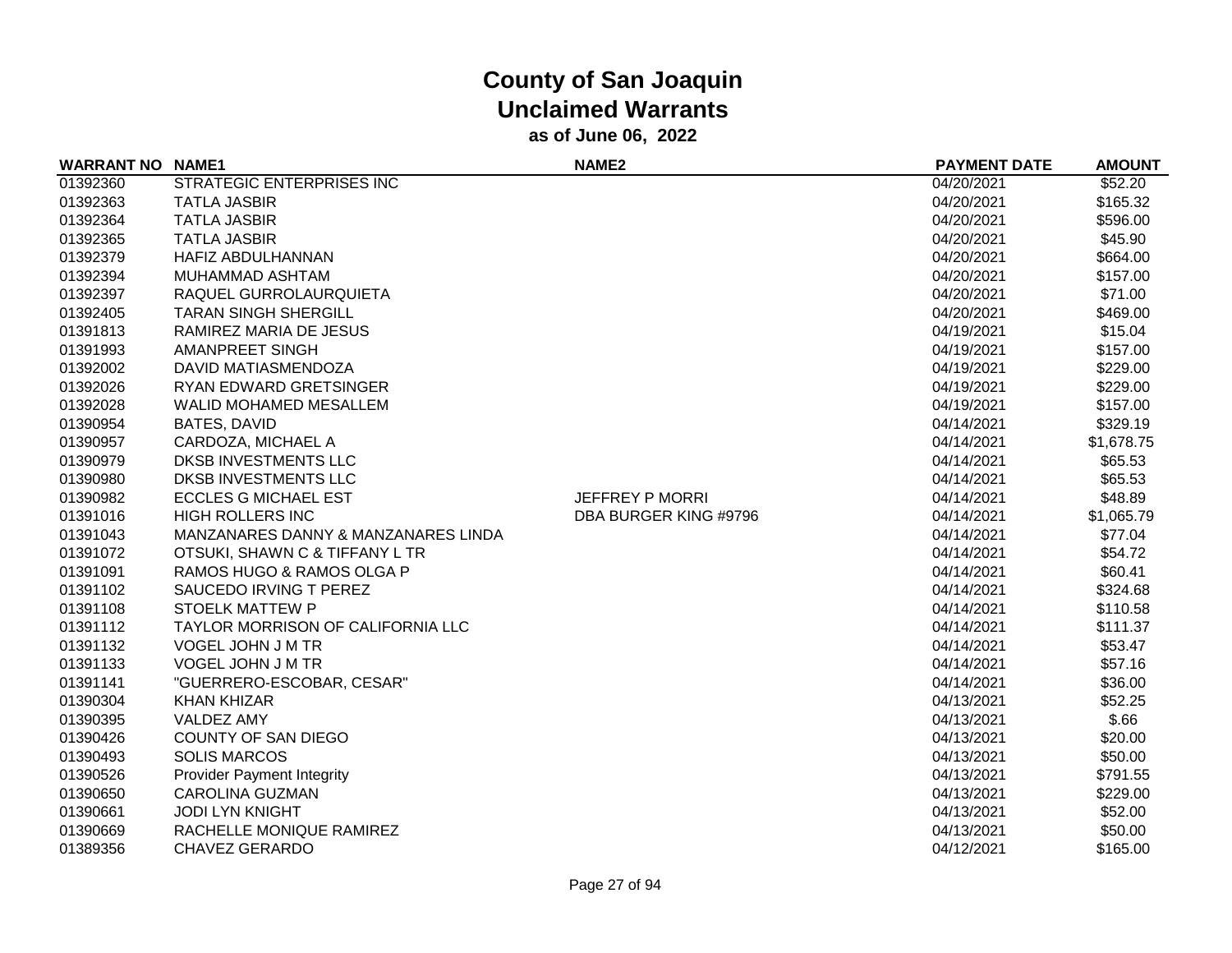# County of San Joaquin
## Unclaimed Warrants
### as of June 06, 2022

| WARRANT NO | NAME1 | NAME2 | PAYMENT DATE | AMOUNT |
|---|---|---|---|---|
| 01392360 | STRATEGIC ENTERPRISES INC | | 04/20/2021 | $52.20 |
| 01392363 | TATLA JASBIR | | 04/20/2021 | $165.32 |
| 01392364 | TATLA JASBIR | | 04/20/2021 | $596.00 |
| 01392365 | TATLA JASBIR | | 04/20/2021 | $45.90 |
| 01392379 | HAFIZ ABDULHANNAN | | 04/20/2021 | $664.00 |
| 01392394 | MUHAMMAD ASHTAM | | 04/20/2021 | $157.00 |
| 01392397 | RAQUEL GURROLAURQUIETA | | 04/20/2021 | $71.00 |
| 01392405 | TARAN SINGH SHERGILL | | 04/20/2021 | $469.00 |
| 01391813 | RAMIREZ MARIA DE JESUS | | 04/19/2021 | $15.04 |
| 01391993 | AMANPREET SINGH | | 04/19/2021 | $157.00 |
| 01392002 | DAVID MATIASMENDOZA | | 04/19/2021 | $229.00 |
| 01392026 | RYAN EDWARD GRETSINGER | | 04/19/2021 | $229.00 |
| 01392028 | WALID MOHAMED MESALLEM | | 04/19/2021 | $157.00 |
| 01390954 | BATES, DAVID | | 04/14/2021 | $329.19 |
| 01390957 | CARDOZA, MICHAEL A | | 04/14/2021 | $1,678.75 |
| 01390979 | DKSB INVESTMENTS LLC | | 04/14/2021 | $65.53 |
| 01390980 | DKSB INVESTMENTS LLC | | 04/14/2021 | $65.53 |
| 01390982 | ECCLES G MICHAEL EST | JEFFREY P MORRI | 04/14/2021 | $48.89 |
| 01391016 | HIGH ROLLERS INC | DBA BURGER KING #9796 | 04/14/2021 | $1,065.79 |
| 01391043 | MANZANARES DANNY & MANZANARES LINDA | | 04/14/2021 | $77.04 |
| 01391072 | OTSUKI, SHAWN C & TIFFANY L TR | | 04/14/2021 | $54.72 |
| 01391091 | RAMOS HUGO & RAMOS OLGA P | | 04/14/2021 | $60.41 |
| 01391102 | SAUCEDO IRVING T PEREZ | | 04/14/2021 | $324.68 |
| 01391108 | STOELK MATTEW P | | 04/14/2021 | $110.58 |
| 01391112 | TAYLOR MORRISON OF CALIFORNIA LLC | | 04/14/2021 | $111.37 |
| 01391132 | VOGEL JOHN J M TR | | 04/14/2021 | $53.47 |
| 01391133 | VOGEL JOHN J M TR | | 04/14/2021 | $57.16 |
| 01391141 | "GUERRERO-ESCOBAR, CESAR" | | 04/14/2021 | $36.00 |
| 01390304 | KHAN KHIZAR | | 04/13/2021 | $52.25 |
| 01390395 | VALDEZ AMY | | 04/13/2021 | $.66 |
| 01390426 | COUNTY OF SAN DIEGO | | 04/13/2021 | $20.00 |
| 01390493 | SOLIS MARCOS | | 04/13/2021 | $50.00 |
| 01390526 | Provider Payment Integrity | | 04/13/2021 | $791.55 |
| 01390650 | CAROLINA GUZMAN | | 04/13/2021 | $229.00 |
| 01390661 | JODI LYN KNIGHT | | 04/13/2021 | $52.00 |
| 01390669 | RACHELLE MONIQUE RAMIREZ | | 04/13/2021 | $50.00 |
| 01389356 | CHAVEZ GERARDO | | 04/12/2021 | $165.00 |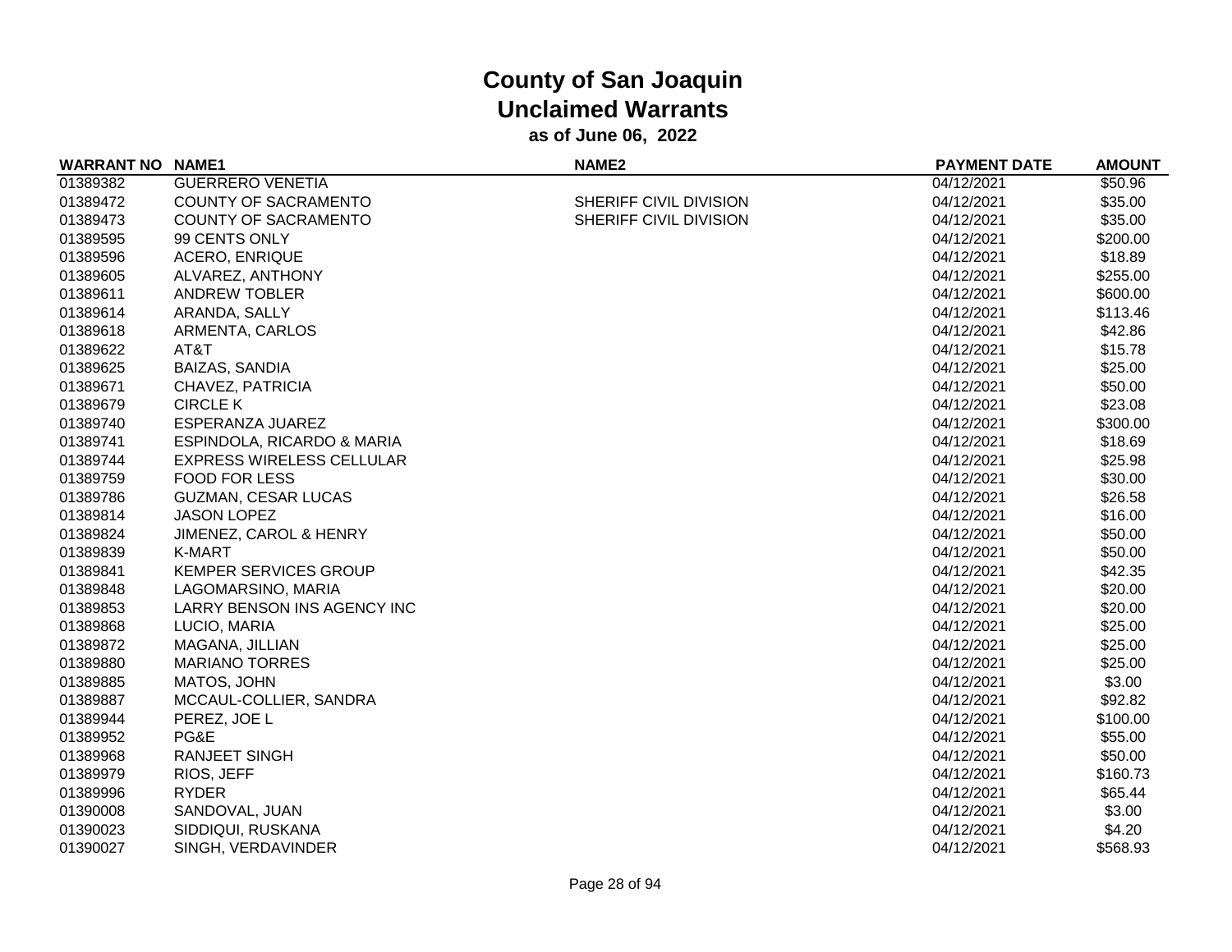# County of San Joaquin
## Unclaimed Warrants
### as of June 06, 2022

| WARRANT NO | NAME1 | NAME2 | PAYMENT DATE | AMOUNT |
|---|---|---|---|---|
| 01389382 | GUERRERO VENETIA | | 04/12/2021 | $50.96 |
| 01389472 | COUNTY OF SACRAMENTO | SHERIFF CIVIL DIVISION | 04/12/2021 | $35.00 |
| 01389473 | COUNTY OF SACRAMENTO | SHERIFF CIVIL DIVISION | 04/12/2021 | $35.00 |
| 01389595 | 99 CENTS ONLY | | 04/12/2021 | $200.00 |
| 01389596 | ACERO, ENRIQUE | | 04/12/2021 | $18.89 |
| 01389605 | ALVAREZ, ANTHONY | | 04/12/2021 | $255.00 |
| 01389611 | ANDREW TOBLER | | 04/12/2021 | $600.00 |
| 01389614 | ARANDA, SALLY | | 04/12/2021 | $113.46 |
| 01389618 | ARMENTA, CARLOS | | 04/12/2021 | $42.86 |
| 01389622 | AT&T | | 04/12/2021 | $15.78 |
| 01389625 | BAIZAS, SANDIA | | 04/12/2021 | $25.00 |
| 01389671 | CHAVEZ, PATRICIA | | 04/12/2021 | $50.00 |
| 01389679 | CIRCLE K | | 04/12/2021 | $23.08 |
| 01389740 | ESPERANZA JUAREZ | | 04/12/2021 | $300.00 |
| 01389741 | ESPINDOLA, RICARDO & MARIA | | 04/12/2021 | $18.69 |
| 01389744 | EXPRESS WIRELESS CELLULAR | | 04/12/2021 | $25.98 |
| 01389759 | FOOD FOR LESS | | 04/12/2021 | $30.00 |
| 01389786 | GUZMAN, CESAR LUCAS | | 04/12/2021 | $26.58 |
| 01389814 | JASON LOPEZ | | 04/12/2021 | $16.00 |
| 01389824 | JIMENEZ, CAROL & HENRY | | 04/12/2021 | $50.00 |
| 01389839 | K-MART | | 04/12/2021 | $50.00 |
| 01389841 | KEMPER SERVICES GROUP | | 04/12/2021 | $42.35 |
| 01389848 | LAGOMARSINO, MARIA | | 04/12/2021 | $20.00 |
| 01389853 | LARRY BENSON INS AGENCY INC | | 04/12/2021 | $20.00 |
| 01389868 | LUCIO, MARIA | | 04/12/2021 | $25.00 |
| 01389872 | MAGANA, JILLIAN | | 04/12/2021 | $25.00 |
| 01389880 | MARIANO TORRES | | 04/12/2021 | $25.00 |
| 01389885 | MATOS, JOHN | | 04/12/2021 | $3.00 |
| 01389887 | MCCAUL-COLLIER, SANDRA | | 04/12/2021 | $92.82 |
| 01389944 | PEREZ, JOE L | | 04/12/2021 | $100.00 |
| 01389952 | PG&E | | 04/12/2021 | $55.00 |
| 01389968 | RANJEET SINGH | | 04/12/2021 | $50.00 |
| 01389979 | RIOS, JEFF | | 04/12/2021 | $160.73 |
| 01389996 | RYDER | | 04/12/2021 | $65.44 |
| 01390008 | SANDOVAL, JUAN | | 04/12/2021 | $3.00 |
| 01390023 | SIDDIQUI, RUSKANA | | 04/12/2021 | $4.20 |
| 01390027 | SINGH, VERDAVINDER | | 04/12/2021 | $568.93 |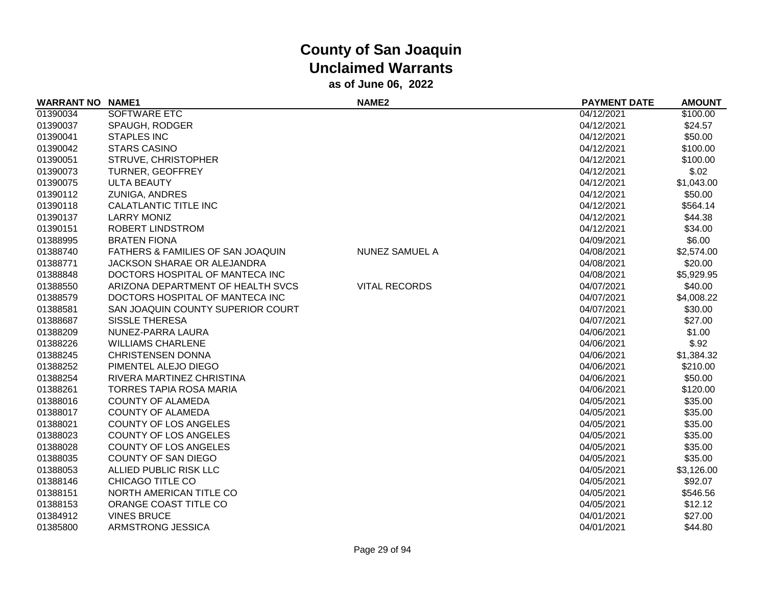# County of San Joaquin
## Unclaimed Warrants
### as of June 06, 2022

| WARRANT NO | NAME1 | NAME2 | PAYMENT DATE | AMOUNT |
|---|---|---|---|---|
| 01390034 | SOFTWARE ETC | | 04/12/2021 | $100.00 |
| 01390037 | SPAUGH, RODGER | | 04/12/2021 | $24.57 |
| 01390041 | STAPLES INC | | 04/12/2021 | $50.00 |
| 01390042 | STARS CASINO | | 04/12/2021 | $100.00 |
| 01390051 | STRUVE, CHRISTOPHER | | 04/12/2021 | $100.00 |
| 01390073 | TURNER, GEOFFREY | | 04/12/2021 | $.02 |
| 01390075 | ULTA BEAUTY | | 04/12/2021 | $1,043.00 |
| 01390112 | ZUNIGA, ANDRES | | 04/12/2021 | $50.00 |
| 01390118 | CALATLANTIC TITLE INC | | 04/12/2021 | $564.14 |
| 01390137 | LARRY MONIZ | | 04/12/2021 | $44.38 |
| 01390151 | ROBERT LINDSTROM | | 04/12/2021 | $34.00 |
| 01388995 | BRATEN FIONA | | 04/09/2021 | $6.00 |
| 01388740 | FATHERS & FAMILIES OF SAN JOAQUIN | NUNEZ SAMUEL A | 04/08/2021 | $2,574.00 |
| 01388771 | JACKSON SHARAE OR ALEJANDRA | | 04/08/2021 | $20.00 |
| 01388848 | DOCTORS HOSPITAL OF MANTECA INC | | 04/08/2021 | $5,929.95 |
| 01388550 | ARIZONA DEPARTMENT OF HEALTH SVCS | VITAL RECORDS | 04/07/2021 | $40.00 |
| 01388579 | DOCTORS HOSPITAL OF MANTECA INC | | 04/07/2021 | $4,008.22 |
| 01388581 | SAN JOAQUIN COUNTY SUPERIOR COURT | | 04/07/2021 | $30.00 |
| 01388687 | SISSLE THERESA | | 04/07/2021 | $27.00 |
| 01388209 | NUNEZ-PARRA LAURA | | 04/06/2021 | $1.00 |
| 01388226 | WILLIAMS CHARLENE | | 04/06/2021 | $.92 |
| 01388245 | CHRISTENSEN DONNA | | 04/06/2021 | $1,384.32 |
| 01388252 | PIMENTEL ALEJO DIEGO | | 04/06/2021 | $210.00 |
| 01388254 | RIVERA MARTINEZ CHRISTINA | | 04/06/2021 | $50.00 |
| 01388261 | TORRES TAPIA ROSA MARIA | | 04/06/2021 | $120.00 |
| 01388016 | COUNTY OF ALAMEDA | | 04/05/2021 | $35.00 |
| 01388017 | COUNTY OF ALAMEDA | | 04/05/2021 | $35.00 |
| 01388021 | COUNTY OF LOS ANGELES | | 04/05/2021 | $35.00 |
| 01388023 | COUNTY OF LOS ANGELES | | 04/05/2021 | $35.00 |
| 01388028 | COUNTY OF LOS ANGELES | | 04/05/2021 | $35.00 |
| 01388035 | COUNTY OF SAN DIEGO | | 04/05/2021 | $35.00 |
| 01388053 | ALLIED PUBLIC RISK LLC | | 04/05/2021 | $3,126.00 |
| 01388146 | CHICAGO TITLE CO | | 04/05/2021 | $92.07 |
| 01388151 | NORTH AMERICAN TITLE CO | | 04/05/2021 | $546.56 |
| 01388153 | ORANGE COAST TITLE CO | | 04/05/2021 | $12.12 |
| 01384912 | VINES BRUCE | | 04/01/2021 | $27.00 |
| 01385800 | ARMSTRONG JESSICA | | 04/01/2021 | $44.80 |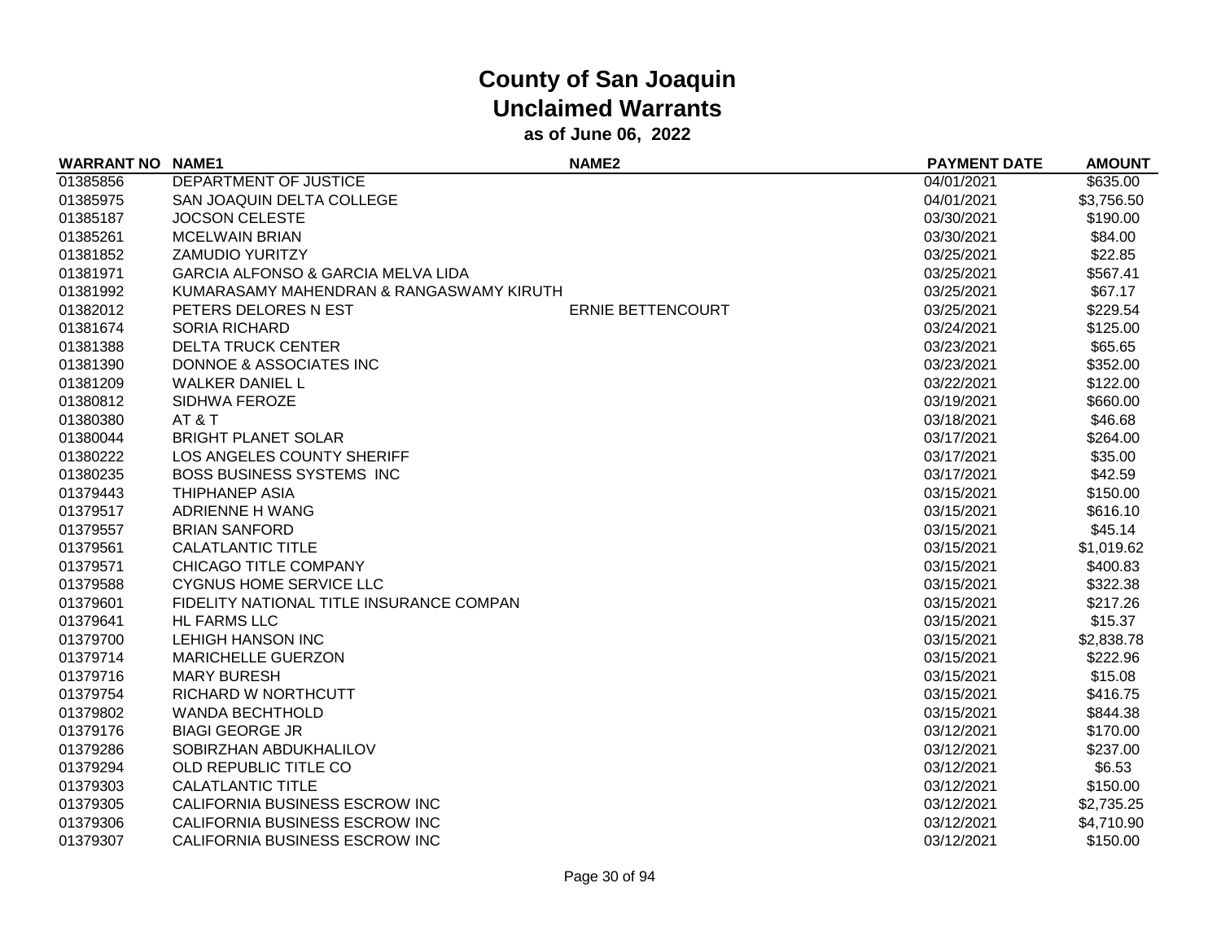# County of San Joaquin
## Unclaimed Warrants
### as of June 06, 2022

| WARRANT NO | NAME1 | NAME2 | PAYMENT DATE | AMOUNT |
|---|---|---|---|---|
| 01385856 | DEPARTMENT OF JUSTICE | | 04/01/2021 | $635.00 |
| 01385975 | SAN JOAQUIN DELTA COLLEGE | | 04/01/2021 | $3,756.50 |
| 01385187 | JOCSON CELESTE | | 03/30/2021 | $190.00 |
| 01385261 | MCELWAIN BRIAN | | 03/30/2021 | $84.00 |
| 01381852 | ZAMUDIO YURITZY | | 03/25/2021 | $22.85 |
| 01381971 | GARCIA ALFONSO & GARCIA MELVA LIDA | | 03/25/2021 | $567.41 |
| 01381992 | KUMARASAMY MAHENDRAN & RANGASWAMY KIRUTH | | 03/25/2021 | $67.17 |
| 01382012 | PETERS DELORES N EST | ERNIE BETTENCOURT | 03/25/2021 | $229.54 |
| 01381674 | SORIA RICHARD | | 03/24/2021 | $125.00 |
| 01381388 | DELTA TRUCK CENTER | | 03/23/2021 | $65.65 |
| 01381390 | DONNOE & ASSOCIATES INC | | 03/23/2021 | $352.00 |
| 01381209 | WALKER DANIEL L | | 03/22/2021 | $122.00 |
| 01380812 | SIDHWA FEROZE | | 03/19/2021 | $660.00 |
| 01380380 | AT & T | | 03/18/2021 | $46.68 |
| 01380044 | BRIGHT PLANET SOLAR | | 03/17/2021 | $264.00 |
| 01380222 | LOS ANGELES COUNTY SHERIFF | | 03/17/2021 | $35.00 |
| 01380235 | BOSS BUSINESS SYSTEMS INC | | 03/17/2021 | $42.59 |
| 01379443 | THIPHANEP ASIA | | 03/15/2021 | $150.00 |
| 01379517 | ADRIENNE H WANG | | 03/15/2021 | $616.10 |
| 01379557 | BRIAN SANFORD | | 03/15/2021 | $45.14 |
| 01379561 | CALATLANTIC TITLE | | 03/15/2021 | $1,019.62 |
| 01379571 | CHICAGO TITLE COMPANY | | 03/15/2021 | $400.83 |
| 01379588 | CYGNUS HOME SERVICE LLC | | 03/15/2021 | $322.38 |
| 01379601 | FIDELITY NATIONAL TITLE INSURANCE COMPAN | | 03/15/2021 | $217.26 |
| 01379641 | HL FARMS LLC | | 03/15/2021 | $15.37 |
| 01379700 | LEHIGH HANSON INC | | 03/15/2021 | $2,838.78 |
| 01379714 | MARICHELLE GUERZON | | 03/15/2021 | $222.96 |
| 01379716 | MARY BURESH | | 03/15/2021 | $15.08 |
| 01379754 | RICHARD W NORTHCUTT | | 03/15/2021 | $416.75 |
| 01379802 | WANDA BECHTHOLD | | 03/15/2021 | $844.38 |
| 01379176 | BIAGI GEORGE JR | | 03/12/2021 | $170.00 |
| 01379286 | SOBIRZHAN ABDUKHALILOV | | 03/12/2021 | $237.00 |
| 01379294 | OLD REPUBLIC TITLE CO | | 03/12/2021 | $6.53 |
| 01379303 | CALATLANTIC TITLE | | 03/12/2021 | $150.00 |
| 01379305 | CALIFORNIA BUSINESS ESCROW INC | | 03/12/2021 | $2,735.25 |
| 01379306 | CALIFORNIA BUSINESS ESCROW INC | | 03/12/2021 | $4,710.90 |
| 01379307 | CALIFORNIA BUSINESS ESCROW INC | | 03/12/2021 | $150.00 |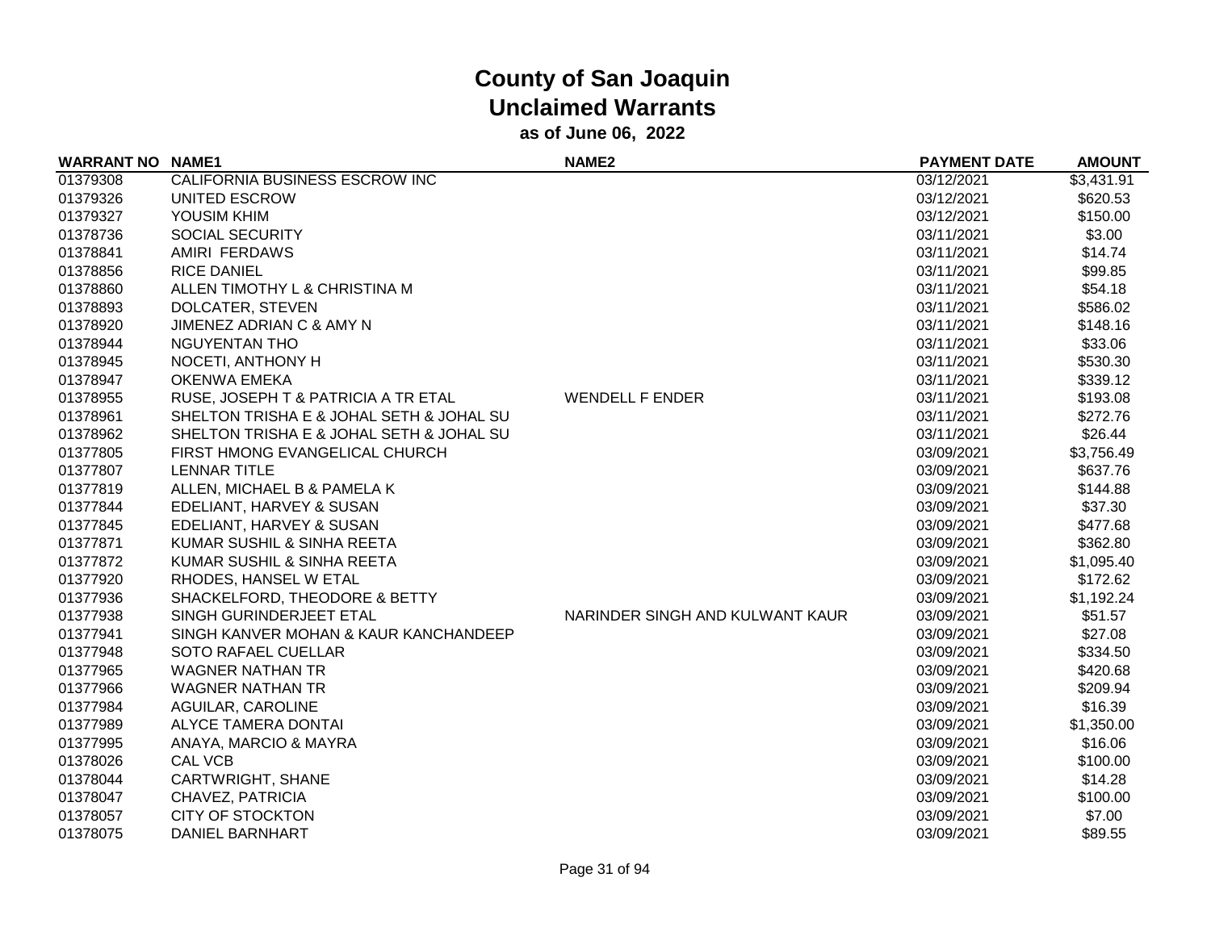# County of San Joaquin
## Unclaimed Warrants
### as of June 06, 2022

| WARRANT NO | NAME1 | NAME2 | PAYMENT DATE | AMOUNT |
|---|---|---|---|---|
| 01379308 | CALIFORNIA BUSINESS ESCROW INC | | 03/12/2021 | $3,431.91 |
| 01379326 | UNITED ESCROW | | 03/12/2021 | $620.53 |
| 01379327 | YOUSIM KHIM | | 03/12/2021 | $150.00 |
| 01378736 | SOCIAL SECURITY | | 03/11/2021 | $3.00 |
| 01378841 | AMIRI FERDAWS | | 03/11/2021 | $14.74 |
| 01378856 | RICE DANIEL | | 03/11/2021 | $99.85 |
| 01378860 | ALLEN TIMOTHY L & CHRISTINA M | | 03/11/2021 | $54.18 |
| 01378893 | DOLCATER, STEVEN | | 03/11/2021 | $586.02 |
| 01378920 | JIMENEZ ADRIAN C & AMY N | | 03/11/2021 | $148.16 |
| 01378944 | NGUYENTAN THO | | 03/11/2021 | $33.06 |
| 01378945 | NOCETI, ANTHONY H | | 03/11/2021 | $530.30 |
| 01378947 | OKENWA EMEKA | | 03/11/2021 | $339.12 |
| 01378955 | RUSE, JOSEPH T & PATRICIA A TR ETAL | WENDELL F ENDER | 03/11/2021 | $193.08 |
| 01378961 | SHELTON TRISHA E & JOHAL SETH & JOHAL SU | | 03/11/2021 | $272.76 |
| 01378962 | SHELTON TRISHA E & JOHAL SETH & JOHAL SU | | 03/11/2021 | $26.44 |
| 01377805 | FIRST HMONG EVANGELICAL CHURCH | | 03/09/2021 | $3,756.49 |
| 01377807 | LENNAR TITLE | | 03/09/2021 | $637.76 |
| 01377819 | ALLEN, MICHAEL B & PAMELA K | | 03/09/2021 | $144.88 |
| 01377844 | EDELIANT, HARVEY & SUSAN | | 03/09/2021 | $37.30 |
| 01377845 | EDELIANT, HARVEY & SUSAN | | 03/09/2021 | $477.68 |
| 01377871 | KUMAR SUSHIL & SINHA REETA | | 03/09/2021 | $362.80 |
| 01377872 | KUMAR SUSHIL & SINHA REETA | | 03/09/2021 | $1,095.40 |
| 01377920 | RHODES, HANSEL W ETAL | | 03/09/2021 | $172.62 |
| 01377936 | SHACKELFORD, THEODORE & BETTY | | 03/09/2021 | $1,192.24 |
| 01377938 | SINGH GURINDERJEET ETAL | NARINDER SINGH AND KULWANT KAUR | 03/09/2021 | $51.57 |
| 01377941 | SINGH KANVER MOHAN & KAUR KANCHANDEEP | | 03/09/2021 | $27.08 |
| 01377948 | SOTO RAFAEL CUELLAR | | 03/09/2021 | $334.50 |
| 01377965 | WAGNER NATHAN TR | | 03/09/2021 | $420.68 |
| 01377966 | WAGNER NATHAN TR | | 03/09/2021 | $209.94 |
| 01377984 | AGUILAR, CAROLINE | | 03/09/2021 | $16.39 |
| 01377989 | ALYCE TAMERA DONTAI | | 03/09/2021 | $1,350.00 |
| 01377995 | ANAYA, MARCIO & MAYRA | | 03/09/2021 | $16.06 |
| 01378026 | CAL VCB | | 03/09/2021 | $100.00 |
| 01378044 | CARTWRIGHT, SHANE | | 03/09/2021 | $14.28 |
| 01378047 | CHAVEZ, PATRICIA | | 03/09/2021 | $100.00 |
| 01378057 | CITY OF STOCKTON | | 03/09/2021 | $7.00 |
| 01378075 | DANIEL BARNHART | | 03/09/2021 | $89.55 |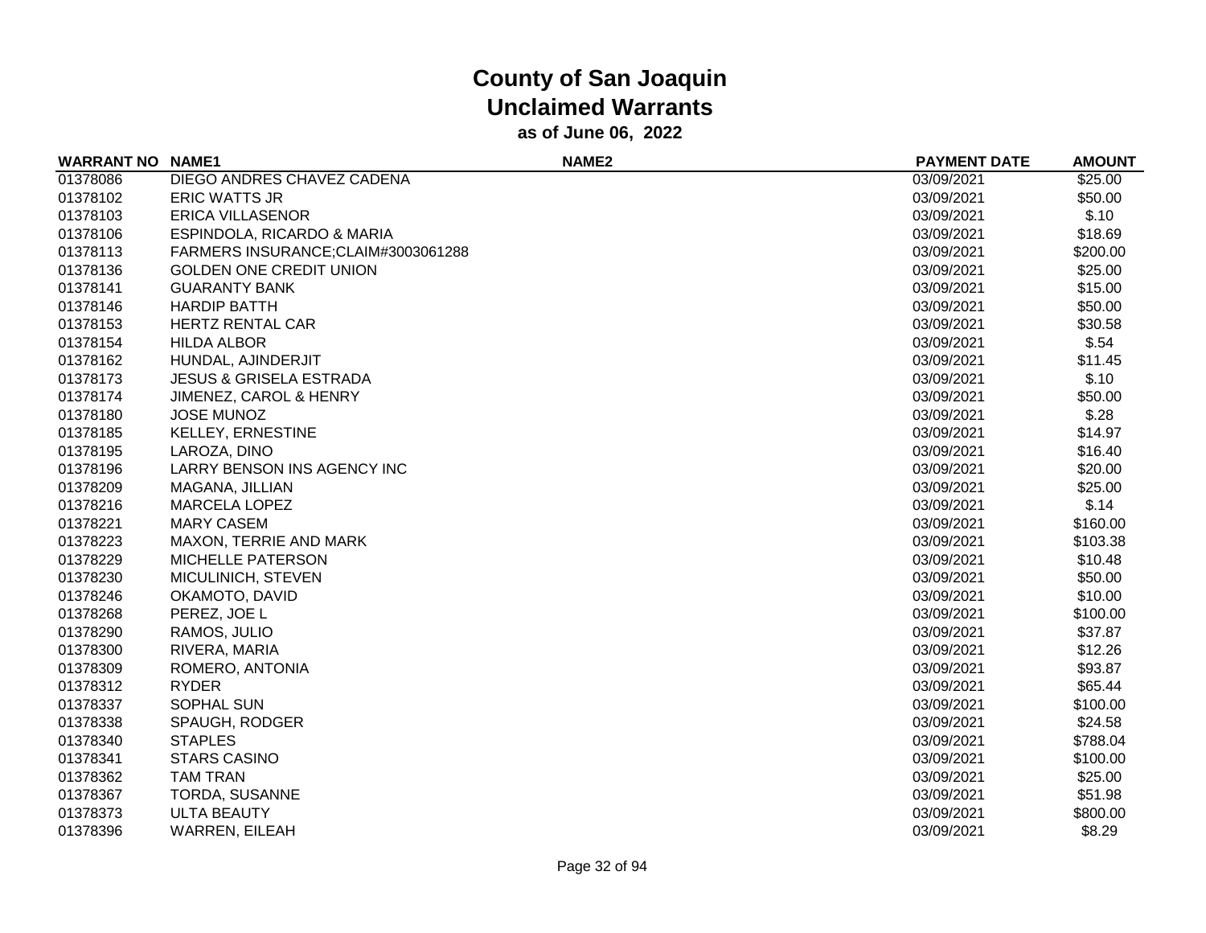# County of San Joaquin
## Unclaimed Warrants
### as of June 06, 2022

| WARRANT NO | NAME1 | NAME2 | PAYMENT DATE | AMOUNT |
|---|---|---|---|---|
| 01378086 | DIEGO ANDRES CHAVEZ CADENA | | 03/09/2021 | $25.00 |
| 01378102 | ERIC WATTS JR | | 03/09/2021 | $50.00 |
| 01378103 | ERICA VILLASENOR | | 03/09/2021 | $.10 |
| 01378106 | ESPINDOLA, RICARDO & MARIA | | 03/09/2021 | $18.69 |
| 01378113 | FARMERS INSURANCE;CLAIM#3003061288 | | 03/09/2021 | $200.00 |
| 01378136 | GOLDEN ONE CREDIT UNION | | 03/09/2021 | $25.00 |
| 01378141 | GUARANTY BANK | | 03/09/2021 | $15.00 |
| 01378146 | HARDIP BATTH | | 03/09/2021 | $50.00 |
| 01378153 | HERTZ RENTAL CAR | | 03/09/2021 | $30.58 |
| 01378154 | HILDA ALBOR | | 03/09/2021 | $.54 |
| 01378162 | HUNDAL, AJINDERJIT | | 03/09/2021 | $11.45 |
| 01378173 | JESUS & GRISELA ESTRADA | | 03/09/2021 | $.10 |
| 01378174 | JIMENEZ, CAROL & HENRY | | 03/09/2021 | $50.00 |
| 01378180 | JOSE MUNOZ | | 03/09/2021 | $.28 |
| 01378185 | KELLEY, ERNESTINE | | 03/09/2021 | $14.97 |
| 01378195 | LAROZA, DINO | | 03/09/2021 | $16.40 |
| 01378196 | LARRY BENSON INS AGENCY INC | | 03/09/2021 | $20.00 |
| 01378209 | MAGANA, JILLIAN | | 03/09/2021 | $25.00 |
| 01378216 | MARCELA LOPEZ | | 03/09/2021 | $.14 |
| 01378221 | MARY CASEM | | 03/09/2021 | $160.00 |
| 01378223 | MAXON, TERRIE AND MARK | | 03/09/2021 | $103.38 |
| 01378229 | MICHELLE PATERSON | | 03/09/2021 | $10.48 |
| 01378230 | MICULINICH, STEVEN | | 03/09/2021 | $50.00 |
| 01378246 | OKAMOTO, DAVID | | 03/09/2021 | $10.00 |
| 01378268 | PEREZ, JOE L | | 03/09/2021 | $100.00 |
| 01378290 | RAMOS, JULIO | | 03/09/2021 | $37.87 |
| 01378300 | RIVERA, MARIA | | 03/09/2021 | $12.26 |
| 01378309 | ROMERO, ANTONIA | | 03/09/2021 | $93.87 |
| 01378312 | RYDER | | 03/09/2021 | $65.44 |
| 01378337 | SOPHAL SUN | | 03/09/2021 | $100.00 |
| 01378338 | SPAUGH, RODGER | | 03/09/2021 | $24.58 |
| 01378340 | STAPLES | | 03/09/2021 | $788.04 |
| 01378341 | STARS CASINO | | 03/09/2021 | $100.00 |
| 01378362 | TAM TRAN | | 03/09/2021 | $25.00 |
| 01378367 | TORDA, SUSANNE | | 03/09/2021 | $51.98 |
| 01378373 | ULTA BEAUTY | | 03/09/2021 | $800.00 |
| 01378396 | WARREN, EILEAH | | 03/09/2021 | $8.29 |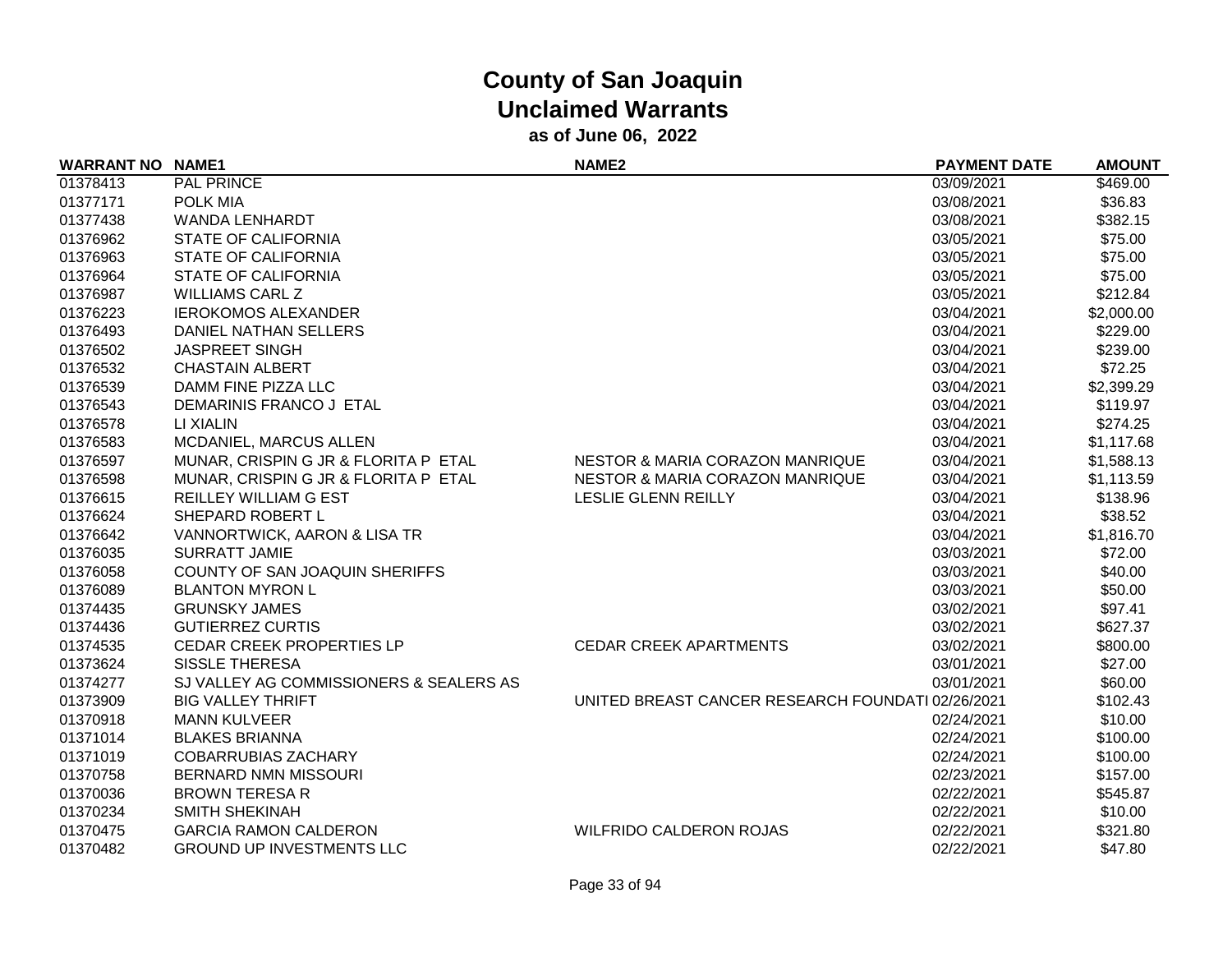# County of San Joaquin
## Unclaimed Warrants
### as of June 06, 2022

| WARRANT NO | NAME1 | NAME2 | PAYMENT DATE | AMOUNT |
|---|---|---|---|---|
| 01378413 | PAL PRINCE | | 03/09/2021 | $469.00 |
| 01377171 | POLK MIA | | 03/08/2021 | $36.83 |
| 01377438 | WANDA LENHARDT | | 03/08/2021 | $382.15 |
| 01376962 | STATE OF CALIFORNIA | | 03/05/2021 | $75.00 |
| 01376963 | STATE OF CALIFORNIA | | 03/05/2021 | $75.00 |
| 01376964 | STATE OF CALIFORNIA | | 03/05/2021 | $75.00 |
| 01376987 | WILLIAMS CARL Z | | 03/05/2021 | $212.84 |
| 01376223 | IEROKOMOS ALEXANDER | | 03/04/2021 | $2,000.00 |
| 01376493 | DANIEL NATHAN SELLERS | | 03/04/2021 | $229.00 |
| 01376502 | JASPREET SINGH | | 03/04/2021 | $239.00 |
| 01376532 | CHASTAIN ALBERT | | 03/04/2021 | $72.25 |
| 01376539 | DAMM FINE PIZZA LLC | | 03/04/2021 | $2,399.29 |
| 01376543 | DEMARINIS FRANCO J ETAL | | 03/04/2021 | $119.97 |
| 01376578 | LI XIALIN | | 03/04/2021 | $274.25 |
| 01376583 | MCDANIEL, MARCUS ALLEN | | 03/04/2021 | $1,117.68 |
| 01376597 | MUNAR, CRISPIN G JR & FLORITA P ETAL | NESTOR & MARIA CORAZON MANRIQUE | 03/04/2021 | $1,588.13 |
| 01376598 | MUNAR, CRISPIN G JR & FLORITA P ETAL | NESTOR & MARIA CORAZON MANRIQUE | 03/04/2021 | $1,113.59 |
| 01376615 | REILLEY WILLIAM G EST | LESLIE GLENN REILLY | 03/04/2021 | $138.96 |
| 01376624 | SHEPARD ROBERT L | | 03/04/2021 | $38.52 |
| 01376642 | VANNORTWICK, AARON & LISA TR | | 03/04/2021 | $1,816.70 |
| 01376035 | SURRATT JAMIE | | 03/03/2021 | $72.00 |
| 01376058 | COUNTY OF SAN JOAQUIN SHERIFFS | | 03/03/2021 | $40.00 |
| 01376089 | BLANTON MYRON L | | 03/03/2021 | $50.00 |
| 01374435 | GRUNSKY JAMES | | 03/02/2021 | $97.41 |
| 01374436 | GUTIERREZ CURTIS | | 03/02/2021 | $627.37 |
| 01374535 | CEDAR CREEK PROPERTIES LP | CEDAR CREEK APARTMENTS | 03/02/2021 | $800.00 |
| 01373624 | SISSLE THERESA | | 03/01/2021 | $27.00 |
| 01374277 | SJ VALLEY AG COMMISSIONERS & SEALERS AS | | 03/01/2021 | $60.00 |
| 01373909 | BIG VALLEY THRIFT | UNITED BREAST CANCER RESEARCH FOUNDATI | 02/26/2021 | $102.43 |
| 01370918 | MANN KULVEER | | 02/24/2021 | $10.00 |
| 01371014 | BLAKES BRIANNA | | 02/24/2021 | $100.00 |
| 01371019 | COBARRUBIAS ZACHARY | | 02/24/2021 | $100.00 |
| 01370758 | BERNARD NMN MISSOURI | | 02/23/2021 | $157.00 |
| 01370036 | BROWN TERESA R | | 02/22/2021 | $545.87 |
| 01370234 | SMITH SHEKINAH | | 02/22/2021 | $10.00 |
| 01370475 | GARCIA RAMON CALDERON | WILFRIDO CALDERON ROJAS | 02/22/2021 | $321.80 |
| 01370482 | GROUND UP INVESTMENTS LLC | | 02/22/2021 | $47.80 |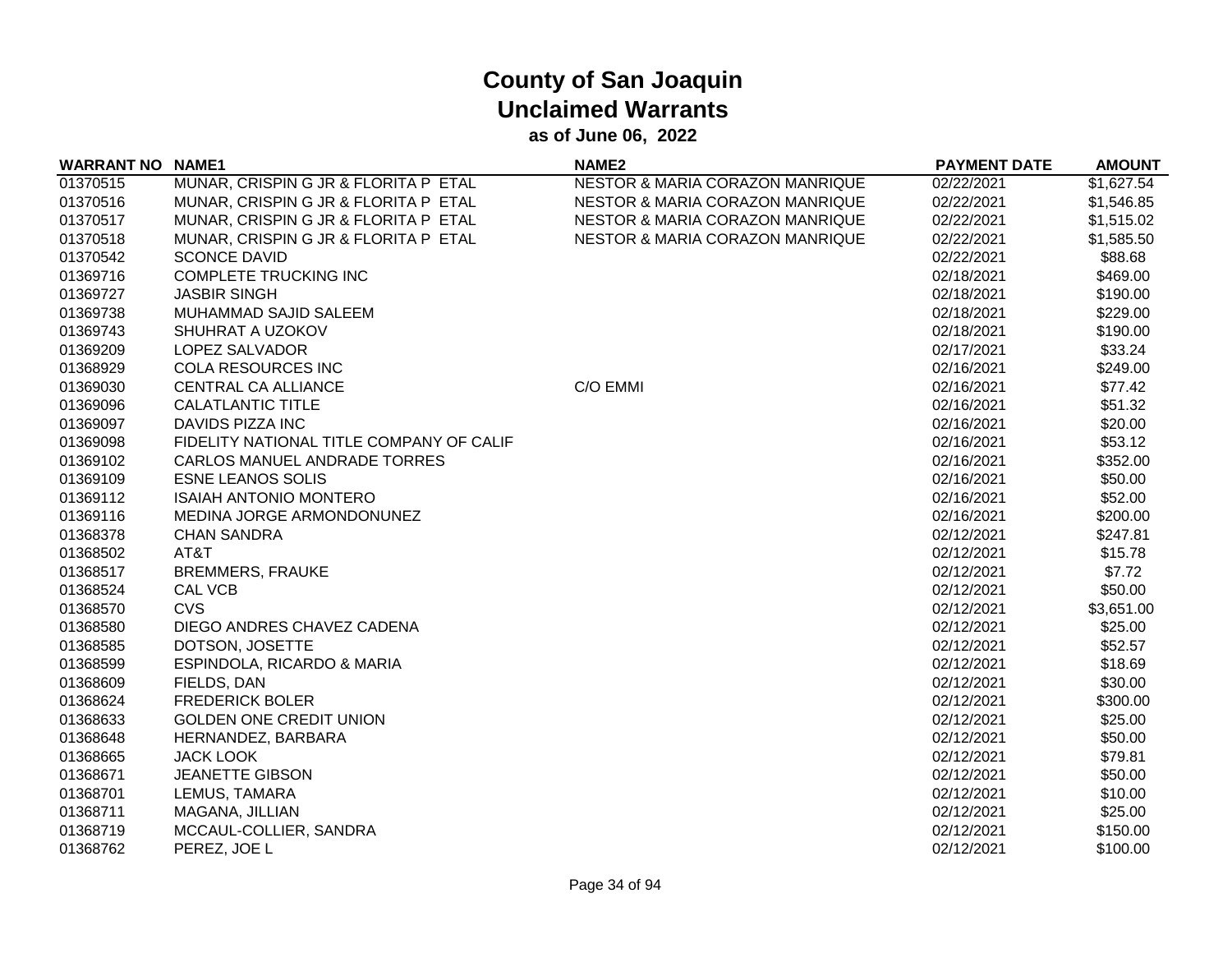# County of San Joaquin
## Unclaimed Warrants
### as of June 06, 2022

| WARRANT NO | NAME1 | NAME2 | PAYMENT DATE | AMOUNT |
|---|---|---|---|---|
| 01370515 | MUNAR, CRISPIN G JR & FLORITA P ETAL | NESTOR & MARIA CORAZON MANRIQUE | 02/22/2021 | $1,627.54 |
| 01370516 | MUNAR, CRISPIN G JR & FLORITA P ETAL | NESTOR & MARIA CORAZON MANRIQUE | 02/22/2021 | $1,546.85 |
| 01370517 | MUNAR, CRISPIN G JR & FLORITA P ETAL | NESTOR & MARIA CORAZON MANRIQUE | 02/22/2021 | $1,515.02 |
| 01370518 | MUNAR, CRISPIN G JR & FLORITA P ETAL | NESTOR & MARIA CORAZON MANRIQUE | 02/22/2021 | $1,585.50 |
| 01370542 | SCONCE DAVID | | 02/22/2021 | $88.68 |
| 01369716 | COMPLETE TRUCKING INC | | 02/18/2021 | $469.00 |
| 01369727 | JASBIR SINGH | | 02/18/2021 | $190.00 |
| 01369738 | MUHAMMAD SAJID SALEEM | | 02/18/2021 | $229.00 |
| 01369743 | SHUHRAT A UZOKOV | | 02/18/2021 | $190.00 |
| 01369209 | LOPEZ SALVADOR | | 02/17/2021 | $33.24 |
| 01368929 | COLA RESOURCES INC | | 02/16/2021 | $249.00 |
| 01369030 | CENTRAL CA ALLIANCE | C/O EMMI | 02/16/2021 | $77.42 |
| 01369096 | CALATLANTIC TITLE | | 02/16/2021 | $51.32 |
| 01369097 | DAVIDS PIZZA INC | | 02/16/2021 | $20.00 |
| 01369098 | FIDELITY NATIONAL TITLE COMPANY OF CALIF | | 02/16/2021 | $53.12 |
| 01369102 | CARLOS MANUEL ANDRADE TORRES | | 02/16/2021 | $352.00 |
| 01369109 | ESNE LEANOS SOLIS | | 02/16/2021 | $50.00 |
| 01369112 | ISAIAH ANTONIO MONTERO | | 02/16/2021 | $52.00 |
| 01369116 | MEDINA JORGE ARMONDONUNEZ | | 02/16/2021 | $200.00 |
| 01368378 | CHAN SANDRA | | 02/12/2021 | $247.81 |
| 01368502 | AT&T | | 02/12/2021 | $15.78 |
| 01368517 | BREMMERS, FRAUKE | | 02/12/2021 | $7.72 |
| 01368524 | CAL VCB | | 02/12/2021 | $50.00 |
| 01368570 | CVS | | 02/12/2021 | $3,651.00 |
| 01368580 | DIEGO ANDRES CHAVEZ CADENA | | 02/12/2021 | $25.00 |
| 01368585 | DOTSON, JOSETTE | | 02/12/2021 | $52.57 |
| 01368599 | ESPINDOLA, RICARDO & MARIA | | 02/12/2021 | $18.69 |
| 01368609 | FIELDS, DAN | | 02/12/2021 | $30.00 |
| 01368624 | FREDERICK BOLER | | 02/12/2021 | $300.00 |
| 01368633 | GOLDEN ONE CREDIT UNION | | 02/12/2021 | $25.00 |
| 01368648 | HERNANDEZ, BARBARA | | 02/12/2021 | $50.00 |
| 01368665 | JACK LOOK | | 02/12/2021 | $79.81 |
| 01368671 | JEANETTE GIBSON | | 02/12/2021 | $50.00 |
| 01368701 | LEMUS, TAMARA | | 02/12/2021 | $10.00 |
| 01368711 | MAGANA, JILLIAN | | 02/12/2021 | $25.00 |
| 01368719 | MCCAUL-COLLIER, SANDRA | | 02/12/2021 | $150.00 |
| 01368762 | PEREZ, JOE L | | 02/12/2021 | $100.00 |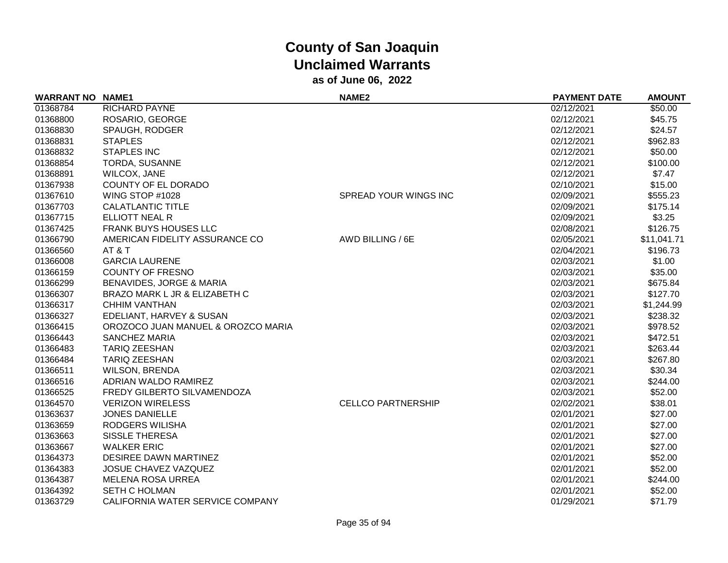# County of San Joaquin
## Unclaimed Warrants
### as of June 06, 2022

| WARRANT NO | NAME1 | NAME2 | PAYMENT DATE | AMOUNT |
|---|---|---|---|---|
| 01368784 | RICHARD PAYNE | | 02/12/2021 | $50.00 |
| 01368800 | ROSARIO, GEORGE | | 02/12/2021 | $45.75 |
| 01368830 | SPAUGH, RODGER | | 02/12/2021 | $24.57 |
| 01368831 | STAPLES | | 02/12/2021 | $962.83 |
| 01368832 | STAPLES INC | | 02/12/2021 | $50.00 |
| 01368854 | TORDA, SUSANNE | | 02/12/2021 | $100.00 |
| 01368891 | WILCOX, JANE | | 02/12/2021 | $7.47 |
| 01367938 | COUNTY OF EL DORADO | | 02/10/2021 | $15.00 |
| 01367610 | WING STOP #1028 | SPREAD YOUR WINGS INC | 02/09/2021 | $555.23 |
| 01367703 | CALATLANTIC TITLE | | 02/09/2021 | $175.14 |
| 01367715 | ELLIOTT NEAL R | | 02/09/2021 | $3.25 |
| 01367425 | FRANK BUYS HOUSES LLC | | 02/08/2021 | $126.75 |
| 01366790 | AMERICAN FIDELITY ASSURANCE CO | AWD BILLING / 6E | 02/05/2021 | $11,041.71 |
| 01366560 | AT & T | | 02/04/2021 | $196.73 |
| 01366008 | GARCIA LAURENE | | 02/03/2021 | $1.00 |
| 01366159 | COUNTY OF FRESNO | | 02/03/2021 | $35.00 |
| 01366299 | BENAVIDES, JORGE & MARIA | | 02/03/2021 | $675.84 |
| 01366307 | BRAZO MARK L JR & ELIZABETH C | | 02/03/2021 | $127.70 |
| 01366317 | CHHIM VANTHAN | | 02/03/2021 | $1,244.99 |
| 01366327 | EDELIANT, HARVEY & SUSAN | | 02/03/2021 | $238.32 |
| 01366415 | OROZOCO JUAN MANUEL & OROZCO MARIA | | 02/03/2021 | $978.52 |
| 01366443 | SANCHEZ MARIA | | 02/03/2021 | $472.51 |
| 01366483 | TARIQ ZEESHAN | | 02/03/2021 | $263.44 |
| 01366484 | TARIQ ZEESHAN | | 02/03/2021 | $267.80 |
| 01366511 | WILSON, BRENDA | | 02/03/2021 | $30.34 |
| 01366516 | ADRIAN WALDO RAMIREZ | | 02/03/2021 | $244.00 |
| 01366525 | FREDY GILBERTO SILVAMENDOZA | | 02/03/2021 | $52.00 |
| 01364570 | VERIZON WIRELESS | CELLCO PARTNERSHIP | 02/02/2021 | $38.01 |
| 01363637 | JONES DANIELLE | | 02/01/2021 | $27.00 |
| 01363659 | RODGERS WILISHA | | 02/01/2021 | $27.00 |
| 01363663 | SISSLE THERESA | | 02/01/2021 | $27.00 |
| 01363667 | WALKER ERIC | | 02/01/2021 | $27.00 |
| 01364373 | DESIREE DAWN MARTINEZ | | 02/01/2021 | $52.00 |
| 01364383 | JOSUE CHAVEZ VAZQUEZ | | 02/01/2021 | $52.00 |
| 01364387 | MELENA ROSA URREA | | 02/01/2021 | $244.00 |
| 01364392 | SETH C HOLMAN | | 02/01/2021 | $52.00 |
| 01363729 | CALIFORNIA WATER SERVICE COMPANY | | 01/29/2021 | $71.79 |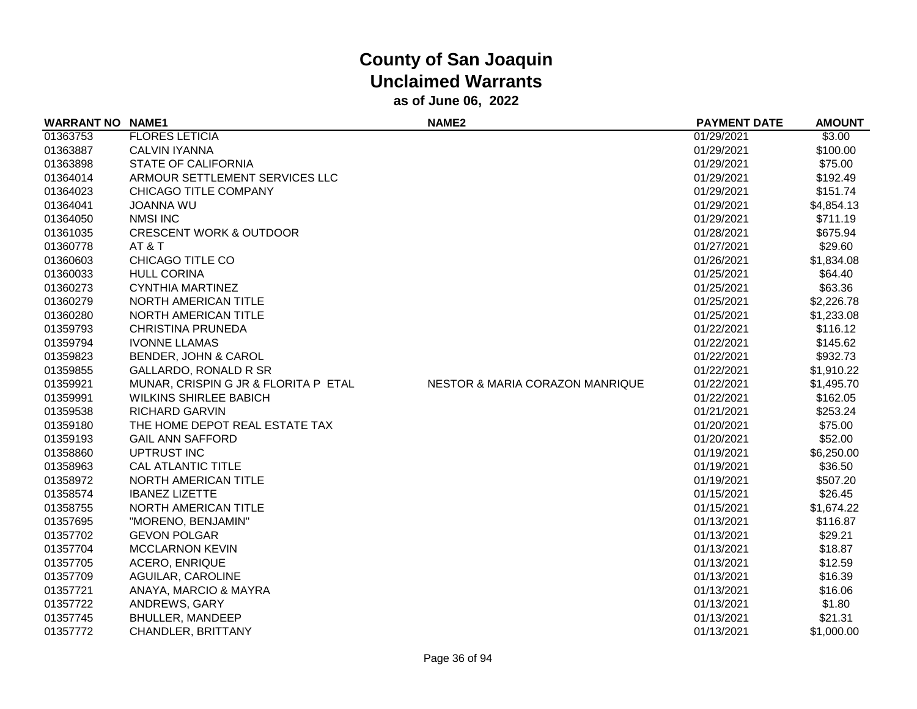# County of San Joaquin
## Unclaimed Warrants
### as of June 06, 2022

| WARRANT NO | NAME1 | NAME2 | PAYMENT DATE | AMOUNT |
|---|---|---|---|---|
| 01363753 | FLORES LETICIA | | 01/29/2021 | $3.00 |
| 01363887 | CALVIN IYANNA | | 01/29/2021 | $100.00 |
| 01363898 | STATE OF CALIFORNIA | | 01/29/2021 | $75.00 |
| 01364014 | ARMOUR SETTLEMENT SERVICES LLC | | 01/29/2021 | $192.49 |
| 01364023 | CHICAGO TITLE COMPANY | | 01/29/2021 | $151.74 |
| 01364041 | JOANNA WU | | 01/29/2021 | $4,854.13 |
| 01364050 | NMSI INC | | 01/29/2021 | $711.19 |
| 01361035 | CRESCENT WORK & OUTDOOR | | 01/28/2021 | $675.94 |
| 01360778 | AT & T | | 01/27/2021 | $29.60 |
| 01360603 | CHICAGO TITLE CO | | 01/26/2021 | $1,834.08 |
| 01360033 | HULL CORINA | | 01/25/2021 | $64.40 |
| 01360273 | CYNTHIA MARTINEZ | | 01/25/2021 | $63.36 |
| 01360279 | NORTH AMERICAN TITLE | | 01/25/2021 | $2,226.78 |
| 01360280 | NORTH AMERICAN TITLE | | 01/25/2021 | $1,233.08 |
| 01359793 | CHRISTINA PRUNEDA | | 01/22/2021 | $116.12 |
| 01359794 | IVONNE LLAMAS | | 01/22/2021 | $145.62 |
| 01359823 | BENDER, JOHN & CAROL | | 01/22/2021 | $932.73 |
| 01359855 | GALLARDO, RONALD R SR | | 01/22/2021 | $1,910.22 |
| 01359921 | MUNAR, CRISPIN G JR & FLORITA P ETAL | NESTOR & MARIA CORAZON MANRIQUE | 01/22/2021 | $1,495.70 |
| 01359991 | WILKINS SHIRLEE BABICH | | 01/22/2021 | $162.05 |
| 01359538 | RICHARD GARVIN | | 01/21/2021 | $253.24 |
| 01359180 | THE HOME DEPOT REAL ESTATE TAX | | 01/20/2021 | $75.00 |
| 01359193 | GAIL ANN SAFFORD | | 01/20/2021 | $52.00 |
| 01358860 | UPTRUST INC | | 01/19/2021 | $6,250.00 |
| 01358963 | CAL ATLANTIC TITLE | | 01/19/2021 | $36.50 |
| 01358972 | NORTH AMERICAN TITLE | | 01/19/2021 | $507.20 |
| 01358574 | IBANEZ LIZETTE | | 01/15/2021 | $26.45 |
| 01358755 | NORTH AMERICAN TITLE | | 01/15/2021 | $1,674.22 |
| 01357695 | "MORENO, BENJAMIN" | | 01/13/2021 | $116.87 |
| 01357702 | GEVON POLGAR | | 01/13/2021 | $29.21 |
| 01357704 | MCCLARNON KEVIN | | 01/13/2021 | $18.87 |
| 01357705 | ACERO, ENRIQUE | | 01/13/2021 | $12.59 |
| 01357709 | AGUILAR, CAROLINE | | 01/13/2021 | $16.39 |
| 01357721 | ANAYA, MARCIO & MAYRA | | 01/13/2021 | $16.06 |
| 01357722 | ANDREWS, GARY | | 01/13/2021 | $1.80 |
| 01357745 | BHULLER, MANDEEP | | 01/13/2021 | $21.31 |
| 01357772 | CHANDLER, BRITTANY | | 01/13/2021 | $1,000.00 |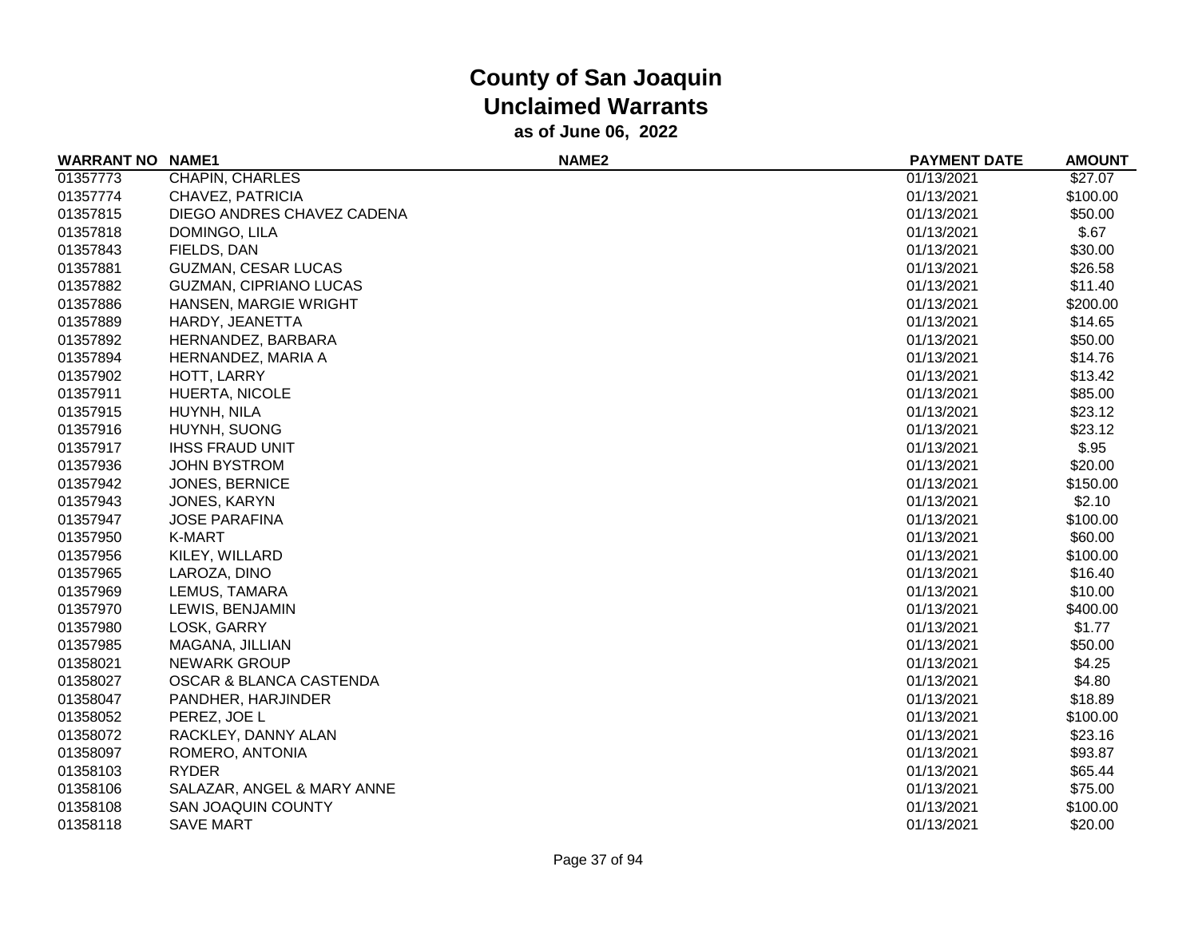# County of San Joaquin
## Unclaimed Warrants
### as of June 06, 2022

| WARRANT NO | NAME1 | NAME2 | PAYMENT DATE | AMOUNT |
|---|---|---|---|---|
| 01357773 | CHAPIN, CHARLES | | 01/13/2021 | $27.07 |
| 01357774 | CHAVEZ, PATRICIA | | 01/13/2021 | $100.00 |
| 01357815 | DIEGO ANDRES CHAVEZ CADENA | | 01/13/2021 | $50.00 |
| 01357818 | DOMINGO, LILA | | 01/13/2021 | $.67 |
| 01357843 | FIELDS, DAN | | 01/13/2021 | $30.00 |
| 01357881 | GUZMAN, CESAR LUCAS | | 01/13/2021 | $26.58 |
| 01357882 | GUZMAN, CIPRIANO LUCAS | | 01/13/2021 | $11.40 |
| 01357886 | HANSEN, MARGIE WRIGHT | | 01/13/2021 | $200.00 |
| 01357889 | HARDY, JEANETTA | | 01/13/2021 | $14.65 |
| 01357892 | HERNANDEZ, BARBARA | | 01/13/2021 | $50.00 |
| 01357894 | HERNANDEZ, MARIA A | | 01/13/2021 | $14.76 |
| 01357902 | HOTT, LARRY | | 01/13/2021 | $13.42 |
| 01357911 | HUERTA, NICOLE | | 01/13/2021 | $85.00 |
| 01357915 | HUYNH, NILA | | 01/13/2021 | $23.12 |
| 01357916 | HUYNH, SUONG | | 01/13/2021 | $23.12 |
| 01357917 | IHSS FRAUD UNIT | | 01/13/2021 | $.95 |
| 01357936 | JOHN BYSTROM | | 01/13/2021 | $20.00 |
| 01357942 | JONES, BERNICE | | 01/13/2021 | $150.00 |
| 01357943 | JONES, KARYN | | 01/13/2021 | $2.10 |
| 01357947 | JOSE PARAFINA | | 01/13/2021 | $100.00 |
| 01357950 | K-MART | | 01/13/2021 | $60.00 |
| 01357956 | KILEY, WILLARD | | 01/13/2021 | $100.00 |
| 01357965 | LAROZA, DINO | | 01/13/2021 | $16.40 |
| 01357969 | LEMUS, TAMARA | | 01/13/2021 | $10.00 |
| 01357970 | LEWIS, BENJAMIN | | 01/13/2021 | $400.00 |
| 01357980 | LOSK, GARRY | | 01/13/2021 | $1.77 |
| 01357985 | MAGANA, JILLIAN | | 01/13/2021 | $50.00 |
| 01358021 | NEWARK GROUP | | 01/13/2021 | $4.25 |
| 01358027 | OSCAR & BLANCA CASTENDA | | 01/13/2021 | $4.80 |
| 01358047 | PANDHER, HARJINDER | | 01/13/2021 | $18.89 |
| 01358052 | PEREZ, JOE L | | 01/13/2021 | $100.00 |
| 01358072 | RACKLEY, DANNY ALAN | | 01/13/2021 | $23.16 |
| 01358097 | ROMERO, ANTONIA | | 01/13/2021 | $93.87 |
| 01358103 | RYDER | | 01/13/2021 | $65.44 |
| 01358106 | SALAZAR, ANGEL & MARY ANNE | | 01/13/2021 | $75.00 |
| 01358108 | SAN JOAQUIN COUNTY | | 01/13/2021 | $100.00 |
| 01358118 | SAVE MART | | 01/13/2021 | $20.00 |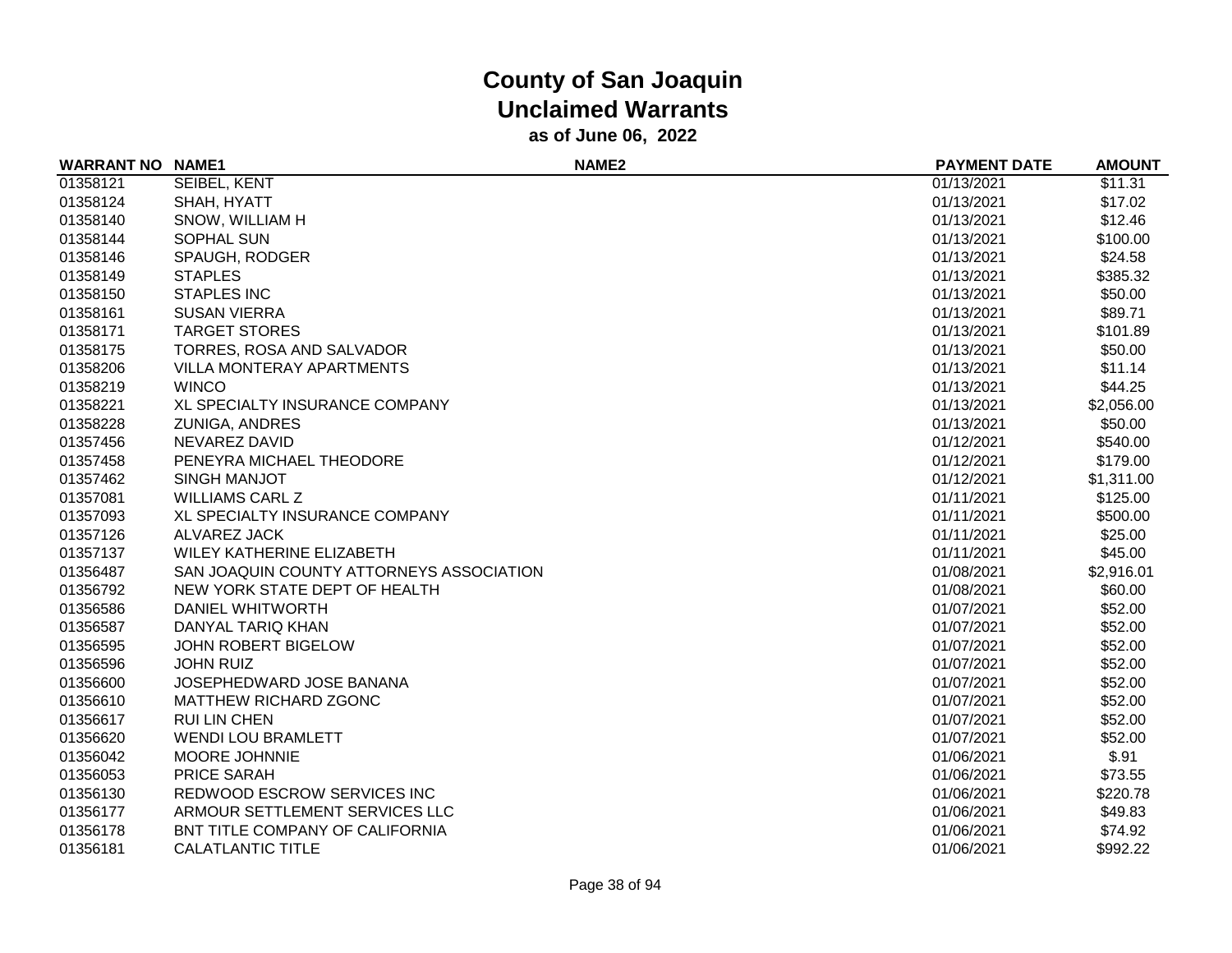# County of San Joaquin
## Unclaimed Warrants
### as of June 06, 2022

| WARRANT NO | NAME1 | NAME2 | PAYMENT DATE | AMOUNT |
|---|---|---|---|---|
| 01358121 | SEIBEL, KENT | | 01/13/2021 | $11.31 |
| 01358124 | SHAH, HYATT | | 01/13/2021 | $17.02 |
| 01358140 | SNOW, WILLIAM H | | 01/13/2021 | $12.46 |
| 01358144 | SOPHAL SUN | | 01/13/2021 | $100.00 |
| 01358146 | SPAUGH, RODGER | | 01/13/2021 | $24.58 |
| 01358149 | STAPLES | | 01/13/2021 | $385.32 |
| 01358150 | STAPLES INC | | 01/13/2021 | $50.00 |
| 01358161 | SUSAN VIERRA | | 01/13/2021 | $89.71 |
| 01358171 | TARGET STORES | | 01/13/2021 | $101.89 |
| 01358175 | TORRES, ROSA AND SALVADOR | | 01/13/2021 | $50.00 |
| 01358206 | VILLA MONTERAY APARTMENTS | | 01/13/2021 | $11.14 |
| 01358219 | WINCO | | 01/13/2021 | $44.25 |
| 01358221 | XL SPECIALTY INSURANCE COMPANY | | 01/13/2021 | $2,056.00 |
| 01358228 | ZUNIGA, ANDRES | | 01/13/2021 | $50.00 |
| 01357456 | NEVAREZ DAVID | | 01/12/2021 | $540.00 |
| 01357458 | PENEYRA MICHAEL THEODORE | | 01/12/2021 | $179.00 |
| 01357462 | SINGH MANJOT | | 01/12/2021 | $1,311.00 |
| 01357081 | WILLIAMS CARL Z | | 01/11/2021 | $125.00 |
| 01357093 | XL SPECIALTY INSURANCE COMPANY | | 01/11/2021 | $500.00 |
| 01357126 | ALVAREZ JACK | | 01/11/2021 | $25.00 |
| 01357137 | WILEY KATHERINE ELIZABETH | | 01/11/2021 | $45.00 |
| 01356487 | SAN JOAQUIN COUNTY ATTORNEYS ASSOCIATION | | 01/08/2021 | $2,916.01 |
| 01356792 | NEW YORK STATE DEPT OF HEALTH | | 01/08/2021 | $60.00 |
| 01356586 | DANIEL WHITWORTH | | 01/07/2021 | $52.00 |
| 01356587 | DANYAL TARIQ KHAN | | 01/07/2021 | $52.00 |
| 01356595 | JOHN ROBERT BIGELOW | | 01/07/2021 | $52.00 |
| 01356596 | JOHN RUIZ | | 01/07/2021 | $52.00 |
| 01356600 | JOSEPHEDWARD JOSE BANANA | | 01/07/2021 | $52.00 |
| 01356610 | MATTHEW RICHARD ZGONC | | 01/07/2021 | $52.00 |
| 01356617 | RUI LIN CHEN | | 01/07/2021 | $52.00 |
| 01356620 | WENDI LOU BRAMLETT | | 01/07/2021 | $52.00 |
| 01356042 | MOORE JOHNNIE | | 01/06/2021 | $.91 |
| 01356053 | PRICE SARAH | | 01/06/2021 | $73.55 |
| 01356130 | REDWOOD ESCROW SERVICES INC | | 01/06/2021 | $220.78 |
| 01356177 | ARMOUR SETTLEMENT SERVICES LLC | | 01/06/2021 | $49.83 |
| 01356178 | BNT TITLE COMPANY OF CALIFORNIA | | 01/06/2021 | $74.92 |
| 01356181 | CALATLANTIC TITLE | | 01/06/2021 | $992.22 |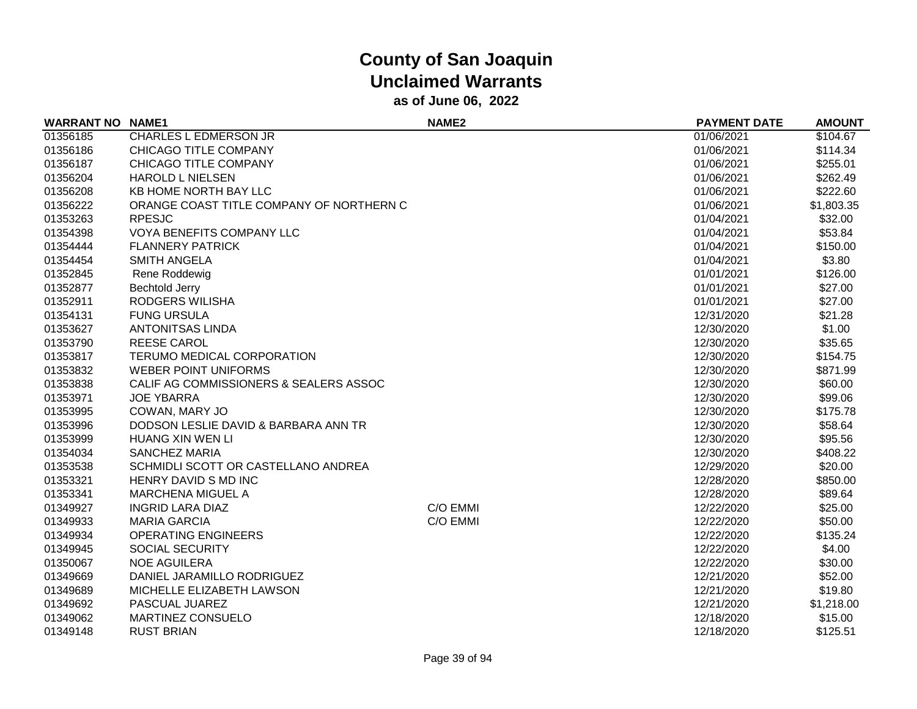# County of San Joaquin
## Unclaimed Warrants
### as of June 06, 2022

| WARRANT NO | NAME1 | NAME2 | PAYMENT DATE | AMOUNT |
|---|---|---|---|---|
| 01356185 | CHARLES L EDMERSON JR | | 01/06/2021 | $104.67 |
| 01356186 | CHICAGO TITLE COMPANY | | 01/06/2021 | $114.34 |
| 01356187 | CHICAGO TITLE COMPANY | | 01/06/2021 | $255.01 |
| 01356204 | HAROLD L NIELSEN | | 01/06/2021 | $262.49 |
| 01356208 | KB HOME NORTH BAY LLC | | 01/06/2021 | $222.60 |
| 01356222 | ORANGE COAST TITLE COMPANY OF NORTHERN C | | 01/06/2021 | $1,803.35 |
| 01353263 | RPESJC | | 01/04/2021 | $32.00 |
| 01354398 | VOYA BENEFITS COMPANY LLC | | 01/04/2021 | $53.84 |
| 01354444 | FLANNERY PATRICK | | 01/04/2021 | $150.00 |
| 01354454 | SMITH ANGELA | | 01/04/2021 | $3.80 |
| 01352845 | Rene Roddewig | | 01/01/2021 | $126.00 |
| 01352877 | Bechtold Jerry | | 01/01/2021 | $27.00 |
| 01352911 | RODGERS WILISHA | | 01/01/2021 | $27.00 |
| 01354131 | FUNG URSULA | | 12/31/2020 | $21.28 |
| 01353627 | ANTONITSAS LINDA | | 12/30/2020 | $1.00 |
| 01353790 | REESE CAROL | | 12/30/2020 | $35.65 |
| 01353817 | TERUMO MEDICAL CORPORATION | | 12/30/2020 | $154.75 |
| 01353832 | WEBER POINT UNIFORMS | | 12/30/2020 | $871.99 |
| 01353838 | CALIF AG COMMISSIONERS & SEALERS ASSOC | | 12/30/2020 | $60.00 |
| 01353971 | JOE YBARRA | | 12/30/2020 | $99.06 |
| 01353995 | COWAN, MARY JO | | 12/30/2020 | $175.78 |
| 01353996 | DODSON LESLIE DAVID & BARBARA ANN TR | | 12/30/2020 | $58.64 |
| 01353999 | HUANG XIN WEN LI | | 12/30/2020 | $95.56 |
| 01354034 | SANCHEZ MARIA | | 12/30/2020 | $408.22 |
| 01353538 | SCHMIDLI SCOTT OR CASTELLANO ANDREA | | 12/29/2020 | $20.00 |
| 01353321 | HENRY DAVID S MD INC | | 12/28/2020 | $850.00 |
| 01353341 | MARCHENA MIGUEL A | | 12/28/2020 | $89.64 |
| 01349927 | INGRID LARA DIAZ | C/O EMMI | 12/22/2020 | $25.00 |
| 01349933 | MARIA GARCIA | C/O EMMI | 12/22/2020 | $50.00 |
| 01349934 | OPERATING ENGINEERS | | 12/22/2020 | $135.24 |
| 01349945 | SOCIAL SECURITY | | 12/22/2020 | $4.00 |
| 01350067 | NOE AGUILERA | | 12/22/2020 | $30.00 |
| 01349669 | DANIEL JARAMILLO RODRIGUEZ | | 12/21/2020 | $52.00 |
| 01349689 | MICHELLE ELIZABETH LAWSON | | 12/21/2020 | $19.80 |
| 01349692 | PASCUAL JUAREZ | | 12/21/2020 | $1,218.00 |
| 01349062 | MARTINEZ CONSUELO | | 12/18/2020 | $15.00 |
| 01349148 | RUST BRIAN | | 12/18/2020 | $125.51 |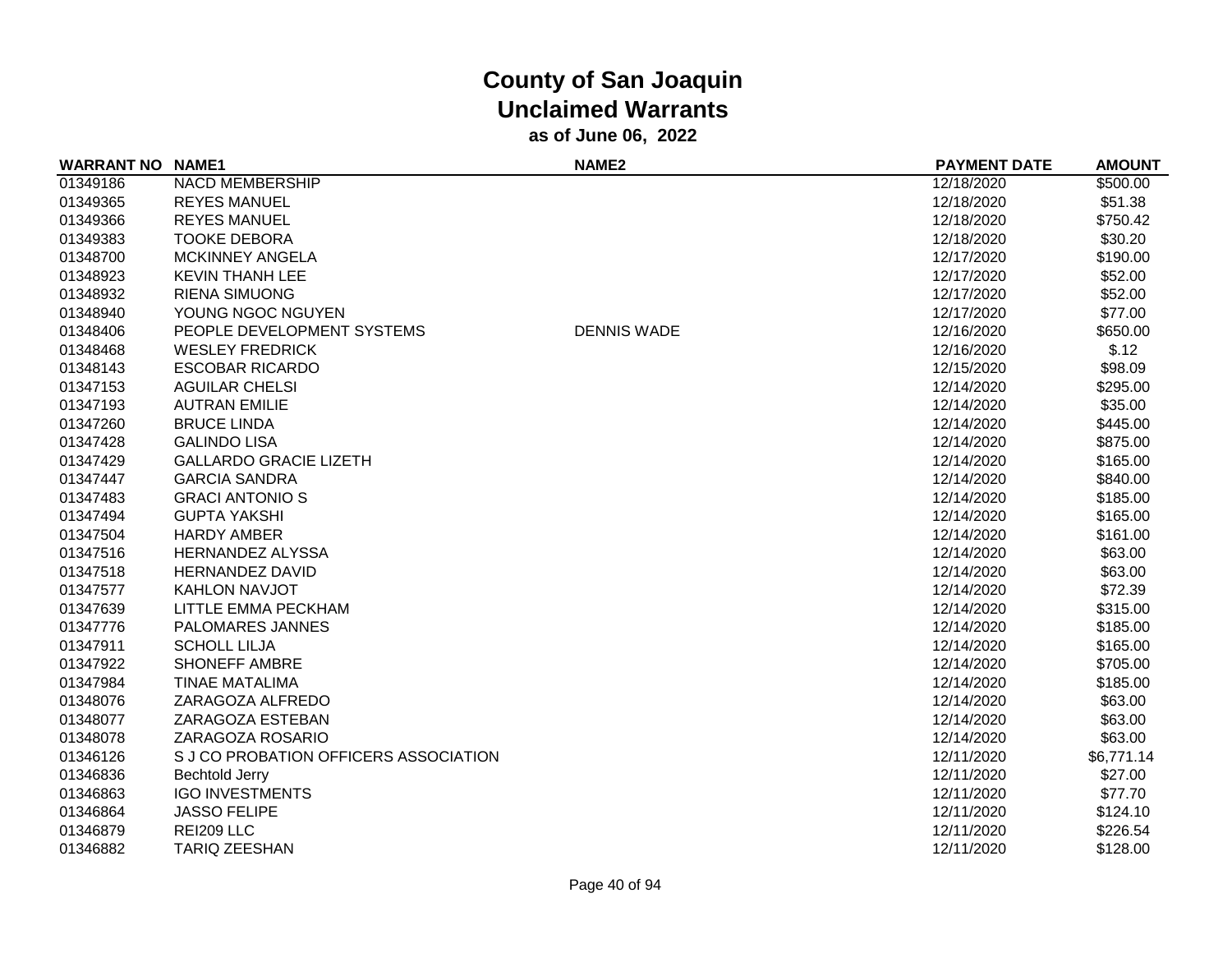# County of San Joaquin
## Unclaimed Warrants
### as of June 06, 2022

| WARRANT NO | NAME1 | NAME2 | PAYMENT DATE | AMOUNT |
|---|---|---|---|---|
| 01349186 | NACD MEMBERSHIP | | 12/18/2020 | $500.00 |
| 01349365 | REYES MANUEL | | 12/18/2020 | $51.38 |
| 01349366 | REYES MANUEL | | 12/18/2020 | $750.42 |
| 01349383 | TOOKE DEBORA | | 12/18/2020 | $30.20 |
| 01348700 | MCKINNEY ANGELA | | 12/17/2020 | $190.00 |
| 01348923 | KEVIN THANH LEE | | 12/17/2020 | $52.00 |
| 01348932 | RIENA SIMUONG | | 12/17/2020 | $52.00 |
| 01348940 | YOUNG NGOC NGUYEN | | 12/17/2020 | $77.00 |
| 01348406 | PEOPLE DEVELOPMENT SYSTEMS | DENNIS WADE | 12/16/2020 | $650.00 |
| 01348468 | WESLEY FREDRICK | | 12/16/2020 | $.12 |
| 01348143 | ESCOBAR RICARDO | | 12/15/2020 | $98.09 |
| 01347153 | AGUILAR CHELSI | | 12/14/2020 | $295.00 |
| 01347193 | AUTRAN EMILIE | | 12/14/2020 | $35.00 |
| 01347260 | BRUCE LINDA | | 12/14/2020 | $445.00 |
| 01347428 | GALINDO LISA | | 12/14/2020 | $875.00 |
| 01347429 | GALLARDO GRACIE LIZETH | | 12/14/2020 | $165.00 |
| 01347447 | GARCIA SANDRA | | 12/14/2020 | $840.00 |
| 01347483 | GRACI ANTONIO S | | 12/14/2020 | $185.00 |
| 01347494 | GUPTA YAKSHI | | 12/14/2020 | $165.00 |
| 01347504 | HARDY AMBER | | 12/14/2020 | $161.00 |
| 01347516 | HERNANDEZ ALYSSA | | 12/14/2020 | $63.00 |
| 01347518 | HERNANDEZ DAVID | | 12/14/2020 | $63.00 |
| 01347577 | KAHLON NAVJOT | | 12/14/2020 | $72.39 |
| 01347639 | LITTLE EMMA PECKHAM | | 12/14/2020 | $315.00 |
| 01347776 | PALOMARES JANNES | | 12/14/2020 | $185.00 |
| 01347911 | SCHOLL LILJA | | 12/14/2020 | $165.00 |
| 01347922 | SHONEFF AMBRE | | 12/14/2020 | $705.00 |
| 01347984 | TINAE MATALIMA | | 12/14/2020 | $185.00 |
| 01348076 | ZARAGOZA ALFREDO | | 12/14/2020 | $63.00 |
| 01348077 | ZARAGOZA ESTEBAN | | 12/14/2020 | $63.00 |
| 01348078 | ZARAGOZA ROSARIO | | 12/14/2020 | $63.00 |
| 01346126 | S J CO PROBATION OFFICERS ASSOCIATION | | 12/11/2020 | $6,771.14 |
| 01346836 | Bechtold Jerry | | 12/11/2020 | $27.00 |
| 01346863 | IGO INVESTMENTS | | 12/11/2020 | $77.70 |
| 01346864 | JASSO FELIPE | | 12/11/2020 | $124.10 |
| 01346879 | REI209 LLC | | 12/11/2020 | $226.54 |
| 01346882 | TARIQ ZEESHAN | | 12/11/2020 | $128.00 |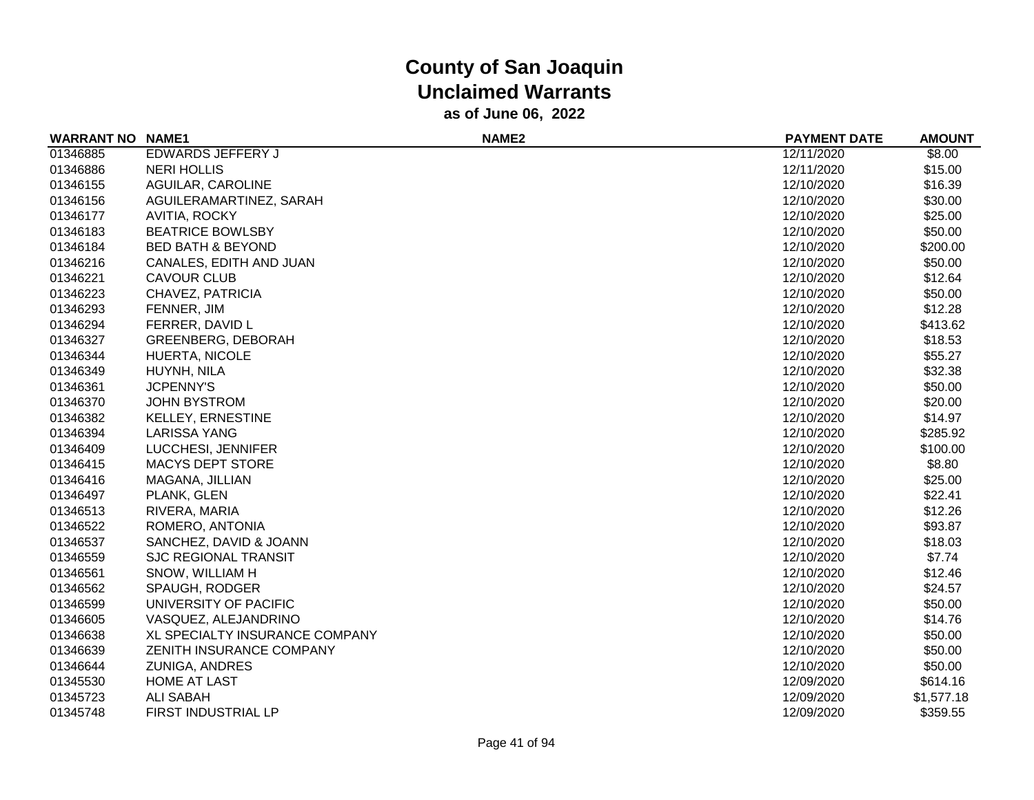# County of San Joaquin
## Unclaimed Warrants
### as of June 06, 2022

| WARRANT NO | NAME1 | NAME2 | PAYMENT DATE | AMOUNT |
|---|---|---|---|---|
| 01346885 | EDWARDS JEFFERY J | | 12/11/2020 | $8.00 |
| 01346886 | NERI HOLLIS | | 12/11/2020 | $15.00 |
| 01346155 | AGUILAR, CAROLINE | | 12/10/2020 | $16.39 |
| 01346156 | AGUILERAMARTINEZ, SARAH | | 12/10/2020 | $30.00 |
| 01346177 | AVITIA, ROCKY | | 12/10/2020 | $25.00 |
| 01346183 | BEATRICE BOWLSBY | | 12/10/2020 | $50.00 |
| 01346184 | BED BATH & BEYOND | | 12/10/2020 | $200.00 |
| 01346216 | CANALES, EDITH AND JUAN | | 12/10/2020 | $50.00 |
| 01346221 | CAVOUR CLUB | | 12/10/2020 | $12.64 |
| 01346223 | CHAVEZ, PATRICIA | | 12/10/2020 | $50.00 |
| 01346293 | FENNER, JIM | | 12/10/2020 | $12.28 |
| 01346294 | FERRER, DAVID L | | 12/10/2020 | $413.62 |
| 01346327 | GREENBERG, DEBORAH | | 12/10/2020 | $18.53 |
| 01346344 | HUERTA, NICOLE | | 12/10/2020 | $55.27 |
| 01346349 | HUYNH, NILA | | 12/10/2020 | $32.38 |
| 01346361 | JCPENNY'S | | 12/10/2020 | $50.00 |
| 01346370 | JOHN BYSTROM | | 12/10/2020 | $20.00 |
| 01346382 | KELLEY, ERNESTINE | | 12/10/2020 | $14.97 |
| 01346394 | LARISSA YANG | | 12/10/2020 | $285.92 |
| 01346409 | LUCCHESI, JENNIFER | | 12/10/2020 | $100.00 |
| 01346415 | MACYS DEPT STORE | | 12/10/2020 | $8.80 |
| 01346416 | MAGANA, JILLIAN | | 12/10/2020 | $25.00 |
| 01346497 | PLANK, GLEN | | 12/10/2020 | $22.41 |
| 01346513 | RIVERA, MARIA | | 12/10/2020 | $12.26 |
| 01346522 | ROMERO, ANTONIA | | 12/10/2020 | $93.87 |
| 01346537 | SANCHEZ, DAVID & JOANN | | 12/10/2020 | $18.03 |
| 01346559 | SJC REGIONAL TRANSIT | | 12/10/2020 | $7.74 |
| 01346561 | SNOW, WILLIAM H | | 12/10/2020 | $12.46 |
| 01346562 | SPAUGH, RODGER | | 12/10/2020 | $24.57 |
| 01346599 | UNIVERSITY OF PACIFIC | | 12/10/2020 | $50.00 |
| 01346605 | VASQUEZ, ALEJANDRINO | | 12/10/2020 | $14.76 |
| 01346638 | XL SPECIALTY INSURANCE COMPANY | | 12/10/2020 | $50.00 |
| 01346639 | ZENITH INSURANCE COMPANY | | 12/10/2020 | $50.00 |
| 01346644 | ZUNIGA, ANDRES | | 12/10/2020 | $50.00 |
| 01345530 | HOME AT LAST | | 12/09/2020 | $614.16 |
| 01345723 | ALI SABAH | | 12/09/2020 | $1,577.18 |
| 01345748 | FIRST INDUSTRIAL LP | | 12/09/2020 | $359.55 |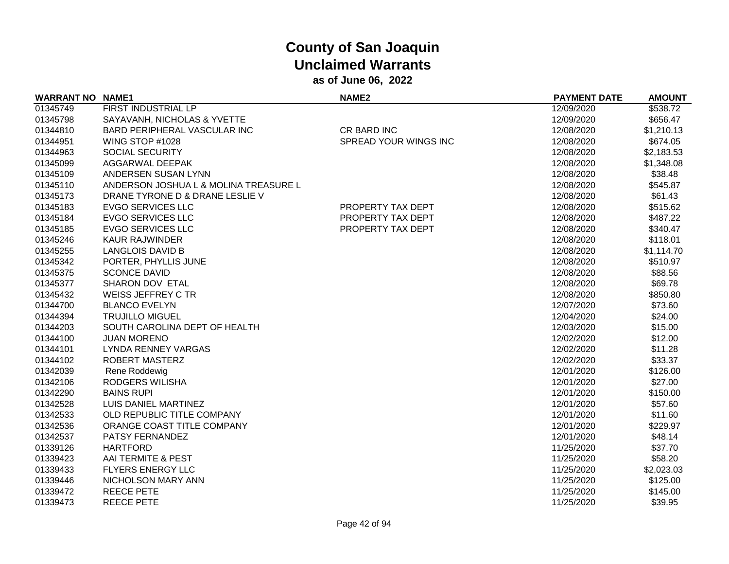# County of San Joaquin
## Unclaimed Warrants
### as of June 06, 2022

| WARRANT NO | NAME1 | NAME2 | PAYMENT DATE | AMOUNT |
|---|---|---|---|---|
| 01345749 | FIRST INDUSTRIAL LP | | 12/09/2020 | $538.72 |
| 01345798 | SAYAVANH, NICHOLAS & YVETTE | | 12/09/2020 | $656.47 |
| 01344810 | BARD PERIPHERAL VASCULAR INC | CR BARD INC | 12/08/2020 | $1,210.13 |
| 01344951 | WING STOP #1028 | SPREAD YOUR WINGS INC | 12/08/2020 | $674.05 |
| 01344963 | SOCIAL SECURITY | | 12/08/2020 | $2,183.53 |
| 01345099 | AGGARWAL DEEPAK | | 12/08/2020 | $1,348.08 |
| 01345109 | ANDERSEN SUSAN LYNN | | 12/08/2020 | $38.48 |
| 01345110 | ANDERSON JOSHUA L & MOLINA TREASURE L | | 12/08/2020 | $545.87 |
| 01345173 | DRANE TYRONE D & DRANE LESLIE V | | 12/08/2020 | $61.43 |
| 01345183 | EVGO SERVICES LLC | PROPERTY TAX DEPT | 12/08/2020 | $515.62 |
| 01345184 | EVGO SERVICES LLC | PROPERTY TAX DEPT | 12/08/2020 | $487.22 |
| 01345185 | EVGO SERVICES LLC | PROPERTY TAX DEPT | 12/08/2020 | $340.47 |
| 01345246 | KAUR RAJWINDER | | 12/08/2020 | $118.01 |
| 01345255 | LANGLOIS DAVID B | | 12/08/2020 | $1,114.70 |
| 01345342 | PORTER, PHYLLIS JUNE | | 12/08/2020 | $510.97 |
| 01345375 | SCONCE DAVID | | 12/08/2020 | $88.56 |
| 01345377 | SHARON DOV ETAL | | 12/08/2020 | $69.78 |
| 01345432 | WEISS JEFFREY C TR | | 12/08/2020 | $850.80 |
| 01344700 | BLANCO EVELYN | | 12/07/2020 | $73.60 |
| 01344394 | TRUJILLO MIGUEL | | 12/04/2020 | $24.00 |
| 01344203 | SOUTH CAROLINA DEPT OF HEALTH | | 12/03/2020 | $15.00 |
| 01344100 | JUAN MORENO | | 12/02/2020 | $12.00 |
| 01344101 | LYNDA RENNEY VARGAS | | 12/02/2020 | $11.28 |
| 01344102 | ROBERT MASTERZ | | 12/02/2020 | $33.37 |
| 01342039 | Rene Roddewig | | 12/01/2020 | $126.00 |
| 01342106 | RODGERS WILISHA | | 12/01/2020 | $27.00 |
| 01342290 | BAINS RUPI | | 12/01/2020 | $150.00 |
| 01342528 | LUIS DANIEL MARTINEZ | | 12/01/2020 | $57.60 |
| 01342533 | OLD REPUBLIC TITLE COMPANY | | 12/01/2020 | $11.60 |
| 01342536 | ORANGE COAST TITLE COMPANY | | 12/01/2020 | $229.97 |
| 01342537 | PATSY FERNANDEZ | | 12/01/2020 | $48.14 |
| 01339126 | HARTFORD | | 11/25/2020 | $37.70 |
| 01339423 | AAI TERMITE & PEST | | 11/25/2020 | $58.20 |
| 01339433 | FLYERS ENERGY LLC | | 11/25/2020 | $2,023.03 |
| 01339446 | NICHOLSON MARY ANN | | 11/25/2020 | $125.00 |
| 01339472 | REECE PETE | | 11/25/2020 | $145.00 |
| 01339473 | REECE PETE | | 11/25/2020 | $39.95 |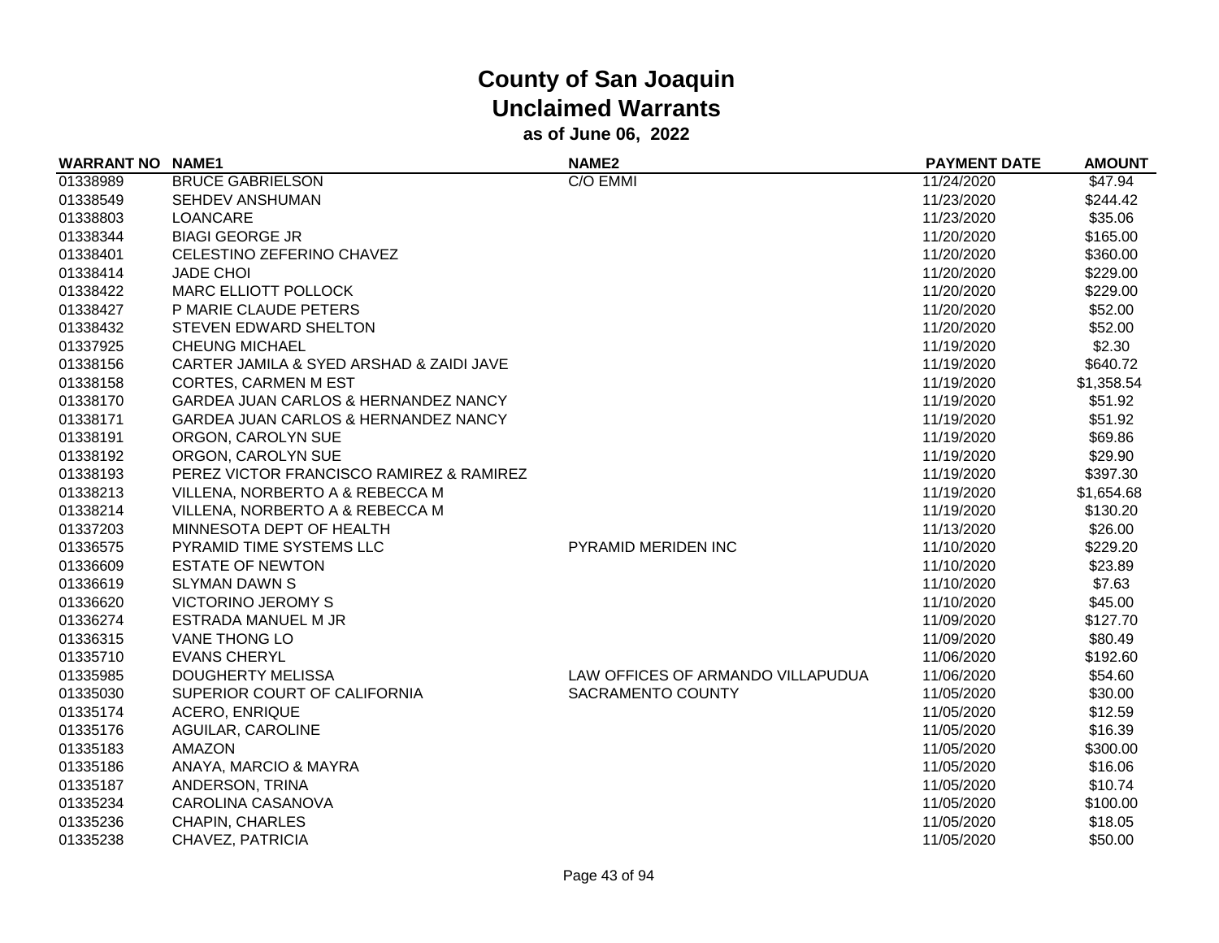# County of San Joaquin
## Unclaimed Warrants
### as of June 06, 2022

| WARRANT NO | NAME1 | NAME2 | PAYMENT DATE | AMOUNT |
|---|---|---|---|---|
| 01338989 | BRUCE GABRIELSON | C/O EMMI | 11/24/2020 | $47.94 |
| 01338549 | SEHDEV ANSHUMAN | | 11/23/2020 | $244.42 |
| 01338803 | LOANCARE | | 11/23/2020 | $35.06 |
| 01338344 | BIAGI GEORGE JR | | 11/20/2020 | $165.00 |
| 01338401 | CELESTINO ZEFERINO CHAVEZ | | 11/20/2020 | $360.00 |
| 01338414 | JADE CHOI | | 11/20/2020 | $229.00 |
| 01338422 | MARC ELLIOTT POLLOCK | | 11/20/2020 | $229.00 |
| 01338427 | P MARIE CLAUDE PETERS | | 11/20/2020 | $52.00 |
| 01338432 | STEVEN EDWARD SHELTON | | 11/20/2020 | $52.00 |
| 01337925 | CHEUNG MICHAEL | | 11/19/2020 | $2.30 |
| 01338156 | CARTER JAMILA & SYED ARSHAD & ZAIDI JAVE | | 11/19/2020 | $640.72 |
| 01338158 | CORTES, CARMEN M EST | | 11/19/2020 | $1,358.54 |
| 01338170 | GARDEA JUAN CARLOS & HERNANDEZ NANCY | | 11/19/2020 | $51.92 |
| 01338171 | GARDEA JUAN CARLOS & HERNANDEZ NANCY | | 11/19/2020 | $51.92 |
| 01338191 | ORGON, CAROLYN SUE | | 11/19/2020 | $69.86 |
| 01338192 | ORGON, CAROLYN SUE | | 11/19/2020 | $29.90 |
| 01338193 | PEREZ VICTOR FRANCISCO RAMIREZ & RAMIREZ | | 11/19/2020 | $397.30 |
| 01338213 | VILLENA, NORBERTO A & REBECCA M | | 11/19/2020 | $1,654.68 |
| 01338214 | VILLENA, NORBERTO A & REBECCA M | | 11/19/2020 | $130.20 |
| 01337203 | MINNESOTA DEPT OF HEALTH | | 11/13/2020 | $26.00 |
| 01336575 | PYRAMID TIME SYSTEMS LLC | PYRAMID MERIDEN INC | 11/10/2020 | $229.20 |
| 01336609 | ESTATE OF NEWTON | | 11/10/2020 | $23.89 |
| 01336619 | SLYMAN DAWN S | | 11/10/2020 | $7.63 |
| 01336620 | VICTORINO JEROMY S | | 11/10/2020 | $45.00 |
| 01336274 | ESTRADA MANUEL M JR | | 11/09/2020 | $127.70 |
| 01336315 | VANE THONG LO | | 11/09/2020 | $80.49 |
| 01335710 | EVANS CHERYL | | 11/06/2020 | $192.60 |
| 01335985 | DOUGHERTY MELISSA | LAW OFFICES OF ARMANDO VILLAPUDUA | 11/06/2020 | $54.60 |
| 01335030 | SUPERIOR COURT OF CALIFORNIA | SACRAMENTO COUNTY | 11/05/2020 | $30.00 |
| 01335174 | ACERO, ENRIQUE | | 11/05/2020 | $12.59 |
| 01335176 | AGUILAR, CAROLINE | | 11/05/2020 | $16.39 |
| 01335183 | AMAZON | | 11/05/2020 | $300.00 |
| 01335186 | ANAYA, MARCIO & MAYRA | | 11/05/2020 | $16.06 |
| 01335187 | ANDERSON, TRINA | | 11/05/2020 | $10.74 |
| 01335234 | CAROLINA CASANOVA | | 11/05/2020 | $100.00 |
| 01335236 | CHAPIN, CHARLES | | 11/05/2020 | $18.05 |
| 01335238 | CHAVEZ, PATRICIA | | 11/05/2020 | $50.00 |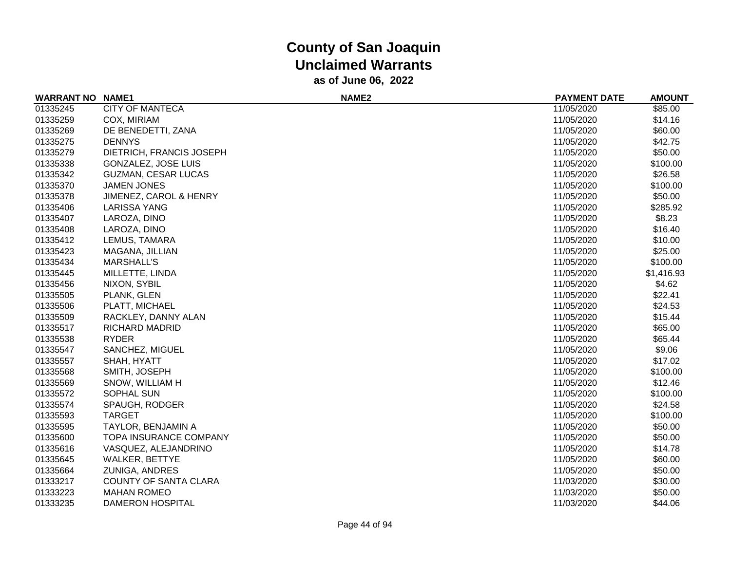# County of San Joaquin
## Unclaimed Warrants
### as of June 06, 2022

| WARRANT NO | NAME1 | NAME2 | PAYMENT DATE | AMOUNT |
|---|---|---|---|---|
| 01335245 | CITY OF MANTECA | | 11/05/2020 | $85.00 |
| 01335259 | COX, MIRIAM | | 11/05/2020 | $14.16 |
| 01335269 | DE BENEDETTI, ZANA | | 11/05/2020 | $60.00 |
| 01335275 | DENNYS | | 11/05/2020 | $42.75 |
| 01335279 | DIETRICH, FRANCIS JOSEPH | | 11/05/2020 | $50.00 |
| 01335338 | GONZALEZ, JOSE LUIS | | 11/05/2020 | $100.00 |
| 01335342 | GUZMAN, CESAR LUCAS | | 11/05/2020 | $26.58 |
| 01335370 | JAMEN JONES | | 11/05/2020 | $100.00 |
| 01335378 | JIMENEZ, CAROL & HENRY | | 11/05/2020 | $50.00 |
| 01335406 | LARISSA YANG | | 11/05/2020 | $285.92 |
| 01335407 | LAROZA, DINO | | 11/05/2020 | $8.23 |
| 01335408 | LAROZA, DINO | | 11/05/2020 | $16.40 |
| 01335412 | LEMUS, TAMARA | | 11/05/2020 | $10.00 |
| 01335423 | MAGANA, JILLIAN | | 11/05/2020 | $25.00 |
| 01335434 | MARSHALL'S | | 11/05/2020 | $100.00 |
| 01335445 | MILLETTE, LINDA | | 11/05/2020 | $1,416.93 |
| 01335456 | NIXON, SYBIL | | 11/05/2020 | $4.62 |
| 01335505 | PLANK, GLEN | | 11/05/2020 | $22.41 |
| 01335506 | PLATT, MICHAEL | | 11/05/2020 | $24.53 |
| 01335509 | RACKLEY, DANNY ALAN | | 11/05/2020 | $15.44 |
| 01335517 | RICHARD MADRID | | 11/05/2020 | $65.00 |
| 01335538 | RYDER | | 11/05/2020 | $65.44 |
| 01335547 | SANCHEZ, MIGUEL | | 11/05/2020 | $9.06 |
| 01335557 | SHAH, HYATT | | 11/05/2020 | $17.02 |
| 01335568 | SMITH, JOSEPH | | 11/05/2020 | $100.00 |
| 01335569 | SNOW, WILLIAM H | | 11/05/2020 | $12.46 |
| 01335572 | SOPHAL SUN | | 11/05/2020 | $100.00 |
| 01335574 | SPAUGH, RODGER | | 11/05/2020 | $24.58 |
| 01335593 | TARGET | | 11/05/2020 | $100.00 |
| 01335595 | TAYLOR, BENJAMIN A | | 11/05/2020 | $50.00 |
| 01335600 | TOPA INSURANCE COMPANY | | 11/05/2020 | $50.00 |
| 01335616 | VASQUEZ, ALEJANDRINO | | 11/05/2020 | $14.78 |
| 01335645 | WALKER, BETTYE | | 11/05/2020 | $60.00 |
| 01335664 | ZUNIGA, ANDRES | | 11/05/2020 | $50.00 |
| 01333217 | COUNTY OF SANTA CLARA | | 11/03/2020 | $30.00 |
| 01333223 | MAHAN ROMEO | | 11/03/2020 | $50.00 |
| 01333235 | DAMERON HOSPITAL | | 11/03/2020 | $44.06 |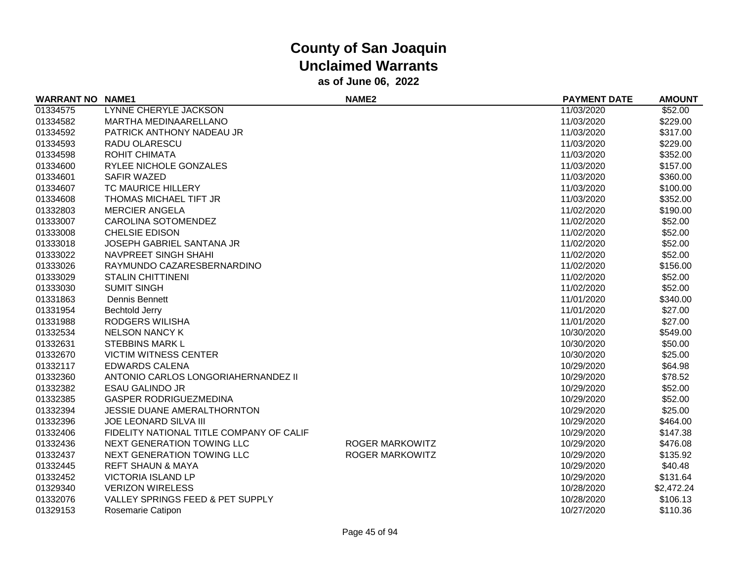# County of San Joaquin
## Unclaimed Warrants
### as of June 06, 2022

| WARRANT NO | NAME1 | NAME2 | PAYMENT DATE | AMOUNT |
|---|---|---|---|---|
| 01334575 | LYNNE CHERYLE JACKSON | | 11/03/2020 | $52.00 |
| 01334582 | MARTHA MEDINAARELLANO | | 11/03/2020 | $229.00 |
| 01334592 | PATRICK ANTHONY NADEAU JR | | 11/03/2020 | $317.00 |
| 01334593 | RADU OLARESCU | | 11/03/2020 | $229.00 |
| 01334598 | ROHIT CHIMATA | | 11/03/2020 | $352.00 |
| 01334600 | RYLEE NICHOLE GONZALES | | 11/03/2020 | $157.00 |
| 01334601 | SAFIR WAZED | | 11/03/2020 | $360.00 |
| 01334607 | TC MAURICE HILLERY | | 11/03/2020 | $100.00 |
| 01334608 | THOMAS MICHAEL TIFT JR | | 11/03/2020 | $352.00 |
| 01332803 | MERCIER ANGELA | | 11/02/2020 | $190.00 |
| 01333007 | CAROLINA SOTOMENDEZ | | 11/02/2020 | $52.00 |
| 01333008 | CHELSIE EDISON | | 11/02/2020 | $52.00 |
| 01333018 | JOSEPH GABRIEL SANTANA JR | | 11/02/2020 | $52.00 |
| 01333022 | NAVPREET SINGH SHAHI | | 11/02/2020 | $52.00 |
| 01333026 | RAYMUNDO CAZARESBERNARDINO | | 11/02/2020 | $156.00 |
| 01333029 | STALIN CHITTINENI | | 11/02/2020 | $52.00 |
| 01333030 | SUMIT SINGH | | 11/02/2020 | $52.00 |
| 01331863 | Dennis Bennett | | 11/01/2020 | $340.00 |
| 01331954 | Bechtold Jerry | | 11/01/2020 | $27.00 |
| 01331988 | RODGERS WILISHA | | 11/01/2020 | $27.00 |
| 01332534 | NELSON NANCY K | | 10/30/2020 | $549.00 |
| 01332631 | STEBBINS MARK L | | 10/30/2020 | $50.00 |
| 01332670 | VICTIM WITNESS CENTER | | 10/30/2020 | $25.00 |
| 01332117 | EDWARDS CALENA | | 10/29/2020 | $64.98 |
| 01332360 | ANTONIO CARLOS LONGORIAHERNANDEZ II | | 10/29/2020 | $78.52 |
| 01332382 | ESAU GALINDO JR | | 10/29/2020 | $52.00 |
| 01332385 | GASPER RODRIGUEZMEDINA | | 10/29/2020 | $52.00 |
| 01332394 | JESSIE DUANE AMERALTHORNTON | | 10/29/2020 | $25.00 |
| 01332396 | JOE LEONARD SILVA III | | 10/29/2020 | $464.00 |
| 01332406 | FIDELITY NATIONAL TITLE COMPANY OF CALIF | | 10/29/2020 | $147.38 |
| 01332436 | NEXT GENERATION TOWING LLC | ROGER MARKOWITZ | 10/29/2020 | $476.08 |
| 01332437 | NEXT GENERATION TOWING LLC | ROGER MARKOWITZ | 10/29/2020 | $135.92 |
| 01332445 | REFT SHAUN & MAYA | | 10/29/2020 | $40.48 |
| 01332452 | VICTORIA ISLAND LP | | 10/29/2020 | $131.64 |
| 01329340 | VERIZON WIRELESS | | 10/28/2020 | $2,472.24 |
| 01332076 | VALLEY SPRINGS FEED & PET SUPPLY | | 10/28/2020 | $106.13 |
| 01329153 | Rosemarie Catipon | | 10/27/2020 | $110.36 |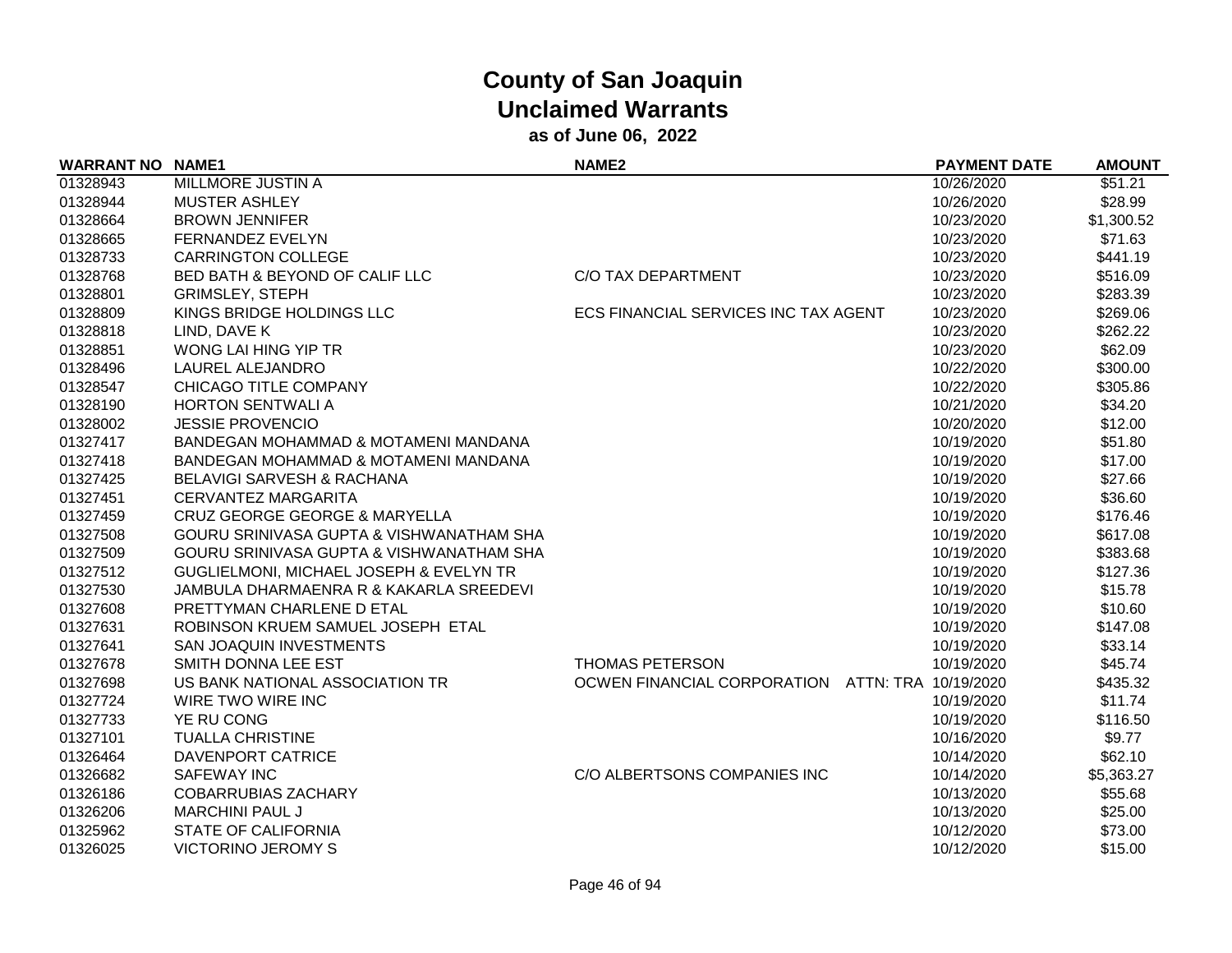# County of San Joaquin
## Unclaimed Warrants
### as of June 06, 2022

| WARRANT NO | NAME1 | NAME2 | PAYMENT DATE | AMOUNT |
|---|---|---|---|---|
| 01328943 | MILLMORE JUSTIN A | | 10/26/2020 | $51.21 |
| 01328944 | MUSTER ASHLEY | | 10/26/2020 | $28.99 |
| 01328664 | BROWN JENNIFER | | 10/23/2020 | $1,300.52 |
| 01328665 | FERNANDEZ EVELYN | | 10/23/2020 | $71.63 |
| 01328733 | CARRINGTON COLLEGE | | 10/23/2020 | $441.19 |
| 01328768 | BED BATH & BEYOND OF CALIF LLC | C/O TAX DEPARTMENT | 10/23/2020 | $516.09 |
| 01328801 | GRIMSLEY, STEPH | | 10/23/2020 | $283.39 |
| 01328809 | KINGS BRIDGE HOLDINGS LLC | ECS FINANCIAL SERVICES INC TAX AGENT | 10/23/2020 | $269.06 |
| 01328818 | LIND, DAVE K | | 10/23/2020 | $262.22 |
| 01328851 | WONG LAI HING YIP TR | | 10/23/2020 | $62.09 |
| 01328496 | LAUREL ALEJANDRO | | 10/22/2020 | $300.00 |
| 01328547 | CHICAGO TITLE COMPANY | | 10/22/2020 | $305.86 |
| 01328190 | HORTON SENTWALI A | | 10/21/2020 | $34.20 |
| 01328002 | JESSIE PROVENCIO | | 10/20/2020 | $12.00 |
| 01327417 | BANDEGAN MOHAMMAD & MOTAMENI MANDANA | | 10/19/2020 | $51.80 |
| 01327418 | BANDEGAN MOHAMMAD & MOTAMENI MANDANA | | 10/19/2020 | $17.00 |
| 01327425 | BELAVIGI SARVESH & RACHANA | | 10/19/2020 | $27.66 |
| 01327451 | CERVANTEZ MARGARITA | | 10/19/2020 | $36.60 |
| 01327459 | CRUZ GEORGE GEORGE & MARYELLA | | 10/19/2020 | $176.46 |
| 01327508 | GOURU SRINIVASA GUPTA & VISHWANATHAM SHA | | 10/19/2020 | $617.08 |
| 01327509 | GOURU SRINIVASA GUPTA & VISHWANATHAM SHA | | 10/19/2020 | $383.68 |
| 01327512 | GUGLIELMONI, MICHAEL JOSEPH & EVELYN TR | | 10/19/2020 | $127.36 |
| 01327530 | JAMBULA DHARMAENRA R & KAKARLA SREEDEVI | | 10/19/2020 | $15.78 |
| 01327608 | PRETTYMAN CHARLENE D ETAL | | 10/19/2020 | $10.60 |
| 01327631 | ROBINSON KRUEM SAMUEL JOSEPH ETAL | | 10/19/2020 | $147.08 |
| 01327641 | SAN JOAQUIN INVESTMENTS | | 10/19/2020 | $33.14 |
| 01327678 | SMITH DONNA LEE EST | THOMAS PETERSON | 10/19/2020 | $45.74 |
| 01327698 | US BANK NATIONAL ASSOCIATION TR | OCWEN FINANCIAL CORPORATION ATTN: TRA | 10/19/2020 | $435.32 |
| 01327724 | WIRE TWO WIRE INC | | 10/19/2020 | $11.74 |
| 01327733 | YE RU CONG | | 10/19/2020 | $116.50 |
| 01327101 | TUALLA CHRISTINE | | 10/16/2020 | $9.77 |
| 01326464 | DAVENPORT CATRICE | | 10/14/2020 | $62.10 |
| 01326682 | SAFEWAY INC | C/O ALBERTSONS COMPANIES INC | 10/14/2020 | $5,363.27 |
| 01326186 | COBARRUBIAS ZACHARY | | 10/13/2020 | $55.68 |
| 01326206 | MARCHINI PAUL J | | 10/13/2020 | $25.00 |
| 01325962 | STATE OF CALIFORNIA | | 10/12/2020 | $73.00 |
| 01326025 | VICTORINO JEROMY S | | 10/12/2020 | $15.00 |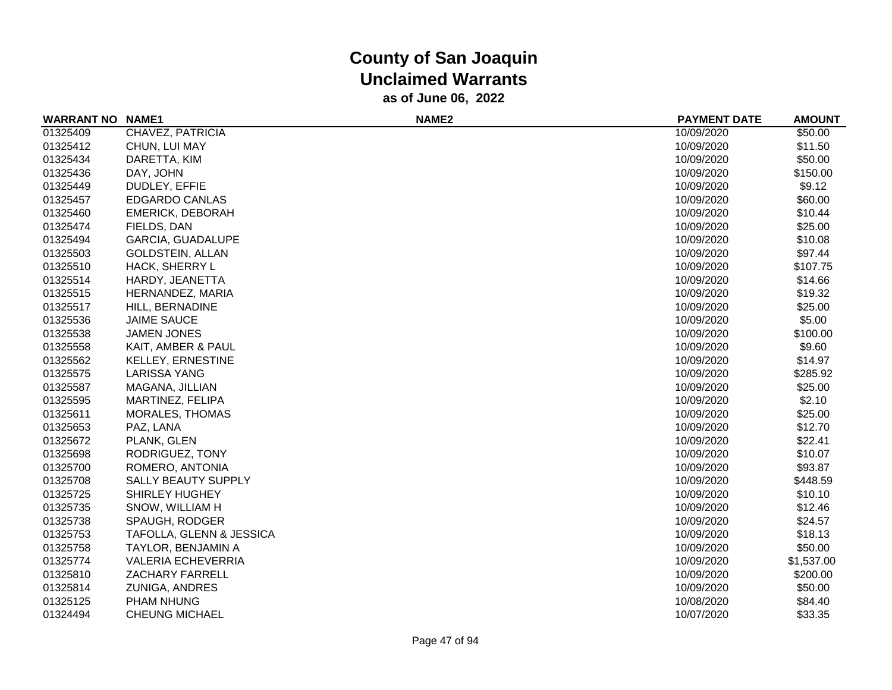# County of San Joaquin
## Unclaimed Warrants
### as of June 06, 2022

| WARRANT NO | NAME1 | NAME2 | PAYMENT DATE | AMOUNT |
|---|---|---|---|---|
| 01325409 | CHAVEZ, PATRICIA | | 10/09/2020 | $50.00 |
| 01325412 | CHUN, LUI MAY | | 10/09/2020 | $11.50 |
| 01325434 | DARETTA, KIM | | 10/09/2020 | $50.00 |
| 01325436 | DAY, JOHN | | 10/09/2020 | $150.00 |
| 01325449 | DUDLEY, EFFIE | | 10/09/2020 | $9.12 |
| 01325457 | EDGARDO CANLAS | | 10/09/2020 | $60.00 |
| 01325460 | EMERICK, DEBORAH | | 10/09/2020 | $10.44 |
| 01325474 | FIELDS, DAN | | 10/09/2020 | $25.00 |
| 01325494 | GARCIA, GUADALUPE | | 10/09/2020 | $10.08 |
| 01325503 | GOLDSTEIN, ALLAN | | 10/09/2020 | $97.44 |
| 01325510 | HACK, SHERRY L | | 10/09/2020 | $107.75 |
| 01325514 | HARDY, JEANETTA | | 10/09/2020 | $14.66 |
| 01325515 | HERNANDEZ, MARIA | | 10/09/2020 | $19.32 |
| 01325517 | HILL, BERNADINE | | 10/09/2020 | $25.00 |
| 01325536 | JAIME SAUCE | | 10/09/2020 | $5.00 |
| 01325538 | JAMEN JONES | | 10/09/2020 | $100.00 |
| 01325558 | KAIT, AMBER & PAUL | | 10/09/2020 | $9.60 |
| 01325562 | KELLEY, ERNESTINE | | 10/09/2020 | $14.97 |
| 01325575 | LARISSA YANG | | 10/09/2020 | $285.92 |
| 01325587 | MAGANA, JILLIAN | | 10/09/2020 | $25.00 |
| 01325595 | MARTINEZ, FELIPA | | 10/09/2020 | $2.10 |
| 01325611 | MORALES, THOMAS | | 10/09/2020 | $25.00 |
| 01325653 | PAZ, LANA | | 10/09/2020 | $12.70 |
| 01325672 | PLANK, GLEN | | 10/09/2020 | $22.41 |
| 01325698 | RODRIGUEZ, TONY | | 10/09/2020 | $10.07 |
| 01325700 | ROMERO, ANTONIA | | 10/09/2020 | $93.87 |
| 01325708 | SALLY BEAUTY SUPPLY | | 10/09/2020 | $448.59 |
| 01325725 | SHIRLEY HUGHEY | | 10/09/2020 | $10.10 |
| 01325735 | SNOW, WILLIAM H | | 10/09/2020 | $12.46 |
| 01325738 | SPAUGH, RODGER | | 10/09/2020 | $24.57 |
| 01325753 | TAFOLLA, GLENN & JESSICA | | 10/09/2020 | $18.13 |
| 01325758 | TAYLOR, BENJAMIN A | | 10/09/2020 | $50.00 |
| 01325774 | VALERIA ECHEVERRIA | | 10/09/2020 | $1,537.00 |
| 01325810 | ZACHARY FARRELL | | 10/09/2020 | $200.00 |
| 01325814 | ZUNIGA, ANDRES | | 10/09/2020 | $50.00 |
| 01325125 | PHAM NHUNG | | 10/08/2020 | $84.40 |
| 01324494 | CHEUNG MICHAEL | | 10/07/2020 | $33.35 |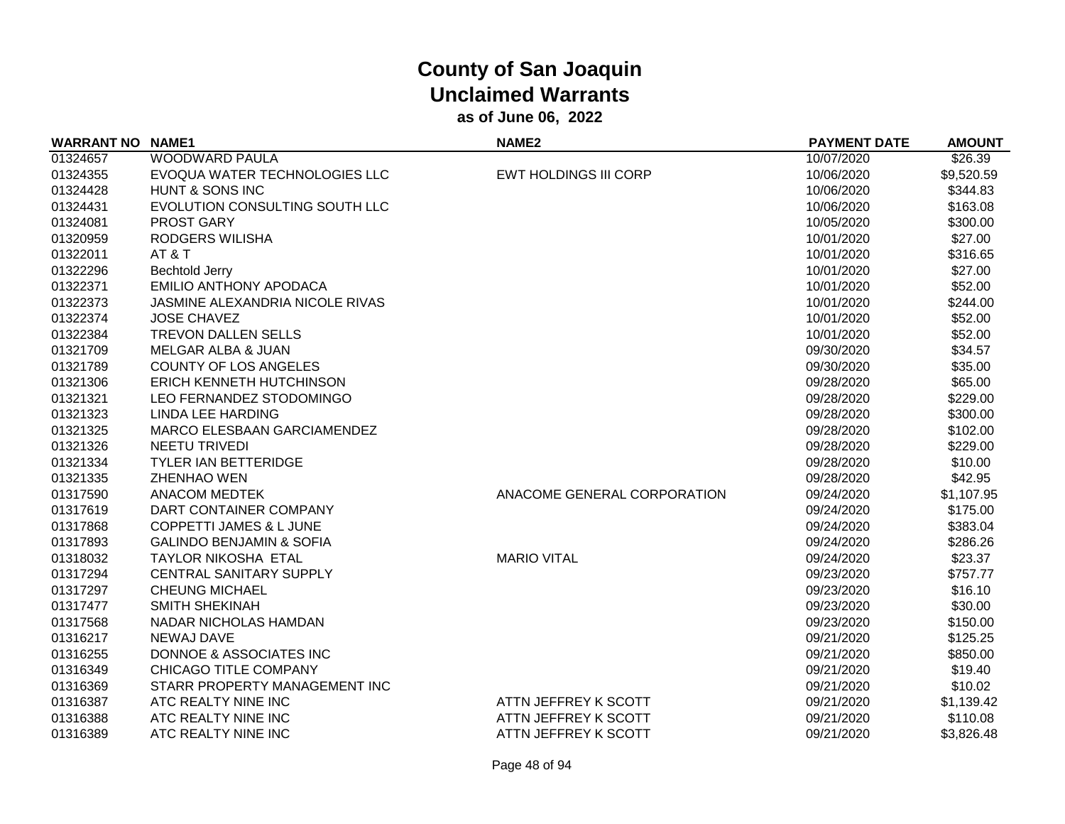# County of San Joaquin
## Unclaimed Warrants
### as of June 06, 2022

| WARRANT NO | NAME1 | NAME2 | PAYMENT DATE | AMOUNT |
|---|---|---|---|---|
| 01324657 | WOODWARD PAULA | | 10/07/2020 | $26.39 |
| 01324355 | EVOQUA WATER TECHNOLOGIES LLC | EWT HOLDINGS III CORP | 10/06/2020 | $9,520.59 |
| 01324428 | HUNT & SONS INC | | 10/06/2020 | $344.83 |
| 01324431 | EVOLUTION CONSULTING SOUTH LLC | | 10/06/2020 | $163.08 |
| 01324081 | PROST GARY | | 10/05/2020 | $300.00 |
| 01320959 | RODGERS WILISHA | | 10/01/2020 | $27.00 |
| 01322011 | AT & T | | 10/01/2020 | $316.65 |
| 01322296 | Bechtold Jerry | | 10/01/2020 | $27.00 |
| 01322371 | EMILIO ANTHONY APODACA | | 10/01/2020 | $52.00 |
| 01322373 | JASMINE ALEXANDRIA NICOLE RIVAS | | 10/01/2020 | $244.00 |
| 01322374 | JOSE CHAVEZ | | 10/01/2020 | $52.00 |
| 01322384 | TREVON DALLEN SELLS | | 10/01/2020 | $52.00 |
| 01321709 | MELGAR ALBA & JUAN | | 09/30/2020 | $34.57 |
| 01321789 | COUNTY OF LOS ANGELES | | 09/30/2020 | $35.00 |
| 01321306 | ERICH KENNETH HUTCHINSON | | 09/28/2020 | $65.00 |
| 01321321 | LEO FERNANDEZ STODOMINGO | | 09/28/2020 | $229.00 |
| 01321323 | LINDA LEE HARDING | | 09/28/2020 | $300.00 |
| 01321325 | MARCO ELESBAAN GARCIAMENDEZ | | 09/28/2020 | $102.00 |
| 01321326 | NEETU TRIVEDI | | 09/28/2020 | $229.00 |
| 01321334 | TYLER IAN BETTERIDGE | | 09/28/2020 | $10.00 |
| 01321335 | ZHENHAO WEN | | 09/28/2020 | $42.95 |
| 01317590 | ANACOM MEDTEK | ANACOME GENERAL CORPORATION | 09/24/2020 | $1,107.95 |
| 01317619 | DART CONTAINER COMPANY | | 09/24/2020 | $175.00 |
| 01317868 | COPPETTI JAMES & L JUNE | | 09/24/2020 | $383.04 |
| 01317893 | GALINDO BENJAMIN & SOFIA | | 09/24/2020 | $286.26 |
| 01318032 | TAYLOR NIKOSHA ETAL | MARIO VITAL | 09/24/2020 | $23.37 |
| 01317294 | CENTRAL SANITARY SUPPLY | | 09/23/2020 | $757.77 |
| 01317297 | CHEUNG MICHAEL | | 09/23/2020 | $16.10 |
| 01317477 | SMITH SHEKINAH | | 09/23/2020 | $30.00 |
| 01317568 | NADAR NICHOLAS HAMDAN | | 09/23/2020 | $150.00 |
| 01316217 | NEWAJ DAVE | | 09/21/2020 | $125.25 |
| 01316255 | DONNOE & ASSOCIATES INC | | 09/21/2020 | $850.00 |
| 01316349 | CHICAGO TITLE COMPANY | | 09/21/2020 | $19.40 |
| 01316369 | STARR PROPERTY MANAGEMENT INC | | 09/21/2020 | $10.02 |
| 01316387 | ATC REALTY NINE INC | ATTN JEFFREY K SCOTT | 09/21/2020 | $1,139.42 |
| 01316388 | ATC REALTY NINE INC | ATTN JEFFREY K SCOTT | 09/21/2020 | $110.08 |
| 01316389 | ATC REALTY NINE INC | ATTN JEFFREY K SCOTT | 09/21/2020 | $3,826.48 |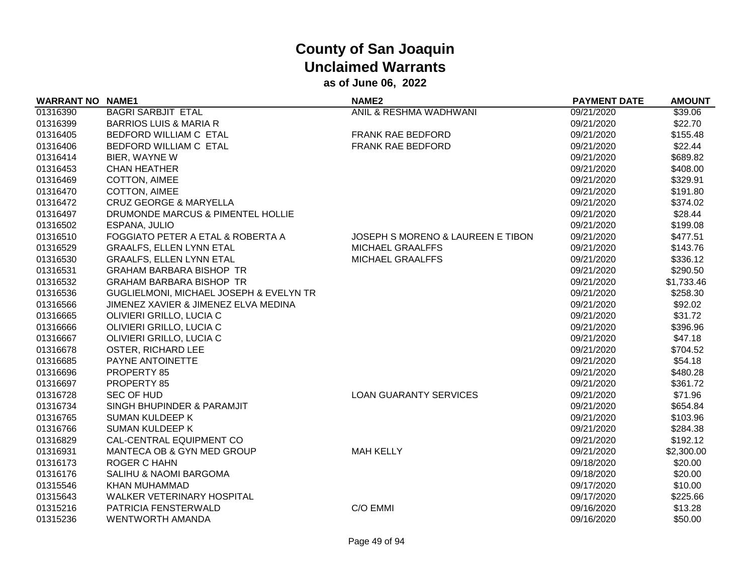# County of San Joaquin
## Unclaimed Warrants
### as of June 06, 2022

| WARRANT NO | NAME1 | NAME2 | PAYMENT DATE | AMOUNT |
|---|---|---|---|---|
| 01316390 | BAGRI SARBJIT ETAL | ANIL & RESHMA WADHWANI | 09/21/2020 | $39.06 |
| 01316399 | BARRIOS LUIS & MARIA R | | 09/21/2020 | $22.70 |
| 01316405 | BEDFORD WILLIAM C ETAL | FRANK RAE BEDFORD | 09/21/2020 | $155.48 |
| 01316406 | BEDFORD WILLIAM C ETAL | FRANK RAE BEDFORD | 09/21/2020 | $22.44 |
| 01316414 | BIER, WAYNE W | | 09/21/2020 | $689.82 |
| 01316453 | CHAN HEATHER | | 09/21/2020 | $408.00 |
| 01316469 | COTTON, AIMEE | | 09/21/2020 | $329.91 |
| 01316470 | COTTON, AIMEE | | 09/21/2020 | $191.80 |
| 01316472 | CRUZ GEORGE & MARYELLA | | 09/21/2020 | $374.02 |
| 01316497 | DRUMONDE MARCUS & PIMENTEL HOLLIE | | 09/21/2020 | $28.44 |
| 01316502 | ESPANA, JULIO | | 09/21/2020 | $199.08 |
| 01316510 | FOGGIATO PETER A ETAL & ROBERTA A | JOSEPH S MORENO & LAUREEN E TIBON | 09/21/2020 | $477.51 |
| 01316529 | GRAALFS, ELLEN LYNN ETAL | MICHAEL GRAALFFS | 09/21/2020 | $143.76 |
| 01316530 | GRAALFS, ELLEN LYNN ETAL | MICHAEL GRAALFFS | 09/21/2020 | $336.12 |
| 01316531 | GRAHAM BARBARA BISHOP TR | | 09/21/2020 | $290.50 |
| 01316532 | GRAHAM BARBARA BISHOP TR | | 09/21/2020 | $1,733.46 |
| 01316536 | GUGLIELMONI, MICHAEL JOSEPH & EVELYN TR | | 09/21/2020 | $258.30 |
| 01316566 | JIMENEZ XAVIER & JIMENEZ ELVA MEDINA | | 09/21/2020 | $92.02 |
| 01316665 | OLIVIERI GRILLO, LUCIA C | | 09/21/2020 | $31.72 |
| 01316666 | OLIVIERI GRILLO, LUCIA C | | 09/21/2020 | $396.96 |
| 01316667 | OLIVIERI GRILLO, LUCIA C | | 09/21/2020 | $47.18 |
| 01316678 | OSTER, RICHARD LEE | | 09/21/2020 | $704.52 |
| 01316685 | PAYNE ANTOINETTE | | 09/21/2020 | $54.18 |
| 01316696 | PROPERTY 85 | | 09/21/2020 | $480.28 |
| 01316697 | PROPERTY 85 | | 09/21/2020 | $361.72 |
| 01316728 | SEC OF HUD | LOAN GUARANTY SERVICES | 09/21/2020 | $71.96 |
| 01316734 | SINGH BHUPINDER & PARAMJIT | | 09/21/2020 | $654.84 |
| 01316765 | SUMAN KULDEEP K | | 09/21/2020 | $103.96 |
| 01316766 | SUMAN KULDEEP K | | 09/21/2020 | $284.38 |
| 01316829 | CAL-CENTRAL EQUIPMENT CO | | 09/21/2020 | $192.12 |
| 01316931 | MANTECA OB & GYN MED GROUP | MAH KELLY | 09/21/2020 | $2,300.00 |
| 01316173 | ROGER C HAHN | | 09/18/2020 | $20.00 |
| 01316176 | SALIHU & NAOMI BARGOMA | | 09/18/2020 | $20.00 |
| 01315546 | KHAN MUHAMMAD | | 09/17/2020 | $10.00 |
| 01315643 | WALKER VETERINARY HOSPITAL | | 09/17/2020 | $225.66 |
| 01315216 | PATRICIA FENSTERWALD | C/O EMMI | 09/16/2020 | $13.28 |
| 01315236 | WENTWORTH AMANDA | | 09/16/2020 | $50.00 |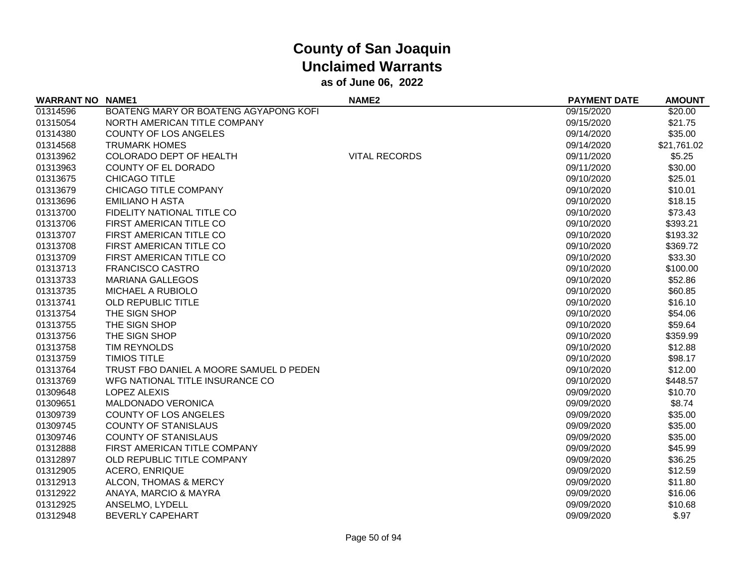# County of San Joaquin
## Unclaimed Warrants
### as of June 06, 2022

| WARRANT NO | NAME1 | NAME2 | PAYMENT DATE | AMOUNT |
|---|---|---|---|---|
| 01314596 | BOATENG MARY OR BOATENG AGYAPONG KOFI | | 09/15/2020 | $20.00 |
| 01315054 | NORTH AMERICAN TITLE COMPANY | | 09/15/2020 | $21.75 |
| 01314380 | COUNTY OF LOS ANGELES | | 09/14/2020 | $35.00 |
| 01314568 | TRUMARK HOMES | | 09/14/2020 | $21,761.02 |
| 01313962 | COLORADO DEPT OF HEALTH | VITAL RECORDS | 09/11/2020 | $5.25 |
| 01313963 | COUNTY OF EL DORADO | | 09/11/2020 | $30.00 |
| 01313675 | CHICAGO TITLE | | 09/10/2020 | $25.01 |
| 01313679 | CHICAGO TITLE COMPANY | | 09/10/2020 | $10.01 |
| 01313696 | EMILIANO H ASTA | | 09/10/2020 | $18.15 |
| 01313700 | FIDELITY NATIONAL TITLE CO | | 09/10/2020 | $73.43 |
| 01313706 | FIRST AMERICAN TITLE CO | | 09/10/2020 | $393.21 |
| 01313707 | FIRST AMERICAN TITLE CO | | 09/10/2020 | $193.32 |
| 01313708 | FIRST AMERICAN TITLE CO | | 09/10/2020 | $369.72 |
| 01313709 | FIRST AMERICAN TITLE CO | | 09/10/2020 | $33.30 |
| 01313713 | FRANCISCO CASTRO | | 09/10/2020 | $100.00 |
| 01313733 | MARIANA GALLEGOS | | 09/10/2020 | $52.86 |
| 01313735 | MICHAEL A RUBIOLO | | 09/10/2020 | $60.85 |
| 01313741 | OLD REPUBLIC TITLE | | 09/10/2020 | $16.10 |
| 01313754 | THE SIGN SHOP | | 09/10/2020 | $54.06 |
| 01313755 | THE SIGN SHOP | | 09/10/2020 | $59.64 |
| 01313756 | THE SIGN SHOP | | 09/10/2020 | $359.99 |
| 01313758 | TIM REYNOLDS | | 09/10/2020 | $12.88 |
| 01313759 | TIMIOS TITLE | | 09/10/2020 | $98.17 |
| 01313764 | TRUST FBO DANIEL A MOORE SAMUEL D PEDEN | | 09/10/2020 | $12.00 |
| 01313769 | WFG NATIONAL TITLE INSURANCE CO | | 09/10/2020 | $448.57 |
| 01309648 | LOPEZ ALEXIS | | 09/09/2020 | $10.70 |
| 01309651 | MALDONADO VERONICA | | 09/09/2020 | $8.74 |
| 01309739 | COUNTY OF LOS ANGELES | | 09/09/2020 | $35.00 |
| 01309745 | COUNTY OF STANISLAUS | | 09/09/2020 | $35.00 |
| 01309746 | COUNTY OF STANISLAUS | | 09/09/2020 | $35.00 |
| 01312888 | FIRST AMERICAN TITLE COMPANY | | 09/09/2020 | $45.99 |
| 01312897 | OLD REPUBLIC TITLE COMPANY | | 09/09/2020 | $36.25 |
| 01312905 | ACERO, ENRIQUE | | 09/09/2020 | $12.59 |
| 01312913 | ALCON, THOMAS & MERCY | | 09/09/2020 | $11.80 |
| 01312922 | ANAYA, MARCIO & MAYRA | | 09/09/2020 | $16.06 |
| 01312925 | ANSELMO, LYDELL | | 09/09/2020 | $10.68 |
| 01312948 | BEVERLY CAPEHART | | 09/09/2020 | $.97 |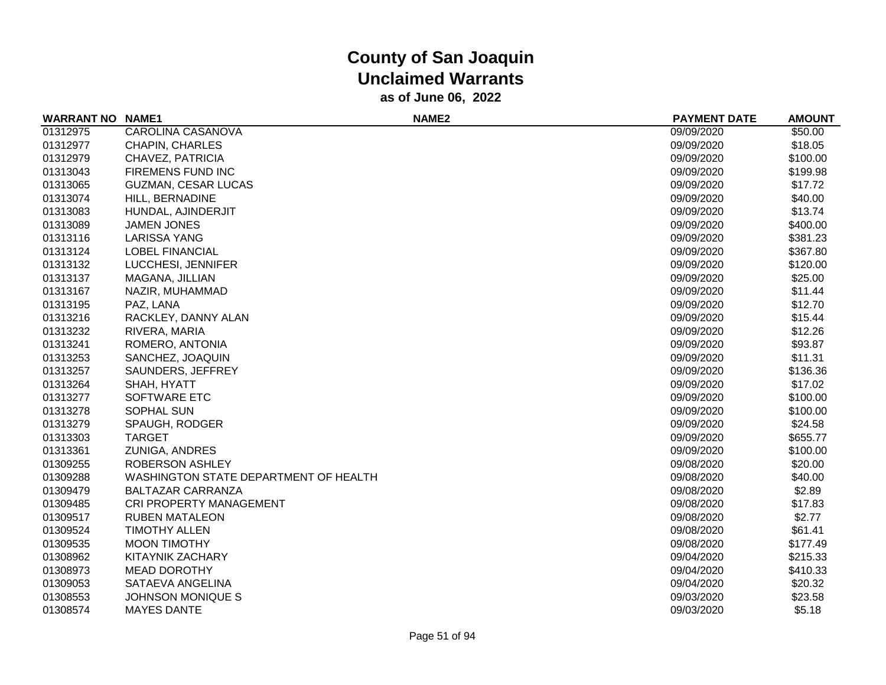# County of San Joaquin
## Unclaimed Warrants
### as of June 06, 2022

| WARRANT NO | NAME1 | NAME2 | PAYMENT DATE | AMOUNT |
|---|---|---|---|---|
| 01312975 | CAROLINA CASANOVA | | 09/09/2020 | $50.00 |
| 01312977 | CHAPIN, CHARLES | | 09/09/2020 | $18.05 |
| 01312979 | CHAVEZ, PATRICIA | | 09/09/2020 | $100.00 |
| 01313043 | FIREMENS FUND INC | | 09/09/2020 | $199.98 |
| 01313065 | GUZMAN, CESAR LUCAS | | 09/09/2020 | $17.72 |
| 01313074 | HILL, BERNADINE | | 09/09/2020 | $40.00 |
| 01313083 | HUNDAL, AJINDERJIT | | 09/09/2020 | $13.74 |
| 01313089 | JAMEN JONES | | 09/09/2020 | $400.00 |
| 01313116 | LARISSA YANG | | 09/09/2020 | $381.23 |
| 01313124 | LOBEL FINANCIAL | | 09/09/2020 | $367.80 |
| 01313132 | LUCCHESI, JENNIFER | | 09/09/2020 | $120.00 |
| 01313137 | MAGANA, JILLIAN | | 09/09/2020 | $25.00 |
| 01313167 | NAZIR, MUHAMMAD | | 09/09/2020 | $11.44 |
| 01313195 | PAZ, LANA | | 09/09/2020 | $12.70 |
| 01313216 | RACKLEY, DANNY ALAN | | 09/09/2020 | $15.44 |
| 01313232 | RIVERA, MARIA | | 09/09/2020 | $12.26 |
| 01313241 | ROMERO, ANTONIA | | 09/09/2020 | $93.87 |
| 01313253 | SANCHEZ, JOAQUIN | | 09/09/2020 | $11.31 |
| 01313257 | SAUNDERS, JEFFREY | | 09/09/2020 | $136.36 |
| 01313264 | SHAH, HYATT | | 09/09/2020 | $17.02 |
| 01313277 | SOFTWARE ETC | | 09/09/2020 | $100.00 |
| 01313278 | SOPHAL SUN | | 09/09/2020 | $100.00 |
| 01313279 | SPAUGH, RODGER | | 09/09/2020 | $24.58 |
| 01313303 | TARGET | | 09/09/2020 | $655.77 |
| 01313361 | ZUNIGA, ANDRES | | 09/09/2020 | $100.00 |
| 01309255 | ROBERSON ASHLEY | | 09/08/2020 | $20.00 |
| 01309288 | WASHINGTON STATE DEPARTMENT OF HEALTH | | 09/08/2020 | $40.00 |
| 01309479 | BALTAZAR CARRANZA | | 09/08/2020 | $2.89 |
| 01309485 | CRI PROPERTY MANAGEMENT | | 09/08/2020 | $17.83 |
| 01309517 | RUBEN MATALEON | | 09/08/2020 | $2.77 |
| 01309524 | TIMOTHY ALLEN | | 09/08/2020 | $61.41 |
| 01309535 | MOON TIMOTHY | | 09/08/2020 | $177.49 |
| 01308962 | KITAYNIK ZACHARY | | 09/04/2020 | $215.33 |
| 01308973 | MEAD DOROTHY | | 09/04/2020 | $410.33 |
| 01309053 | SATAEVA ANGELINA | | 09/04/2020 | $20.32 |
| 01308553 | JOHNSON MONIQUE S | | 09/03/2020 | $23.58 |
| 01308574 | MAYES DANTE | | 09/03/2020 | $5.18 |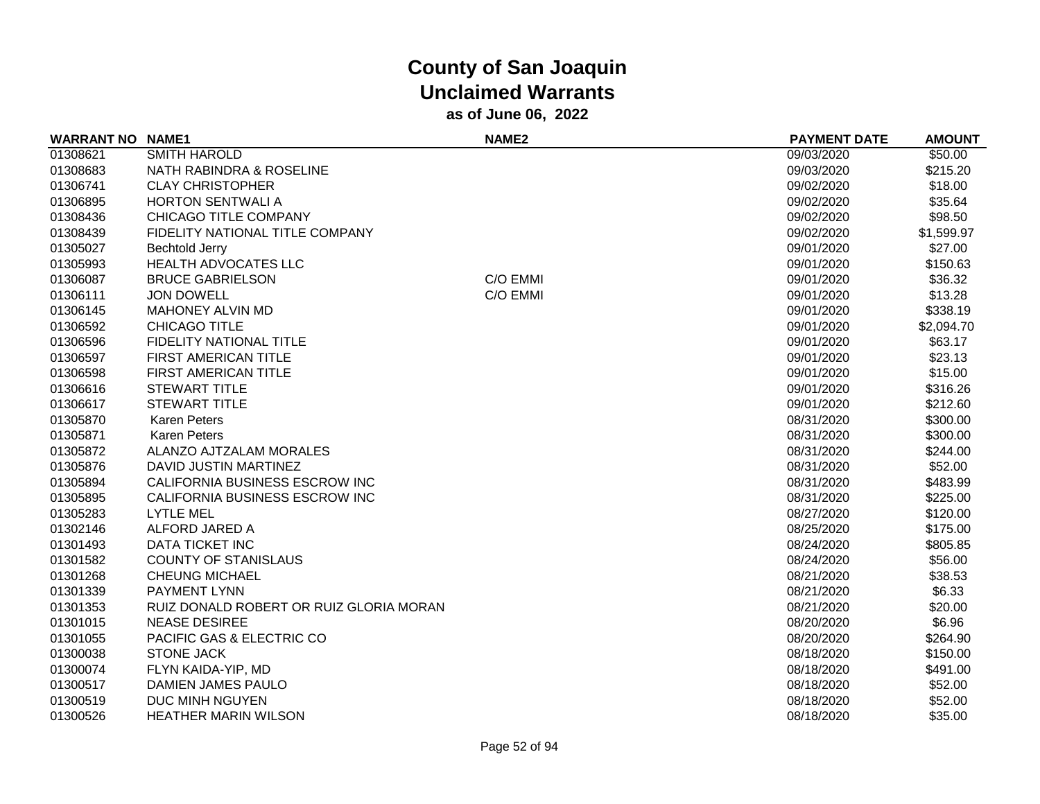# County of San Joaquin
## Unclaimed Warrants
### as of June 06, 2022

| WARRANT NO | NAME1 | NAME2 | PAYMENT DATE | AMOUNT |
|---|---|---|---|---|
| 01308621 | SMITH HAROLD | | 09/03/2020 | $50.00 |
| 01308683 | NATH RABINDRA & ROSELINE | | 09/03/2020 | $215.20 |
| 01306741 | CLAY CHRISTOPHER | | 09/02/2020 | $18.00 |
| 01306895 | HORTON SENTWALI A | | 09/02/2020 | $35.64 |
| 01308436 | CHICAGO TITLE COMPANY | | 09/02/2020 | $98.50 |
| 01308439 | FIDELITY NATIONAL TITLE COMPANY | | 09/02/2020 | $1,599.97 |
| 01305027 | Bechtold Jerry | | 09/01/2020 | $27.00 |
| 01305993 | HEALTH ADVOCATES LLC | | 09/01/2020 | $150.63 |
| 01306087 | BRUCE GABRIELSON | C/O EMMI | 09/01/2020 | $36.32 |
| 01306111 | JON DOWELL | C/O EMMI | 09/01/2020 | $13.28 |
| 01306145 | MAHONEY ALVIN MD | | 09/01/2020 | $338.19 |
| 01306592 | CHICAGO TITLE | | 09/01/2020 | $2,094.70 |
| 01306596 | FIDELITY NATIONAL TITLE | | 09/01/2020 | $63.17 |
| 01306597 | FIRST AMERICAN TITLE | | 09/01/2020 | $23.13 |
| 01306598 | FIRST AMERICAN TITLE | | 09/01/2020 | $15.00 |
| 01306616 | STEWART TITLE | | 09/01/2020 | $316.26 |
| 01306617 | STEWART TITLE | | 09/01/2020 | $212.60 |
| 01305870 | Karen Peters | | 08/31/2020 | $300.00 |
| 01305871 | Karen Peters | | 08/31/2020 | $300.00 |
| 01305872 | ALANZO AJTZALAM MORALES | | 08/31/2020 | $244.00 |
| 01305876 | DAVID JUSTIN MARTINEZ | | 08/31/2020 | $52.00 |
| 01305894 | CALIFORNIA BUSINESS ESCROW INC | | 08/31/2020 | $483.99 |
| 01305895 | CALIFORNIA BUSINESS ESCROW INC | | 08/31/2020 | $225.00 |
| 01305283 | LYTLE MEL | | 08/27/2020 | $120.00 |
| 01302146 | ALFORD JARED A | | 08/25/2020 | $175.00 |
| 01301493 | DATA TICKET INC | | 08/24/2020 | $805.85 |
| 01301582 | COUNTY OF STANISLAUS | | 08/24/2020 | $56.00 |
| 01301268 | CHEUNG MICHAEL | | 08/21/2020 | $38.53 |
| 01301339 | PAYMENT LYNN | | 08/21/2020 | $6.33 |
| 01301353 | RUIZ DONALD ROBERT OR RUIZ GLORIA MORAN | | 08/21/2020 | $20.00 |
| 01301015 | NEASE DESIREE | | 08/20/2020 | $6.96 |
| 01301055 | PACIFIC GAS & ELECTRIC CO | | 08/20/2020 | $264.90 |
| 01300038 | STONE JACK | | 08/18/2020 | $150.00 |
| 01300074 | FLYN KAIDA-YIP, MD | | 08/18/2020 | $491.00 |
| 01300517 | DAMIEN JAMES PAULO | | 08/18/2020 | $52.00 |
| 01300519 | DUC MINH NGUYEN | | 08/18/2020 | $52.00 |
| 01300526 | HEATHER MARIN WILSON | | 08/18/2020 | $35.00 |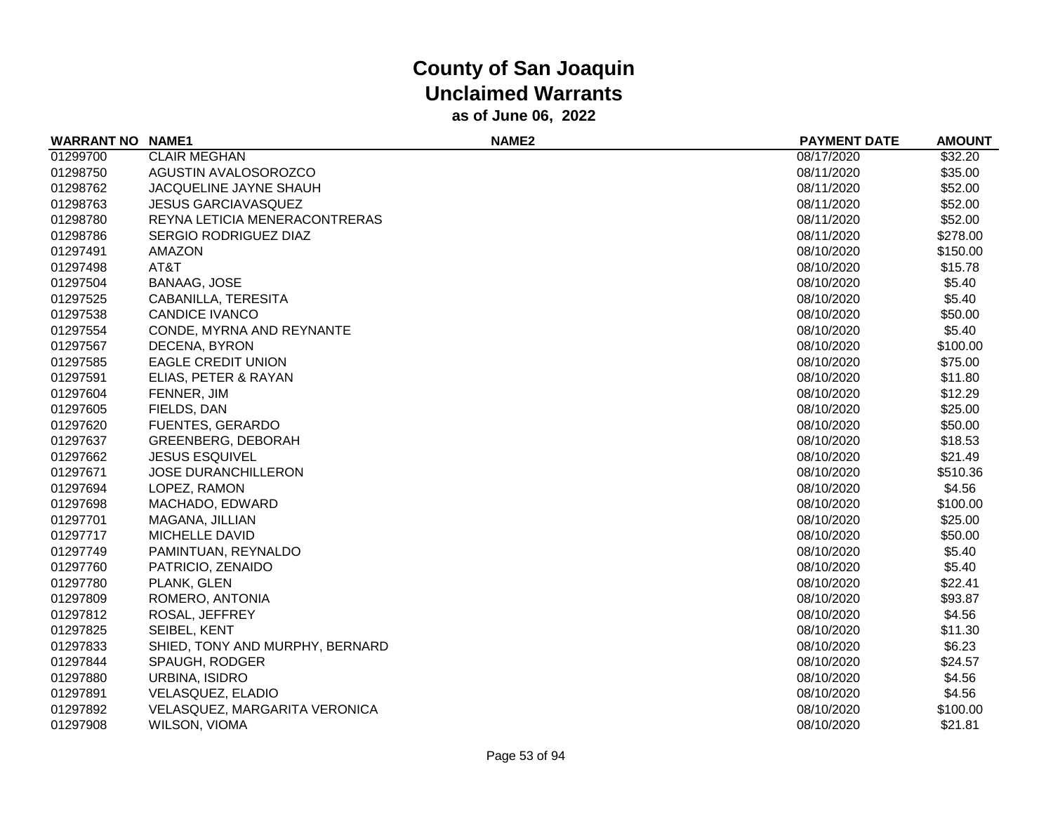# County of San Joaquin
## Unclaimed Warrants
### as of June 06, 2022

| WARRANT NO | NAME1 | NAME2 | PAYMENT DATE | AMOUNT |
|---|---|---|---|---|
| 01299700 | CLAIR MEGHAN | | 08/17/2020 | $32.20 |
| 01298750 | AGUSTIN AVALOSOROZCO | | 08/11/2020 | $35.00 |
| 01298762 | JACQUELINE JAYNE SHAUH | | 08/11/2020 | $52.00 |
| 01298763 | JESUS GARCIAVASQUEZ | | 08/11/2020 | $52.00 |
| 01298780 | REYNA LETICIA MENERACONTRERAS | | 08/11/2020 | $52.00 |
| 01298786 | SERGIO RODRIGUEZ DIAZ | | 08/11/2020 | $278.00 |
| 01297491 | AMAZON | | 08/10/2020 | $150.00 |
| 01297498 | AT&T | | 08/10/2020 | $15.78 |
| 01297504 | BANAAG, JOSE | | 08/10/2020 | $5.40 |
| 01297525 | CABANILLA, TERESITA | | 08/10/2020 | $5.40 |
| 01297538 | CANDICE IVANCO | | 08/10/2020 | $50.00 |
| 01297554 | CONDE, MYRNA AND REYNANTE | | 08/10/2020 | $5.40 |
| 01297567 | DECENA, BYRON | | 08/10/2020 | $100.00 |
| 01297585 | EAGLE CREDIT UNION | | 08/10/2020 | $75.00 |
| 01297591 | ELIAS, PETER & RAYAN | | 08/10/2020 | $11.80 |
| 01297604 | FENNER, JIM | | 08/10/2020 | $12.29 |
| 01297605 | FIELDS, DAN | | 08/10/2020 | $25.00 |
| 01297620 | FUENTES, GERARDO | | 08/10/2020 | $50.00 |
| 01297637 | GREENBERG, DEBORAH | | 08/10/2020 | $18.53 |
| 01297662 | JESUS ESQUIVEL | | 08/10/2020 | $21.49 |
| 01297671 | JOSE DURANCHILLERON | | 08/10/2020 | $510.36 |
| 01297694 | LOPEZ, RAMON | | 08/10/2020 | $4.56 |
| 01297698 | MACHADO, EDWARD | | 08/10/2020 | $100.00 |
| 01297701 | MAGANA, JILLIAN | | 08/10/2020 | $25.00 |
| 01297717 | MICHELLE DAVID | | 08/10/2020 | $50.00 |
| 01297749 | PAMINTUAN, REYNALDO | | 08/10/2020 | $5.40 |
| 01297760 | PATRICIO, ZENAIDO | | 08/10/2020 | $5.40 |
| 01297780 | PLANK, GLEN | | 08/10/2020 | $22.41 |
| 01297809 | ROMERO, ANTONIA | | 08/10/2020 | $93.87 |
| 01297812 | ROSAL, JEFFREY | | 08/10/2020 | $4.56 |
| 01297825 | SEIBEL, KENT | | 08/10/2020 | $11.30 |
| 01297833 | SHIED, TONY AND MURPHY, BERNARD | | 08/10/2020 | $6.23 |
| 01297844 | SPAUGH, RODGER | | 08/10/2020 | $24.57 |
| 01297880 | URBINA, ISIDRO | | 08/10/2020 | $4.56 |
| 01297891 | VELASQUEZ, ELADIO | | 08/10/2020 | $4.56 |
| 01297892 | VELASQUEZ, MARGARITA VERONICA | | 08/10/2020 | $100.00 |
| 01297908 | WILSON, VIOMA | | 08/10/2020 | $21.81 |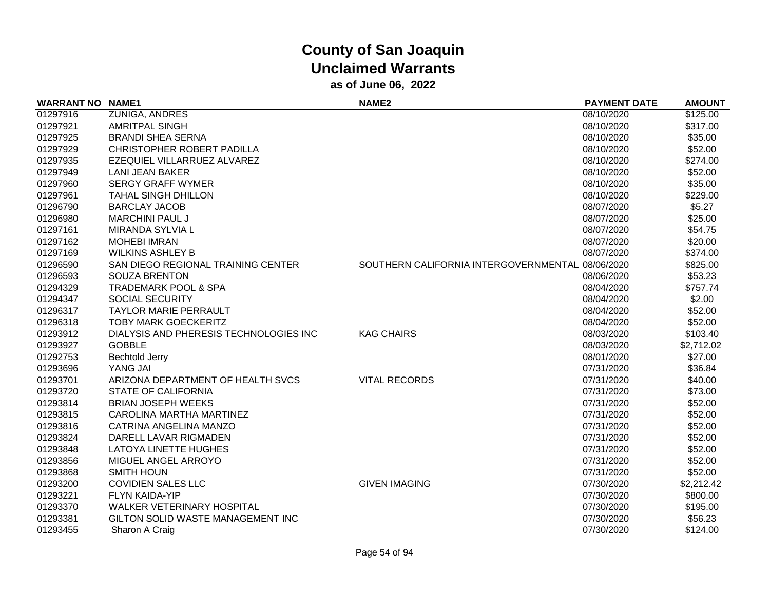# County of San Joaquin
## Unclaimed Warrants
### as of June 06, 2022

| WARRANT NO | NAME1 | NAME2 | PAYMENT DATE | AMOUNT |
|---|---|---|---|---|
| 01297916 | ZUNIGA, ANDRES | | 08/10/2020 | $125.00 |
| 01297921 | AMRITPAL SINGH | | 08/10/2020 | $317.00 |
| 01297925 | BRANDI SHEA SERNA | | 08/10/2020 | $35.00 |
| 01297929 | CHRISTOPHER ROBERT PADILLA | | 08/10/2020 | $52.00 |
| 01297935 | EZEQUIEL VILLARRUEZ ALVAREZ | | 08/10/2020 | $274.00 |
| 01297949 | LANI JEAN BAKER | | 08/10/2020 | $52.00 |
| 01297960 | SERGY GRAFF WYMER | | 08/10/2020 | $35.00 |
| 01297961 | TAHAL SINGH DHILLON | | 08/10/2020 | $229.00 |
| 01296790 | BARCLAY JACOB | | 08/07/2020 | $5.27 |
| 01296980 | MARCHINI PAUL J | | 08/07/2020 | $25.00 |
| 01297161 | MIRANDA SYLVIA L | | 08/07/2020 | $54.75 |
| 01297162 | MOHEBI IMRAN | | 08/07/2020 | $20.00 |
| 01297169 | WILKINS ASHLEY B | | 08/07/2020 | $374.00 |
| 01296590 | SAN DIEGO REGIONAL TRAINING CENTER | SOUTHERN CALIFORNIA INTERGOVERNMENTAL | 08/06/2020 | $825.00 |
| 01296593 | SOUZA BRENTON | | 08/06/2020 | $53.23 |
| 01294329 | TRADEMARK POOL & SPA | | 08/04/2020 | $757.74 |
| 01294347 | SOCIAL SECURITY | | 08/04/2020 | $2.00 |
| 01296317 | TAYLOR MARIE PERRAULT | | 08/04/2020 | $52.00 |
| 01296318 | TOBY MARK GOECKERITZ | | 08/04/2020 | $52.00 |
| 01293912 | DIALYSIS AND PHERESIS TECHNOLOGIES INC | KAG CHAIRS | 08/03/2020 | $103.40 |
| 01293927 | GOBBLE | | 08/03/2020 | $2,712.02 |
| 01292753 | Bechtold Jerry | | 08/01/2020 | $27.00 |
| 01293696 | YANG JAI | | 07/31/2020 | $36.84 |
| 01293701 | ARIZONA DEPARTMENT OF HEALTH SVCS | VITAL RECORDS | 07/31/2020 | $40.00 |
| 01293720 | STATE OF CALIFORNIA | | 07/31/2020 | $73.00 |
| 01293814 | BRIAN JOSEPH WEEKS | | 07/31/2020 | $52.00 |
| 01293815 | CAROLINA MARTHA MARTINEZ | | 07/31/2020 | $52.00 |
| 01293816 | CATRINA ANGELINA MANZO | | 07/31/2020 | $52.00 |
| 01293824 | DARELL LAVAR RIGMADEN | | 07/31/2020 | $52.00 |
| 01293848 | LATOYA LINETTE HUGHES | | 07/31/2020 | $52.00 |
| 01293856 | MIGUEL ANGEL ARROYO | | 07/31/2020 | $52.00 |
| 01293868 | SMITH HOUN | | 07/31/2020 | $52.00 |
| 01293200 | COVIDIEN SALES LLC | GIVEN IMAGING | 07/30/2020 | $2,212.42 |
| 01293221 | FLYN KAIDA-YIP | | 07/30/2020 | $800.00 |
| 01293370 | WALKER VETERINARY HOSPITAL | | 07/30/2020 | $195.00 |
| 01293381 | GILTON SOLID WASTE MANAGEMENT INC | | 07/30/2020 | $56.23 |
| 01293455 | Sharon A Craig | | 07/30/2020 | $124.00 |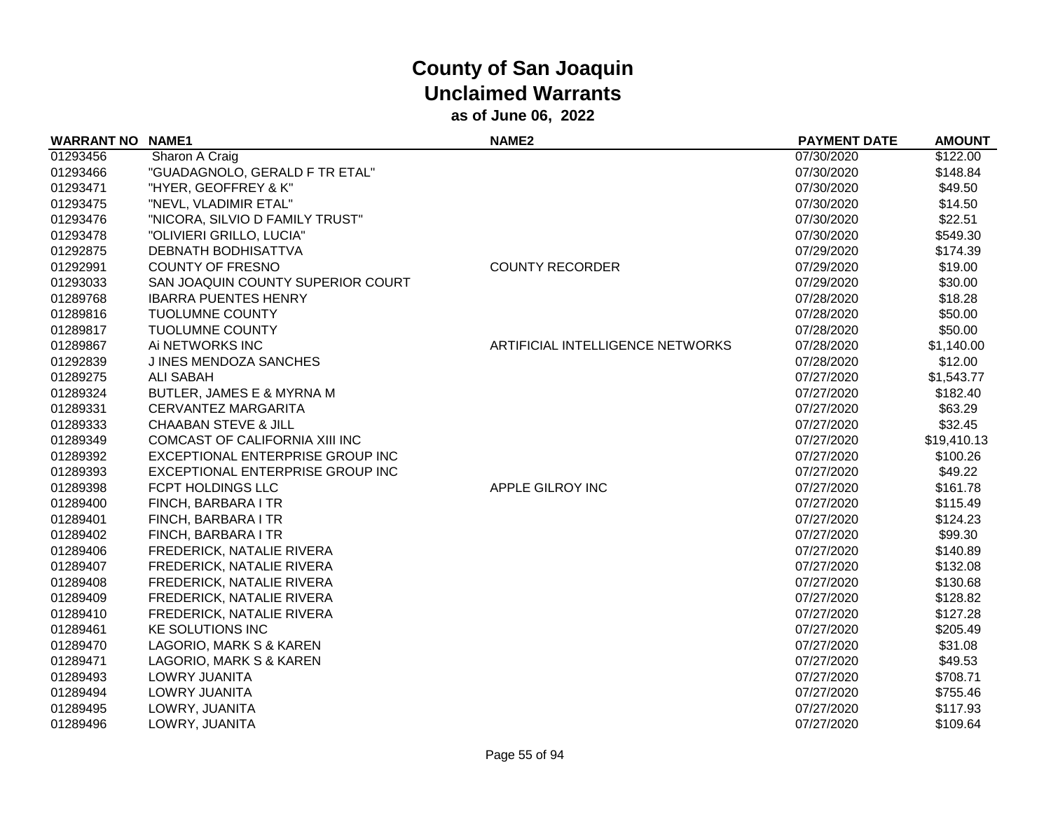# County of San Joaquin
## Unclaimed Warrants
### as of June 06, 2022

| WARRANT NO | NAME1 | NAME2 | PAYMENT DATE | AMOUNT |
|---|---|---|---|---|
| 01293456 | Sharon A Craig | | 07/30/2020 | $122.00 |
| 01293466 | "GUADAGNOLO, GERALD F TR ETAL" | | 07/30/2020 | $148.84 |
| 01293471 | "HYER, GEOFFREY & K" | | 07/30/2020 | $49.50 |
| 01293475 | "NEVL, VLADIMIR ETAL" | | 07/30/2020 | $14.50 |
| 01293476 | "NICORA, SILVIO D FAMILY TRUST" | | 07/30/2020 | $22.51 |
| 01293478 | "OLIVIERI GRILLO, LUCIA" | | 07/30/2020 | $549.30 |
| 01292875 | DEBNATH BODHISATTVA | | 07/29/2020 | $174.39 |
| 01292991 | COUNTY OF FRESNO | COUNTY RECORDER | 07/29/2020 | $19.00 |
| 01293033 | SAN JOAQUIN COUNTY SUPERIOR COURT | | 07/29/2020 | $30.00 |
| 01289768 | IBARRA PUENTES HENRY | | 07/28/2020 | $18.28 |
| 01289816 | TUOLUMNE COUNTY | | 07/28/2020 | $50.00 |
| 01289817 | TUOLUMNE COUNTY | | 07/28/2020 | $50.00 |
| 01289867 | Ai NETWORKS INC | ARTIFICIAL INTELLIGENCE NETWORKS | 07/28/2020 | $1,140.00 |
| 01292839 | J INES MENDOZA SANCHES | | 07/28/2020 | $12.00 |
| 01289275 | ALI SABAH | | 07/27/2020 | $1,543.77 |
| 01289324 | BUTLER, JAMES E & MYRNA M | | 07/27/2020 | $182.40 |
| 01289331 | CERVANTEZ MARGARITA | | 07/27/2020 | $63.29 |
| 01289333 | CHAABAN STEVE & JILL | | 07/27/2020 | $32.45 |
| 01289349 | COMCAST OF CALIFORNIA XIII INC | | 07/27/2020 | $19,410.13 |
| 01289392 | EXCEPTIONAL ENTERPRISE GROUP INC | | 07/27/2020 | $100.26 |
| 01289393 | EXCEPTIONAL ENTERPRISE GROUP INC | | 07/27/2020 | $49.22 |
| 01289398 | FCPT HOLDINGS LLC | APPLE GILROY INC | 07/27/2020 | $161.78 |
| 01289400 | FINCH, BARBARA I TR | | 07/27/2020 | $115.49 |
| 01289401 | FINCH, BARBARA I TR | | 07/27/2020 | $124.23 |
| 01289402 | FINCH, BARBARA I TR | | 07/27/2020 | $99.30 |
| 01289406 | FREDERICK, NATALIE RIVERA | | 07/27/2020 | $140.89 |
| 01289407 | FREDERICK, NATALIE RIVERA | | 07/27/2020 | $132.08 |
| 01289408 | FREDERICK, NATALIE RIVERA | | 07/27/2020 | $130.68 |
| 01289409 | FREDERICK, NATALIE RIVERA | | 07/27/2020 | $128.82 |
| 01289410 | FREDERICK, NATALIE RIVERA | | 07/27/2020 | $127.28 |
| 01289461 | KE SOLUTIONS INC | | 07/27/2020 | $205.49 |
| 01289470 | LAGORIO, MARK S & KAREN | | 07/27/2020 | $31.08 |
| 01289471 | LAGORIO, MARK S & KAREN | | 07/27/2020 | $49.53 |
| 01289493 | LOWRY JUANITA | | 07/27/2020 | $708.71 |
| 01289494 | LOWRY JUANITA | | 07/27/2020 | $755.46 |
| 01289495 | LOWRY, JUANITA | | 07/27/2020 | $117.93 |
| 01289496 | LOWRY, JUANITA | | 07/27/2020 | $109.64 |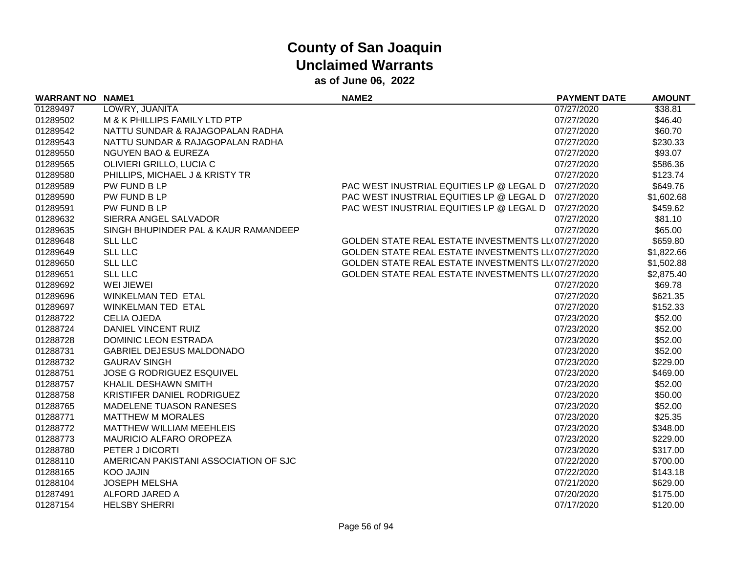# County of San Joaquin
## Unclaimed Warrants
### as of June 06, 2022

| WARRANT NO | NAME1 | NAME2 | PAYMENT DATE | AMOUNT |
|---|---|---|---|---|
| 01289497 | LOWRY, JUANITA | | 07/27/2020 | $38.81 |
| 01289502 | M & K PHILLIPS FAMILY LTD PTP | | 07/27/2020 | $46.40 |
| 01289542 | NATTU SUNDAR & RAJAGOPALAN RADHA | | 07/27/2020 | $60.70 |
| 01289543 | NATTU SUNDAR & RAJAGOPALAN RADHA | | 07/27/2020 | $230.33 |
| 01289550 | NGUYEN BAO & EUREZA | | 07/27/2020 | $93.07 |
| 01289565 | OLIVIERI GRILLO, LUCIA C | | 07/27/2020 | $586.36 |
| 01289580 | PHILLIPS, MICHAEL J & KRISTY TR | | 07/27/2020 | $123.74 |
| 01289589 | PW FUND B LP | PAC WEST INUSTRIAL EQUITIES LP @ LEGAL D | 07/27/2020 | $649.76 |
| 01289590 | PW FUND B LP | PAC WEST INUSTRIAL EQUITIES LP @ LEGAL D | 07/27/2020 | $1,602.68 |
| 01289591 | PW FUND B LP | PAC WEST INUSTRIAL EQUITIES LP @ LEGAL D | 07/27/2020 | $459.62 |
| 01289632 | SIERRA ANGEL SALVADOR | | 07/27/2020 | $81.10 |
| 01289635 | SINGH BHUPINDER PAL & KAUR RAMANDEEP | | 07/27/2020 | $65.00 |
| 01289648 | SLL LLC | GOLDEN STATE REAL ESTATE INVESTMENTS LL( | 07/27/2020 | $659.80 |
| 01289649 | SLL LLC | GOLDEN STATE REAL ESTATE INVESTMENTS LL( | 07/27/2020 | $1,822.66 |
| 01289650 | SLL LLC | GOLDEN STATE REAL ESTATE INVESTMENTS LL( | 07/27/2020 | $1,502.88 |
| 01289651 | SLL LLC | GOLDEN STATE REAL ESTATE INVESTMENTS LL( | 07/27/2020 | $2,875.40 |
| 01289692 | WEI JIEWEI | | 07/27/2020 | $69.78 |
| 01289696 | WINKELMAN TED ETAL | | 07/27/2020 | $621.35 |
| 01289697 | WINKELMAN TED ETAL | | 07/27/2020 | $152.33 |
| 01288722 | CELIA OJEDA | | 07/23/2020 | $52.00 |
| 01288724 | DANIEL VINCENT RUIZ | | 07/23/2020 | $52.00 |
| 01288728 | DOMINIC LEON ESTRADA | | 07/23/2020 | $52.00 |
| 01288731 | GABRIEL DEJESUS MALDONADO | | 07/23/2020 | $52.00 |
| 01288732 | GAURAV SINGH | | 07/23/2020 | $229.00 |
| 01288751 | JOSE G RODRIGUEZ ESQUIVEL | | 07/23/2020 | $469.00 |
| 01288757 | KHALIL DESHAWN SMITH | | 07/23/2020 | $52.00 |
| 01288758 | KRISTIFER DANIEL RODRIGUEZ | | 07/23/2020 | $50.00 |
| 01288765 | MADELENE TUASON RANESES | | 07/23/2020 | $52.00 |
| 01288771 | MATTHEW M MORALES | | 07/23/2020 | $25.35 |
| 01288772 | MATTHEW WILLIAM MEEHLEIS | | 07/23/2020 | $348.00 |
| 01288773 | MAURICIO ALFARO OROPEZA | | 07/23/2020 | $229.00 |
| 01288780 | PETER J DICORTI | | 07/23/2020 | $317.00 |
| 01288110 | AMERICAN PAKISTANI ASSOCIATION OF SJC | | 07/22/2020 | $700.00 |
| 01288165 | KOO JAJIN | | 07/22/2020 | $143.18 |
| 01288104 | JOSEPH MELSHA | | 07/21/2020 | $629.00 |
| 01287491 | ALFORD JARED A | | 07/20/2020 | $175.00 |
| 01287154 | HELSBY SHERRI | | 07/17/2020 | $120.00 |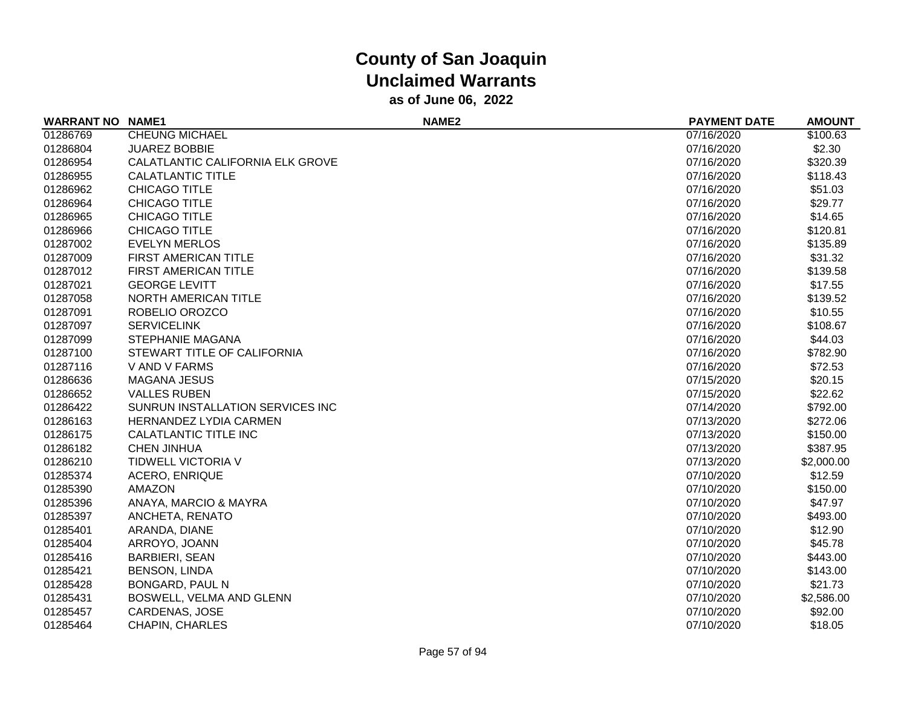# County of San Joaquin
## Unclaimed Warrants
### as of June 06, 2022

| WARRANT NO | NAME1 | NAME2 | PAYMENT DATE | AMOUNT |
|---|---|---|---|---|
| 01286769 | CHEUNG MICHAEL | | 07/16/2020 | $100.63 |
| 01286804 | JUAREZ BOBBIE | | 07/16/2020 | $2.30 |
| 01286954 | CALATLANTIC CALIFORNIA ELK GROVE | | 07/16/2020 | $320.39 |
| 01286955 | CALATLANTIC TITLE | | 07/16/2020 | $118.43 |
| 01286962 | CHICAGO TITLE | | 07/16/2020 | $51.03 |
| 01286964 | CHICAGO TITLE | | 07/16/2020 | $29.77 |
| 01286965 | CHICAGO TITLE | | 07/16/2020 | $14.65 |
| 01286966 | CHICAGO TITLE | | 07/16/2020 | $120.81 |
| 01287002 | EVELYN MERLOS | | 07/16/2020 | $135.89 |
| 01287009 | FIRST AMERICAN TITLE | | 07/16/2020 | $31.32 |
| 01287012 | FIRST AMERICAN TITLE | | 07/16/2020 | $139.58 |
| 01287021 | GEORGE LEVITT | | 07/16/2020 | $17.55 |
| 01287058 | NORTH AMERICAN TITLE | | 07/16/2020 | $139.52 |
| 01287091 | ROBELIO OROZCO | | 07/16/2020 | $10.55 |
| 01287097 | SERVICELINK | | 07/16/2020 | $108.67 |
| 01287099 | STEPHANIE MAGANA | | 07/16/2020 | $44.03 |
| 01287100 | STEWART TITLE OF CALIFORNIA | | 07/16/2020 | $782.90 |
| 01287116 | V AND V FARMS | | 07/16/2020 | $72.53 |
| 01286636 | MAGANA JESUS | | 07/15/2020 | $20.15 |
| 01286652 | VALLES RUBEN | | 07/15/2020 | $22.62 |
| 01286422 | SUNRUN INSTALLATION SERVICES INC | | 07/14/2020 | $792.00 |
| 01286163 | HERNANDEZ LYDIA CARMEN | | 07/13/2020 | $272.06 |
| 01286175 | CALATLANTIC TITLE INC | | 07/13/2020 | $150.00 |
| 01286182 | CHEN JINHUA | | 07/13/2020 | $387.95 |
| 01286210 | TIDWELL VICTORIA V | | 07/13/2020 | $2,000.00 |
| 01285374 | ACERO, ENRIQUE | | 07/10/2020 | $12.59 |
| 01285390 | AMAZON | | 07/10/2020 | $150.00 |
| 01285396 | ANAYA, MARCIO & MAYRA | | 07/10/2020 | $47.97 |
| 01285397 | ANCHETA, RENATO | | 07/10/2020 | $493.00 |
| 01285401 | ARANDA, DIANE | | 07/10/2020 | $12.90 |
| 01285404 | ARROYO, JOANN | | 07/10/2020 | $45.78 |
| 01285416 | BARBIERI, SEAN | | 07/10/2020 | $443.00 |
| 01285421 | BENSON, LINDA | | 07/10/2020 | $143.00 |
| 01285428 | BONGARD, PAUL N | | 07/10/2020 | $21.73 |
| 01285431 | BOSWELL, VELMA AND GLENN | | 07/10/2020 | $2,586.00 |
| 01285457 | CARDENAS, JOSE | | 07/10/2020 | $92.00 |
| 01285464 | CHAPIN, CHARLES | | 07/10/2020 | $18.05 |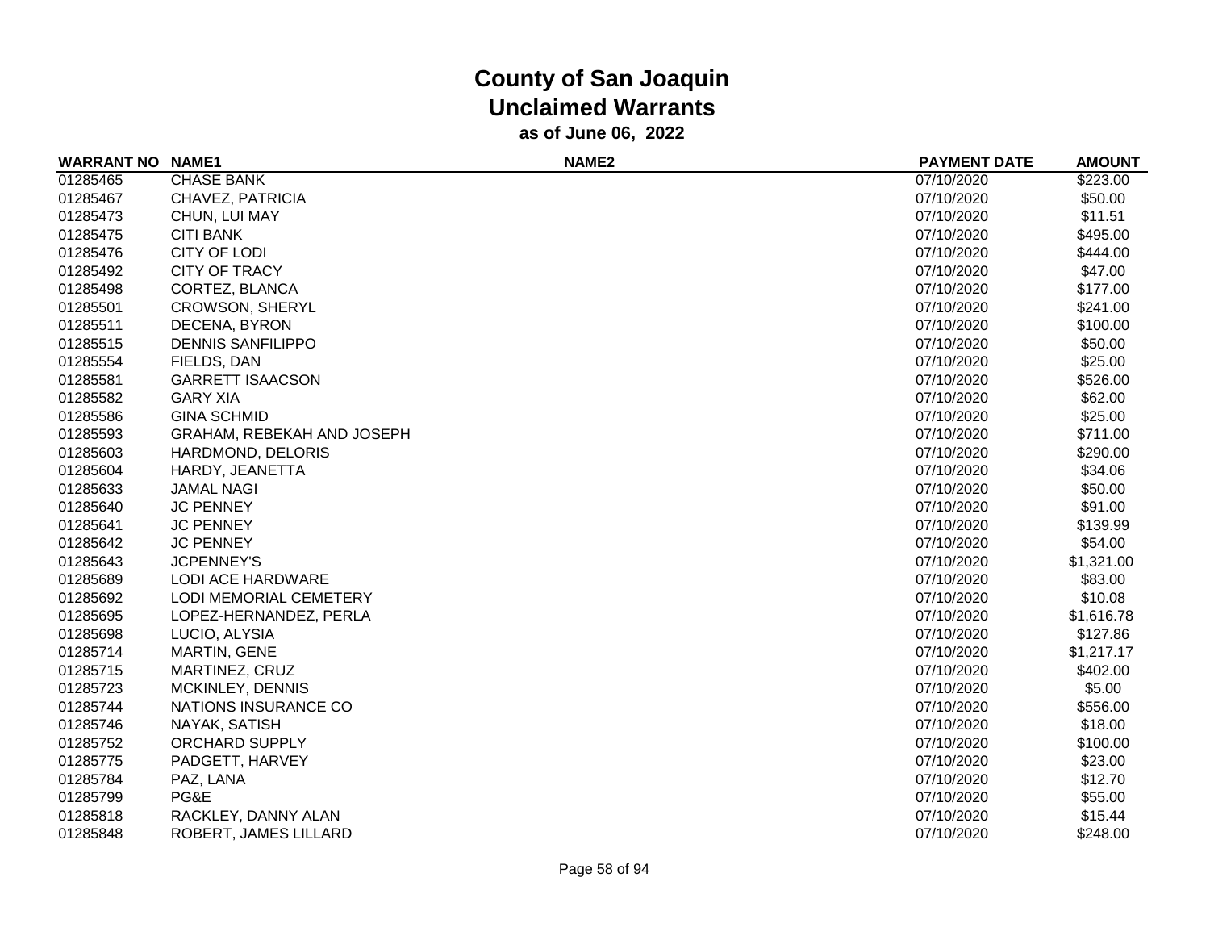# County of San Joaquin
## Unclaimed Warrants
### as of June 06, 2022

| WARRANT NO | NAME1 | NAME2 | PAYMENT DATE | AMOUNT |
|---|---|---|---|---|
| 01285465 | CHASE BANK | | 07/10/2020 | $223.00 |
| 01285467 | CHAVEZ, PATRICIA | | 07/10/2020 | $50.00 |
| 01285473 | CHUN, LUI MAY | | 07/10/2020 | $11.51 |
| 01285475 | CITI BANK | | 07/10/2020 | $495.00 |
| 01285476 | CITY OF LODI | | 07/10/2020 | $444.00 |
| 01285492 | CITY OF TRACY | | 07/10/2020 | $47.00 |
| 01285498 | CORTEZ, BLANCA | | 07/10/2020 | $177.00 |
| 01285501 | CROWSON, SHERYL | | 07/10/2020 | $241.00 |
| 01285511 | DECENA, BYRON | | 07/10/2020 | $100.00 |
| 01285515 | DENNIS SANFILIPPO | | 07/10/2020 | $50.00 |
| 01285554 | FIELDS, DAN | | 07/10/2020 | $25.00 |
| 01285581 | GARRETT ISAACSON | | 07/10/2020 | $526.00 |
| 01285582 | GARY XIA | | 07/10/2020 | $62.00 |
| 01285586 | GINA SCHMID | | 07/10/2020 | $25.00 |
| 01285593 | GRAHAM, REBEKAH AND JOSEPH | | 07/10/2020 | $711.00 |
| 01285603 | HARDMOND, DELORIS | | 07/10/2020 | $290.00 |
| 01285604 | HARDY, JEANETTA | | 07/10/2020 | $34.06 |
| 01285633 | JAMAL NAGI | | 07/10/2020 | $50.00 |
| 01285640 | JC PENNEY | | 07/10/2020 | $91.00 |
| 01285641 | JC PENNEY | | 07/10/2020 | $139.99 |
| 01285642 | JC PENNEY | | 07/10/2020 | $54.00 |
| 01285643 | JCPENNEY'S | | 07/10/2020 | $1,321.00 |
| 01285689 | LODI ACE HARDWARE | | 07/10/2020 | $83.00 |
| 01285692 | LODI MEMORIAL CEMETERY | | 07/10/2020 | $10.08 |
| 01285695 | LOPEZ-HERNANDEZ, PERLA | | 07/10/2020 | $1,616.78 |
| 01285698 | LUCIO, ALYSIA | | 07/10/2020 | $127.86 |
| 01285714 | MARTIN, GENE | | 07/10/2020 | $1,217.17 |
| 01285715 | MARTINEZ, CRUZ | | 07/10/2020 | $402.00 |
| 01285723 | MCKINLEY, DENNIS | | 07/10/2020 | $5.00 |
| 01285744 | NATIONS INSURANCE CO | | 07/10/2020 | $556.00 |
| 01285746 | NAYAK, SATISH | | 07/10/2020 | $18.00 |
| 01285752 | ORCHARD SUPPLY | | 07/10/2020 | $100.00 |
| 01285775 | PADGETT, HARVEY | | 07/10/2020 | $23.00 |
| 01285784 | PAZ, LANA | | 07/10/2020 | $12.70 |
| 01285799 | PG&E | | 07/10/2020 | $55.00 |
| 01285818 | RACKLEY, DANNY ALAN | | 07/10/2020 | $15.44 |
| 01285848 | ROBERT, JAMES LILLARD | | 07/10/2020 | $248.00 |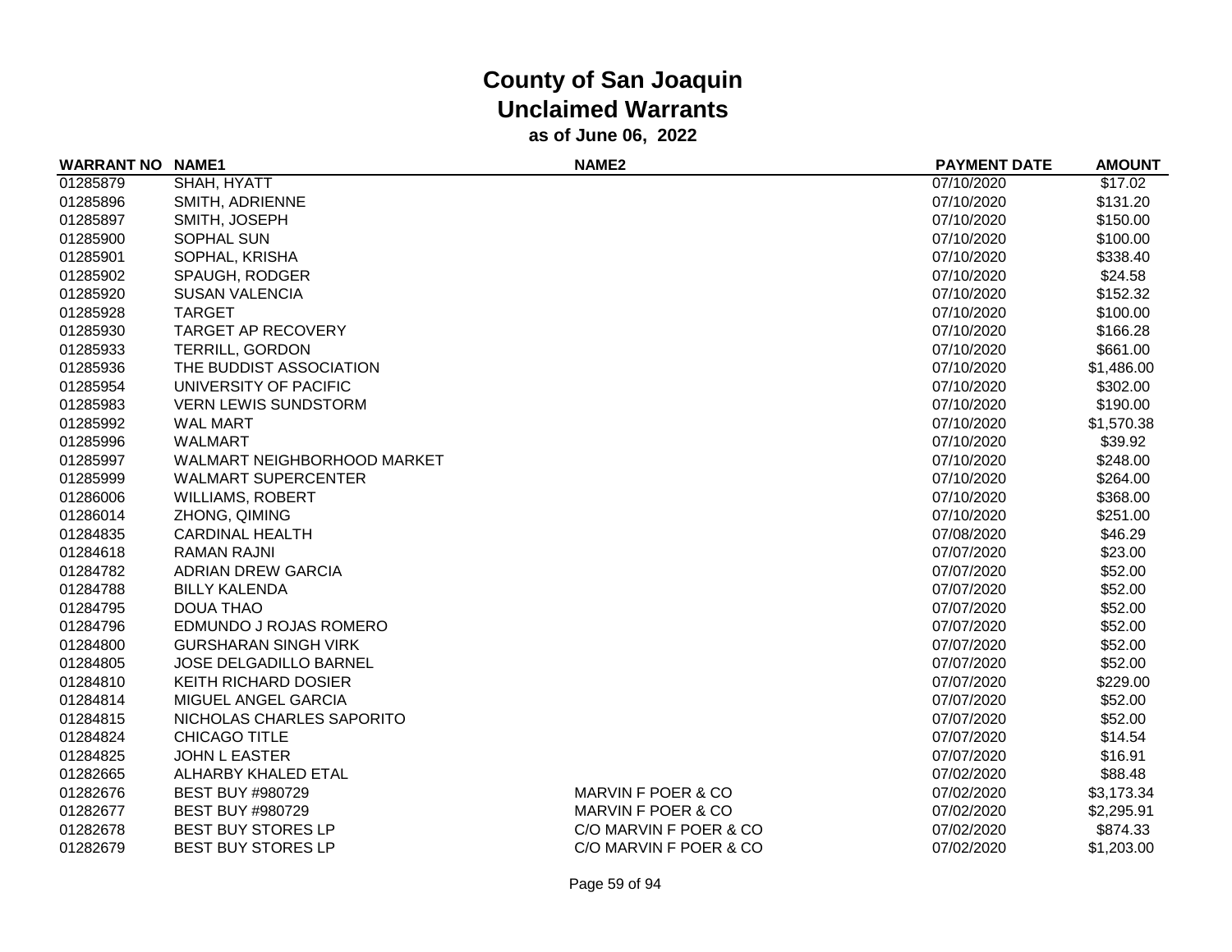# County of San Joaquin
## Unclaimed Warrants
### as of June 06, 2022

| WARRANT NO | NAME1 | NAME2 | PAYMENT DATE | AMOUNT |
|---|---|---|---|---|
| 01285879 | SHAH, HYATT | | 07/10/2020 | $17.02 |
| 01285896 | SMITH, ADRIENNE | | 07/10/2020 | $131.20 |
| 01285897 | SMITH, JOSEPH | | 07/10/2020 | $150.00 |
| 01285900 | SOPHAL SUN | | 07/10/2020 | $100.00 |
| 01285901 | SOPHAL, KRISHA | | 07/10/2020 | $338.40 |
| 01285902 | SPAUGH, RODGER | | 07/10/2020 | $24.58 |
| 01285920 | SUSAN VALENCIA | | 07/10/2020 | $152.32 |
| 01285928 | TARGET | | 07/10/2020 | $100.00 |
| 01285930 | TARGET AP RECOVERY | | 07/10/2020 | $166.28 |
| 01285933 | TERRILL, GORDON | | 07/10/2020 | $661.00 |
| 01285936 | THE BUDDIST ASSOCIATION | | 07/10/2020 | $1,486.00 |
| 01285954 | UNIVERSITY OF PACIFIC | | 07/10/2020 | $302.00 |
| 01285983 | VERN LEWIS SUNDSTORM | | 07/10/2020 | $190.00 |
| 01285992 | WAL MART | | 07/10/2020 | $1,570.38 |
| 01285996 | WALMART | | 07/10/2020 | $39.92 |
| 01285997 | WALMART NEIGHBORHOOD MARKET | | 07/10/2020 | $248.00 |
| 01285999 | WALMART SUPERCENTER | | 07/10/2020 | $264.00 |
| 01286006 | WILLIAMS, ROBERT | | 07/10/2020 | $368.00 |
| 01286014 | ZHONG, QIMING | | 07/10/2020 | $251.00 |
| 01284835 | CARDINAL HEALTH | | 07/08/2020 | $46.29 |
| 01284618 | RAMAN RAJNI | | 07/07/2020 | $23.00 |
| 01284782 | ADRIAN DREW GARCIA | | 07/07/2020 | $52.00 |
| 01284788 | BILLY KALENDA | | 07/07/2020 | $52.00 |
| 01284795 | DOUA THAO | | 07/07/2020 | $52.00 |
| 01284796 | EDMUNDO J ROJAS ROMERO | | 07/07/2020 | $52.00 |
| 01284800 | GURSHARAN SINGH VIRK | | 07/07/2020 | $52.00 |
| 01284805 | JOSE DELGADILLO BARNEL | | 07/07/2020 | $52.00 |
| 01284810 | KEITH RICHARD DOSIER | | 07/07/2020 | $229.00 |
| 01284814 | MIGUEL ANGEL GARCIA | | 07/07/2020 | $52.00 |
| 01284815 | NICHOLAS CHARLES SAPORITO | | 07/07/2020 | $52.00 |
| 01284824 | CHICAGO TITLE | | 07/07/2020 | $14.54 |
| 01284825 | JOHN L EASTER | | 07/07/2020 | $16.91 |
| 01282665 | ALHARBY KHALED ETAL | | 07/02/2020 | $88.48 |
| 01282676 | BEST BUY #980729 | MARVIN F POER & CO | 07/02/2020 | $3,173.34 |
| 01282677 | BEST BUY #980729 | MARVIN F POER & CO | 07/02/2020 | $2,295.91 |
| 01282678 | BEST BUY STORES LP | C/O MARVIN F POER & CO | 07/02/2020 | $874.33 |
| 01282679 | BEST BUY STORES LP | C/O MARVIN F POER & CO | 07/02/2020 | $1,203.00 |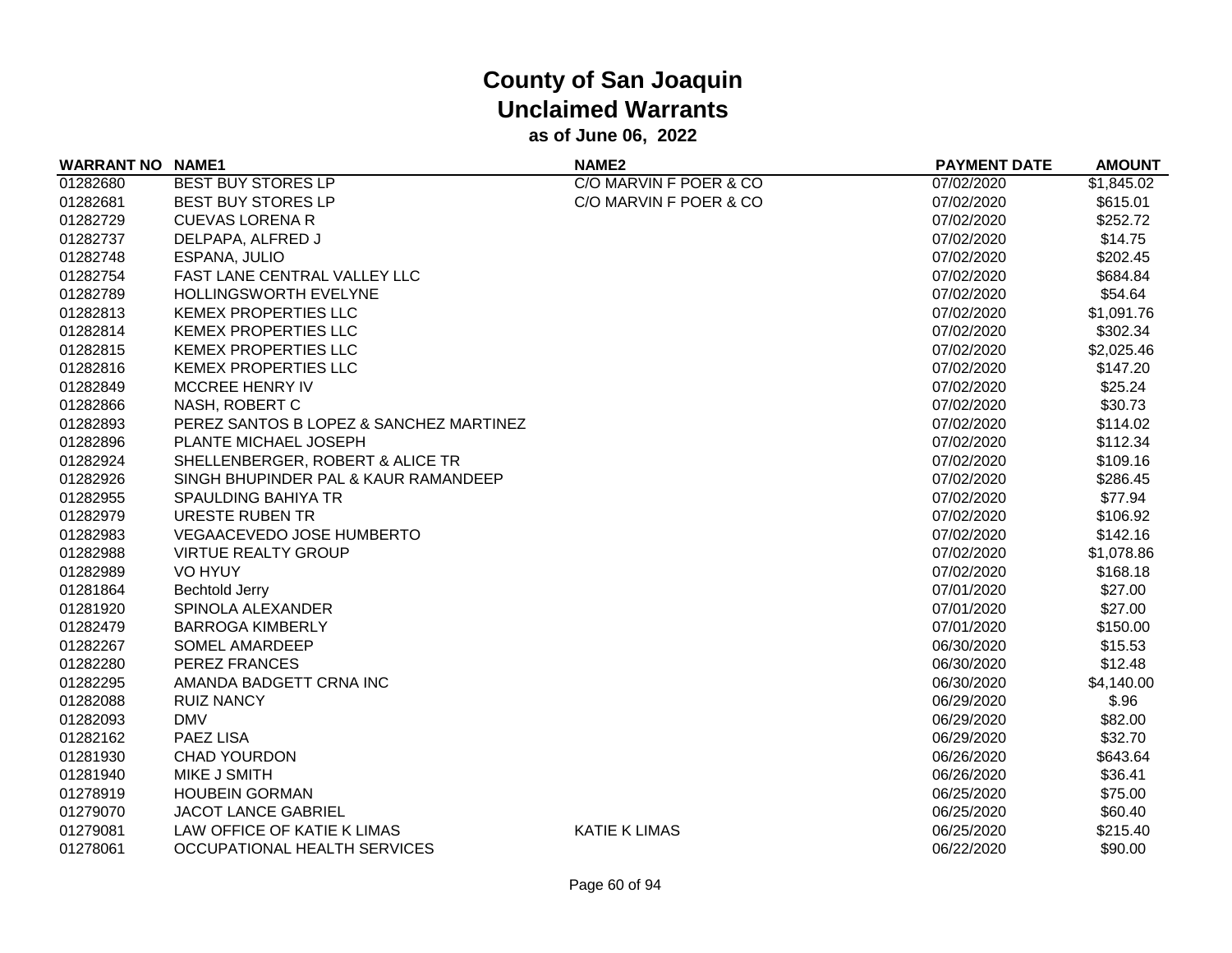# County of San Joaquin
## Unclaimed Warrants
### as of June 06, 2022

| WARRANT NO | NAME1 | NAME2 | PAYMENT DATE | AMOUNT |
|---|---|---|---|---|
| 01282680 | BEST BUY STORES LP | C/O MARVIN F POER & CO | 07/02/2020 | $1,845.02 |
| 01282681 | BEST BUY STORES LP | C/O MARVIN F POER & CO | 07/02/2020 | $615.01 |
| 01282729 | CUEVAS LORENA R | | 07/02/2020 | $252.72 |
| 01282737 | DELPAPA, ALFRED J | | 07/02/2020 | $14.75 |
| 01282748 | ESPANA, JULIO | | 07/02/2020 | $202.45 |
| 01282754 | FAST LANE CENTRAL VALLEY LLC | | 07/02/2020 | $684.84 |
| 01282789 | HOLLINGSWORTH EVELYNE | | 07/02/2020 | $54.64 |
| 01282813 | KEMEX PROPERTIES LLC | | 07/02/2020 | $1,091.76 |
| 01282814 | KEMEX PROPERTIES LLC | | 07/02/2020 | $302.34 |
| 01282815 | KEMEX PROPERTIES LLC | | 07/02/2020 | $2,025.46 |
| 01282816 | KEMEX PROPERTIES LLC | | 07/02/2020 | $147.20 |
| 01282849 | MCCREE HENRY IV | | 07/02/2020 | $25.24 |
| 01282866 | NASH, ROBERT C | | 07/02/2020 | $30.73 |
| 01282893 | PEREZ SANTOS B LOPEZ & SANCHEZ MARTINEZ | | 07/02/2020 | $114.02 |
| 01282896 | PLANTE MICHAEL JOSEPH | | 07/02/2020 | $112.34 |
| 01282924 | SHELLENBERGER, ROBERT & ALICE TR | | 07/02/2020 | $109.16 |
| 01282926 | SINGH BHUPINDER PAL & KAUR RAMANDEEP | | 07/02/2020 | $286.45 |
| 01282955 | SPAULDING BAHIYA TR | | 07/02/2020 | $77.94 |
| 01282979 | URESTE RUBEN TR | | 07/02/2020 | $106.92 |
| 01282983 | VEGAACEVEDO JOSE HUMBERTO | | 07/02/2020 | $142.16 |
| 01282988 | VIRTUE REALTY GROUP | | 07/02/2020 | $1,078.86 |
| 01282989 | VO HYUY | | 07/02/2020 | $168.18 |
| 01281864 | Bechtold Jerry | | 07/01/2020 | $27.00 |
| 01281920 | SPINOLA ALEXANDER | | 07/01/2020 | $27.00 |
| 01282479 | BARROGA KIMBERLY | | 07/01/2020 | $150.00 |
| 01282267 | SOMEL AMARDEEP | | 06/30/2020 | $15.53 |
| 01282280 | PEREZ FRANCES | | 06/30/2020 | $12.48 |
| 01282295 | AMANDA BADGETT CRNA INC | | 06/30/2020 | $4,140.00 |
| 01282088 | RUIZ NANCY | | 06/29/2020 | $.96 |
| 01282093 | DMV | | 06/29/2020 | $82.00 |
| 01282162 | PAEZ LISA | | 06/29/2020 | $32.70 |
| 01281930 | CHAD YOURDON | | 06/26/2020 | $643.64 |
| 01281940 | MIKE J SMITH | | 06/26/2020 | $36.41 |
| 01278919 | HOUBEIN GORMAN | | 06/25/2020 | $75.00 |
| 01279070 | JACOT LANCE GABRIEL | | 06/25/2020 | $60.40 |
| 01279081 | LAW OFFICE OF KATIE K LIMAS | KATIE K LIMAS | 06/25/2020 | $215.40 |
| 01278061 | OCCUPATIONAL HEALTH SERVICES | | 06/22/2020 | $90.00 |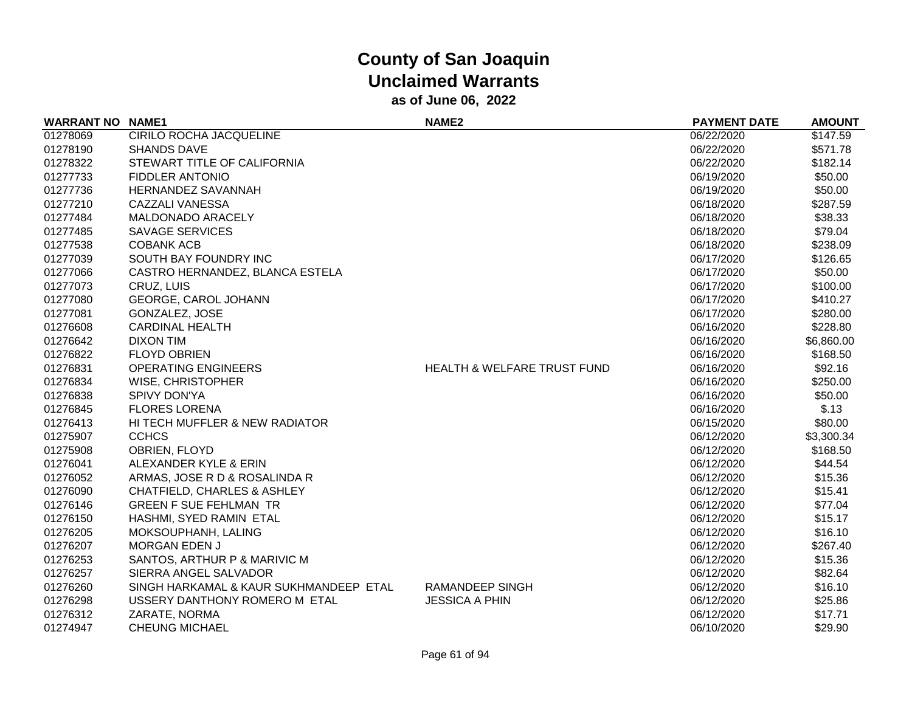# County of San Joaquin
## Unclaimed Warrants
### as of June 06, 2022

| WARRANT NO | NAME1 | NAME2 | PAYMENT DATE | AMOUNT |
|---|---|---|---|---|
| 01278069 | CIRILO ROCHA JACQUELINE | | 06/22/2020 | $147.59 |
| 01278190 | SHANDS DAVE | | 06/22/2020 | $571.78 |
| 01278322 | STEWART TITLE OF CALIFORNIA | | 06/22/2020 | $182.14 |
| 01277733 | FIDDLER ANTONIO | | 06/19/2020 | $50.00 |
| 01277736 | HERNANDEZ SAVANNAH | | 06/19/2020 | $50.00 |
| 01277210 | CAZZALI VANESSA | | 06/18/2020 | $287.59 |
| 01277484 | MALDONADO ARACELY | | 06/18/2020 | $38.33 |
| 01277485 | SAVAGE SERVICES | | 06/18/2020 | $79.04 |
| 01277538 | COBANK ACB | | 06/18/2020 | $238.09 |
| 01277039 | SOUTH BAY FOUNDRY INC | | 06/17/2020 | $126.65 |
| 01277066 | CASTRO HERNANDEZ, BLANCA ESTELA | | 06/17/2020 | $50.00 |
| 01277073 | CRUZ, LUIS | | 06/17/2020 | $100.00 |
| 01277080 | GEORGE, CAROL JOHANN | | 06/17/2020 | $410.27 |
| 01277081 | GONZALEZ, JOSE | | 06/17/2020 | $280.00 |
| 01276608 | CARDINAL HEALTH | | 06/16/2020 | $228.80 |
| 01276642 | DIXON TIM | | 06/16/2020 | $6,860.00 |
| 01276822 | FLOYD OBRIEN | | 06/16/2020 | $168.50 |
| 01276831 | OPERATING ENGINEERS | HEALTH & WELFARE TRUST FUND | 06/16/2020 | $92.16 |
| 01276834 | WISE, CHRISTOPHER | | 06/16/2020 | $250.00 |
| 01276838 | SPIVY DON'YA | | 06/16/2020 | $50.00 |
| 01276845 | FLORES LORENA | | 06/16/2020 | $.13 |
| 01276413 | HI TECH MUFFLER & NEW RADIATOR | | 06/15/2020 | $80.00 |
| 01275907 | CCHCS | | 06/12/2020 | $3,300.34 |
| 01275908 | OBRIEN, FLOYD | | 06/12/2020 | $168.50 |
| 01276041 | ALEXANDER KYLE & ERIN | | 06/12/2020 | $44.54 |
| 01276052 | ARMAS, JOSE R D & ROSALINDA R | | 06/12/2020 | $15.36 |
| 01276090 | CHATFIELD, CHARLES & ASHLEY | | 06/12/2020 | $15.41 |
| 01276146 | GREEN F SUE FEHLMAN TR | | 06/12/2020 | $77.04 |
| 01276150 | HASHMI, SYED RAMIN ETAL | | 06/12/2020 | $15.17 |
| 01276205 | MOKSOUPHANH, LALING | | 06/12/2020 | $16.10 |
| 01276207 | MORGAN EDEN J | | 06/12/2020 | $267.40 |
| 01276253 | SANTOS, ARTHUR P & MARIVIC M | | 06/12/2020 | $15.36 |
| 01276257 | SIERRA ANGEL SALVADOR | | 06/12/2020 | $82.64 |
| 01276260 | SINGH HARKAMAL & KAUR SUKHMANDEEP ETAL | RAMANDEEP SINGH | 06/12/2020 | $16.10 |
| 01276298 | USSERY DANTHONY ROMERO M ETAL | JESSICA A PHIN | 06/12/2020 | $25.86 |
| 01276312 | ZARATE, NORMA | | 06/12/2020 | $17.71 |
| 01274947 | CHEUNG MICHAEL | | 06/10/2020 | $29.90 |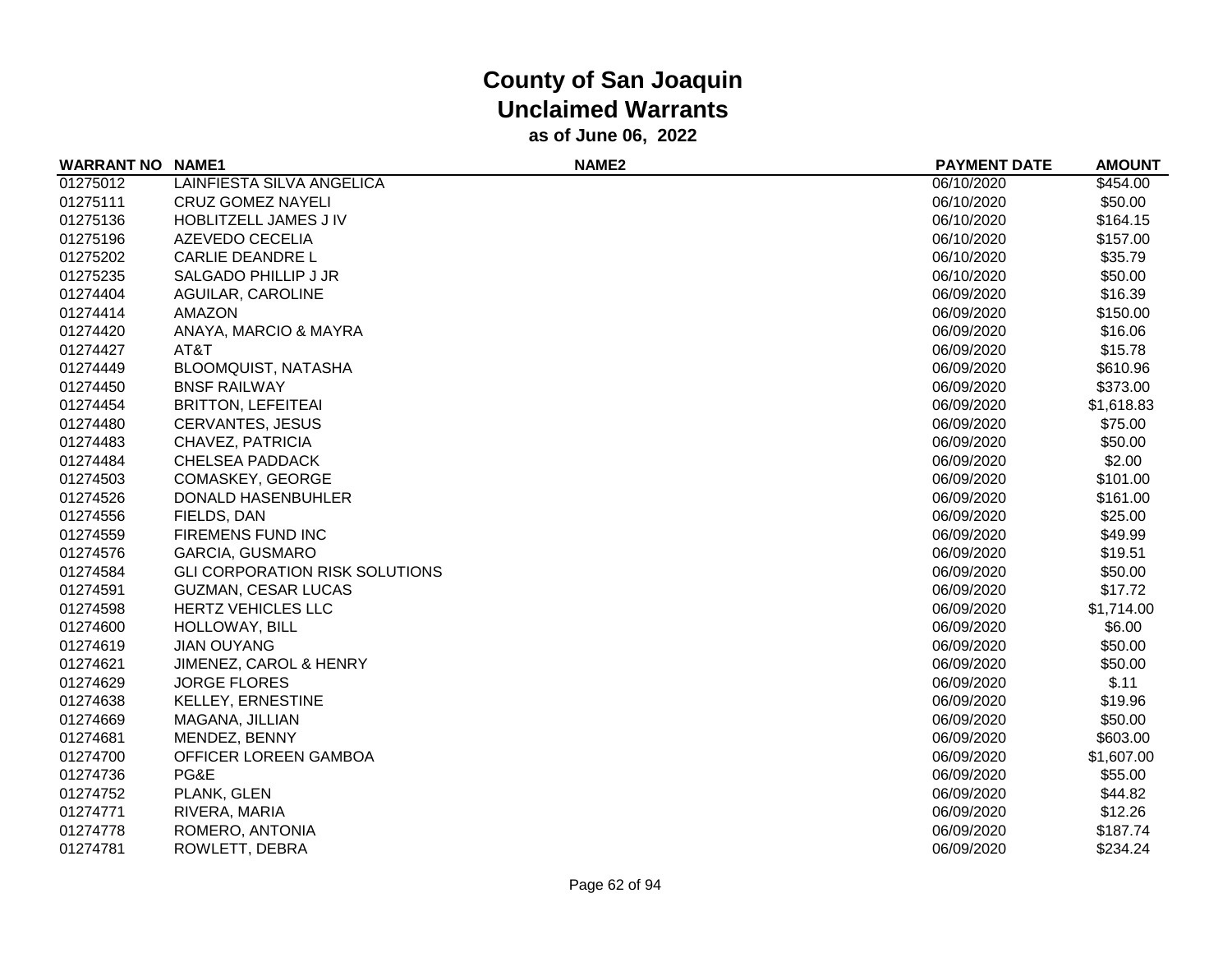# County of San Joaquin
## Unclaimed Warrants
### as of June 06, 2022

| WARRANT NO | NAME1 | NAME2 | PAYMENT DATE | AMOUNT |
|---|---|---|---|---|
| 01275012 | LAINFIESTA SILVA ANGELICA | | 06/10/2020 | $454.00 |
| 01275111 | CRUZ GOMEZ NAYELI | | 06/10/2020 | $50.00 |
| 01275136 | HOBLITZELL JAMES J IV | | 06/10/2020 | $164.15 |
| 01275196 | AZEVEDO CECELIA | | 06/10/2020 | $157.00 |
| 01275202 | CARLIE DEANDRE L | | 06/10/2020 | $35.79 |
| 01275235 | SALGADO PHILLIP J JR | | 06/10/2020 | $50.00 |
| 01274404 | AGUILAR, CAROLINE | | 06/09/2020 | $16.39 |
| 01274414 | AMAZON | | 06/09/2020 | $150.00 |
| 01274420 | ANAYA, MARCIO & MAYRA | | 06/09/2020 | $16.06 |
| 01274427 | AT&T | | 06/09/2020 | $15.78 |
| 01274449 | BLOOMQUIST, NATASHA | | 06/09/2020 | $610.96 |
| 01274450 | BNSF RAILWAY | | 06/09/2020 | $373.00 |
| 01274454 | BRITTON, LEFEITEAI | | 06/09/2020 | $1,618.83 |
| 01274480 | CERVANTES, JESUS | | 06/09/2020 | $75.00 |
| 01274483 | CHAVEZ, PATRICIA | | 06/09/2020 | $50.00 |
| 01274484 | CHELSEA PADDACK | | 06/09/2020 | $2.00 |
| 01274503 | COMASKEY, GEORGE | | 06/09/2020 | $101.00 |
| 01274526 | DONALD HASENBUHLER | | 06/09/2020 | $161.00 |
| 01274556 | FIELDS, DAN | | 06/09/2020 | $25.00 |
| 01274559 | FIREMENS FUND INC | | 06/09/2020 | $49.99 |
| 01274576 | GARCIA, GUSMARO | | 06/09/2020 | $19.51 |
| 01274584 | GLI CORPORATION RISK SOLUTIONS | | 06/09/2020 | $50.00 |
| 01274591 | GUZMAN, CESAR LUCAS | | 06/09/2020 | $17.72 |
| 01274598 | HERTZ VEHICLES LLC | | 06/09/2020 | $1,714.00 |
| 01274600 | HOLLOWAY, BILL | | 06/09/2020 | $6.00 |
| 01274619 | JIAN OUYANG | | 06/09/2020 | $50.00 |
| 01274621 | JIMENEZ, CAROL & HENRY | | 06/09/2020 | $50.00 |
| 01274629 | JORGE FLORES | | 06/09/2020 | $.11 |
| 01274638 | KELLEY, ERNESTINE | | 06/09/2020 | $19.96 |
| 01274669 | MAGANA, JILLIAN | | 06/09/2020 | $50.00 |
| 01274681 | MENDEZ, BENNY | | 06/09/2020 | $603.00 |
| 01274700 | OFFICER LOREEN GAMBOA | | 06/09/2020 | $1,607.00 |
| 01274736 | PG&E | | 06/09/2020 | $55.00 |
| 01274752 | PLANK, GLEN | | 06/09/2020 | $44.82 |
| 01274771 | RIVERA, MARIA | | 06/09/2020 | $12.26 |
| 01274778 | ROMERO, ANTONIA | | 06/09/2020 | $187.74 |
| 01274781 | ROWLETT, DEBRA | | 06/09/2020 | $234.24 |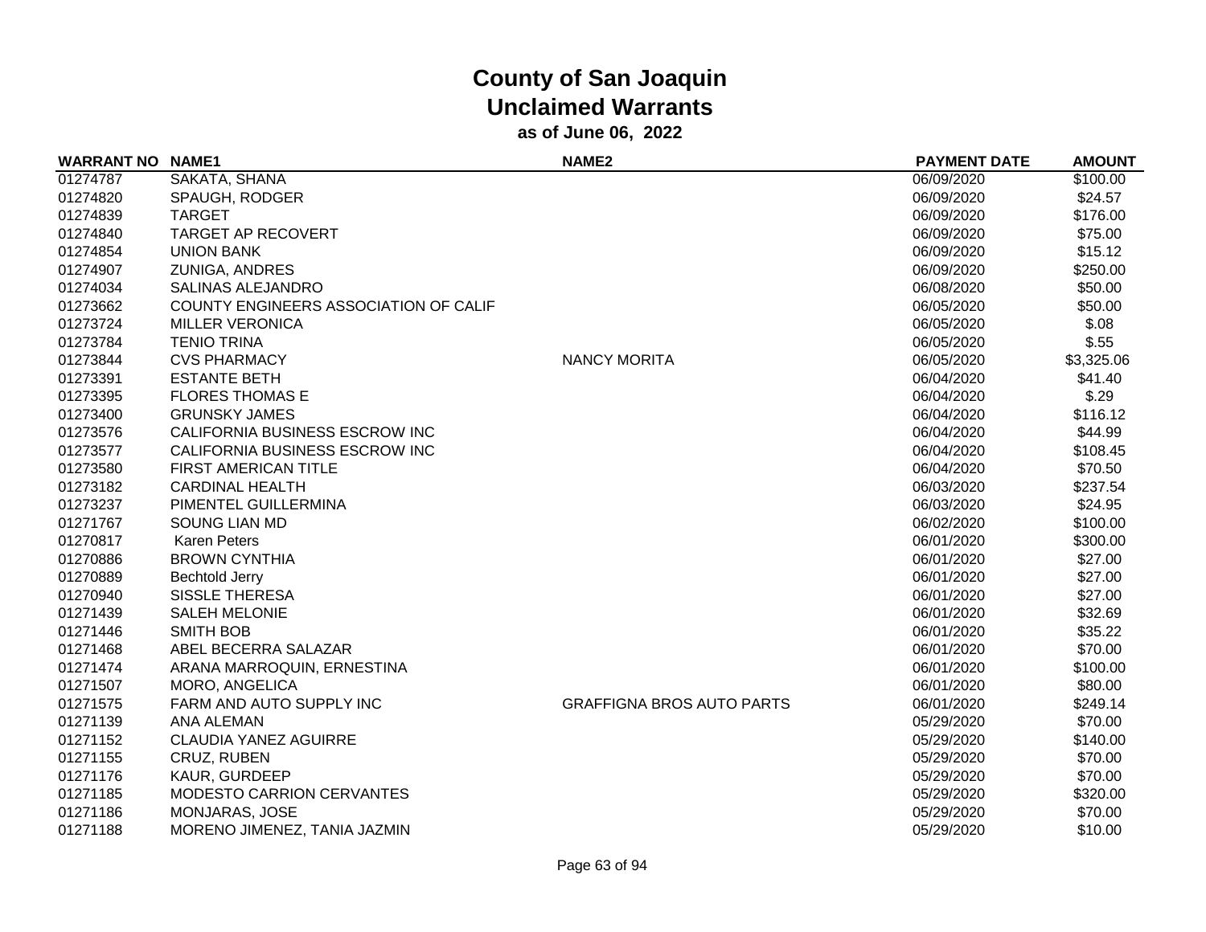# County of San Joaquin
## Unclaimed Warrants
### as of June 06, 2022

| WARRANT NO | NAME1 | NAME2 | PAYMENT DATE | AMOUNT |
|---|---|---|---|---|
| 01274787 | SAKATA, SHANA | | 06/09/2020 | $100.00 |
| 01274820 | SPAUGH, RODGER | | 06/09/2020 | $24.57 |
| 01274839 | TARGET | | 06/09/2020 | $176.00 |
| 01274840 | TARGET AP RECOVERT | | 06/09/2020 | $75.00 |
| 01274854 | UNION BANK | | 06/09/2020 | $15.12 |
| 01274907 | ZUNIGA, ANDRES | | 06/09/2020 | $250.00 |
| 01274034 | SALINAS ALEJANDRO | | 06/08/2020 | $50.00 |
| 01273662 | COUNTY ENGINEERS ASSOCIATION OF CALIF | | 06/05/2020 | $50.00 |
| 01273724 | MILLER VERONICA | | 06/05/2020 | $.08 |
| 01273784 | TENIO TRINA | | 06/05/2020 | $.55 |
| 01273844 | CVS PHARMACY | NANCY MORITA | 06/05/2020 | $3,325.06 |
| 01273391 | ESTANTE BETH | | 06/04/2020 | $41.40 |
| 01273395 | FLORES THOMAS E | | 06/04/2020 | $.29 |
| 01273400 | GRUNSKY JAMES | | 06/04/2020 | $116.12 |
| 01273576 | CALIFORNIA BUSINESS ESCROW INC | | 06/04/2020 | $44.99 |
| 01273577 | CALIFORNIA BUSINESS ESCROW INC | | 06/04/2020 | $108.45 |
| 01273580 | FIRST AMERICAN TITLE | | 06/04/2020 | $70.50 |
| 01273182 | CARDINAL HEALTH | | 06/03/2020 | $237.54 |
| 01273237 | PIMENTEL GUILLERMINA | | 06/03/2020 | $24.95 |
| 01271767 | SOUNG LIAN MD | | 06/02/2020 | $100.00 |
| 01270817 | Karen Peters | | 06/01/2020 | $300.00 |
| 01270886 | BROWN CYNTHIA | | 06/01/2020 | $27.00 |
| 01270889 | Bechtold Jerry | | 06/01/2020 | $27.00 |
| 01270940 | SISSLE THERESA | | 06/01/2020 | $27.00 |
| 01271439 | SALEH MELONIE | | 06/01/2020 | $32.69 |
| 01271446 | SMITH BOB | | 06/01/2020 | $35.22 |
| 01271468 | ABEL BECERRA SALAZAR | | 06/01/2020 | $70.00 |
| 01271474 | ARANA MARROQUIN, ERNESTINA | | 06/01/2020 | $100.00 |
| 01271507 | MORO, ANGELICA | | 06/01/2020 | $80.00 |
| 01271575 | FARM AND AUTO SUPPLY INC | GRAFFIGNA BROS AUTO PARTS | 06/01/2020 | $249.14 |
| 01271139 | ANA ALEMAN | | 05/29/2020 | $70.00 |
| 01271152 | CLAUDIA YANEZ AGUIRRE | | 05/29/2020 | $140.00 |
| 01271155 | CRUZ, RUBEN | | 05/29/2020 | $70.00 |
| 01271176 | KAUR, GURDEEP | | 05/29/2020 | $70.00 |
| 01271185 | MODESTO CARRION CERVANTES | | 05/29/2020 | $320.00 |
| 01271186 | MONJARAS, JOSE | | 05/29/2020 | $70.00 |
| 01271188 | MORENO JIMENEZ, TANIA JAZMIN | | 05/29/2020 | $10.00 |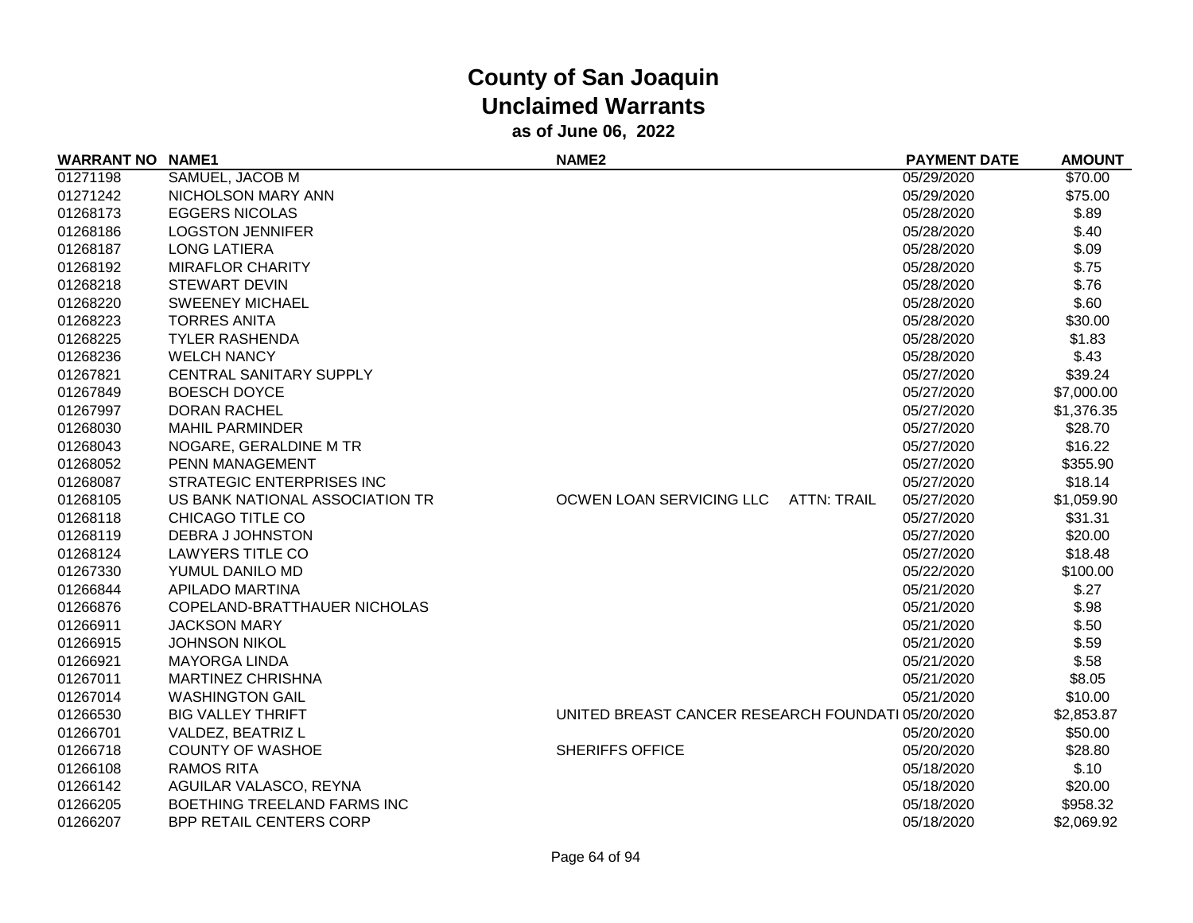# County of San Joaquin
## Unclaimed Warrants
### as of June 06, 2022

| WARRANT NO | NAME1 | NAME2 | PAYMENT DATE | AMOUNT |
|---|---|---|---|---|
| 01271198 | SAMUEL, JACOB M | | 05/29/2020 | $70.00 |
| 01271242 | NICHOLSON MARY ANN | | 05/29/2020 | $75.00 |
| 01268173 | EGGERS NICOLAS | | 05/28/2020 | $.89 |
| 01268186 | LOGSTON JENNIFER | | 05/28/2020 | $.40 |
| 01268187 | LONG LATIERA | | 05/28/2020 | $.09 |
| 01268192 | MIRAFLOR CHARITY | | 05/28/2020 | $.75 |
| 01268218 | STEWART DEVIN | | 05/28/2020 | $.76 |
| 01268220 | SWEENEY MICHAEL | | 05/28/2020 | $.60 |
| 01268223 | TORRES ANITA | | 05/28/2020 | $30.00 |
| 01268225 | TYLER RASHENDA | | 05/28/2020 | $1.83 |
| 01268236 | WELCH NANCY | | 05/28/2020 | $.43 |
| 01267821 | CENTRAL SANITARY SUPPLY | | 05/27/2020 | $39.24 |
| 01267849 | BOESCH DOYCE | | 05/27/2020 | $7,000.00 |
| 01267997 | DORAN RACHEL | | 05/27/2020 | $1,376.35 |
| 01268030 | MAHIL PARMINDER | | 05/27/2020 | $28.70 |
| 01268043 | NOGARE, GERALDINE M TR | | 05/27/2020 | $16.22 |
| 01268052 | PENN MANAGEMENT | | 05/27/2020 | $355.90 |
| 01268087 | STRATEGIC ENTERPRISES INC | | 05/27/2020 | $18.14 |
| 01268105 | US BANK NATIONAL ASSOCIATION TR | OCWEN LOAN SERVICING LLC ATTN: TRAIL | 05/27/2020 | $1,059.90 |
| 01268118 | CHICAGO TITLE CO | | 05/27/2020 | $31.31 |
| 01268119 | DEBRA J JOHNSTON | | 05/27/2020 | $20.00 |
| 01268124 | LAWYERS TITLE CO | | 05/27/2020 | $18.48 |
| 01267330 | YUMUL DANILO MD | | 05/22/2020 | $100.00 |
| 01266844 | APILADO MARTINA | | 05/21/2020 | $.27 |
| 01266876 | COPELAND-BRATTHAUER NICHOLAS | | 05/21/2020 | $.98 |
| 01266911 | JACKSON MARY | | 05/21/2020 | $.50 |
| 01266915 | JOHNSON NIKOL | | 05/21/2020 | $.59 |
| 01266921 | MAYORGA LINDA | | 05/21/2020 | $.58 |
| 01267011 | MARTINEZ CHRISHNA | | 05/21/2020 | $8.05 |
| 01267014 | WASHINGTON GAIL | | 05/21/2020 | $10.00 |
| 01266530 | BIG VALLEY THRIFT | UNITED BREAST CANCER RESEARCH FOUNDATI | 05/20/2020 | $2,853.87 |
| 01266701 | VALDEZ, BEATRIZ L | | 05/20/2020 | $50.00 |
| 01266718 | COUNTY OF WASHOE | SHERIFFS OFFICE | 05/20/2020 | $28.80 |
| 01266108 | RAMOS RITA | | 05/18/2020 | $.10 |
| 01266142 | AGUILAR VALASCO, REYNA | | 05/18/2020 | $20.00 |
| 01266205 | BOETHING TREELAND FARMS INC | | 05/18/2020 | $958.32 |
| 01266207 | BPP RETAIL CENTERS CORP | | 05/18/2020 | $2,069.92 |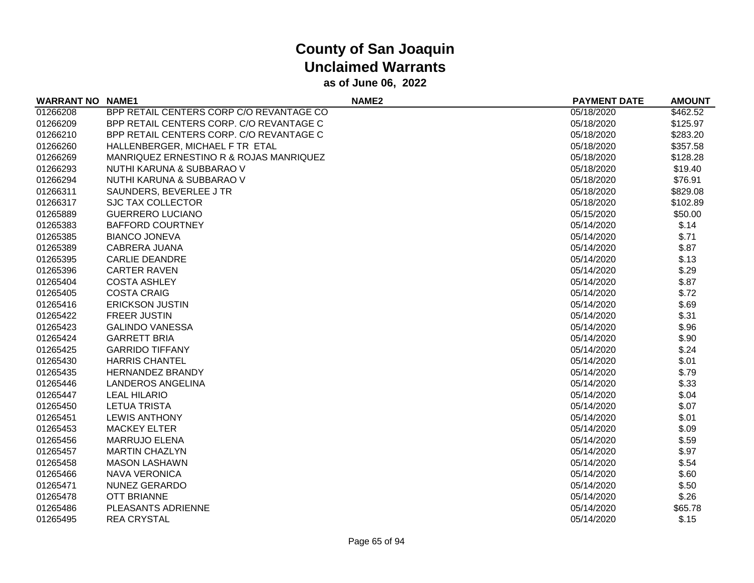# County of San Joaquin
## Unclaimed Warrants
### as of June 06, 2022

| WARRANT NO | NAME1 | NAME2 | PAYMENT DATE | AMOUNT |
|---|---|---|---|---|
| 01266208 | BPP RETAIL CENTERS CORP C/O REVANTAGE CO | | 05/18/2020 | $462.52 |
| 01266209 | BPP RETAIL CENTERS CORP. C/O REVANTAGE C | | 05/18/2020 | $125.97 |
| 01266210 | BPP RETAIL CENTERS CORP. C/O REVANTAGE C | | 05/18/2020 | $283.20 |
| 01266260 | HALLENBERGER, MICHAEL F TR ETAL | | 05/18/2020 | $357.58 |
| 01266269 | MANRIQUEZ ERNESTINO R & ROJAS MANRIQUEZ | | 05/18/2020 | $128.28 |
| 01266293 | NUTHI KARUNA & SUBBARAO V | | 05/18/2020 | $19.40 |
| 01266294 | NUTHI KARUNA & SUBBARAO V | | 05/18/2020 | $76.91 |
| 01266311 | SAUNDERS, BEVERLEE J TR | | 05/18/2020 | $829.08 |
| 01266317 | SJC TAX COLLECTOR | | 05/18/2020 | $102.89 |
| 01265889 | GUERRERO LUCIANO | | 05/15/2020 | $50.00 |
| 01265383 | BAFFORD COURTNEY | | 05/14/2020 | $.14 |
| 01265385 | BIANCO JONEVA | | 05/14/2020 | $.71 |
| 01265389 | CABRERA JUANA | | 05/14/2020 | $.87 |
| 01265395 | CARLIE DEANDRE | | 05/14/2020 | $.13 |
| 01265396 | CARTER RAVEN | | 05/14/2020 | $.29 |
| 01265404 | COSTA ASHLEY | | 05/14/2020 | $.87 |
| 01265405 | COSTA CRAIG | | 05/14/2020 | $.72 |
| 01265416 | ERICKSON JUSTIN | | 05/14/2020 | $.69 |
| 01265422 | FREER JUSTIN | | 05/14/2020 | $.31 |
| 01265423 | GALINDO VANESSA | | 05/14/2020 | $.96 |
| 01265424 | GARRETT BRIA | | 05/14/2020 | $.90 |
| 01265425 | GARRIDO TIFFANY | | 05/14/2020 | $.24 |
| 01265430 | HARRIS CHANTEL | | 05/14/2020 | $.01 |
| 01265435 | HERNANDEZ BRANDY | | 05/14/2020 | $.79 |
| 01265446 | LANDEROS ANGELINA | | 05/14/2020 | $.33 |
| 01265447 | LEAL HILARIO | | 05/14/2020 | $.04 |
| 01265450 | LETUA TRISTA | | 05/14/2020 | $.07 |
| 01265451 | LEWIS ANTHONY | | 05/14/2020 | $.01 |
| 01265453 | MACKEY ELTER | | 05/14/2020 | $.09 |
| 01265456 | MARRUJO ELENA | | 05/14/2020 | $.59 |
| 01265457 | MARTIN CHAZLYN | | 05/14/2020 | $.97 |
| 01265458 | MASON LASHAWN | | 05/14/2020 | $.54 |
| 01265466 | NAVA VERONICA | | 05/14/2020 | $.60 |
| 01265471 | NUNEZ GERARDO | | 05/14/2020 | $.50 |
| 01265478 | OTT BRIANNE | | 05/14/2020 | $.26 |
| 01265486 | PLEASANTS ADRIENNE | | 05/14/2020 | $65.78 |
| 01265495 | REA CRYSTAL | | 05/14/2020 | $.15 |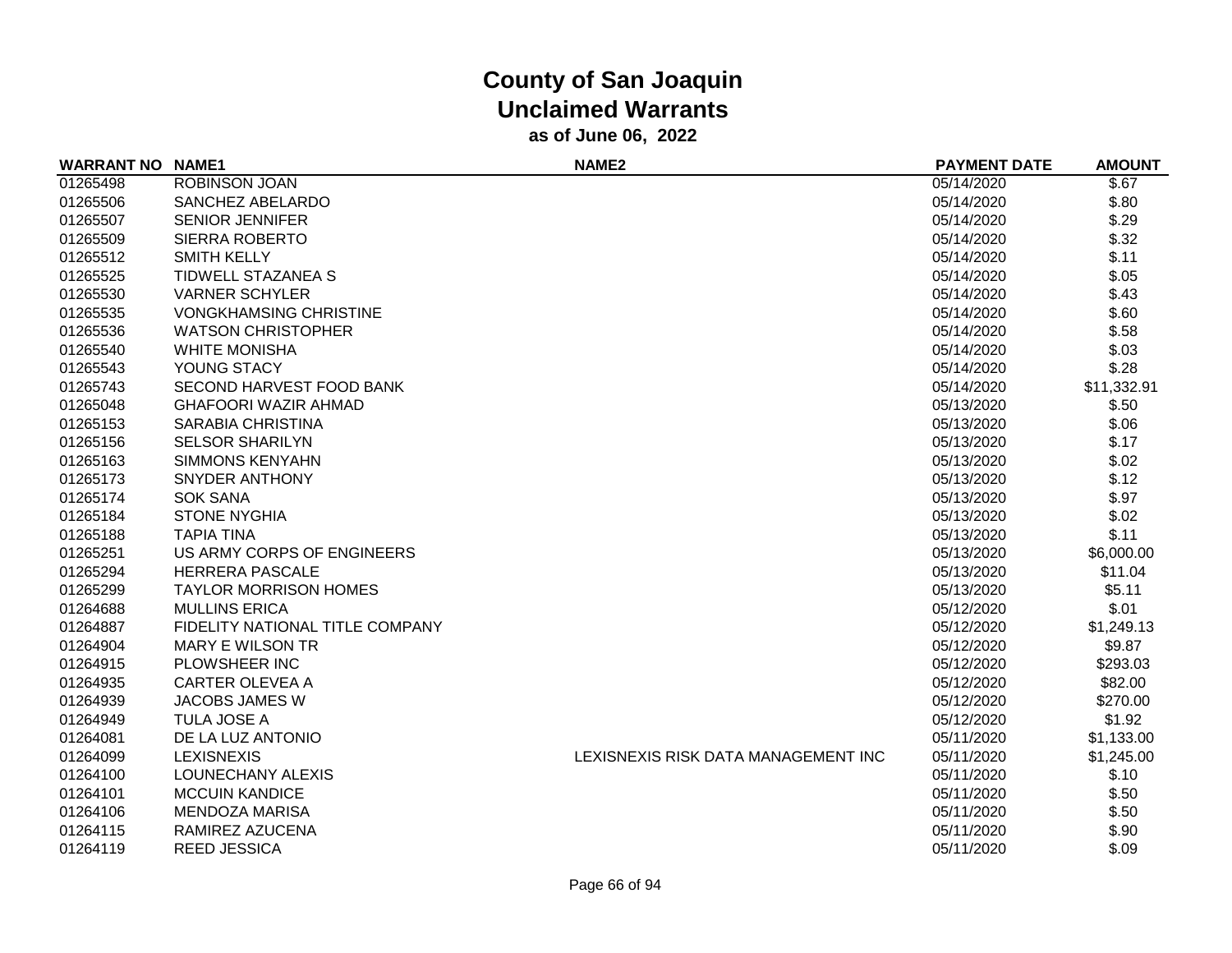# County of San Joaquin
## Unclaimed Warrants
### as of June 06, 2022

| WARRANT NO | NAME1 | NAME2 | PAYMENT DATE | AMOUNT |
|---|---|---|---|---|
| 01265498 | ROBINSON JOAN | | 05/14/2020 | $.67 |
| 01265506 | SANCHEZ ABELARDO | | 05/14/2020 | $.80 |
| 01265507 | SENIOR JENNIFER | | 05/14/2020 | $.29 |
| 01265509 | SIERRA ROBERTO | | 05/14/2020 | $.32 |
| 01265512 | SMITH KELLY | | 05/14/2020 | $.11 |
| 01265525 | TIDWELL STAZANEA S | | 05/14/2020 | $.05 |
| 01265530 | VARNER SCHYLER | | 05/14/2020 | $.43 |
| 01265535 | VONGKHAMSING CHRISTINE | | 05/14/2020 | $.60 |
| 01265536 | WATSON CHRISTOPHER | | 05/14/2020 | $.58 |
| 01265540 | WHITE MONISHA | | 05/14/2020 | $.03 |
| 01265543 | YOUNG STACY | | 05/14/2020 | $.28 |
| 01265743 | SECOND HARVEST FOOD BANK | | 05/14/2020 | $11,332.91 |
| 01265048 | GHAFOORI WAZIR AHMAD | | 05/13/2020 | $.50 |
| 01265153 | SARABIA CHRISTINA | | 05/13/2020 | $.06 |
| 01265156 | SELSOR SHARILYN | | 05/13/2020 | $.17 |
| 01265163 | SIMMONS KENYAHN | | 05/13/2020 | $.02 |
| 01265173 | SNYDER ANTHONY | | 05/13/2020 | $.12 |
| 01265174 | SOK SANA | | 05/13/2020 | $.97 |
| 01265184 | STONE NYGHIA | | 05/13/2020 | $.02 |
| 01265188 | TAPIA TINA | | 05/13/2020 | $.11 |
| 01265251 | US ARMY CORPS OF ENGINEERS | | 05/13/2020 | $6,000.00 |
| 01265294 | HERRERA PASCALE | | 05/13/2020 | $11.04 |
| 01265299 | TAYLOR MORRISON HOMES | | 05/13/2020 | $5.11 |
| 01264688 | MULLINS ERICA | | 05/12/2020 | $.01 |
| 01264887 | FIDELITY NATIONAL TITLE COMPANY | | 05/12/2020 | $1,249.13 |
| 01264904 | MARY E WILSON TR | | 05/12/2020 | $9.87 |
| 01264915 | PLOWSHEER INC | | 05/12/2020 | $293.03 |
| 01264935 | CARTER OLEVEA A | | 05/12/2020 | $82.00 |
| 01264939 | JACOBS JAMES W | | 05/12/2020 | $270.00 |
| 01264949 | TULA JOSE A | | 05/12/2020 | $1.92 |
| 01264081 | DE LA LUZ ANTONIO | | 05/11/2020 | $1,133.00 |
| 01264099 | LEXISNEXIS | LEXISNEXIS RISK DATA MANAGEMENT INC | 05/11/2020 | $1,245.00 |
| 01264100 | LOUNECHANY ALEXIS | | 05/11/2020 | $.10 |
| 01264101 | MCCUIN KANDICE | | 05/11/2020 | $.50 |
| 01264106 | MENDOZA MARISA | | 05/11/2020 | $.50 |
| 01264115 | RAMIREZ AZUCENA | | 05/11/2020 | $.90 |
| 01264119 | REED JESSICA | | 05/11/2020 | $.09 |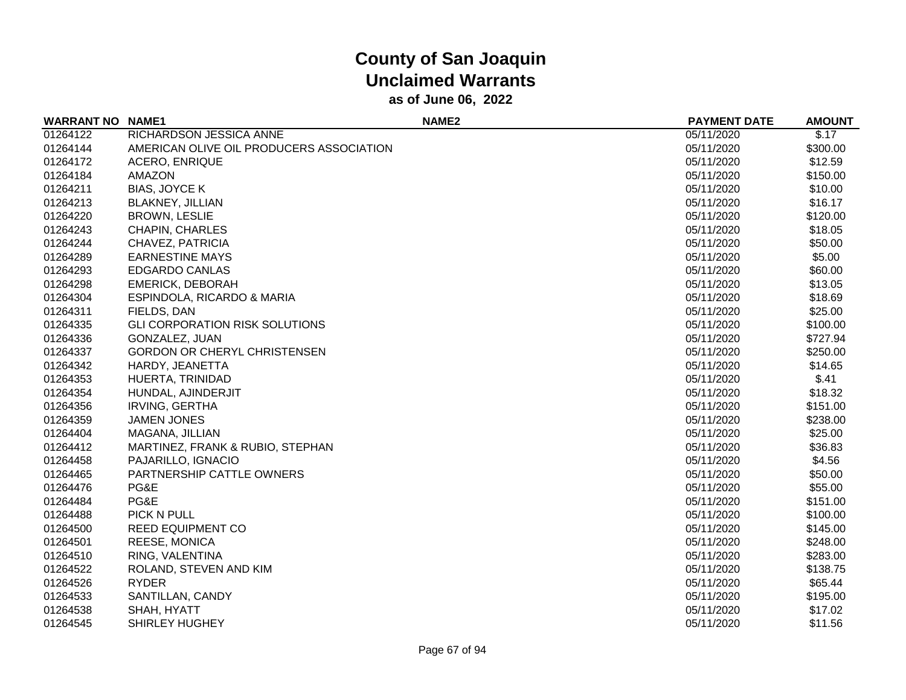# County of San Joaquin
## Unclaimed Warrants
### as of June 06, 2022

| WARRANT NO | NAME1 | NAME2 | PAYMENT DATE | AMOUNT |
|---|---|---|---|---|
| 01264122 | RICHARDSON JESSICA ANNE | | 05/11/2020 | $.17 |
| 01264144 | AMERICAN OLIVE OIL PRODUCERS ASSOCIATION | | 05/11/2020 | $300.00 |
| 01264172 | ACERO, ENRIQUE | | 05/11/2020 | $12.59 |
| 01264184 | AMAZON | | 05/11/2020 | $150.00 |
| 01264211 | BIAS, JOYCE K | | 05/11/2020 | $10.00 |
| 01264213 | BLAKNEY, JILLIAN | | 05/11/2020 | $16.17 |
| 01264220 | BROWN, LESLIE | | 05/11/2020 | $120.00 |
| 01264243 | CHAPIN, CHARLES | | 05/11/2020 | $18.05 |
| 01264244 | CHAVEZ, PATRICIA | | 05/11/2020 | $50.00 |
| 01264289 | EARNESTINE MAYS | | 05/11/2020 | $5.00 |
| 01264293 | EDGARDO CANLAS | | 05/11/2020 | $60.00 |
| 01264298 | EMERICK, DEBORAH | | 05/11/2020 | $13.05 |
| 01264304 | ESPINDOLA, RICARDO & MARIA | | 05/11/2020 | $18.69 |
| 01264311 | FIELDS, DAN | | 05/11/2020 | $25.00 |
| 01264335 | GLI CORPORATION RISK SOLUTIONS | | 05/11/2020 | $100.00 |
| 01264336 | GONZALEZ, JUAN | | 05/11/2020 | $727.94 |
| 01264337 | GORDON OR CHERYL CHRISTENSEN | | 05/11/2020 | $250.00 |
| 01264342 | HARDY, JEANETTA | | 05/11/2020 | $14.65 |
| 01264353 | HUERTA, TRINIDAD | | 05/11/2020 | $.41 |
| 01264354 | HUNDAL, AJINDERJIT | | 05/11/2020 | $18.32 |
| 01264356 | IRVING, GERTHA | | 05/11/2020 | $151.00 |
| 01264359 | JAMEN JONES | | 05/11/2020 | $238.00 |
| 01264404 | MAGANA, JILLIAN | | 05/11/2020 | $25.00 |
| 01264412 | MARTINEZ, FRANK & RUBIO, STEPHAN | | 05/11/2020 | $36.83 |
| 01264458 | PAJARILLO, IGNACIO | | 05/11/2020 | $4.56 |
| 01264465 | PARTNERSHIP CATTLE OWNERS | | 05/11/2020 | $50.00 |
| 01264476 | PG&E | | 05/11/2020 | $55.00 |
| 01264484 | PG&E | | 05/11/2020 | $151.00 |
| 01264488 | PICK N PULL | | 05/11/2020 | $100.00 |
| 01264500 | REED EQUIPMENT CO | | 05/11/2020 | $145.00 |
| 01264501 | REESE, MONICA | | 05/11/2020 | $248.00 |
| 01264510 | RING, VALENTINA | | 05/11/2020 | $283.00 |
| 01264522 | ROLAND, STEVEN AND KIM | | 05/11/2020 | $138.75 |
| 01264526 | RYDER | | 05/11/2020 | $65.44 |
| 01264533 | SANTILLAN, CANDY | | 05/11/2020 | $195.00 |
| 01264538 | SHAH, HYATT | | 05/11/2020 | $17.02 |
| 01264545 | SHIRLEY HUGHEY | | 05/11/2020 | $11.56 |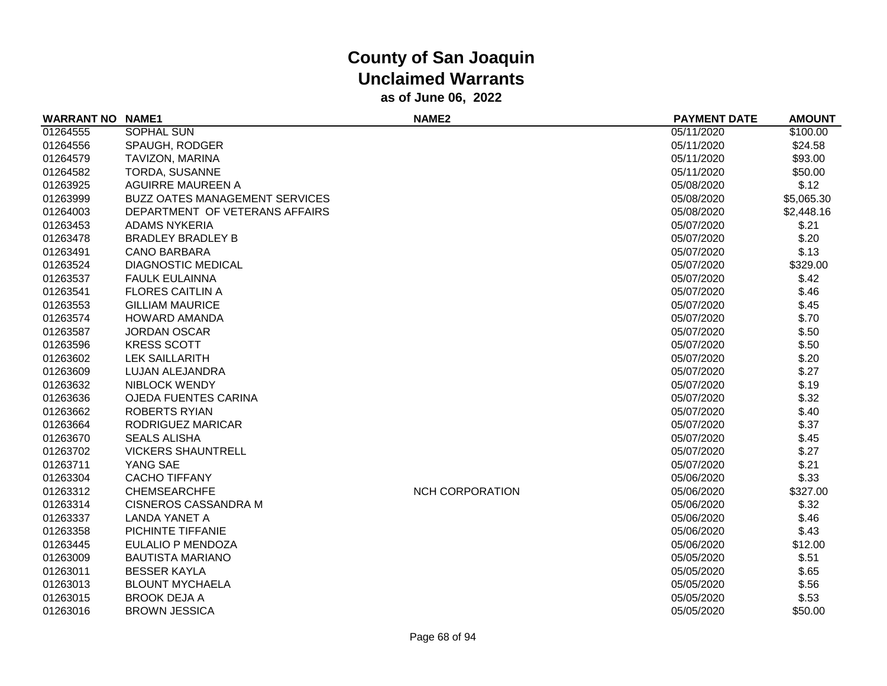# County of San Joaquin
## Unclaimed Warrants
### as of June 06, 2022

| WARRANT NO | NAME1 | NAME2 | PAYMENT DATE | AMOUNT |
|---|---|---|---|---|
| 01264555 | SOPHAL SUN | | 05/11/2020 | $100.00 |
| 01264556 | SPAUGH, RODGER | | 05/11/2020 | $24.58 |
| 01264579 | TAVIZON, MARINA | | 05/11/2020 | $93.00 |
| 01264582 | TORDA, SUSANNE | | 05/11/2020 | $50.00 |
| 01263925 | AGUIRRE MAUREEN A | | 05/08/2020 | $.12 |
| 01263999 | BUZZ OATES MANAGEMENT SERVICES | | 05/08/2020 | $5,065.30 |
| 01264003 | DEPARTMENT OF VETERANS AFFAIRS | | 05/08/2020 | $2,448.16 |
| 01263453 | ADAMS NYKERIA | | 05/07/2020 | $.21 |
| 01263478 | BRADLEY BRADLEY B | | 05/07/2020 | $.20 |
| 01263491 | CANO BARBARA | | 05/07/2020 | $.13 |
| 01263524 | DIAGNOSTIC MEDICAL | | 05/07/2020 | $329.00 |
| 01263537 | FAULK EULAINNA | | 05/07/2020 | $.42 |
| 01263541 | FLORES CAITLIN A | | 05/07/2020 | $.46 |
| 01263553 | GILLIAM MAURICE | | 05/07/2020 | $.45 |
| 01263574 | HOWARD AMANDA | | 05/07/2020 | $.70 |
| 01263587 | JORDAN OSCAR | | 05/07/2020 | $.50 |
| 01263596 | KRESS SCOTT | | 05/07/2020 | $.50 |
| 01263602 | LEK SAILLARITH | | 05/07/2020 | $.20 |
| 01263609 | LUJAN ALEJANDRA | | 05/07/2020 | $.27 |
| 01263632 | NIBLOCK WENDY | | 05/07/2020 | $.19 |
| 01263636 | OJEDA FUENTES CARINA | | 05/07/2020 | $.32 |
| 01263662 | ROBERTS RYIAN | | 05/07/2020 | $.40 |
| 01263664 | RODRIGUEZ MARICAR | | 05/07/2020 | $.37 |
| 01263670 | SEALS ALISHA | | 05/07/2020 | $.45 |
| 01263702 | VICKERS SHAUNTRELL | | 05/07/2020 | $.27 |
| 01263711 | YANG SAE | | 05/07/2020 | $.21 |
| 01263304 | CACHO TIFFANY | | 05/06/2020 | $.33 |
| 01263312 | CHEMSEARCHFE | NCH CORPORATION | 05/06/2020 | $327.00 |
| 01263314 | CISNEROS CASSANDRA M | | 05/06/2020 | $.32 |
| 01263337 | LANDA YANET A | | 05/06/2020 | $.46 |
| 01263358 | PICHINTE TIFFANIE | | 05/06/2020 | $.43 |
| 01263445 | EULALIO P MENDOZA | | 05/06/2020 | $12.00 |
| 01263009 | BAUTISTA MARIANO | | 05/05/2020 | $.51 |
| 01263011 | BESSER KAYLA | | 05/05/2020 | $.65 |
| 01263013 | BLOUNT MYCHAELA | | 05/05/2020 | $.56 |
| 01263015 | BROOK DEJA A | | 05/05/2020 | $.53 |
| 01263016 | BROWN JESSICA | | 05/05/2020 | $50.00 |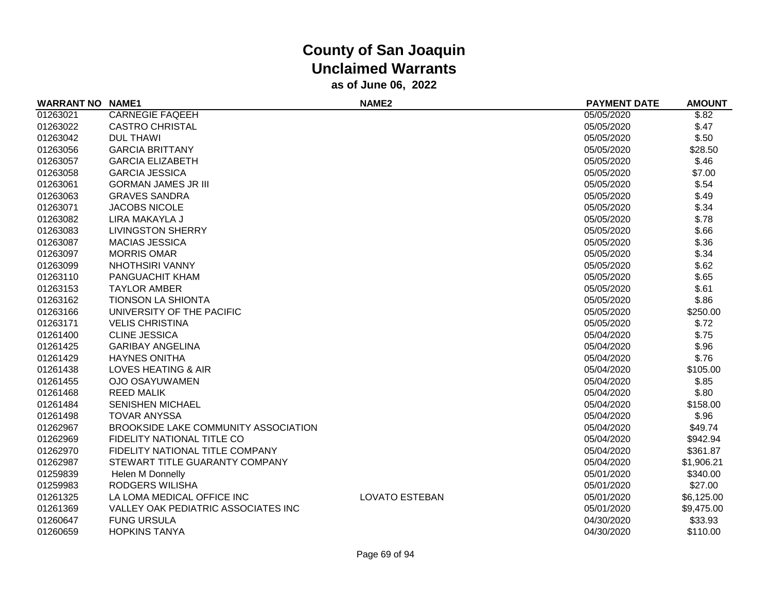# County of San Joaquin
## Unclaimed Warrants
### as of June 06, 2022

| WARRANT NO | NAME1 | NAME2 | PAYMENT DATE | AMOUNT |
|---|---|---|---|---|
| 01263021 | CARNEGIE FAQEEH | | 05/05/2020 | $.82 |
| 01263022 | CASTRO CHRISTAL | | 05/05/2020 | $.47 |
| 01263042 | DUL THAWI | | 05/05/2020 | $.50 |
| 01263056 | GARCIA BRITTANY | | 05/05/2020 | $28.50 |
| 01263057 | GARCIA ELIZABETH | | 05/05/2020 | $.46 |
| 01263058 | GARCIA JESSICA | | 05/05/2020 | $7.00 |
| 01263061 | GORMAN JAMES JR III | | 05/05/2020 | $.54 |
| 01263063 | GRAVES SANDRA | | 05/05/2020 | $.49 |
| 01263071 | JACOBS NICOLE | | 05/05/2020 | $.34 |
| 01263082 | LIRA MAKAYLA J | | 05/05/2020 | $.78 |
| 01263083 | LIVINGSTON SHERRY | | 05/05/2020 | $.66 |
| 01263087 | MACIAS JESSICA | | 05/05/2020 | $.36 |
| 01263097 | MORRIS OMAR | | 05/05/2020 | $.34 |
| 01263099 | NHOTHSIRI VANNY | | 05/05/2020 | $.62 |
| 01263110 | PANGUACHIT KHAM | | 05/05/2020 | $.65 |
| 01263153 | TAYLOR AMBER | | 05/05/2020 | $.61 |
| 01263162 | TIONSON LA SHIONTA | | 05/05/2020 | $.86 |
| 01263166 | UNIVERSITY OF THE PACIFIC | | 05/05/2020 | $250.00 |
| 01263171 | VELIS CHRISTINA | | 05/05/2020 | $.72 |
| 01261400 | CLINE JESSICA | | 05/04/2020 | $.75 |
| 01261425 | GARIBAY ANGELINA | | 05/04/2020 | $.96 |
| 01261429 | HAYNES ONITHA | | 05/04/2020 | $.76 |
| 01261438 | LOVES HEATING & AIR | | 05/04/2020 | $105.00 |
| 01261455 | OJO OSAYUWAMEN | | 05/04/2020 | $.85 |
| 01261468 | REED MALIK | | 05/04/2020 | $.80 |
| 01261484 | SENISHEN MICHAEL | | 05/04/2020 | $158.00 |
| 01261498 | TOVAR ANYSSA | | 05/04/2020 | $.96 |
| 01262967 | BROOKSIDE LAKE COMMUNITY ASSOCIATION | | 05/04/2020 | $49.74 |
| 01262969 | FIDELITY NATIONAL TITLE CO | | 05/04/2020 | $942.94 |
| 01262970 | FIDELITY NATIONAL TITLE COMPANY | | 05/04/2020 | $361.87 |
| 01262987 | STEWART TITLE GUARANTY COMPANY | | 05/04/2020 | $1,906.21 |
| 01259839 | Helen M Donnelly | | 05/01/2020 | $340.00 |
| 01259983 | RODGERS WILISHA | | 05/01/2020 | $27.00 |
| 01261325 | LA LOMA MEDICAL OFFICE INC | LOVATO ESTEBAN | 05/01/2020 | $6,125.00 |
| 01261369 | VALLEY OAK PEDIATRIC ASSOCIATES INC | | 05/01/2020 | $9,475.00 |
| 01260647 | FUNG URSULA | | 04/30/2020 | $33.93 |
| 01260659 | HOPKINS TANYA | | 04/30/2020 | $110.00 |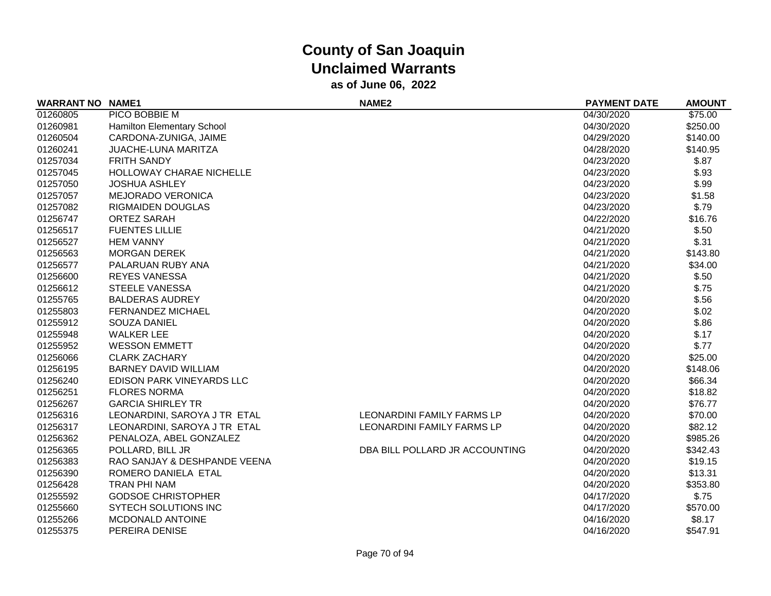# County of San Joaquin
## Unclaimed Warrants
### as of June 06, 2022

| WARRANT NO | NAME1 | NAME2 | PAYMENT DATE | AMOUNT |
|---|---|---|---|---|
| 01260805 | PICO BOBBIE M | | 04/30/2020 | $75.00 |
| 01260981 | Hamilton Elementary School | | 04/30/2020 | $250.00 |
| 01260504 | CARDONA-ZUNIGA, JAIME | | 04/29/2020 | $140.00 |
| 01260241 | JUACHE-LUNA MARITZA | | 04/28/2020 | $140.95 |
| 01257034 | FRITH SANDY | | 04/23/2020 | $.87 |
| 01257045 | HOLLOWAY CHARAE NICHELLE | | 04/23/2020 | $.93 |
| 01257050 | JOSHUA ASHLEY | | 04/23/2020 | $.99 |
| 01257057 | MEJORADO VERONICA | | 04/23/2020 | $1.58 |
| 01257082 | RIGMAIDEN DOUGLAS | | 04/23/2020 | $.79 |
| 01256747 | ORTEZ SARAH | | 04/22/2020 | $16.76 |
| 01256517 | FUENTES LILLIE | | 04/21/2020 | $.50 |
| 01256527 | HEM VANNY | | 04/21/2020 | $.31 |
| 01256563 | MORGAN DEREK | | 04/21/2020 | $143.80 |
| 01256577 | PALARUAN RUBY ANA | | 04/21/2020 | $34.00 |
| 01256600 | REYES VANESSA | | 04/21/2020 | $.50 |
| 01256612 | STEELE VANESSA | | 04/21/2020 | $.75 |
| 01255765 | BALDERAS AUDREY | | 04/20/2020 | $.56 |
| 01255803 | FERNANDEZ MICHAEL | | 04/20/2020 | $.02 |
| 01255912 | SOUZA DANIEL | | 04/20/2020 | $.86 |
| 01255948 | WALKER LEE | | 04/20/2020 | $.17 |
| 01255952 | WESSON EMMETT | | 04/20/2020 | $.77 |
| 01256066 | CLARK ZACHARY | | 04/20/2020 | $25.00 |
| 01256195 | BARNEY DAVID WILLIAM | | 04/20/2020 | $148.06 |
| 01256240 | EDISON PARK VINEYARDS LLC | | 04/20/2020 | $66.34 |
| 01256251 | FLORES NORMA | | 04/20/2020 | $18.82 |
| 01256267 | GARCIA SHIRLEY TR | | 04/20/2020 | $76.77 |
| 01256316 | LEONARDINI, SAROYA J TR ETAL | LEONARDINI FAMILY FARMS LP | 04/20/2020 | $70.00 |
| 01256317 | LEONARDINI, SAROYA J TR ETAL | LEONARDINI FAMILY FARMS LP | 04/20/2020 | $82.12 |
| 01256362 | PENALOZA, ABEL GONZALEZ | | 04/20/2020 | $985.26 |
| 01256365 | POLLARD, BILL JR | DBA BILL POLLARD JR ACCOUNTING | 04/20/2020 | $342.43 |
| 01256383 | RAO SANJAY & DESHPANDE VEENA | | 04/20/2020 | $19.15 |
| 01256390 | ROMERO DANIELA ETAL | | 04/20/2020 | $13.31 |
| 01256428 | TRAN PHI NAM | | 04/20/2020 | $353.80 |
| 01255592 | GODSOE CHRISTOPHER | | 04/17/2020 | $.75 |
| 01255660 | SYTECH SOLUTIONS INC | | 04/17/2020 | $570.00 |
| 01255266 | MCDONALD ANTOINE | | 04/16/2020 | $8.17 |
| 01255375 | PEREIRA DENISE | | 04/16/2020 | $547.91 |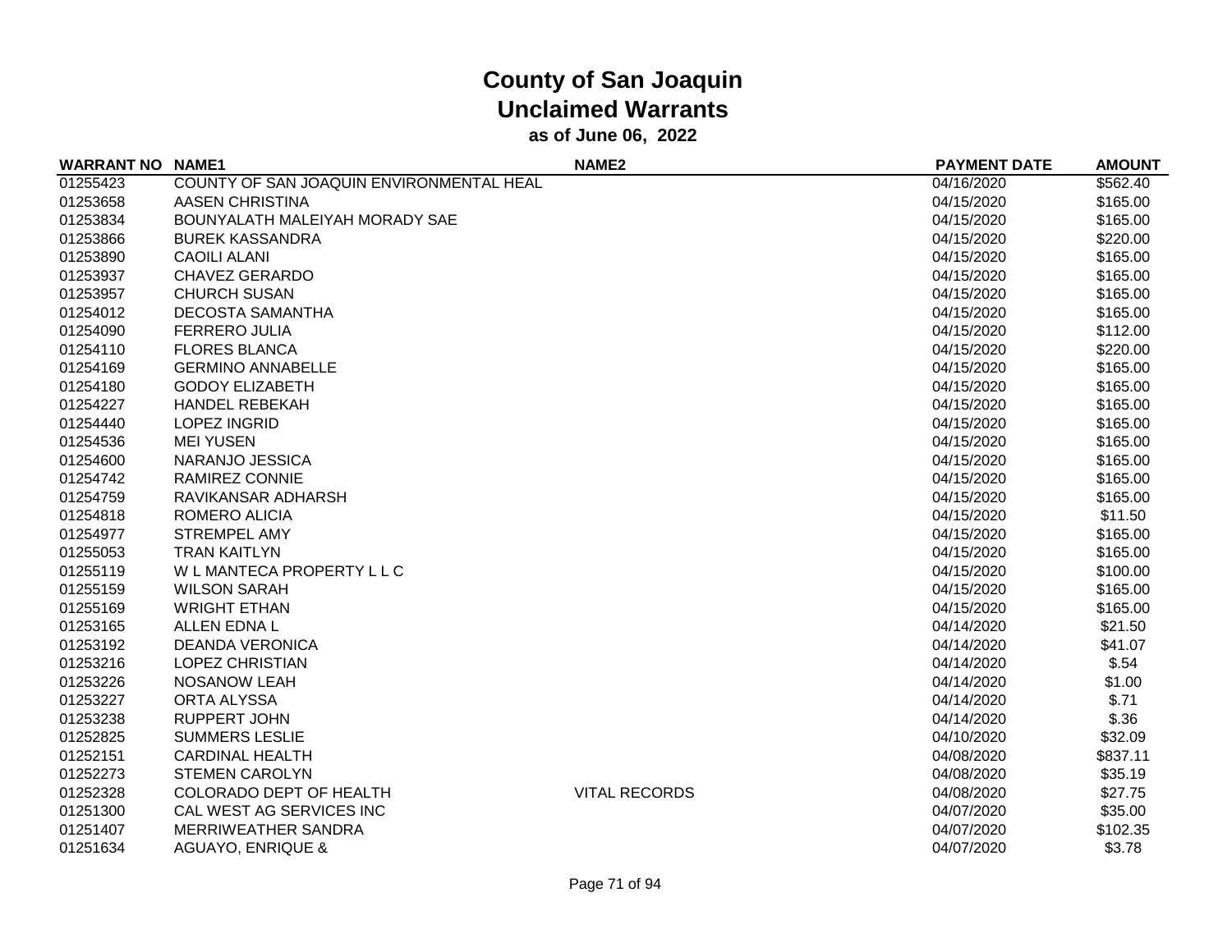# County of San Joaquin
## Unclaimed Warrants
### as of June 06, 2022

| WARRANT NO | NAME1 | NAME2 | PAYMENT DATE | AMOUNT |
|---|---|---|---|---|
| 01255423 | COUNTY OF SAN JOAQUIN ENVIRONMENTAL HEAL | | 04/16/2020 | $562.40 |
| 01253658 | AASEN CHRISTINA | | 04/15/2020 | $165.00 |
| 01253834 | BOUNYALATH MALEIYAH MORADY SAE | | 04/15/2020 | $165.00 |
| 01253866 | BUREK KASSANDRA | | 04/15/2020 | $220.00 |
| 01253890 | CAOILI ALANI | | 04/15/2020 | $165.00 |
| 01253937 | CHAVEZ GERARDO | | 04/15/2020 | $165.00 |
| 01253957 | CHURCH SUSAN | | 04/15/2020 | $165.00 |
| 01254012 | DECOSTA SAMANTHA | | 04/15/2020 | $165.00 |
| 01254090 | FERRERO JULIA | | 04/15/2020 | $112.00 |
| 01254110 | FLORES BLANCA | | 04/15/2020 | $220.00 |
| 01254169 | GERMINO ANNABELLE | | 04/15/2020 | $165.00 |
| 01254180 | GODOY ELIZABETH | | 04/15/2020 | $165.00 |
| 01254227 | HANDEL REBEKAH | | 04/15/2020 | $165.00 |
| 01254440 | LOPEZ INGRID | | 04/15/2020 | $165.00 |
| 01254536 | MEI YUSEN | | 04/15/2020 | $165.00 |
| 01254600 | NARANJO JESSICA | | 04/15/2020 | $165.00 |
| 01254742 | RAMIREZ CONNIE | | 04/15/2020 | $165.00 |
| 01254759 | RAVIKANSAR ADHARSH | | 04/15/2020 | $165.00 |
| 01254818 | ROMERO ALICIA | | 04/15/2020 | $11.50 |
| 01254977 | STREMPEL AMY | | 04/15/2020 | $165.00 |
| 01255053 | TRAN KAITLYN | | 04/15/2020 | $165.00 |
| 01255119 | W L MANTECA PROPERTY L L C | | 04/15/2020 | $100.00 |
| 01255159 | WILSON SARAH | | 04/15/2020 | $165.00 |
| 01255169 | WRIGHT ETHAN | | 04/15/2020 | $165.00 |
| 01253165 | ALLEN EDNA L | | 04/14/2020 | $21.50 |
| 01253192 | DEANDA VERONICA | | 04/14/2020 | $41.07 |
| 01253216 | LOPEZ CHRISTIAN | | 04/14/2020 | $.54 |
| 01253226 | NOSANOW LEAH | | 04/14/2020 | $1.00 |
| 01253227 | ORTA ALYSSA | | 04/14/2020 | $.71 |
| 01253238 | RUPPERT JOHN | | 04/14/2020 | $.36 |
| 01252825 | SUMMERS LESLIE | | 04/10/2020 | $32.09 |
| 01252151 | CARDINAL HEALTH | | 04/08/2020 | $837.11 |
| 01252273 | STEMEN CAROLYN | | 04/08/2020 | $35.19 |
| 01252328 | COLORADO DEPT OF HEALTH | VITAL RECORDS | 04/08/2020 | $27.75 |
| 01251300 | CAL WEST AG SERVICES INC | | 04/07/2020 | $35.00 |
| 01251407 | MERRIWEATHER SANDRA | | 04/07/2020 | $102.35 |
| 01251634 | AGUAYO, ENRIQUE & | | 04/07/2020 | $3.78 |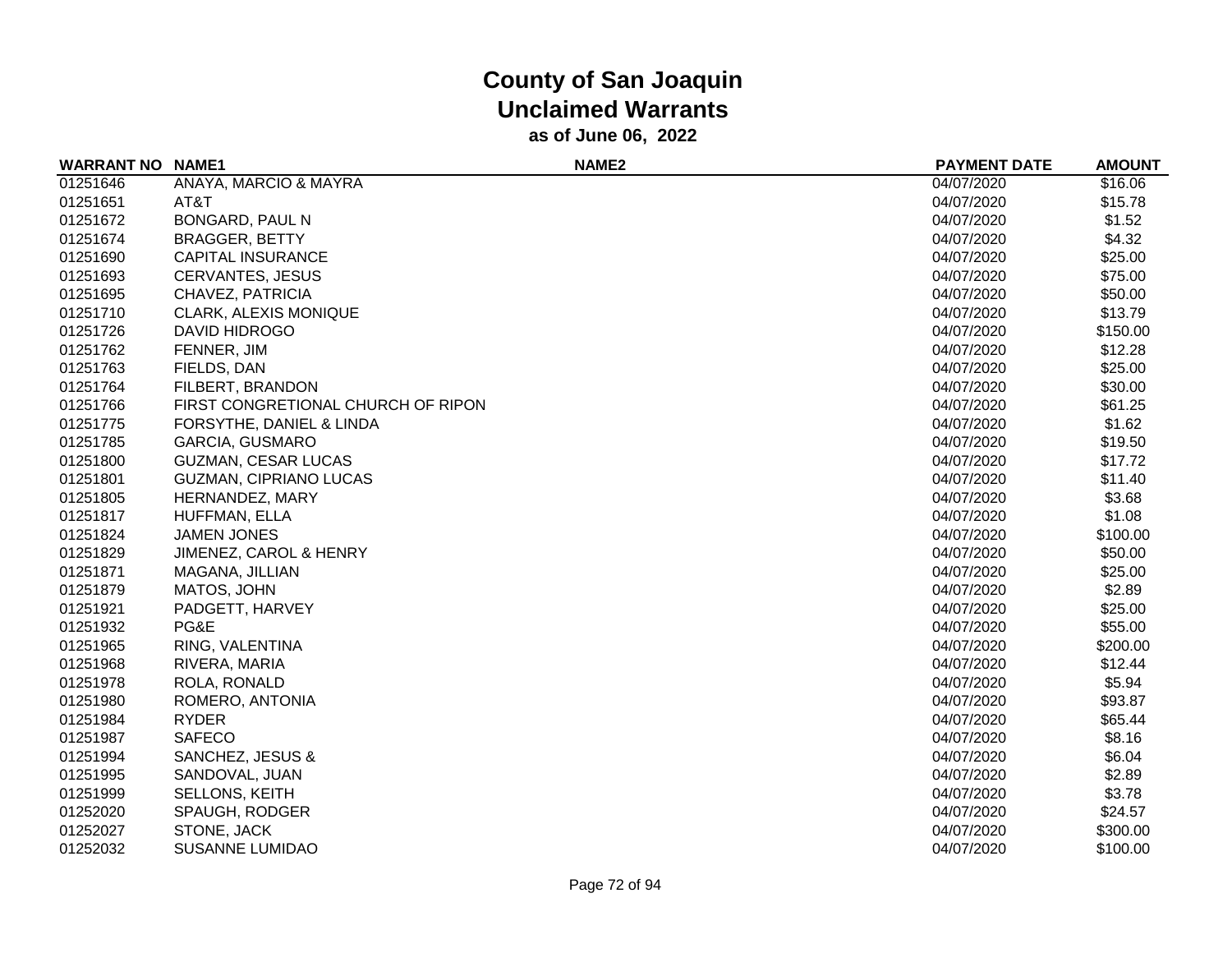# County of San Joaquin
## Unclaimed Warrants
### as of June 06, 2022

| WARRANT NO | NAME1 | NAME2 | PAYMENT DATE | AMOUNT |
|---|---|---|---|---|
| 01251646 | ANAYA, MARCIO & MAYRA | | 04/07/2020 | $16.06 |
| 01251651 | AT&T | | 04/07/2020 | $15.78 |
| 01251672 | BONGARD, PAUL N | | 04/07/2020 | $1.52 |
| 01251674 | BRAGGER, BETTY | | 04/07/2020 | $4.32 |
| 01251690 | CAPITAL INSURANCE | | 04/07/2020 | $25.00 |
| 01251693 | CERVANTES, JESUS | | 04/07/2020 | $75.00 |
| 01251695 | CHAVEZ, PATRICIA | | 04/07/2020 | $50.00 |
| 01251710 | CLARK, ALEXIS MONIQUE | | 04/07/2020 | $13.79 |
| 01251726 | DAVID HIDROGO | | 04/07/2020 | $150.00 |
| 01251762 | FENNER, JIM | | 04/07/2020 | $12.28 |
| 01251763 | FIELDS, DAN | | 04/07/2020 | $25.00 |
| 01251764 | FILBERT, BRANDON | | 04/07/2020 | $30.00 |
| 01251766 | FIRST CONGRETIONAL CHURCH OF RIPON | | 04/07/2020 | $61.25 |
| 01251775 | FORSYTHE, DANIEL & LINDA | | 04/07/2020 | $1.62 |
| 01251785 | GARCIA, GUSMARO | | 04/07/2020 | $19.50 |
| 01251800 | GUZMAN, CESAR LUCAS | | 04/07/2020 | $17.72 |
| 01251801 | GUZMAN, CIPRIANO LUCAS | | 04/07/2020 | $11.40 |
| 01251805 | HERNANDEZ, MARY | | 04/07/2020 | $3.68 |
| 01251817 | HUFFMAN, ELLA | | 04/07/2020 | $1.08 |
| 01251824 | JAMEN JONES | | 04/07/2020 | $100.00 |
| 01251829 | JIMENEZ, CAROL & HENRY | | 04/07/2020 | $50.00 |
| 01251871 | MAGANA, JILLIAN | | 04/07/2020 | $25.00 |
| 01251879 | MATOS, JOHN | | 04/07/2020 | $2.89 |
| 01251921 | PADGETT, HARVEY | | 04/07/2020 | $25.00 |
| 01251932 | PG&E | | 04/07/2020 | $55.00 |
| 01251965 | RING, VALENTINA | | 04/07/2020 | $200.00 |
| 01251968 | RIVERA, MARIA | | 04/07/2020 | $12.44 |
| 01251978 | ROLA, RONALD | | 04/07/2020 | $5.94 |
| 01251980 | ROMERO, ANTONIA | | 04/07/2020 | $93.87 |
| 01251984 | RYDER | | 04/07/2020 | $65.44 |
| 01251987 | SAFECO | | 04/07/2020 | $8.16 |
| 01251994 | SANCHEZ, JESUS & | | 04/07/2020 | $6.04 |
| 01251995 | SANDOVAL, JUAN | | 04/07/2020 | $2.89 |
| 01251999 | SELLONS, KEITH | | 04/07/2020 | $3.78 |
| 01252020 | SPAUGH, RODGER | | 04/07/2020 | $24.57 |
| 01252027 | STONE, JACK | | 04/07/2020 | $300.00 |
| 01252032 | SUSANNE LUMIDAO | | 04/07/2020 | $100.00 |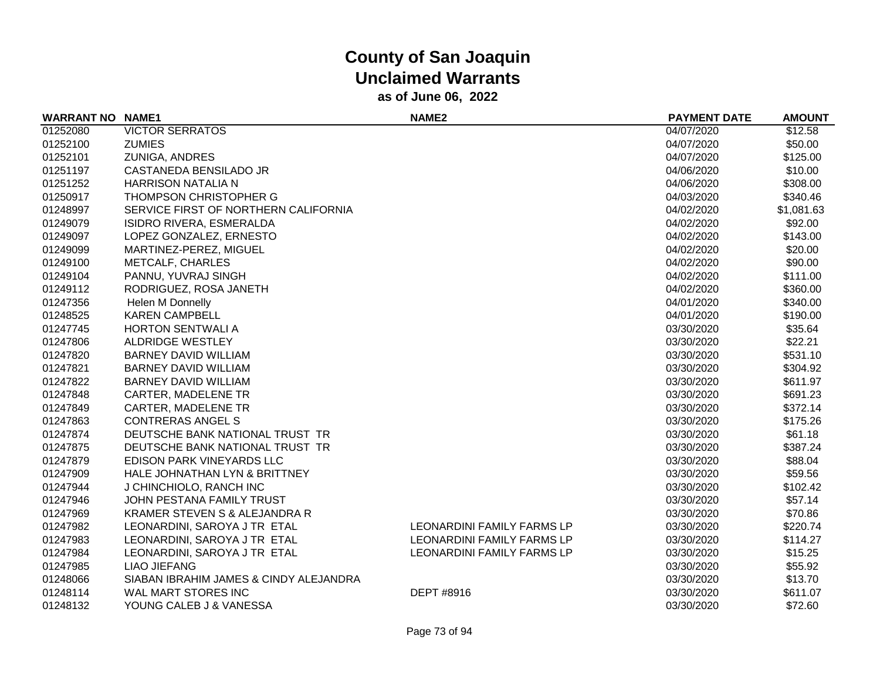# County of San Joaquin
## Unclaimed Warrants
### as of June 06, 2022

| WARRANT NO | NAME1 | NAME2 | PAYMENT DATE | AMOUNT |
|---|---|---|---|---|
| 01252080 | VICTOR SERRATOS | | 04/07/2020 | $12.58 |
| 01252100 | ZUMIES | | 04/07/2020 | $50.00 |
| 01252101 | ZUNIGA, ANDRES | | 04/07/2020 | $125.00 |
| 01251197 | CASTANEDA BENSILADO JR | | 04/06/2020 | $10.00 |
| 01251252 | HARRISON NATALIA N | | 04/06/2020 | $308.00 |
| 01250917 | THOMPSON CHRISTOPHER G | | 04/03/2020 | $340.46 |
| 01248997 | SERVICE FIRST OF NORTHERN CALIFORNIA | | 04/02/2020 | $1,081.63 |
| 01249079 | ISIDRO RIVERA, ESMERALDA | | 04/02/2020 | $92.00 |
| 01249097 | LOPEZ GONZALEZ, ERNESTO | | 04/02/2020 | $143.00 |
| 01249099 | MARTINEZ-PEREZ, MIGUEL | | 04/02/2020 | $20.00 |
| 01249100 | METCALF, CHARLES | | 04/02/2020 | $90.00 |
| 01249104 | PANNU, YUVRAJ SINGH | | 04/02/2020 | $111.00 |
| 01249112 | RODRIGUEZ, ROSA JANETH | | 04/02/2020 | $360.00 |
| 01247356 | Helen M Donnelly | | 04/01/2020 | $340.00 |
| 01248525 | KAREN CAMPBELL | | 04/01/2020 | $190.00 |
| 01247745 | HORTON SENTWALI A | | 03/30/2020 | $35.64 |
| 01247806 | ALDRIDGE WESTLEY | | 03/30/2020 | $22.21 |
| 01247820 | BARNEY DAVID WILLIAM | | 03/30/2020 | $531.10 |
| 01247821 | BARNEY DAVID WILLIAM | | 03/30/2020 | $304.92 |
| 01247822 | BARNEY DAVID WILLIAM | | 03/30/2020 | $611.97 |
| 01247848 | CARTER, MADELENE TR | | 03/30/2020 | $691.23 |
| 01247849 | CARTER, MADELENE TR | | 03/30/2020 | $372.14 |
| 01247863 | CONTRERAS ANGEL S | | 03/30/2020 | $175.26 |
| 01247874 | DEUTSCHE BANK NATIONAL TRUST TR | | 03/30/2020 | $61.18 |
| 01247875 | DEUTSCHE BANK NATIONAL TRUST TR | | 03/30/2020 | $387.24 |
| 01247879 | EDISON PARK VINEYARDS LLC | | 03/30/2020 | $88.04 |
| 01247909 | HALE JOHNATHAN LYN & BRITTNEY | | 03/30/2020 | $59.56 |
| 01247944 | J CHINCHIOLO, RANCH INC | | 03/30/2020 | $102.42 |
| 01247946 | JOHN PESTANA FAMILY TRUST | | 03/30/2020 | $57.14 |
| 01247969 | KRAMER STEVEN S & ALEJANDRA R | | 03/30/2020 | $70.86 |
| 01247982 | LEONARDINI, SAROYA J TR ETAL | LEONARDINI FAMILY FARMS LP | 03/30/2020 | $220.74 |
| 01247983 | LEONARDINI, SAROYA J TR ETAL | LEONARDINI FAMILY FARMS LP | 03/30/2020 | $114.27 |
| 01247984 | LEONARDINI, SAROYA J TR ETAL | LEONARDINI FAMILY FARMS LP | 03/30/2020 | $15.25 |
| 01247985 | LIAO JIEFANG | | 03/30/2020 | $55.92 |
| 01248066 | SIABAN IBRAHIM JAMES & CINDY ALEJANDRA | | 03/30/2020 | $13.70 |
| 01248114 | WAL MART STORES INC | DEPT #8916 | 03/30/2020 | $611.07 |
| 01248132 | YOUNG CALEB J & VANESSA | | 03/30/2020 | $72.60 |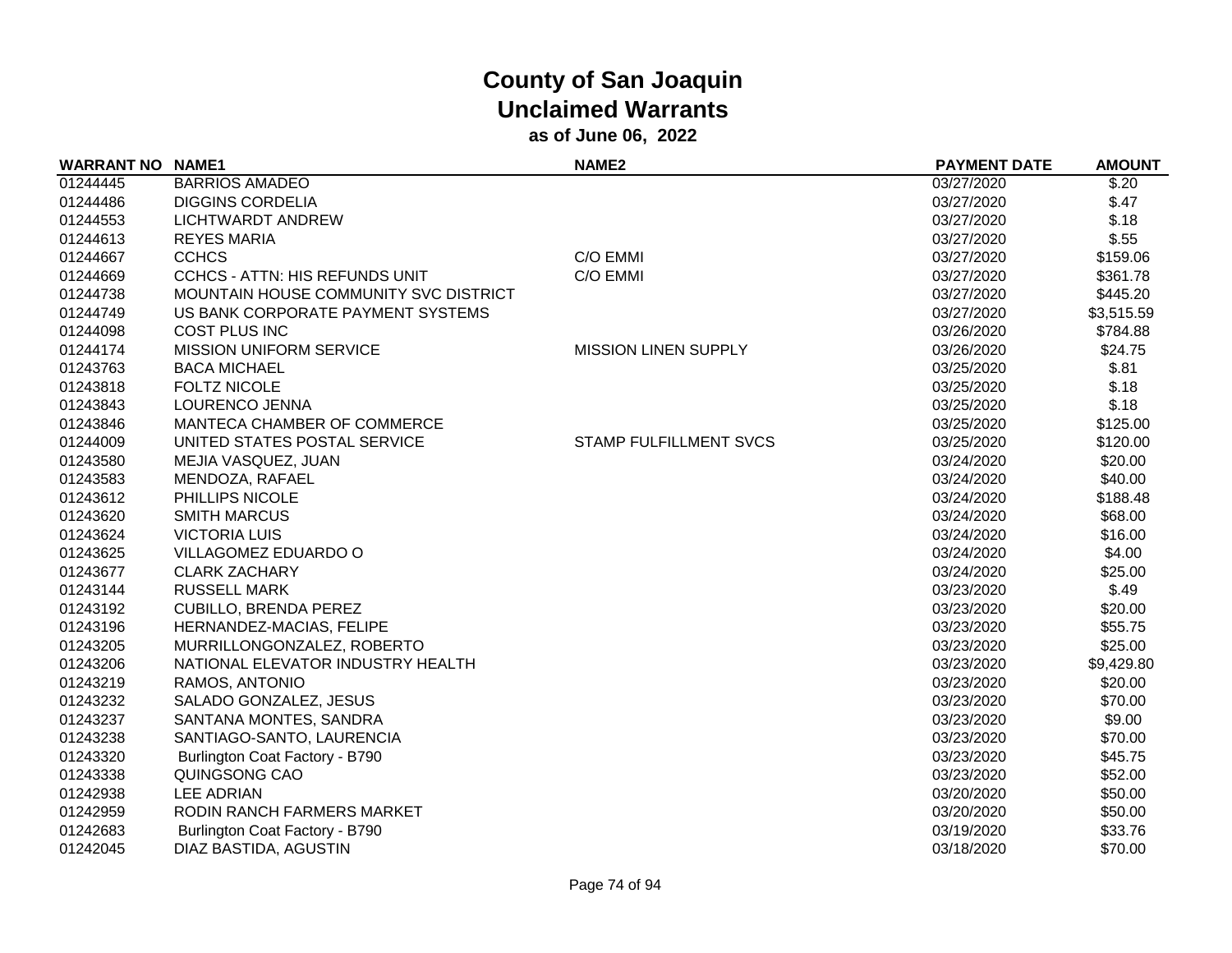# County of San Joaquin
## Unclaimed Warrants
### as of June 06, 2022

| WARRANT NO | NAME1 | NAME2 | PAYMENT DATE | AMOUNT |
|---|---|---|---|---|
| 01244445 | BARRIOS AMADEO | | 03/27/2020 | $.20 |
| 01244486 | DIGGINS CORDELIA | | 03/27/2020 | $.47 |
| 01244553 | LICHTWARDT ANDREW | | 03/27/2020 | $.18 |
| 01244613 | REYES MARIA | | 03/27/2020 | $.55 |
| 01244667 | CCHCS | C/O EMMI | 03/27/2020 | $159.06 |
| 01244669 | CCHCS - ATTN: HIS REFUNDS UNIT | C/O EMMI | 03/27/2020 | $361.78 |
| 01244738 | MOUNTAIN HOUSE COMMUNITY SVC DISTRICT | | 03/27/2020 | $445.20 |
| 01244749 | US BANK CORPORATE PAYMENT SYSTEMS | | 03/27/2020 | $3,515.59 |
| 01244098 | COST PLUS INC | | 03/26/2020 | $784.88 |
| 01244174 | MISSION UNIFORM SERVICE | MISSION LINEN SUPPLY | 03/26/2020 | $24.75 |
| 01243763 | BACA MICHAEL | | 03/25/2020 | $.81 |
| 01243818 | FOLTZ NICOLE | | 03/25/2020 | $.18 |
| 01243843 | LOURENCO JENNA | | 03/25/2020 | $.18 |
| 01243846 | MANTECA CHAMBER OF COMMERCE | | 03/25/2020 | $125.00 |
| 01244009 | UNITED STATES POSTAL SERVICE | STAMP FULFILLMENT SVCS | 03/25/2020 | $120.00 |
| 01243580 | MEJIA VASQUEZ, JUAN | | 03/24/2020 | $20.00 |
| 01243583 | MENDOZA, RAFAEL | | 03/24/2020 | $40.00 |
| 01243612 | PHILLIPS NICOLE | | 03/24/2020 | $188.48 |
| 01243620 | SMITH MARCUS | | 03/24/2020 | $68.00 |
| 01243624 | VICTORIA LUIS | | 03/24/2020 | $16.00 |
| 01243625 | VILLAGOMEZ EDUARDO O | | 03/24/2020 | $4.00 |
| 01243677 | CLARK ZACHARY | | 03/24/2020 | $25.00 |
| 01243144 | RUSSELL MARK | | 03/23/2020 | $.49 |
| 01243192 | CUBILLO, BRENDA PEREZ | | 03/23/2020 | $20.00 |
| 01243196 | HERNANDEZ-MACIAS, FELIPE | | 03/23/2020 | $55.75 |
| 01243205 | MURRILLONGONZALEZ, ROBERTO | | 03/23/2020 | $25.00 |
| 01243206 | NATIONAL ELEVATOR INDUSTRY HEALTH | | 03/23/2020 | $9,429.80 |
| 01243219 | RAMOS, ANTONIO | | 03/23/2020 | $20.00 |
| 01243232 | SALADO GONZALEZ, JESUS | | 03/23/2020 | $70.00 |
| 01243237 | SANTANA MONTES, SANDRA | | 03/23/2020 | $9.00 |
| 01243238 | SANTIAGO-SANTO, LAURENCIA | | 03/23/2020 | $70.00 |
| 01243320 | Burlington Coat Factory - B790 | | 03/23/2020 | $45.75 |
| 01243338 | QUINGSONG CAO | | 03/23/2020 | $52.00 |
| 01242938 | LEE ADRIAN | | 03/20/2020 | $50.00 |
| 01242959 | RODIN RANCH FARMERS MARKET | | 03/20/2020 | $50.00 |
| 01242683 | Burlington Coat Factory - B790 | | 03/19/2020 | $33.76 |
| 01242045 | DIAZ BASTIDA, AGUSTIN | | 03/18/2020 | $70.00 |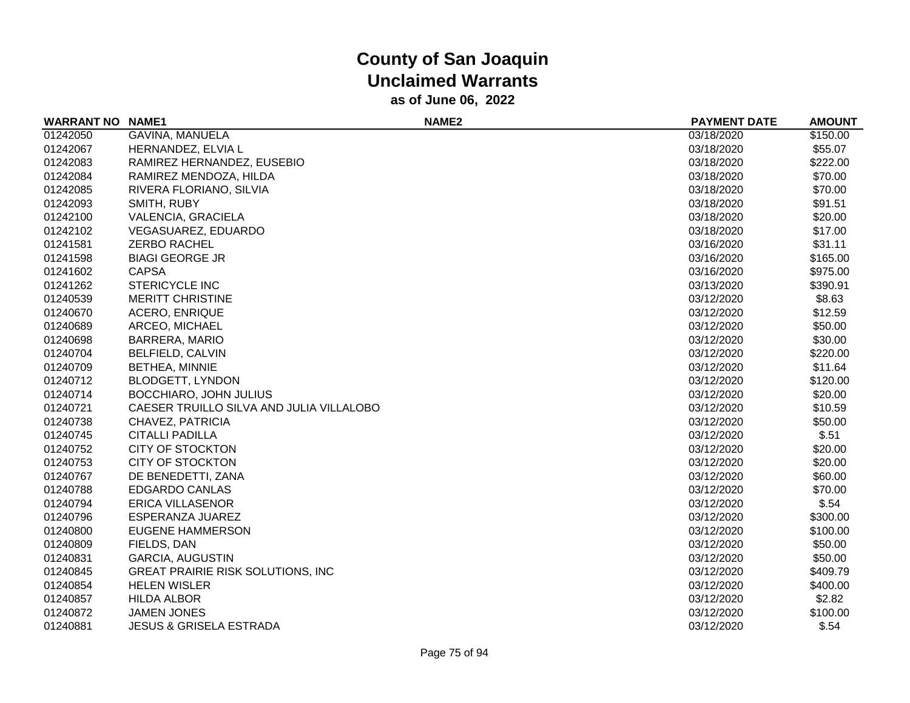# County of San Joaquin
## Unclaimed Warrants
### as of June 06, 2022

| WARRANT NO | NAME1 | NAME2 | PAYMENT DATE | AMOUNT |
|---|---|---|---|---|
| 01242050 | GAVINA, MANUELA | | 03/18/2020 | $150.00 |
| 01242067 | HERNANDEZ, ELVIA L | | 03/18/2020 | $55.07 |
| 01242083 | RAMIREZ HERNANDEZ, EUSEBIO | | 03/18/2020 | $222.00 |
| 01242084 | RAMIREZ MENDOZA, HILDA | | 03/18/2020 | $70.00 |
| 01242085 | RIVERA FLORIANO, SILVIA | | 03/18/2020 | $70.00 |
| 01242093 | SMITH, RUBY | | 03/18/2020 | $91.51 |
| 01242100 | VALENCIA, GRACIELA | | 03/18/2020 | $20.00 |
| 01242102 | VEGASUAREZ, EDUARDO | | 03/18/2020 | $17.00 |
| 01241581 | ZERBO RACHEL | | 03/16/2020 | $31.11 |
| 01241598 | BIAGI GEORGE JR | | 03/16/2020 | $165.00 |
| 01241602 | CAPSA | | 03/16/2020 | $975.00 |
| 01241262 | STERICYCLE INC | | 03/13/2020 | $390.91 |
| 01240539 | MERITT CHRISTINE | | 03/12/2020 | $8.63 |
| 01240670 | ACERO, ENRIQUE | | 03/12/2020 | $12.59 |
| 01240689 | ARCEO, MICHAEL | | 03/12/2020 | $50.00 |
| 01240698 | BARRERA, MARIO | | 03/12/2020 | $30.00 |
| 01240704 | BELFIELD, CALVIN | | 03/12/2020 | $220.00 |
| 01240709 | BETHEA, MINNIE | | 03/12/2020 | $11.64 |
| 01240712 | BLODGETT, LYNDON | | 03/12/2020 | $120.00 |
| 01240714 | BOCCHIARO, JOHN JULIUS | | 03/12/2020 | $20.00 |
| 01240721 | CAESER TRUILLO SILVA AND JULIA VILLALOBO | | 03/12/2020 | $10.59 |
| 01240738 | CHAVEZ, PATRICIA | | 03/12/2020 | $50.00 |
| 01240745 | CITALLI PADILLA | | 03/12/2020 | $.51 |
| 01240752 | CITY OF STOCKTON | | 03/12/2020 | $20.00 |
| 01240753 | CITY OF STOCKTON | | 03/12/2020 | $20.00 |
| 01240767 | DE BENEDETTI, ZANA | | 03/12/2020 | $60.00 |
| 01240788 | EDGARDO CANLAS | | 03/12/2020 | $70.00 |
| 01240794 | ERICA VILLASENOR | | 03/12/2020 | $.54 |
| 01240796 | ESPERANZA JUAREZ | | 03/12/2020 | $300.00 |
| 01240800 | EUGENE HAMMERSON | | 03/12/2020 | $100.00 |
| 01240809 | FIELDS, DAN | | 03/12/2020 | $50.00 |
| 01240831 | GARCIA, AUGUSTIN | | 03/12/2020 | $50.00 |
| 01240845 | GREAT PRAIRIE RISK SOLUTIONS, INC | | 03/12/2020 | $409.79 |
| 01240854 | HELEN WISLER | | 03/12/2020 | $400.00 |
| 01240857 | HILDA ALBOR | | 03/12/2020 | $2.82 |
| 01240872 | JAMEN JONES | | 03/12/2020 | $100.00 |
| 01240881 | JESUS & GRISELA ESTRADA | | 03/12/2020 | $.54 |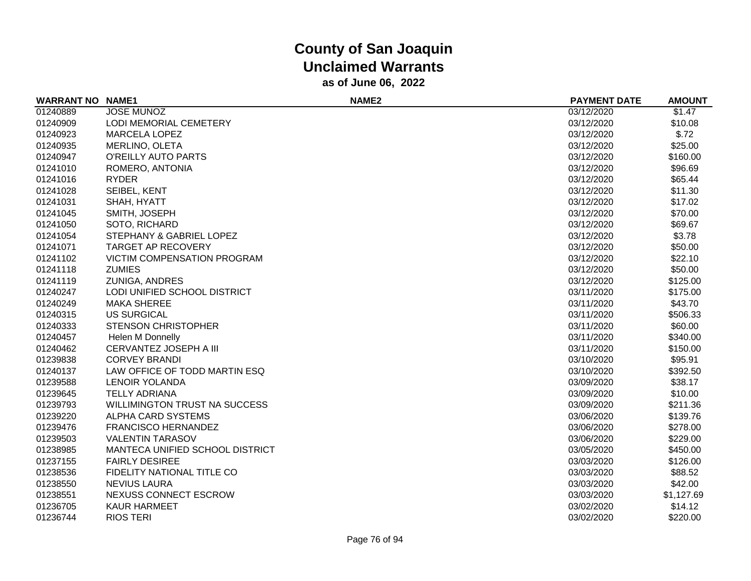# County of San Joaquin
## Unclaimed Warrants
### as of June 06, 2022

| WARRANT NO | NAME1 | NAME2 | PAYMENT DATE | AMOUNT |
|---|---|---|---|---|
| 01240889 | JOSE MUNOZ | | 03/12/2020 | $1.47 |
| 01240909 | LODI MEMORIAL CEMETERY | | 03/12/2020 | $10.08 |
| 01240923 | MARCELA LOPEZ | | 03/12/2020 | $.72 |
| 01240935 | MERLINO, OLETA | | 03/12/2020 | $25.00 |
| 01240947 | O'REILLY AUTO PARTS | | 03/12/2020 | $160.00 |
| 01241010 | ROMERO, ANTONIA | | 03/12/2020 | $96.69 |
| 01241016 | RYDER | | 03/12/2020 | $65.44 |
| 01241028 | SEIBEL, KENT | | 03/12/2020 | $11.30 |
| 01241031 | SHAH, HYATT | | 03/12/2020 | $17.02 |
| 01241045 | SMITH, JOSEPH | | 03/12/2020 | $70.00 |
| 01241050 | SOTO, RICHARD | | 03/12/2020 | $69.67 |
| 01241054 | STEPHANY & GABRIEL LOPEZ | | 03/12/2020 | $3.78 |
| 01241071 | TARGET AP RECOVERY | | 03/12/2020 | $50.00 |
| 01241102 | VICTIM COMPENSATION PROGRAM | | 03/12/2020 | $22.10 |
| 01241118 | ZUMIES | | 03/12/2020 | $50.00 |
| 01241119 | ZUNIGA, ANDRES | | 03/12/2020 | $125.00 |
| 01240247 | LODI UNIFIED SCHOOL DISTRICT | | 03/11/2020 | $175.00 |
| 01240249 | MAKA SHEREE | | 03/11/2020 | $43.70 |
| 01240315 | US SURGICAL | | 03/11/2020 | $506.33 |
| 01240333 | STENSON CHRISTOPHER | | 03/11/2020 | $60.00 |
| 01240457 | Helen M Donnelly | | 03/11/2020 | $340.00 |
| 01240462 | CERVANTEZ JOSEPH A III | | 03/11/2020 | $150.00 |
| 01239838 | CORVEY BRANDI | | 03/10/2020 | $95.91 |
| 01240137 | LAW OFFICE OF TODD MARTIN ESQ | | 03/10/2020 | $392.50 |
| 01239588 | LENOIR YOLANDA | | 03/09/2020 | $38.17 |
| 01239645 | TELLY ADRIANA | | 03/09/2020 | $10.00 |
| 01239793 | WILLIMINGTON TRUST NA SUCCESS | | 03/09/2020 | $211.36 |
| 01239220 | ALPHA CARD SYSTEMS | | 03/06/2020 | $139.76 |
| 01239476 | FRANCISCO HERNANDEZ | | 03/06/2020 | $278.00 |
| 01239503 | VALENTIN TARASOV | | 03/06/2020 | $229.00 |
| 01238985 | MANTECA UNIFIED SCHOOL DISTRICT | | 03/05/2020 | $450.00 |
| 01237155 | FAIRLY DESIREE | | 03/03/2020 | $126.00 |
| 01238536 | FIDELITY NATIONAL TITLE CO | | 03/03/2020 | $88.52 |
| 01238550 | NEVIUS LAURA | | 03/03/2020 | $42.00 |
| 01238551 | NEXUSS CONNECT ESCROW | | 03/03/2020 | $1,127.69 |
| 01236705 | KAUR HARMEET | | 03/02/2020 | $14.12 |
| 01236744 | RIOS TERI | | 03/02/2020 | $220.00 |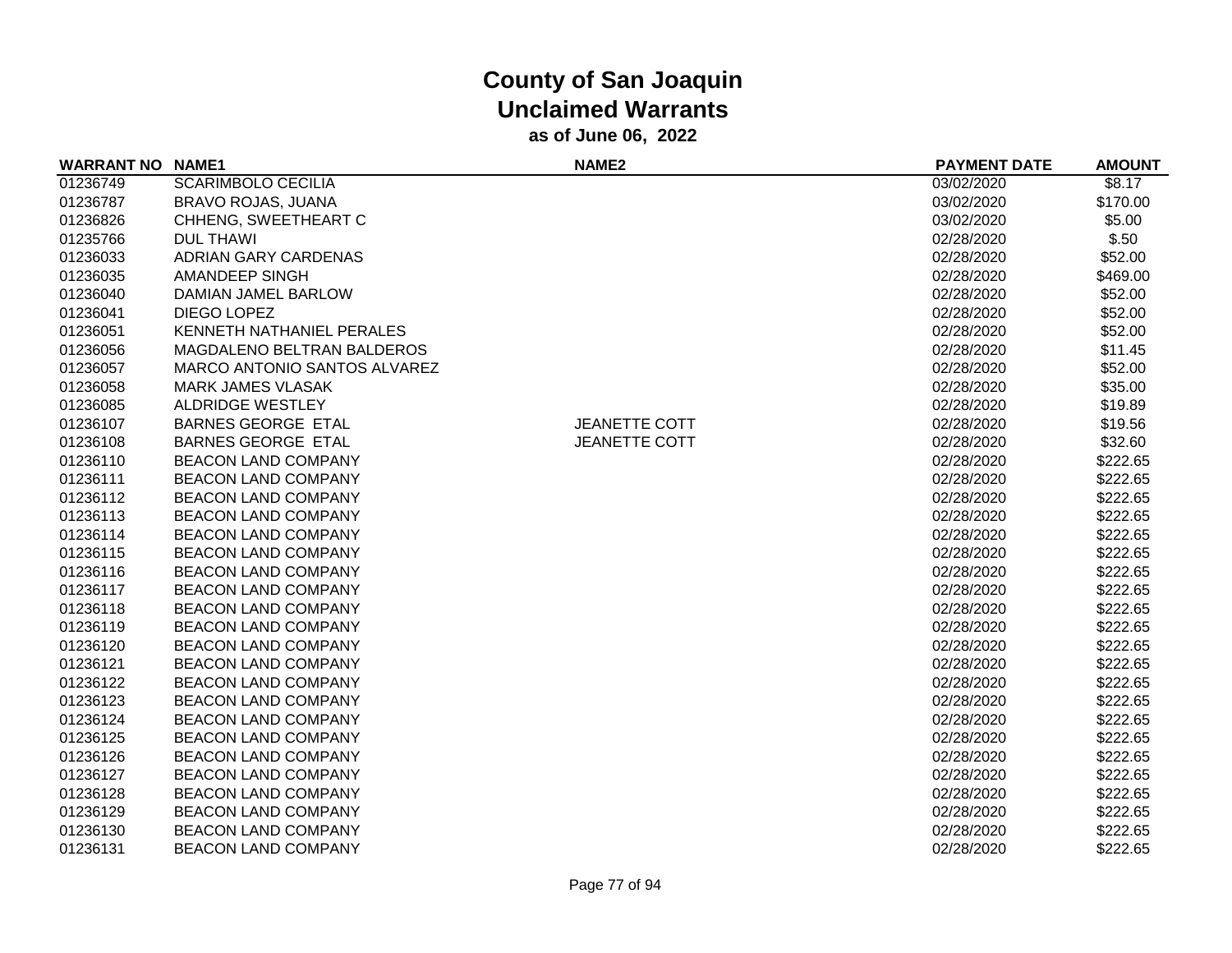# County of San Joaquin
## Unclaimed Warrants
### as of June 06, 2022

| WARRANT NO | NAME1 | NAME2 | PAYMENT DATE | AMOUNT |
|---|---|---|---|---|
| 01236749 | SCARIMBOLO CECILIA | | 03/02/2020 | $8.17 |
| 01236787 | BRAVO ROJAS, JUANA | | 03/02/2020 | $170.00 |
| 01236826 | CHHENG, SWEETHEART C | | 03/02/2020 | $5.00 |
| 01235766 | DUL THAWI | | 02/28/2020 | $.50 |
| 01236033 | ADRIAN GARY CARDENAS | | 02/28/2020 | $52.00 |
| 01236035 | AMANDEEP SINGH | | 02/28/2020 | $469.00 |
| 01236040 | DAMIAN JAMEL BARLOW | | 02/28/2020 | $52.00 |
| 01236041 | DIEGO LOPEZ | | 02/28/2020 | $52.00 |
| 01236051 | KENNETH NATHANIEL PERALES | | 02/28/2020 | $52.00 |
| 01236056 | MAGDALENO BELTRAN BALDEROS | | 02/28/2020 | $11.45 |
| 01236057 | MARCO ANTONIO SANTOS ALVAREZ | | 02/28/2020 | $52.00 |
| 01236058 | MARK JAMES VLASAK | | 02/28/2020 | $35.00 |
| 01236085 | ALDRIDGE WESTLEY | | 02/28/2020 | $19.89 |
| 01236107 | BARNES GEORGE ETAL | JEANETTE COTT | 02/28/2020 | $19.56 |
| 01236108 | BARNES GEORGE ETAL | JEANETTE COTT | 02/28/2020 | $32.60 |
| 01236110 | BEACON LAND COMPANY | | 02/28/2020 | $222.65 |
| 01236111 | BEACON LAND COMPANY | | 02/28/2020 | $222.65 |
| 01236112 | BEACON LAND COMPANY | | 02/28/2020 | $222.65 |
| 01236113 | BEACON LAND COMPANY | | 02/28/2020 | $222.65 |
| 01236114 | BEACON LAND COMPANY | | 02/28/2020 | $222.65 |
| 01236115 | BEACON LAND COMPANY | | 02/28/2020 | $222.65 |
| 01236116 | BEACON LAND COMPANY | | 02/28/2020 | $222.65 |
| 01236117 | BEACON LAND COMPANY | | 02/28/2020 | $222.65 |
| 01236118 | BEACON LAND COMPANY | | 02/28/2020 | $222.65 |
| 01236119 | BEACON LAND COMPANY | | 02/28/2020 | $222.65 |
| 01236120 | BEACON LAND COMPANY | | 02/28/2020 | $222.65 |
| 01236121 | BEACON LAND COMPANY | | 02/28/2020 | $222.65 |
| 01236122 | BEACON LAND COMPANY | | 02/28/2020 | $222.65 |
| 01236123 | BEACON LAND COMPANY | | 02/28/2020 | $222.65 |
| 01236124 | BEACON LAND COMPANY | | 02/28/2020 | $222.65 |
| 01236125 | BEACON LAND COMPANY | | 02/28/2020 | $222.65 |
| 01236126 | BEACON LAND COMPANY | | 02/28/2020 | $222.65 |
| 01236127 | BEACON LAND COMPANY | | 02/28/2020 | $222.65 |
| 01236128 | BEACON LAND COMPANY | | 02/28/2020 | $222.65 |
| 01236129 | BEACON LAND COMPANY | | 02/28/2020 | $222.65 |
| 01236130 | BEACON LAND COMPANY | | 02/28/2020 | $222.65 |
| 01236131 | BEACON LAND COMPANY | | 02/28/2020 | $222.65 |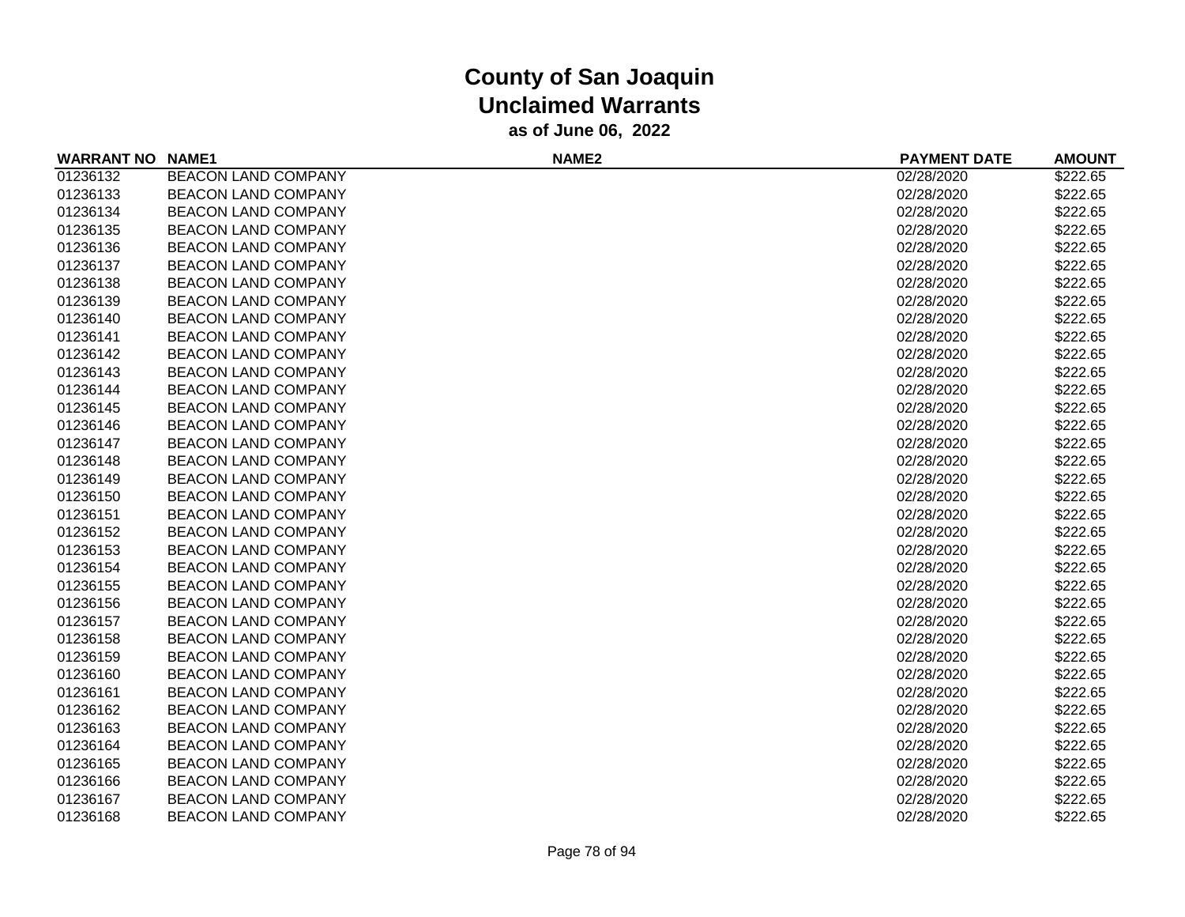# County of San Joaquin
## Unclaimed Warrants
### as of June 06, 2022

| WARRANT NO | NAME1 | NAME2 | PAYMENT DATE | AMOUNT |
|---|---|---|---|---|
| 01236132 | BEACON LAND COMPANY | | 02/28/2020 | $222.65 |
| 01236133 | BEACON LAND COMPANY | | 02/28/2020 | $222.65 |
| 01236134 | BEACON LAND COMPANY | | 02/28/2020 | $222.65 |
| 01236135 | BEACON LAND COMPANY | | 02/28/2020 | $222.65 |
| 01236136 | BEACON LAND COMPANY | | 02/28/2020 | $222.65 |
| 01236137 | BEACON LAND COMPANY | | 02/28/2020 | $222.65 |
| 01236138 | BEACON LAND COMPANY | | 02/28/2020 | $222.65 |
| 01236139 | BEACON LAND COMPANY | | 02/28/2020 | $222.65 |
| 01236140 | BEACON LAND COMPANY | | 02/28/2020 | $222.65 |
| 01236141 | BEACON LAND COMPANY | | 02/28/2020 | $222.65 |
| 01236142 | BEACON LAND COMPANY | | 02/28/2020 | $222.65 |
| 01236143 | BEACON LAND COMPANY | | 02/28/2020 | $222.65 |
| 01236144 | BEACON LAND COMPANY | | 02/28/2020 | $222.65 |
| 01236145 | BEACON LAND COMPANY | | 02/28/2020 | $222.65 |
| 01236146 | BEACON LAND COMPANY | | 02/28/2020 | $222.65 |
| 01236147 | BEACON LAND COMPANY | | 02/28/2020 | $222.65 |
| 01236148 | BEACON LAND COMPANY | | 02/28/2020 | $222.65 |
| 01236149 | BEACON LAND COMPANY | | 02/28/2020 | $222.65 |
| 01236150 | BEACON LAND COMPANY | | 02/28/2020 | $222.65 |
| 01236151 | BEACON LAND COMPANY | | 02/28/2020 | $222.65 |
| 01236152 | BEACON LAND COMPANY | | 02/28/2020 | $222.65 |
| 01236153 | BEACON LAND COMPANY | | 02/28/2020 | $222.65 |
| 01236154 | BEACON LAND COMPANY | | 02/28/2020 | $222.65 |
| 01236155 | BEACON LAND COMPANY | | 02/28/2020 | $222.65 |
| 01236156 | BEACON LAND COMPANY | | 02/28/2020 | $222.65 |
| 01236157 | BEACON LAND COMPANY | | 02/28/2020 | $222.65 |
| 01236158 | BEACON LAND COMPANY | | 02/28/2020 | $222.65 |
| 01236159 | BEACON LAND COMPANY | | 02/28/2020 | $222.65 |
| 01236160 | BEACON LAND COMPANY | | 02/28/2020 | $222.65 |
| 01236161 | BEACON LAND COMPANY | | 02/28/2020 | $222.65 |
| 01236162 | BEACON LAND COMPANY | | 02/28/2020 | $222.65 |
| 01236163 | BEACON LAND COMPANY | | 02/28/2020 | $222.65 |
| 01236164 | BEACON LAND COMPANY | | 02/28/2020 | $222.65 |
| 01236165 | BEACON LAND COMPANY | | 02/28/2020 | $222.65 |
| 01236166 | BEACON LAND COMPANY | | 02/28/2020 | $222.65 |
| 01236167 | BEACON LAND COMPANY | | 02/28/2020 | $222.65 |
| 01236168 | BEACON LAND COMPANY | | 02/28/2020 | $222.65 |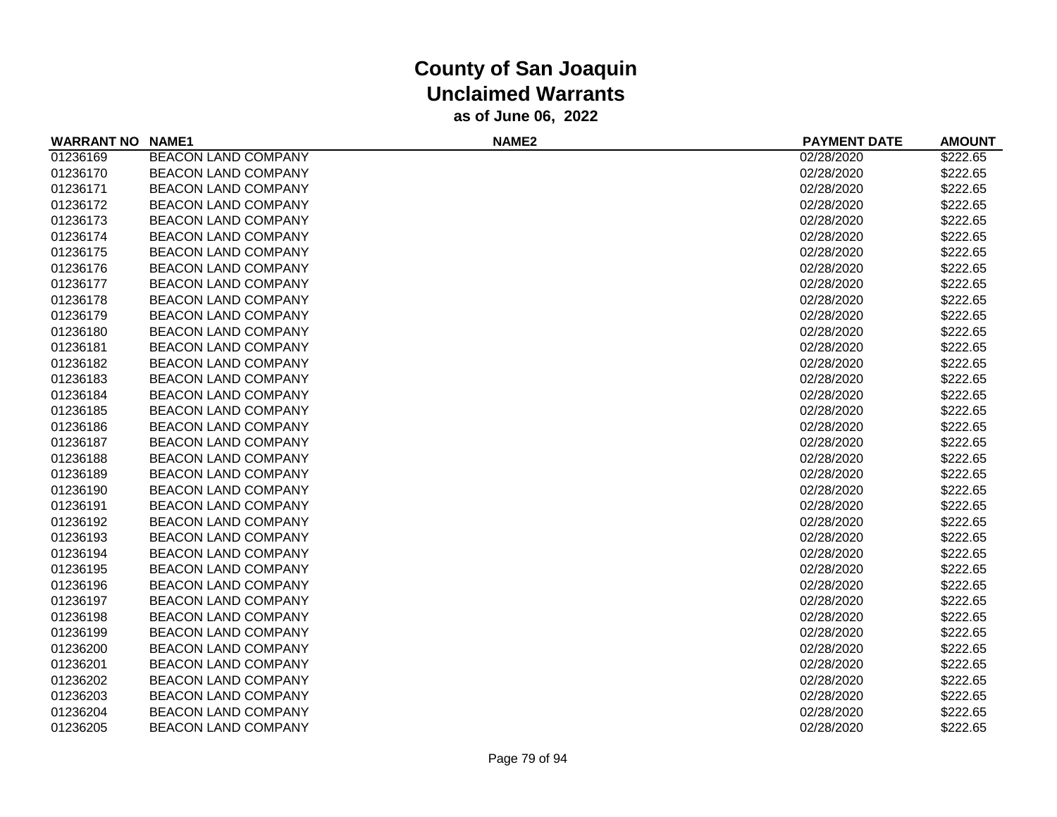# County of San Joaquin
## Unclaimed Warrants
### as of June 06, 2022

| WARRANT NO | NAME1 | NAME2 | PAYMENT DATE | AMOUNT |
|---|---|---|---|---|
| 01236169 | BEACON LAND COMPANY | | 02/28/2020 | $222.65 |
| 01236170 | BEACON LAND COMPANY | | 02/28/2020 | $222.65 |
| 01236171 | BEACON LAND COMPANY | | 02/28/2020 | $222.65 |
| 01236172 | BEACON LAND COMPANY | | 02/28/2020 | $222.65 |
| 01236173 | BEACON LAND COMPANY | | 02/28/2020 | $222.65 |
| 01236174 | BEACON LAND COMPANY | | 02/28/2020 | $222.65 |
| 01236175 | BEACON LAND COMPANY | | 02/28/2020 | $222.65 |
| 01236176 | BEACON LAND COMPANY | | 02/28/2020 | $222.65 |
| 01236177 | BEACON LAND COMPANY | | 02/28/2020 | $222.65 |
| 01236178 | BEACON LAND COMPANY | | 02/28/2020 | $222.65 |
| 01236179 | BEACON LAND COMPANY | | 02/28/2020 | $222.65 |
| 01236180 | BEACON LAND COMPANY | | 02/28/2020 | $222.65 |
| 01236181 | BEACON LAND COMPANY | | 02/28/2020 | $222.65 |
| 01236182 | BEACON LAND COMPANY | | 02/28/2020 | $222.65 |
| 01236183 | BEACON LAND COMPANY | | 02/28/2020 | $222.65 |
| 01236184 | BEACON LAND COMPANY | | 02/28/2020 | $222.65 |
| 01236185 | BEACON LAND COMPANY | | 02/28/2020 | $222.65 |
| 01236186 | BEACON LAND COMPANY | | 02/28/2020 | $222.65 |
| 01236187 | BEACON LAND COMPANY | | 02/28/2020 | $222.65 |
| 01236188 | BEACON LAND COMPANY | | 02/28/2020 | $222.65 |
| 01236189 | BEACON LAND COMPANY | | 02/28/2020 | $222.65 |
| 01236190 | BEACON LAND COMPANY | | 02/28/2020 | $222.65 |
| 01236191 | BEACON LAND COMPANY | | 02/28/2020 | $222.65 |
| 01236192 | BEACON LAND COMPANY | | 02/28/2020 | $222.65 |
| 01236193 | BEACON LAND COMPANY | | 02/28/2020 | $222.65 |
| 01236194 | BEACON LAND COMPANY | | 02/28/2020 | $222.65 |
| 01236195 | BEACON LAND COMPANY | | 02/28/2020 | $222.65 |
| 01236196 | BEACON LAND COMPANY | | 02/28/2020 | $222.65 |
| 01236197 | BEACON LAND COMPANY | | 02/28/2020 | $222.65 |
| 01236198 | BEACON LAND COMPANY | | 02/28/2020 | $222.65 |
| 01236199 | BEACON LAND COMPANY | | 02/28/2020 | $222.65 |
| 01236200 | BEACON LAND COMPANY | | 02/28/2020 | $222.65 |
| 01236201 | BEACON LAND COMPANY | | 02/28/2020 | $222.65 |
| 01236202 | BEACON LAND COMPANY | | 02/28/2020 | $222.65 |
| 01236203 | BEACON LAND COMPANY | | 02/28/2020 | $222.65 |
| 01236204 | BEACON LAND COMPANY | | 02/28/2020 | $222.65 |
| 01236205 | BEACON LAND COMPANY | | 02/28/2020 | $222.65 |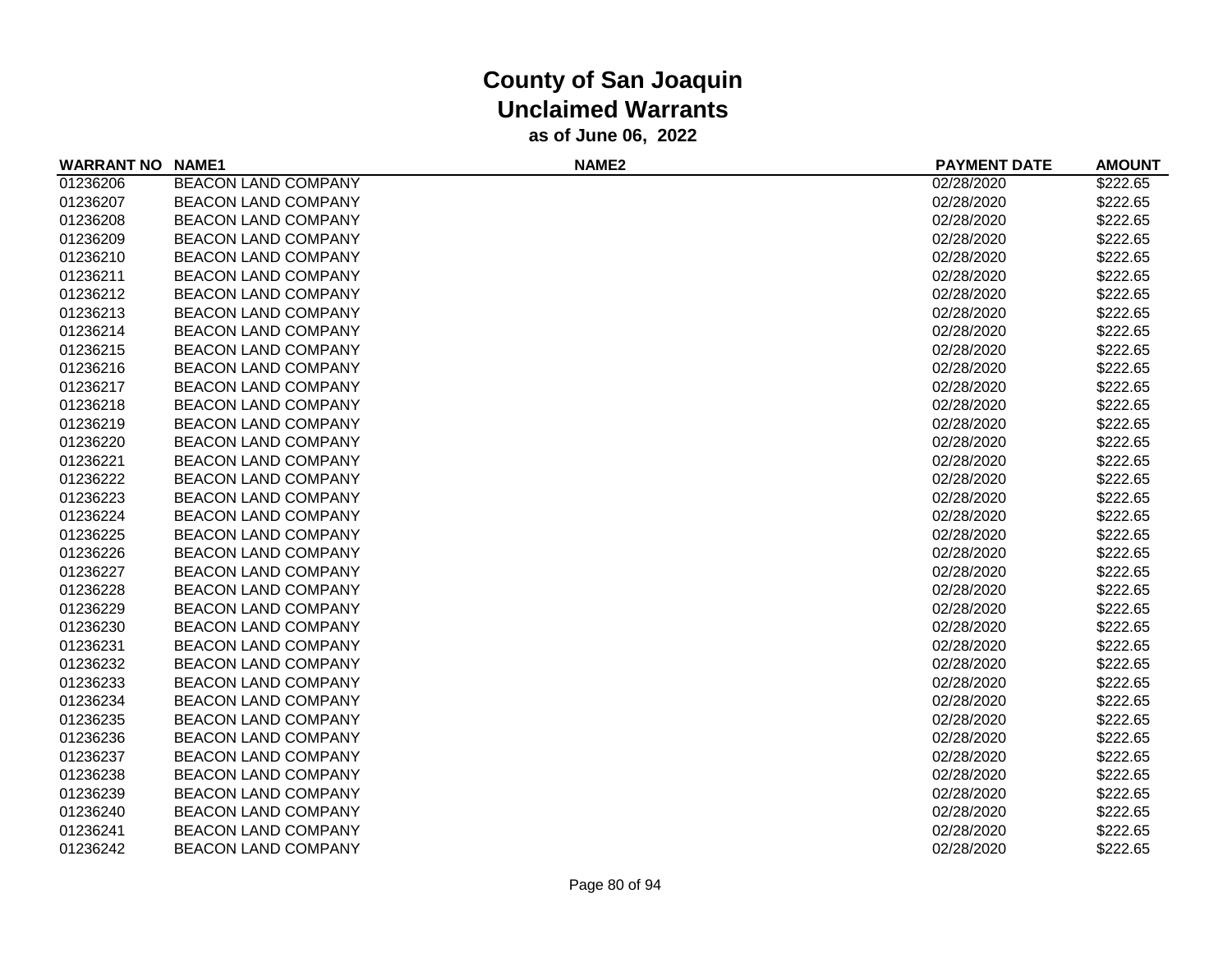# County of San Joaquin
## Unclaimed Warrants
### as of June 06, 2022

| WARRANT NO | NAME1 | NAME2 | PAYMENT DATE | AMOUNT |
|---|---|---|---|---|
| 01236206 | BEACON LAND COMPANY | | 02/28/2020 | $222.65 |
| 01236207 | BEACON LAND COMPANY | | 02/28/2020 | $222.65 |
| 01236208 | BEACON LAND COMPANY | | 02/28/2020 | $222.65 |
| 01236209 | BEACON LAND COMPANY | | 02/28/2020 | $222.65 |
| 01236210 | BEACON LAND COMPANY | | 02/28/2020 | $222.65 |
| 01236211 | BEACON LAND COMPANY | | 02/28/2020 | $222.65 |
| 01236212 | BEACON LAND COMPANY | | 02/28/2020 | $222.65 |
| 01236213 | BEACON LAND COMPANY | | 02/28/2020 | $222.65 |
| 01236214 | BEACON LAND COMPANY | | 02/28/2020 | $222.65 |
| 01236215 | BEACON LAND COMPANY | | 02/28/2020 | $222.65 |
| 01236216 | BEACON LAND COMPANY | | 02/28/2020 | $222.65 |
| 01236217 | BEACON LAND COMPANY | | 02/28/2020 | $222.65 |
| 01236218 | BEACON LAND COMPANY | | 02/28/2020 | $222.65 |
| 01236219 | BEACON LAND COMPANY | | 02/28/2020 | $222.65 |
| 01236220 | BEACON LAND COMPANY | | 02/28/2020 | $222.65 |
| 01236221 | BEACON LAND COMPANY | | 02/28/2020 | $222.65 |
| 01236222 | BEACON LAND COMPANY | | 02/28/2020 | $222.65 |
| 01236223 | BEACON LAND COMPANY | | 02/28/2020 | $222.65 |
| 01236224 | BEACON LAND COMPANY | | 02/28/2020 | $222.65 |
| 01236225 | BEACON LAND COMPANY | | 02/28/2020 | $222.65 |
| 01236226 | BEACON LAND COMPANY | | 02/28/2020 | $222.65 |
| 01236227 | BEACON LAND COMPANY | | 02/28/2020 | $222.65 |
| 01236228 | BEACON LAND COMPANY | | 02/28/2020 | $222.65 |
| 01236229 | BEACON LAND COMPANY | | 02/28/2020 | $222.65 |
| 01236230 | BEACON LAND COMPANY | | 02/28/2020 | $222.65 |
| 01236231 | BEACON LAND COMPANY | | 02/28/2020 | $222.65 |
| 01236232 | BEACON LAND COMPANY | | 02/28/2020 | $222.65 |
| 01236233 | BEACON LAND COMPANY | | 02/28/2020 | $222.65 |
| 01236234 | BEACON LAND COMPANY | | 02/28/2020 | $222.65 |
| 01236235 | BEACON LAND COMPANY | | 02/28/2020 | $222.65 |
| 01236236 | BEACON LAND COMPANY | | 02/28/2020 | $222.65 |
| 01236237 | BEACON LAND COMPANY | | 02/28/2020 | $222.65 |
| 01236238 | BEACON LAND COMPANY | | 02/28/2020 | $222.65 |
| 01236239 | BEACON LAND COMPANY | | 02/28/2020 | $222.65 |
| 01236240 | BEACON LAND COMPANY | | 02/28/2020 | $222.65 |
| 01236241 | BEACON LAND COMPANY | | 02/28/2020 | $222.65 |
| 01236242 | BEACON LAND COMPANY | | 02/28/2020 | $222.65 |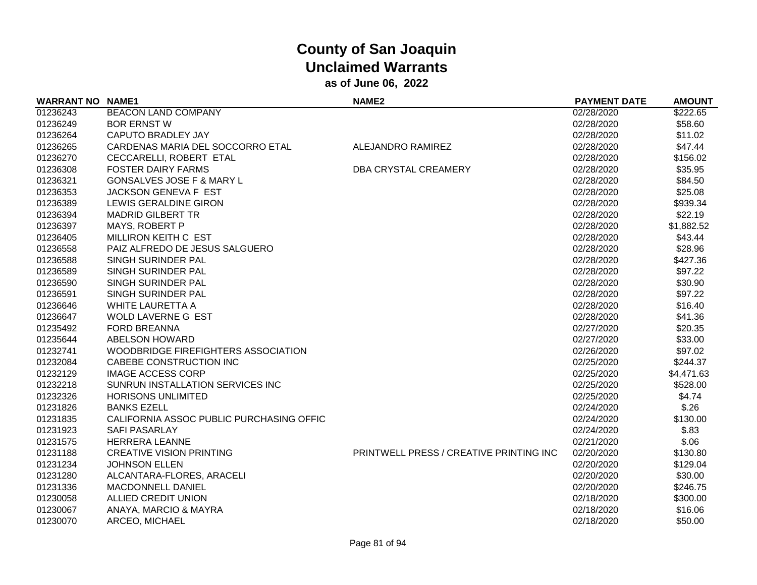# County of San Joaquin
## Unclaimed Warrants
### as of June 06, 2022

| WARRANT NO | NAME1 | NAME2 | PAYMENT DATE | AMOUNT |
|---|---|---|---|---|
| 01236243 | BEACON LAND COMPANY | | 02/28/2020 | $222.65 |
| 01236249 | BOR ERNST W | | 02/28/2020 | $58.60 |
| 01236264 | CAPUTO BRADLEY JAY | | 02/28/2020 | $11.02 |
| 01236265 | CARDENAS MARIA DEL SOCCORRO ETAL | ALEJANDRO RAMIREZ | 02/28/2020 | $47.44 |
| 01236270 | CECCARELLI, ROBERT ETAL | | 02/28/2020 | $156.02 |
| 01236308 | FOSTER DAIRY FARMS | DBA CRYSTAL CREAMERY | 02/28/2020 | $35.95 |
| 01236321 | GONSALVES JOSE F & MARY L | | 02/28/2020 | $84.50 |
| 01236353 | JACKSON GENEVA F EST | | 02/28/2020 | $25.08 |
| 01236389 | LEWIS GERALDINE GIRON | | 02/28/2020 | $939.34 |
| 01236394 | MADRID GILBERT TR | | 02/28/2020 | $22.19 |
| 01236397 | MAYS, ROBERT P | | 02/28/2020 | $1,882.52 |
| 01236405 | MILLIRON KEITH C EST | | 02/28/2020 | $43.44 |
| 01236558 | PAIZ ALFREDO DE JESUS SALGUERO | | 02/28/2020 | $28.96 |
| 01236588 | SINGH SURINDER PAL | | 02/28/2020 | $427.36 |
| 01236589 | SINGH SURINDER PAL | | 02/28/2020 | $97.22 |
| 01236590 | SINGH SURINDER PAL | | 02/28/2020 | $30.90 |
| 01236591 | SINGH SURINDER PAL | | 02/28/2020 | $97.22 |
| 01236646 | WHITE LAURETTA A | | 02/28/2020 | $16.40 |
| 01236647 | WOLD LAVERNE G EST | | 02/28/2020 | $41.36 |
| 01235492 | FORD BREANNA | | 02/27/2020 | $20.35 |
| 01235644 | ABELSON HOWARD | | 02/27/2020 | $33.00 |
| 01232741 | WOODBRIDGE FIREFIGHTERS ASSOCIATION | | 02/26/2020 | $97.02 |
| 01232084 | CABEBE CONSTRUCTION INC | | 02/25/2020 | $244.37 |
| 01232129 | IMAGE ACCESS CORP | | 02/25/2020 | $4,471.63 |
| 01232218 | SUNRUN INSTALLATION SERVICES INC | | 02/25/2020 | $528.00 |
| 01232326 | HORISONS UNLIMITED | | 02/25/2020 | $4.74 |
| 01231826 | BANKS EZELL | | 02/24/2020 | $.26 |
| 01231835 | CALIFORNIA ASSOC PUBLIC PURCHASING OFFIC | | 02/24/2020 | $130.00 |
| 01231923 | SAFI PASARLAY | | 02/24/2020 | $.83 |
| 01231575 | HERRERA LEANNE | | 02/21/2020 | $.06 |
| 01231188 | CREATIVE VISION PRINTING | PRINTWELL PRESS / CREATIVE PRINTING INC | 02/20/2020 | $130.80 |
| 01231234 | JOHNSON ELLEN | | 02/20/2020 | $129.04 |
| 01231280 | ALCANTARA-FLORES, ARACELI | | 02/20/2020 | $30.00 |
| 01231336 | MACDONNELL DANIEL | | 02/20/2020 | $246.75 |
| 01230058 | ALLIED CREDIT UNION | | 02/18/2020 | $300.00 |
| 01230067 | ANAYA, MARCIO & MAYRA | | 02/18/2020 | $16.06 |
| 01230070 | ARCEO, MICHAEL | | 02/18/2020 | $50.00 |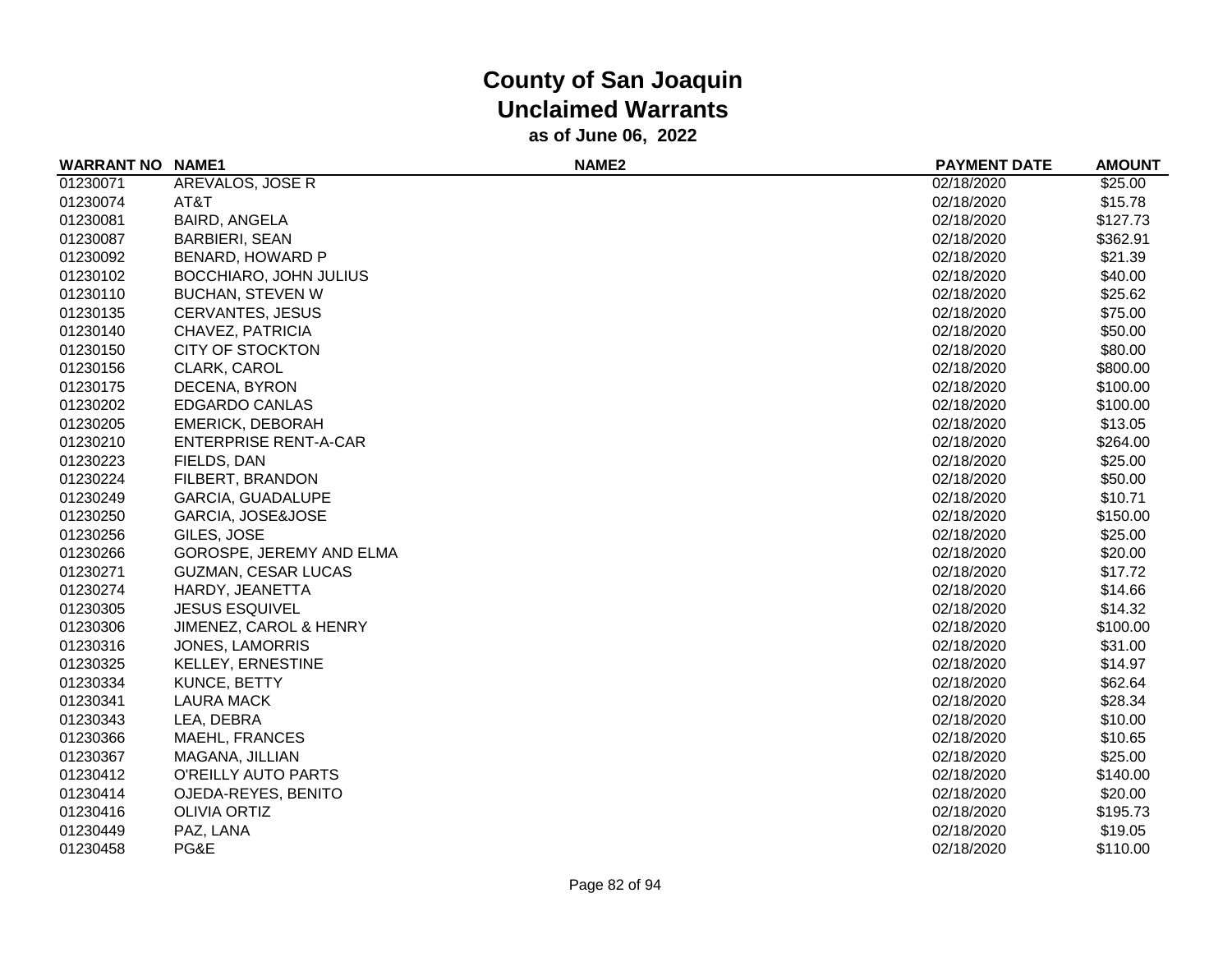# County of San Joaquin
## Unclaimed Warrants
### as of June 06, 2022

| WARRANT NO | NAME1 | NAME2 | PAYMENT DATE | AMOUNT |
|---|---|---|---|---|
| 01230071 | AREVALOS, JOSE R | | 02/18/2020 | $25.00 |
| 01230074 | AT&T | | 02/18/2020 | $15.78 |
| 01230081 | BAIRD, ANGELA | | 02/18/2020 | $127.73 |
| 01230087 | BARBIERI, SEAN | | 02/18/2020 | $362.91 |
| 01230092 | BENARD, HOWARD P | | 02/18/2020 | $21.39 |
| 01230102 | BOCCHIARO, JOHN JULIUS | | 02/18/2020 | $40.00 |
| 01230110 | BUCHAN, STEVEN W | | 02/18/2020 | $25.62 |
| 01230135 | CERVANTES, JESUS | | 02/18/2020 | $75.00 |
| 01230140 | CHAVEZ, PATRICIA | | 02/18/2020 | $50.00 |
| 01230150 | CITY OF STOCKTON | | 02/18/2020 | $80.00 |
| 01230156 | CLARK, CAROL | | 02/18/2020 | $800.00 |
| 01230175 | DECENA, BYRON | | 02/18/2020 | $100.00 |
| 01230202 | EDGARDO CANLAS | | 02/18/2020 | $100.00 |
| 01230205 | EMERICK, DEBORAH | | 02/18/2020 | $13.05 |
| 01230210 | ENTERPRISE RENT-A-CAR | | 02/18/2020 | $264.00 |
| 01230223 | FIELDS, DAN | | 02/18/2020 | $25.00 |
| 01230224 | FILBERT, BRANDON | | 02/18/2020 | $50.00 |
| 01230249 | GARCIA, GUADALUPE | | 02/18/2020 | $10.71 |
| 01230250 | GARCIA, JOSE&JOSE | | 02/18/2020 | $150.00 |
| 01230256 | GILES, JOSE | | 02/18/2020 | $25.00 |
| 01230266 | GOROSPE, JEREMY AND ELMA | | 02/18/2020 | $20.00 |
| 01230271 | GUZMAN, CESAR LUCAS | | 02/18/2020 | $17.72 |
| 01230274 | HARDY, JEANETTA | | 02/18/2020 | $14.66 |
| 01230305 | JESUS ESQUIVEL | | 02/18/2020 | $14.32 |
| 01230306 | JIMENEZ, CAROL & HENRY | | 02/18/2020 | $100.00 |
| 01230316 | JONES, LAMORRIS | | 02/18/2020 | $31.00 |
| 01230325 | KELLEY, ERNESTINE | | 02/18/2020 | $14.97 |
| 01230334 | KUNCE, BETTY | | 02/18/2020 | $62.64 |
| 01230341 | LAURA MACK | | 02/18/2020 | $28.34 |
| 01230343 | LEA, DEBRA | | 02/18/2020 | $10.00 |
| 01230366 | MAEHL, FRANCES | | 02/18/2020 | $10.65 |
| 01230367 | MAGANA, JILLIAN | | 02/18/2020 | $25.00 |
| 01230412 | O'REILLY AUTO PARTS | | 02/18/2020 | $140.00 |
| 01230414 | OJEDA-REYES, BENITO | | 02/18/2020 | $20.00 |
| 01230416 | OLIVIA ORTIZ | | 02/18/2020 | $195.73 |
| 01230449 | PAZ, LANA | | 02/18/2020 | $19.05 |
| 01230458 | PG&E | | 02/18/2020 | $110.00 |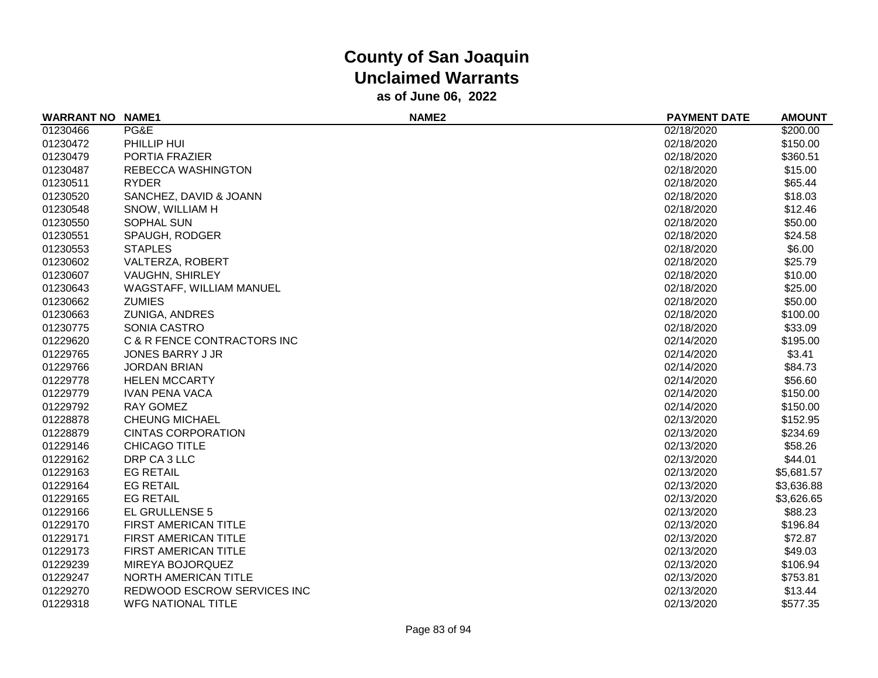# County of San Joaquin

## Unclaimed Warrants

### as of June 06, 2022

| WARRANT NO | NAME1 | NAME2 | PAYMENT DATE | AMOUNT |
|---|---|---|---|---|
| 01230466 | PG&E | | 02/18/2020 | $200.00 |
| 01230472 | PHILLIP HUI | | 02/18/2020 | $150.00 |
| 01230479 | PORTIA FRAZIER | | 02/18/2020 | $360.51 |
| 01230487 | REBECCA WASHINGTON | | 02/18/2020 | $15.00 |
| 01230511 | RYDER | | 02/18/2020 | $65.44 |
| 01230520 | SANCHEZ, DAVID & JOANN | | 02/18/2020 | $18.03 |
| 01230548 | SNOW, WILLIAM H | | 02/18/2020 | $12.46 |
| 01230550 | SOPHAL SUN | | 02/18/2020 | $50.00 |
| 01230551 | SPAUGH, RODGER | | 02/18/2020 | $24.58 |
| 01230553 | STAPLES | | 02/18/2020 | $6.00 |
| 01230602 | VALTERZA, ROBERT | | 02/18/2020 | $25.79 |
| 01230607 | VAUGHN, SHIRLEY | | 02/18/2020 | $10.00 |
| 01230643 | WAGSTAFF, WILLIAM MANUEL | | 02/18/2020 | $25.00 |
| 01230662 | ZUMIES | | 02/18/2020 | $50.00 |
| 01230663 | ZUNIGA, ANDRES | | 02/18/2020 | $100.00 |
| 01230775 | SONIA CASTRO | | 02/18/2020 | $33.09 |
| 01229620 | C & R FENCE CONTRACTORS INC | | 02/14/2020 | $195.00 |
| 01229765 | JONES BARRY J JR | | 02/14/2020 | $3.41 |
| 01229766 | JORDAN BRIAN | | 02/14/2020 | $84.73 |
| 01229778 | HELEN MCCARTY | | 02/14/2020 | $56.60 |
| 01229779 | IVAN PENA VACA | | 02/14/2020 | $150.00 |
| 01229792 | RAY GOMEZ | | 02/14/2020 | $150.00 |
| 01228878 | CHEUNG MICHAEL | | 02/13/2020 | $152.95 |
| 01228879 | CINTAS CORPORATION | | 02/13/2020 | $234.69 |
| 01229146 | CHICAGO TITLE | | 02/13/2020 | $58.26 |
| 01229162 | DRP CA 3 LLC | | 02/13/2020 | $44.01 |
| 01229163 | EG RETAIL | | 02/13/2020 | $5,681.57 |
| 01229164 | EG RETAIL | | 02/13/2020 | $3,636.88 |
| 01229165 | EG RETAIL | | 02/13/2020 | $3,626.65 |
| 01229166 | EL GRULLENSE 5 | | 02/13/2020 | $88.23 |
| 01229170 | FIRST AMERICAN TITLE | | 02/13/2020 | $196.84 |
| 01229171 | FIRST AMERICAN TITLE | | 02/13/2020 | $72.87 |
| 01229173 | FIRST AMERICAN TITLE | | 02/13/2020 | $49.03 |
| 01229239 | MIREYA BOJORQUEZ | | 02/13/2020 | $106.94 |
| 01229247 | NORTH AMERICAN TITLE | | 02/13/2020 | $753.81 |
| 01229270 | REDWOOD ESCROW SERVICES INC | | 02/13/2020 | $13.44 |
| 01229318 | WFG NATIONAL TITLE | | 02/13/2020 | $577.35 |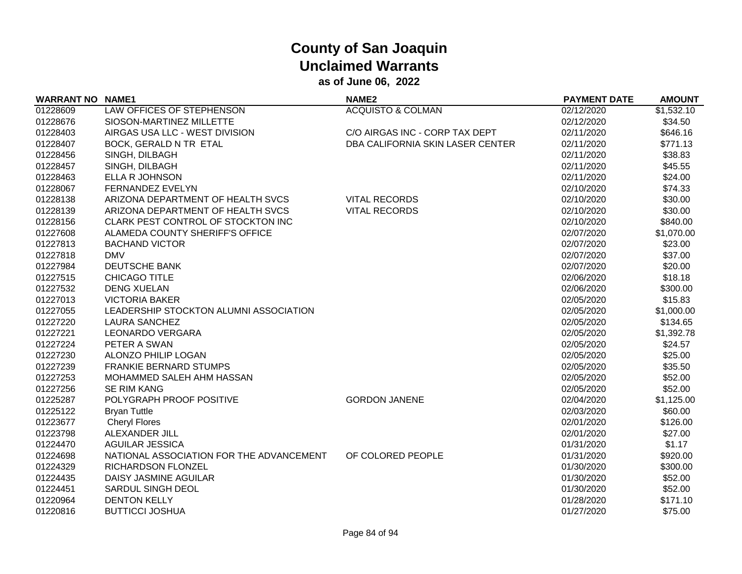# County of San Joaquin
## Unclaimed Warrants
### as of June 06, 2022

| WARRANT NO | NAME1 | NAME2 | PAYMENT DATE | AMOUNT |
|---|---|---|---|---|
| 01228609 | LAW OFFICES OF STEPHENSON | ACQUISTO & COLMAN | 02/12/2020 | $1,532.10 |
| 01228676 | SIOSON-MARTINEZ MILLETTE | | 02/12/2020 | $34.50 |
| 01228403 | AIRGAS USA LLC - WEST DIVISION | C/O AIRGAS INC - CORP TAX DEPT | 02/11/2020 | $646.16 |
| 01228407 | BOCK, GERALD N TR ETAL | DBA CALIFORNIA SKIN LASER CENTER | 02/11/2020 | $771.13 |
| 01228456 | SINGH, DILBAGH | | 02/11/2020 | $38.83 |
| 01228457 | SINGH, DILBAGH | | 02/11/2020 | $45.55 |
| 01228463 | ELLA R JOHNSON | | 02/11/2020 | $24.00 |
| 01228067 | FERNANDEZ EVELYN | | 02/10/2020 | $74.33 |
| 01228138 | ARIZONA DEPARTMENT OF HEALTH SVCS | VITAL RECORDS | 02/10/2020 | $30.00 |
| 01228139 | ARIZONA DEPARTMENT OF HEALTH SVCS | VITAL RECORDS | 02/10/2020 | $30.00 |
| 01228156 | CLARK PEST CONTROL OF STOCKTON INC | | 02/10/2020 | $840.00 |
| 01227608 | ALAMEDA COUNTY SHERIFF'S OFFICE | | 02/07/2020 | $1,070.00 |
| 01227813 | BACHAND VICTOR | | 02/07/2020 | $23.00 |
| 01227818 | DMV | | 02/07/2020 | $37.00 |
| 01227984 | DEUTSCHE BANK | | 02/07/2020 | $20.00 |
| 01227515 | CHICAGO TITLE | | 02/06/2020 | $18.18 |
| 01227532 | DENG XUELAN | | 02/06/2020 | $300.00 |
| 01227013 | VICTORIA BAKER | | 02/05/2020 | $15.83 |
| 01227055 | LEADERSHIP STOCKTON ALUMNI ASSOCIATION | | 02/05/2020 | $1,000.00 |
| 01227220 | LAURA SANCHEZ | | 02/05/2020 | $134.65 |
| 01227221 | LEONARDO VERGARA | | 02/05/2020 | $1,392.78 |
| 01227224 | PETER A SWAN | | 02/05/2020 | $24.57 |
| 01227230 | ALONZO PHILIP LOGAN | | 02/05/2020 | $25.00 |
| 01227239 | FRANKIE BERNARD STUMPS | | 02/05/2020 | $35.50 |
| 01227253 | MOHAMMED SALEH AHM HASSAN | | 02/05/2020 | $52.00 |
| 01227256 | SE RIM KANG | | 02/05/2020 | $52.00 |
| 01225287 | POLYGRAPH PROOF POSITIVE | GORDON JANENE | 02/04/2020 | $1,125.00 |
| 01225122 | Bryan Tuttle | | 02/03/2020 | $60.00 |
| 01223677 | Cheryl Flores | | 02/01/2020 | $126.00 |
| 01223798 | ALEXANDER JILL | | 02/01/2020 | $27.00 |
| 01224470 | AGUILAR JESSICA | | 01/31/2020 | $1.17 |
| 01224698 | NATIONAL ASSOCIATION FOR THE ADVANCEMENT | OF COLORED PEOPLE | 01/31/2020 | $920.00 |
| 01224329 | RICHARDSON FLONZEL | | 01/30/2020 | $300.00 |
| 01224435 | DAISY JASMINE AGUILAR | | 01/30/2020 | $52.00 |
| 01224451 | SARDUL SINGH DEOL | | 01/30/2020 | $52.00 |
| 01220964 | DENTON KELLY | | 01/28/2020 | $171.10 |
| 01220816 | BUTTICCI JOSHUA | | 01/27/2020 | $75.00 |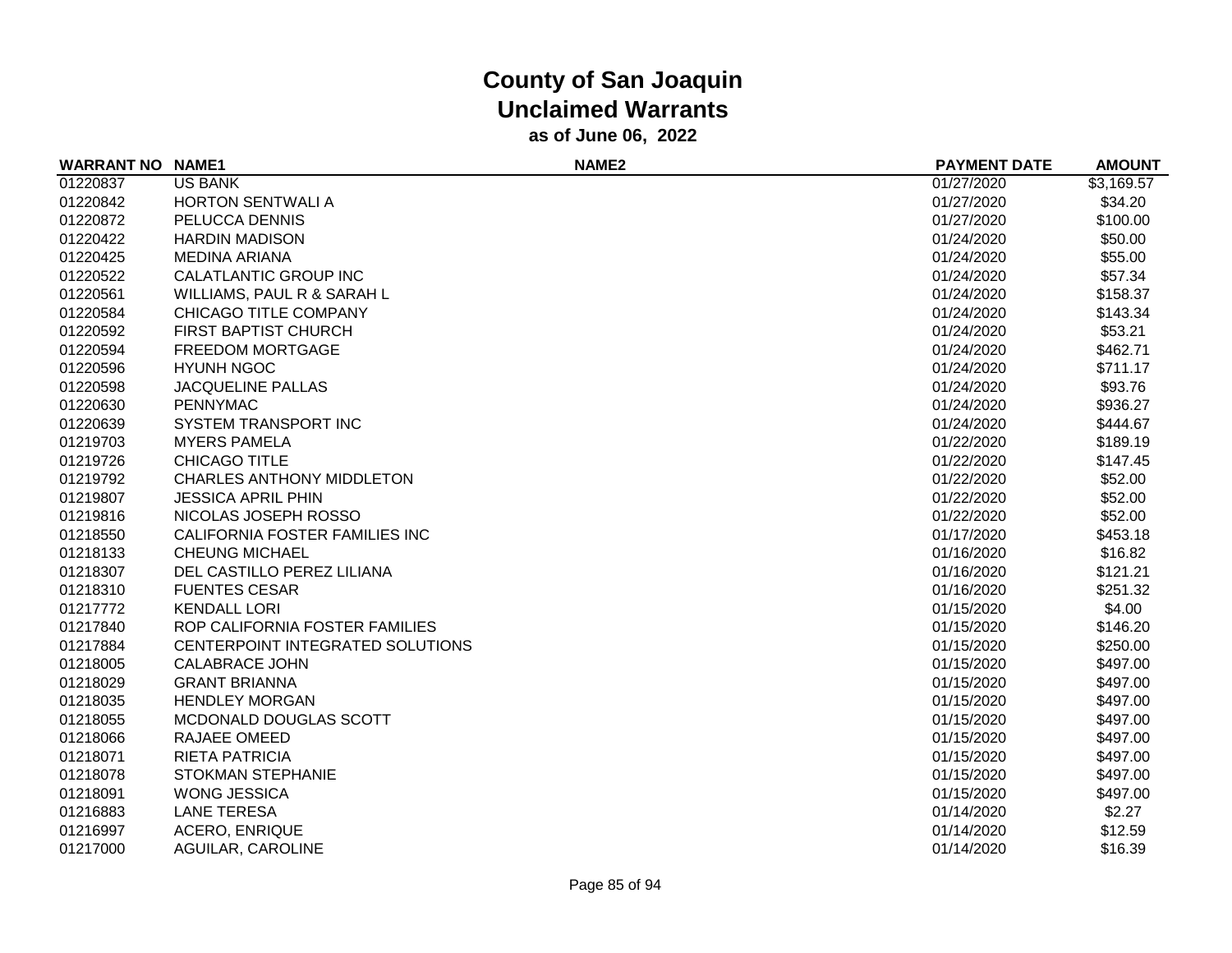# County of San Joaquin
## Unclaimed Warrants
### as of June 06, 2022

| WARRANT NO | NAME1 | NAME2 | PAYMENT DATE | AMOUNT |
|---|---|---|---|---|
| 01220837 | US BANK | | 01/27/2020 | $3,169.57 |
| 01220842 | HORTON SENTWALI A | | 01/27/2020 | $34.20 |
| 01220872 | PELUCCA DENNIS | | 01/27/2020 | $100.00 |
| 01220422 | HARDIN MADISON | | 01/24/2020 | $50.00 |
| 01220425 | MEDINA ARIANA | | 01/24/2020 | $55.00 |
| 01220522 | CALATLANTIC GROUP INC | | 01/24/2020 | $57.34 |
| 01220561 | WILLIAMS, PAUL R & SARAH L | | 01/24/2020 | $158.37 |
| 01220584 | CHICAGO TITLE COMPANY | | 01/24/2020 | $143.34 |
| 01220592 | FIRST BAPTIST CHURCH | | 01/24/2020 | $53.21 |
| 01220594 | FREEDOM MORTGAGE | | 01/24/2020 | $462.71 |
| 01220596 | HYUNH NGOC | | 01/24/2020 | $711.17 |
| 01220598 | JACQUELINE PALLAS | | 01/24/2020 | $93.76 |
| 01220630 | PENNYMAC | | 01/24/2020 | $936.27 |
| 01220639 | SYSTEM TRANSPORT INC | | 01/24/2020 | $444.67 |
| 01219703 | MYERS PAMELA | | 01/22/2020 | $189.19 |
| 01219726 | CHICAGO TITLE | | 01/22/2020 | $147.45 |
| 01219792 | CHARLES ANTHONY MIDDLETON | | 01/22/2020 | $52.00 |
| 01219807 | JESSICA APRIL PHIN | | 01/22/2020 | $52.00 |
| 01219816 | NICOLAS JOSEPH ROSSO | | 01/22/2020 | $52.00 |
| 01218550 | CALIFORNIA FOSTER FAMILIES INC | | 01/17/2020 | $453.18 |
| 01218133 | CHEUNG MICHAEL | | 01/16/2020 | $16.82 |
| 01218307 | DEL CASTILLO PEREZ LILIANA | | 01/16/2020 | $121.21 |
| 01218310 | FUENTES CESAR | | 01/16/2020 | $251.32 |
| 01217772 | KENDALL LORI | | 01/15/2020 | $4.00 |
| 01217840 | ROP CALIFORNIA FOSTER FAMILIES | | 01/15/2020 | $146.20 |
| 01217884 | CENTERPOINT INTEGRATED SOLUTIONS | | 01/15/2020 | $250.00 |
| 01218005 | CALABRACE JOHN | | 01/15/2020 | $497.00 |
| 01218029 | GRANT BRIANNA | | 01/15/2020 | $497.00 |
| 01218035 | HENDLEY MORGAN | | 01/15/2020 | $497.00 |
| 01218055 | MCDONALD DOUGLAS SCOTT | | 01/15/2020 | $497.00 |
| 01218066 | RAJAEE OMEED | | 01/15/2020 | $497.00 |
| 01218071 | RIETA PATRICIA | | 01/15/2020 | $497.00 |
| 01218078 | STOKMAN STEPHANIE | | 01/15/2020 | $497.00 |
| 01218091 | WONG JESSICA | | 01/15/2020 | $497.00 |
| 01216883 | LANE TERESA | | 01/14/2020 | $2.27 |
| 01216997 | ACERO, ENRIQUE | | 01/14/2020 | $12.59 |
| 01217000 | AGUILAR, CAROLINE | | 01/14/2020 | $16.39 |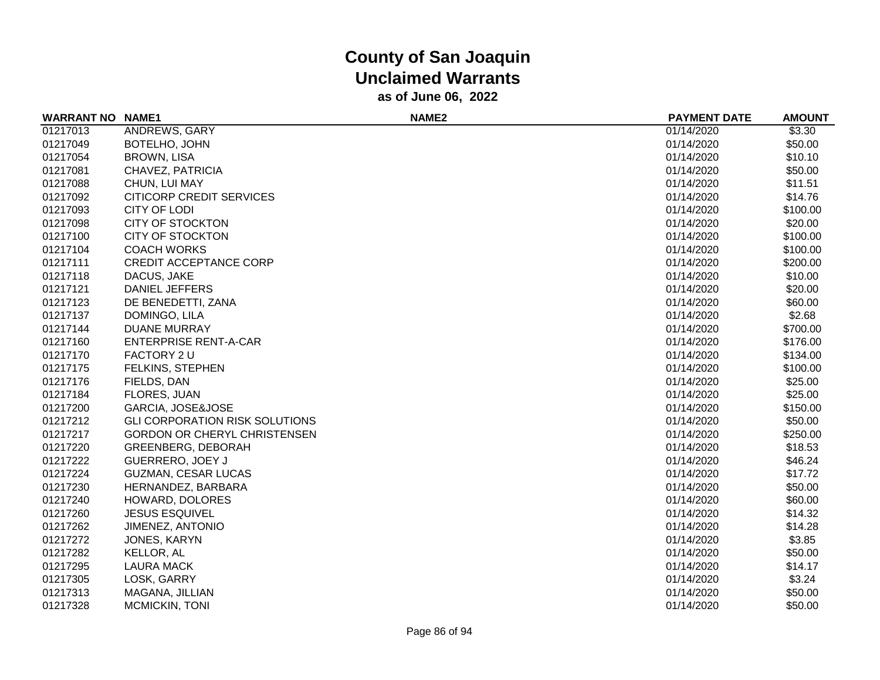# County of San Joaquin
## Unclaimed Warrants
### as of June 06, 2022

| WARRANT NO | NAME1 | NAME2 | PAYMENT DATE | AMOUNT |
|---|---|---|---|---|
| 01217013 | ANDREWS, GARY | | 01/14/2020 | $3.30 |
| 01217049 | BOTELHO, JOHN | | 01/14/2020 | $50.00 |
| 01217054 | BROWN, LISA | | 01/14/2020 | $10.10 |
| 01217081 | CHAVEZ, PATRICIA | | 01/14/2020 | $50.00 |
| 01217088 | CHUN, LUI MAY | | 01/14/2020 | $11.51 |
| 01217092 | CITICORP CREDIT SERVICES | | 01/14/2020 | $14.76 |
| 01217093 | CITY OF LODI | | 01/14/2020 | $100.00 |
| 01217098 | CITY OF STOCKTON | | 01/14/2020 | $20.00 |
| 01217100 | CITY OF STOCKTON | | 01/14/2020 | $100.00 |
| 01217104 | COACH WORKS | | 01/14/2020 | $100.00 |
| 01217111 | CREDIT ACCEPTANCE CORP | | 01/14/2020 | $200.00 |
| 01217118 | DACUS, JAKE | | 01/14/2020 | $10.00 |
| 01217121 | DANIEL JEFFERS | | 01/14/2020 | $20.00 |
| 01217123 | DE BENEDETTI, ZANA | | 01/14/2020 | $60.00 |
| 01217137 | DOMINGO, LILA | | 01/14/2020 | $2.68 |
| 01217144 | DUANE MURRAY | | 01/14/2020 | $700.00 |
| 01217160 | ENTERPRISE RENT-A-CAR | | 01/14/2020 | $176.00 |
| 01217170 | FACTORY 2 U | | 01/14/2020 | $134.00 |
| 01217175 | FELKINS, STEPHEN | | 01/14/2020 | $100.00 |
| 01217176 | FIELDS, DAN | | 01/14/2020 | $25.00 |
| 01217184 | FLORES, JUAN | | 01/14/2020 | $25.00 |
| 01217200 | GARCIA, JOSE&JOSE | | 01/14/2020 | $150.00 |
| 01217212 | GLI CORPORATION RISK SOLUTIONS | | 01/14/2020 | $50.00 |
| 01217217 | GORDON OR CHERYL CHRISTENSEN | | 01/14/2020 | $250.00 |
| 01217220 | GREENBERG, DEBORAH | | 01/14/2020 | $18.53 |
| 01217222 | GUERRERO, JOEY J | | 01/14/2020 | $46.24 |
| 01217224 | GUZMAN, CESAR LUCAS | | 01/14/2020 | $17.72 |
| 01217230 | HERNANDEZ, BARBARA | | 01/14/2020 | $50.00 |
| 01217240 | HOWARD, DOLORES | | 01/14/2020 | $60.00 |
| 01217260 | JESUS ESQUIVEL | | 01/14/2020 | $14.32 |
| 01217262 | JIMENEZ, ANTONIO | | 01/14/2020 | $14.28 |
| 01217272 | JONES, KARYN | | 01/14/2020 | $3.85 |
| 01217282 | KELLOR, AL | | 01/14/2020 | $50.00 |
| 01217295 | LAURA MACK | | 01/14/2020 | $14.17 |
| 01217305 | LOSK, GARRY | | 01/14/2020 | $3.24 |
| 01217313 | MAGANA, JILLIAN | | 01/14/2020 | $50.00 |
| 01217328 | MCMICKIN, TONI | | 01/14/2020 | $50.00 |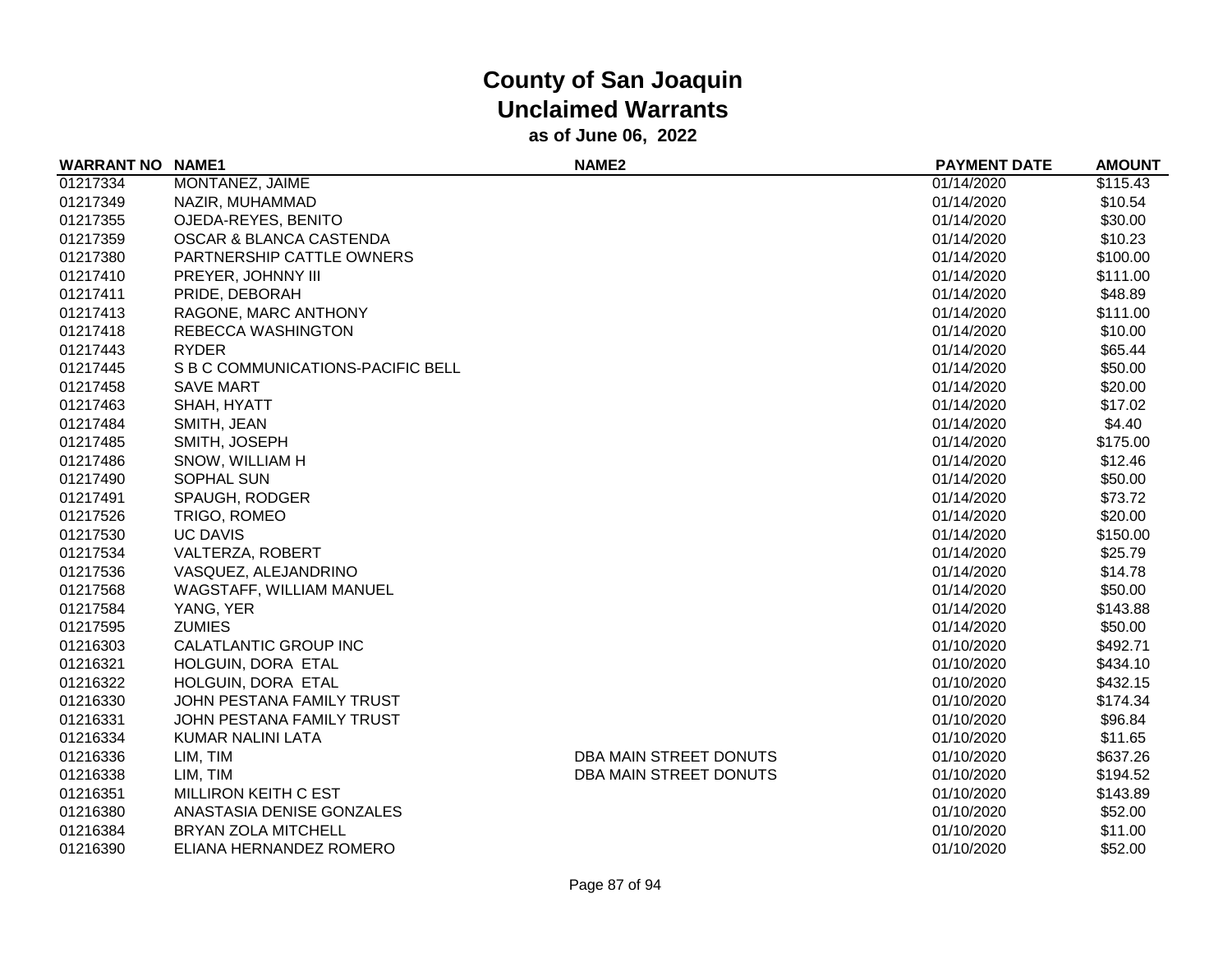# County of San Joaquin
## Unclaimed Warrants
### as of June 06, 2022

| WARRANT NO | NAME1 | NAME2 | PAYMENT DATE | AMOUNT |
|---|---|---|---|---|
| 01217334 | MONTANEZ, JAIME | | 01/14/2020 | $115.43 |
| 01217349 | NAZIR, MUHAMMAD | | 01/14/2020 | $10.54 |
| 01217355 | OJEDA-REYES, BENITO | | 01/14/2020 | $30.00 |
| 01217359 | OSCAR & BLANCA CASTENDA | | 01/14/2020 | $10.23 |
| 01217380 | PARTNERSHIP CATTLE OWNERS | | 01/14/2020 | $100.00 |
| 01217410 | PREYER, JOHNNY III | | 01/14/2020 | $111.00 |
| 01217411 | PRIDE, DEBORAH | | 01/14/2020 | $48.89 |
| 01217413 | RAGONE, MARC ANTHONY | | 01/14/2020 | $111.00 |
| 01217418 | REBECCA WASHINGTON | | 01/14/2020 | $10.00 |
| 01217443 | RYDER | | 01/14/2020 | $65.44 |
| 01217445 | S B C COMMUNICATIONS-PACIFIC BELL | | 01/14/2020 | $50.00 |
| 01217458 | SAVE MART | | 01/14/2020 | $20.00 |
| 01217463 | SHAH, HYATT | | 01/14/2020 | $17.02 |
| 01217484 | SMITH, JEAN | | 01/14/2020 | $4.40 |
| 01217485 | SMITH, JOSEPH | | 01/14/2020 | $175.00 |
| 01217486 | SNOW, WILLIAM H | | 01/14/2020 | $12.46 |
| 01217490 | SOPHAL SUN | | 01/14/2020 | $50.00 |
| 01217491 | SPAUGH, RODGER | | 01/14/2020 | $73.72 |
| 01217526 | TRIGO, ROMEO | | 01/14/2020 | $20.00 |
| 01217530 | UC DAVIS | | 01/14/2020 | $150.00 |
| 01217534 | VALTERZA, ROBERT | | 01/14/2020 | $25.79 |
| 01217536 | VASQUEZ, ALEJANDRINO | | 01/14/2020 | $14.78 |
| 01217568 | WAGSTAFF, WILLIAM MANUEL | | 01/14/2020 | $50.00 |
| 01217584 | YANG, YER | | 01/14/2020 | $143.88 |
| 01217595 | ZUMIES | | 01/14/2020 | $50.00 |
| 01216303 | CALATLANTIC GROUP INC | | 01/10/2020 | $492.71 |
| 01216321 | HOLGUIN, DORA ETAL | | 01/10/2020 | $434.10 |
| 01216322 | HOLGUIN, DORA ETAL | | 01/10/2020 | $432.15 |
| 01216330 | JOHN PESTANA FAMILY TRUST | | 01/10/2020 | $174.34 |
| 01216331 | JOHN PESTANA FAMILY TRUST | | 01/10/2020 | $96.84 |
| 01216334 | KUMAR NALINI LATA | | 01/10/2020 | $11.65 |
| 01216336 | LIM, TIM | DBA MAIN STREET DONUTS | 01/10/2020 | $637.26 |
| 01216338 | LIM, TIM | DBA MAIN STREET DONUTS | 01/10/2020 | $194.52 |
| 01216351 | MILLIRON KEITH C EST | | 01/10/2020 | $143.89 |
| 01216380 | ANASTASIA DENISE GONZALES | | 01/10/2020 | $52.00 |
| 01216384 | BRYAN ZOLA MITCHELL | | 01/10/2020 | $11.00 |
| 01216390 | ELIANA HERNANDEZ ROMERO | | 01/10/2020 | $52.00 |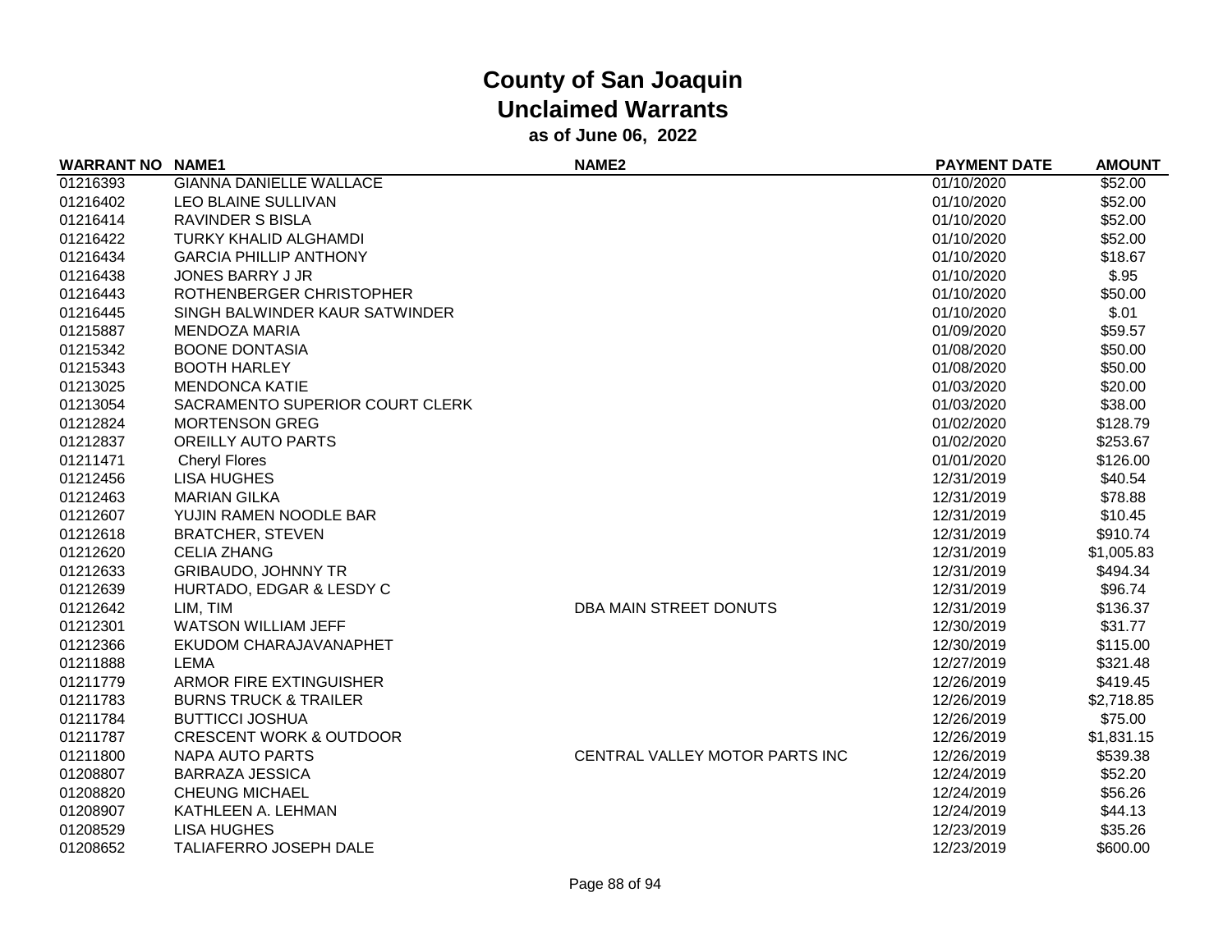# County of San Joaquin
## Unclaimed Warrants
### as of June 06, 2022

| WARRANT NO | NAME1 | NAME2 | PAYMENT DATE | AMOUNT |
|---|---|---|---|---|
| 01216393 | GIANNA DANIELLE WALLACE | | 01/10/2020 | $52.00 |
| 01216402 | LEO BLAINE SULLIVAN | | 01/10/2020 | $52.00 |
| 01216414 | RAVINDER S BISLA | | 01/10/2020 | $52.00 |
| 01216422 | TURKY KHALID ALGHAMDI | | 01/10/2020 | $52.00 |
| 01216434 | GARCIA PHILLIP ANTHONY | | 01/10/2020 | $18.67 |
| 01216438 | JONES BARRY J JR | | 01/10/2020 | $.95 |
| 01216443 | ROTHENBERGER CHRISTOPHER | | 01/10/2020 | $50.00 |
| 01216445 | SINGH BALWINDER KAUR SATWINDER | | 01/10/2020 | $.01 |
| 01215887 | MENDOZA MARIA | | 01/09/2020 | $59.57 |
| 01215342 | BOONE DONTASIA | | 01/08/2020 | $50.00 |
| 01215343 | BOOTH HARLEY | | 01/08/2020 | $50.00 |
| 01213025 | MENDONCA KATIE | | 01/03/2020 | $20.00 |
| 01213054 | SACRAMENTO SUPERIOR COURT CLERK | | 01/03/2020 | $38.00 |
| 01212824 | MORTENSON GREG | | 01/02/2020 | $128.79 |
| 01212837 | OREILLY AUTO PARTS | | 01/02/2020 | $253.67 |
| 01211471 | Cheryl Flores | | 01/01/2020 | $126.00 |
| 01212456 | LISA HUGHES | | 12/31/2019 | $40.54 |
| 01212463 | MARIAN GILKA | | 12/31/2019 | $78.88 |
| 01212607 | YUJIN RAMEN NOODLE BAR | | 12/31/2019 | $10.45 |
| 01212618 | BRATCHER, STEVEN | | 12/31/2019 | $910.74 |
| 01212620 | CELIA ZHANG | | 12/31/2019 | $1,005.83 |
| 01212633 | GRIBAUDO, JOHNNY TR | | 12/31/2019 | $494.34 |
| 01212639 | HURTADO, EDGAR & LESDY C | | 12/31/2019 | $96.74 |
| 01212642 | LIM, TIM | DBA MAIN STREET DONUTS | 12/31/2019 | $136.37 |
| 01212301 | WATSON WILLIAM JEFF | | 12/30/2019 | $31.77 |
| 01212366 | EKUDOM CHARAJAVANAPHET | | 12/30/2019 | $115.00 |
| 01211888 | LEMA | | 12/27/2019 | $321.48 |
| 01211779 | ARMOR FIRE EXTINGUISHER | | 12/26/2019 | $419.45 |
| 01211783 | BURNS TRUCK & TRAILER | | 12/26/2019 | $2,718.85 |
| 01211784 | BUTTICCI JOSHUA | | 12/26/2019 | $75.00 |
| 01211787 | CRESCENT WORK & OUTDOOR | | 12/26/2019 | $1,831.15 |
| 01211800 | NAPA AUTO PARTS | CENTRAL VALLEY MOTOR PARTS INC | 12/26/2019 | $539.38 |
| 01208807 | BARRAZA JESSICA | | 12/24/2019 | $52.20 |
| 01208820 | CHEUNG MICHAEL | | 12/24/2019 | $56.26 |
| 01208907 | KATHLEEN A. LEHMAN | | 12/24/2019 | $44.13 |
| 01208529 | LISA HUGHES | | 12/23/2019 | $35.26 |
| 01208652 | TALIAFERRO JOSEPH DALE | | 12/23/2019 | $600.00 |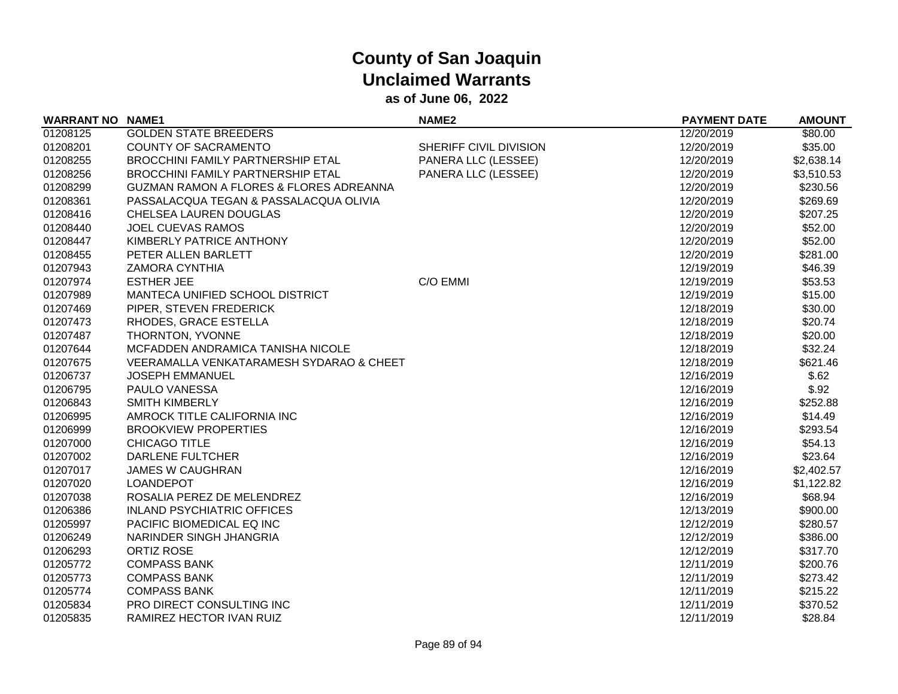# County of San Joaquin
## Unclaimed Warrants
### as of June 06, 2022

| WARRANT NO | NAME1 | NAME2 | PAYMENT DATE | AMOUNT |
|---|---|---|---|---|
| 01208125 | GOLDEN STATE BREEDERS | | 12/20/2019 | $80.00 |
| 01208201 | COUNTY OF SACRAMENTO | SHERIFF CIVIL DIVISION | 12/20/2019 | $35.00 |
| 01208255 | BROCCHINI FAMILY PARTNERSHIP ETAL | PANERA LLC (LESSEE) | 12/20/2019 | $2,638.14 |
| 01208256 | BROCCHINI FAMILY PARTNERSHIP ETAL | PANERA LLC (LESSEE) | 12/20/2019 | $3,510.53 |
| 01208299 | GUZMAN RAMON A FLORES & FLORES ADREANNA | | 12/20/2019 | $230.56 |
| 01208361 | PASSALACQUA TEGAN & PASSALACQUA OLIVIA | | 12/20/2019 | $269.69 |
| 01208416 | CHELSEA LAUREN DOUGLAS | | 12/20/2019 | $207.25 |
| 01208440 | JOEL CUEVAS RAMOS | | 12/20/2019 | $52.00 |
| 01208447 | KIMBERLY PATRICE ANTHONY | | 12/20/2019 | $52.00 |
| 01208455 | PETER ALLEN BARLETT | | 12/20/2019 | $281.00 |
| 01207943 | ZAMORA CYNTHIA | | 12/19/2019 | $46.39 |
| 01207974 | ESTHER JEE | C/O EMMI | 12/19/2019 | $53.53 |
| 01207989 | MANTECA UNIFIED SCHOOL DISTRICT | | 12/19/2019 | $15.00 |
| 01207469 | PIPER, STEVEN FREDERICK | | 12/18/2019 | $30.00 |
| 01207473 | RHODES, GRACE ESTELLA | | 12/18/2019 | $20.74 |
| 01207487 | THORNTON, YVONNE | | 12/18/2019 | $20.00 |
| 01207644 | MCFADDEN ANDRAMICA TANISHA NICOLE | | 12/18/2019 | $32.24 |
| 01207675 | VEERAMALLA VENKATARAMESH SYDARAO & CHEET | | 12/18/2019 | $621.46 |
| 01206737 | JOSEPH EMMANUEL | | 12/16/2019 | $.62 |
| 01206795 | PAULO VANESSA | | 12/16/2019 | $.92 |
| 01206843 | SMITH KIMBERLY | | 12/16/2019 | $252.88 |
| 01206995 | AMROCK TITLE CALIFORNIA INC | | 12/16/2019 | $14.49 |
| 01206999 | BROOKVIEW PROPERTIES | | 12/16/2019 | $293.54 |
| 01207000 | CHICAGO TITLE | | 12/16/2019 | $54.13 |
| 01207002 | DARLENE FULTCHER | | 12/16/2019 | $23.64 |
| 01207017 | JAMES W CAUGHRAN | | 12/16/2019 | $2,402.57 |
| 01207020 | LOANDEPOT | | 12/16/2019 | $1,122.82 |
| 01207038 | ROSALIA PEREZ DE MELENDREZ | | 12/16/2019 | $68.94 |
| 01206386 | INLAND PSYCHIATRIC OFFICES | | 12/13/2019 | $900.00 |
| 01205997 | PACIFIC BIOMEDICAL EQ INC | | 12/12/2019 | $280.57 |
| 01206249 | NARINDER SINGH JHANGRIA | | 12/12/2019 | $386.00 |
| 01206293 | ORTIZ ROSE | | 12/12/2019 | $317.70 |
| 01205772 | COMPASS BANK | | 12/11/2019 | $200.76 |
| 01205773 | COMPASS BANK | | 12/11/2019 | $273.42 |
| 01205774 | COMPASS BANK | | 12/11/2019 | $215.22 |
| 01205834 | PRO DIRECT CONSULTING INC | | 12/11/2019 | $370.52 |
| 01205835 | RAMIREZ HECTOR IVAN RUIZ | | 12/11/2019 | $28.84 |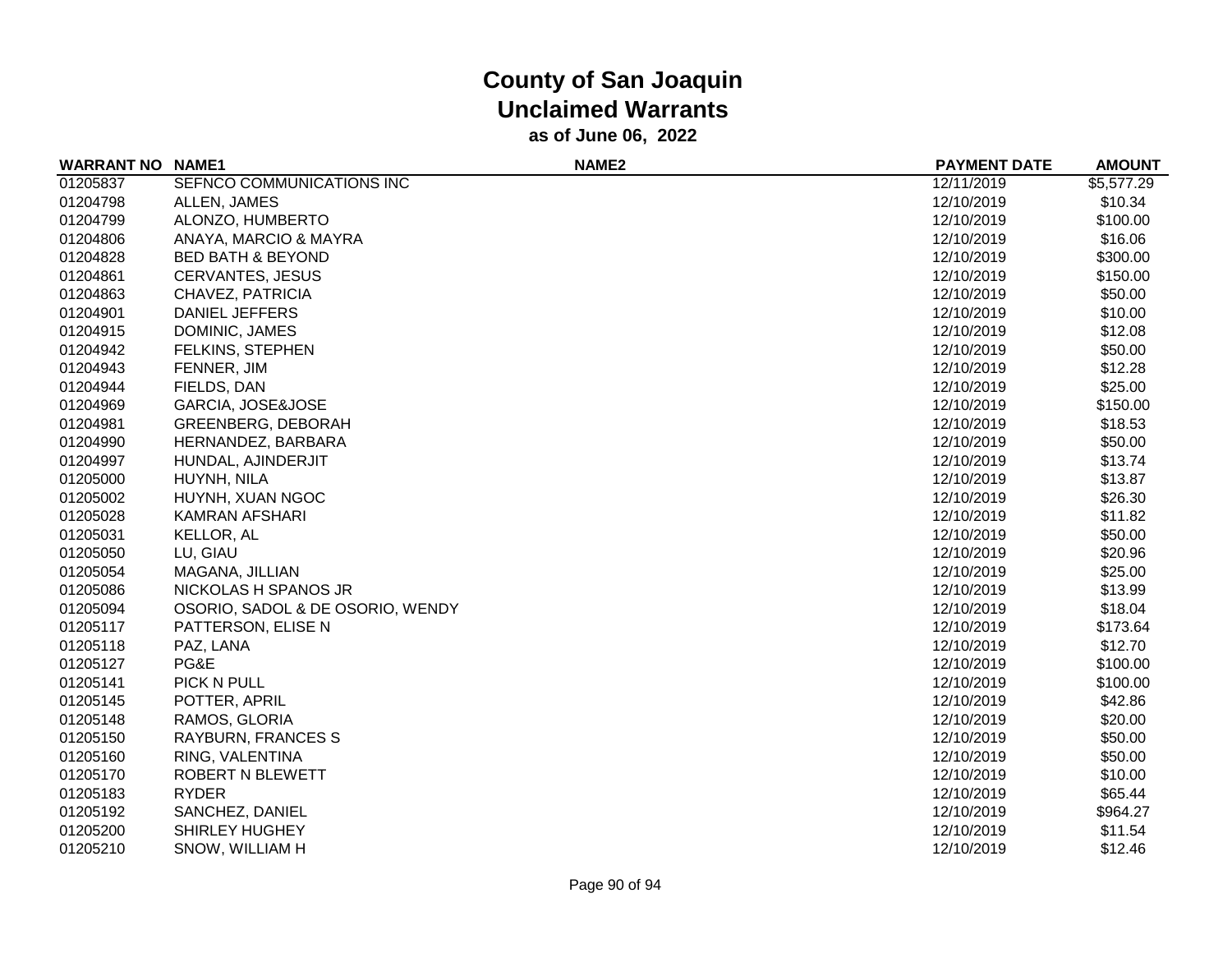# County of San Joaquin
## Unclaimed Warrants
### as of June 06, 2022

| WARRANT NO | NAME1 | NAME2 | PAYMENT DATE | AMOUNT |
|---|---|---|---|---|
| 01205837 | SEFNCO COMMUNICATIONS INC | | 12/11/2019 | $5,577.29 |
| 01204798 | ALLEN, JAMES | | 12/10/2019 | $10.34 |
| 01204799 | ALONZO, HUMBERTO | | 12/10/2019 | $100.00 |
| 01204806 | ANAYA, MARCIO & MAYRA | | 12/10/2019 | $16.06 |
| 01204828 | BED BATH & BEYOND | | 12/10/2019 | $300.00 |
| 01204861 | CERVANTES, JESUS | | 12/10/2019 | $150.00 |
| 01204863 | CHAVEZ, PATRICIA | | 12/10/2019 | $50.00 |
| 01204901 | DANIEL JEFFERS | | 12/10/2019 | $10.00 |
| 01204915 | DOMINIC, JAMES | | 12/10/2019 | $12.08 |
| 01204942 | FELKINS, STEPHEN | | 12/10/2019 | $50.00 |
| 01204943 | FENNER, JIM | | 12/10/2019 | $12.28 |
| 01204944 | FIELDS, DAN | | 12/10/2019 | $25.00 |
| 01204969 | GARCIA, JOSE&JOSE | | 12/10/2019 | $150.00 |
| 01204981 | GREENBERG, DEBORAH | | 12/10/2019 | $18.53 |
| 01204990 | HERNANDEZ, BARBARA | | 12/10/2019 | $50.00 |
| 01204997 | HUNDAL, AJINDERJIT | | 12/10/2019 | $13.74 |
| 01205000 | HUYNH, NILA | | 12/10/2019 | $13.87 |
| 01205002 | HUYNH, XUAN NGOC | | 12/10/2019 | $26.30 |
| 01205028 | KAMRAN AFSHARI | | 12/10/2019 | $11.82 |
| 01205031 | KELLOR, AL | | 12/10/2019 | $50.00 |
| 01205050 | LU, GIAU | | 12/10/2019 | $20.96 |
| 01205054 | MAGANA, JILLIAN | | 12/10/2019 | $25.00 |
| 01205086 | NICKOLAS H SPANOS JR | | 12/10/2019 | $13.99 |
| 01205094 | OSORIO, SADOL & DE OSORIO, WENDY | | 12/10/2019 | $18.04 |
| 01205117 | PATTERSON, ELISE N | | 12/10/2019 | $173.64 |
| 01205118 | PAZ, LANA | | 12/10/2019 | $12.70 |
| 01205127 | PG&E | | 12/10/2019 | $100.00 |
| 01205141 | PICK N PULL | | 12/10/2019 | $100.00 |
| 01205145 | POTTER, APRIL | | 12/10/2019 | $42.86 |
| 01205148 | RAMOS, GLORIA | | 12/10/2019 | $20.00 |
| 01205150 | RAYBURN, FRANCES S | | 12/10/2019 | $50.00 |
| 01205160 | RING, VALENTINA | | 12/10/2019 | $50.00 |
| 01205170 | ROBERT N BLEWETT | | 12/10/2019 | $10.00 |
| 01205183 | RYDER | | 12/10/2019 | $65.44 |
| 01205192 | SANCHEZ, DANIEL | | 12/10/2019 | $964.27 |
| 01205200 | SHIRLEY HUGHEY | | 12/10/2019 | $11.54 |
| 01205210 | SNOW, WILLIAM H | | 12/10/2019 | $12.46 |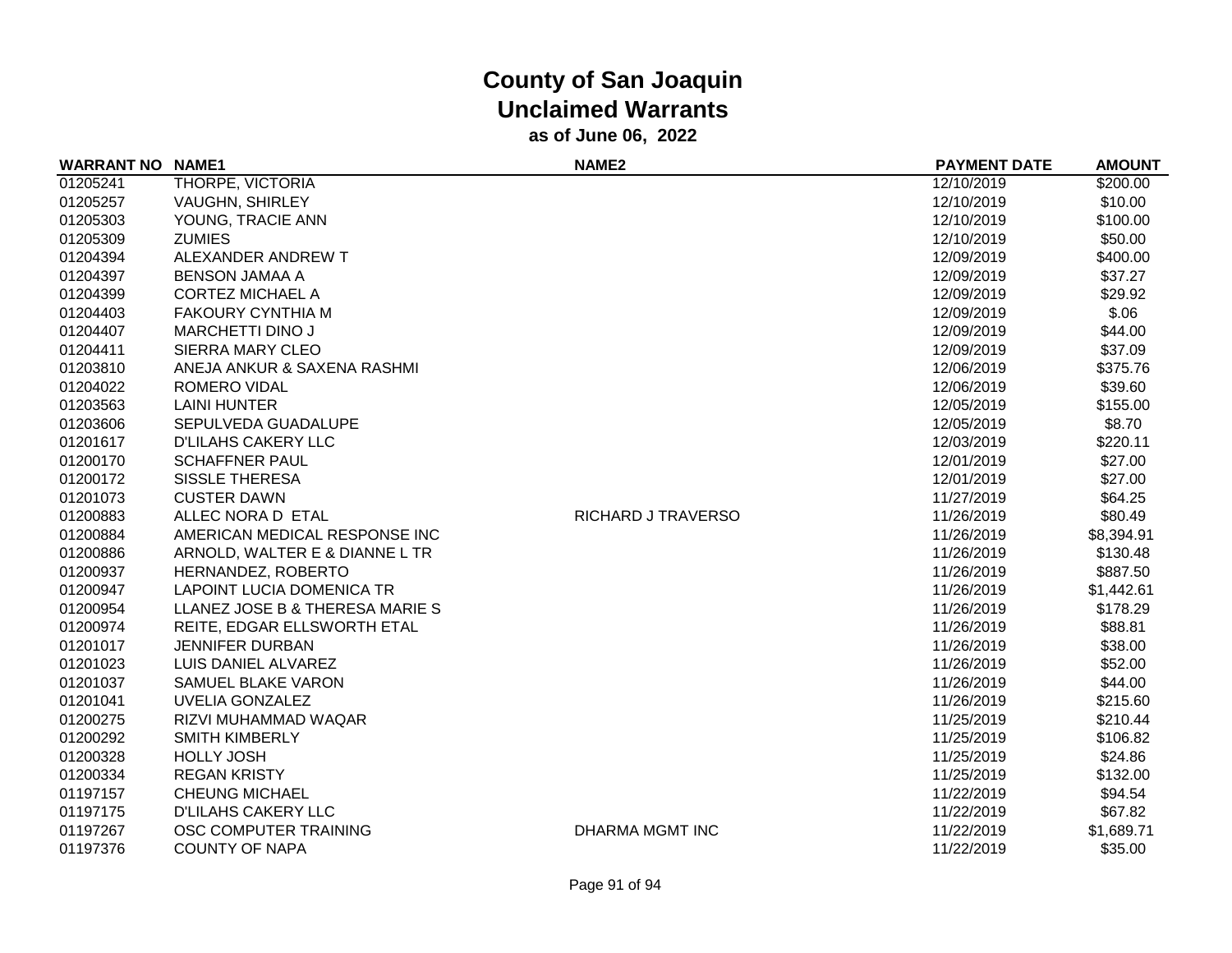# County of San Joaquin
## Unclaimed Warrants
### as of June 06, 2022

| WARRANT NO | NAME1 | NAME2 | PAYMENT DATE | AMOUNT |
|---|---|---|---|---|
| 01205241 | THORPE, VICTORIA | | 12/10/2019 | $200.00 |
| 01205257 | VAUGHN, SHIRLEY | | 12/10/2019 | $10.00 |
| 01205303 | YOUNG, TRACIE ANN | | 12/10/2019 | $100.00 |
| 01205309 | ZUMIES | | 12/10/2019 | $50.00 |
| 01204394 | ALEXANDER ANDREW T | | 12/09/2019 | $400.00 |
| 01204397 | BENSON JAMAA A | | 12/09/2019 | $37.27 |
| 01204399 | CORTEZ MICHAEL A | | 12/09/2019 | $29.92 |
| 01204403 | FAKOURY CYNTHIA M | | 12/09/2019 | $.06 |
| 01204407 | MARCHETTI DINO J | | 12/09/2019 | $44.00 |
| 01204411 | SIERRA MARY CLEO | | 12/09/2019 | $37.09 |
| 01203810 | ANEJA ANKUR & SAXENA RASHMI | | 12/06/2019 | $375.76 |
| 01204022 | ROMERO VIDAL | | 12/06/2019 | $39.60 |
| 01203563 | LAINI HUNTER | | 12/05/2019 | $155.00 |
| 01203606 | SEPULVEDA GUADALUPE | | 12/05/2019 | $8.70 |
| 01201617 | D'LILAHS CAKERY LLC | | 12/03/2019 | $220.11 |
| 01200170 | SCHAFFNER PAUL | | 12/01/2019 | $27.00 |
| 01200172 | SISSLE THERESA | | 12/01/2019 | $27.00 |
| 01201073 | CUSTER DAWN | | 11/27/2019 | $64.25 |
| 01200883 | ALLEC NORA D ETAL | RICHARD J TRAVERSO | 11/26/2019 | $80.49 |
| 01200884 | AMERICAN MEDICAL RESPONSE INC | | 11/26/2019 | $8,394.91 |
| 01200886 | ARNOLD, WALTER E & DIANNE L TR | | 11/26/2019 | $130.48 |
| 01200937 | HERNANDEZ, ROBERTO | | 11/26/2019 | $887.50 |
| 01200947 | LAPOINT LUCIA DOMENICA TR | | 11/26/2019 | $1,442.61 |
| 01200954 | LLANEZ JOSE B & THERESA MARIE S | | 11/26/2019 | $178.29 |
| 01200974 | REITE, EDGAR ELLSWORTH ETAL | | 11/26/2019 | $88.81 |
| 01201017 | JENNIFER DURBAN | | 11/26/2019 | $38.00 |
| 01201023 | LUIS DANIEL ALVAREZ | | 11/26/2019 | $52.00 |
| 01201037 | SAMUEL BLAKE VARON | | 11/26/2019 | $44.00 |
| 01201041 | UVELIA GONZALEZ | | 11/26/2019 | $215.60 |
| 01200275 | RIZVI MUHAMMAD WAQAR | | 11/25/2019 | $210.44 |
| 01200292 | SMITH KIMBERLY | | 11/25/2019 | $106.82 |
| 01200328 | HOLLY JOSH | | 11/25/2019 | $24.86 |
| 01200334 | REGAN KRISTY | | 11/25/2019 | $132.00 |
| 01197157 | CHEUNG MICHAEL | | 11/22/2019 | $94.54 |
| 01197175 | D'LILAHS CAKERY LLC | | 11/22/2019 | $67.82 |
| 01197267 | OSC COMPUTER TRAINING | DHARMA MGMT INC | 11/22/2019 | $1,689.71 |
| 01197376 | COUNTY OF NAPA | | 11/22/2019 | $35.00 |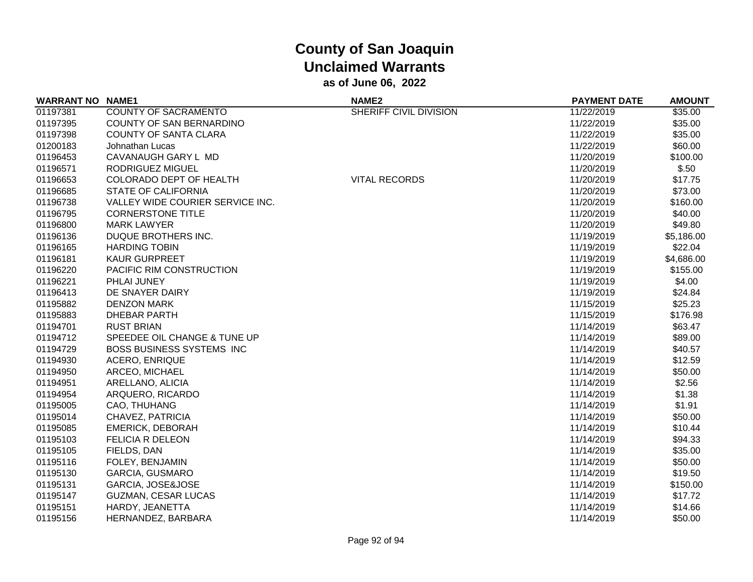# County of San Joaquin
## Unclaimed Warrants
### as of June 06, 2022

| WARRANT NO | NAME1 | NAME2 | PAYMENT DATE | AMOUNT |
|---|---|---|---|---|
| 01197381 | COUNTY OF SACRAMENTO | SHERIFF CIVIL DIVISION | 11/22/2019 | $35.00 |
| 01197395 | COUNTY OF SAN BERNARDINO | | 11/22/2019 | $35.00 |
| 01197398 | COUNTY OF SANTA CLARA | | 11/22/2019 | $35.00 |
| 01200183 | Johnathan Lucas | | 11/22/2019 | $60.00 |
| 01196453 | CAVANAUGH GARY L MD | | 11/20/2019 | $100.00 |
| 01196571 | RODRIGUEZ MIGUEL | | 11/20/2019 | $.50 |
| 01196653 | COLORADO DEPT OF HEALTH | VITAL RECORDS | 11/20/2019 | $17.75 |
| 01196685 | STATE OF CALIFORNIA | | 11/20/2019 | $73.00 |
| 01196738 | VALLEY WIDE COURIER SERVICE INC. | | 11/20/2019 | $160.00 |
| 01196795 | CORNERSTONE TITLE | | 11/20/2019 | $40.00 |
| 01196800 | MARK LAWYER | | 11/20/2019 | $49.80 |
| 01196136 | DUQUE BROTHERS INC. | | 11/19/2019 | $5,186.00 |
| 01196165 | HARDING TOBIN | | 11/19/2019 | $22.04 |
| 01196181 | KAUR GURPREET | | 11/19/2019 | $4,686.00 |
| 01196220 | PACIFIC RIM CONSTRUCTION | | 11/19/2019 | $155.00 |
| 01196221 | PHLAI JUNEY | | 11/19/2019 | $4.00 |
| 01196413 | DE SNAYER DAIRY | | 11/19/2019 | $24.84 |
| 01195882 | DENZON MARK | | 11/15/2019 | $25.23 |
| 01195883 | DHEBAR PARTH | | 11/15/2019 | $176.98 |
| 01194701 | RUST BRIAN | | 11/14/2019 | $63.47 |
| 01194712 | SPEEDEE OIL CHANGE & TUNE UP | | 11/14/2019 | $89.00 |
| 01194729 | BOSS BUSINESS SYSTEMS INC | | 11/14/2019 | $40.57 |
| 01194930 | ACERO, ENRIQUE | | 11/14/2019 | $12.59 |
| 01194950 | ARCEO, MICHAEL | | 11/14/2019 | $50.00 |
| 01194951 | ARELLANO, ALICIA | | 11/14/2019 | $2.56 |
| 01194954 | ARQUERO, RICARDO | | 11/14/2019 | $1.38 |
| 01195005 | CAO, THUHANG | | 11/14/2019 | $1.91 |
| 01195014 | CHAVEZ, PATRICIA | | 11/14/2019 | $50.00 |
| 01195085 | EMERICK, DEBORAH | | 11/14/2019 | $10.44 |
| 01195103 | FELICIA R DELEON | | 11/14/2019 | $94.33 |
| 01195105 | FIELDS, DAN | | 11/14/2019 | $35.00 |
| 01195116 | FOLEY, BENJAMIN | | 11/14/2019 | $50.00 |
| 01195130 | GARCIA, GUSMARO | | 11/14/2019 | $19.50 |
| 01195131 | GARCIA, JOSE&JOSE | | 11/14/2019 | $150.00 |
| 01195147 | GUZMAN, CESAR LUCAS | | 11/14/2019 | $17.72 |
| 01195151 | HARDY, JEANETTA | | 11/14/2019 | $14.66 |
| 01195156 | HERNANDEZ, BARBARA | | 11/14/2019 | $50.00 |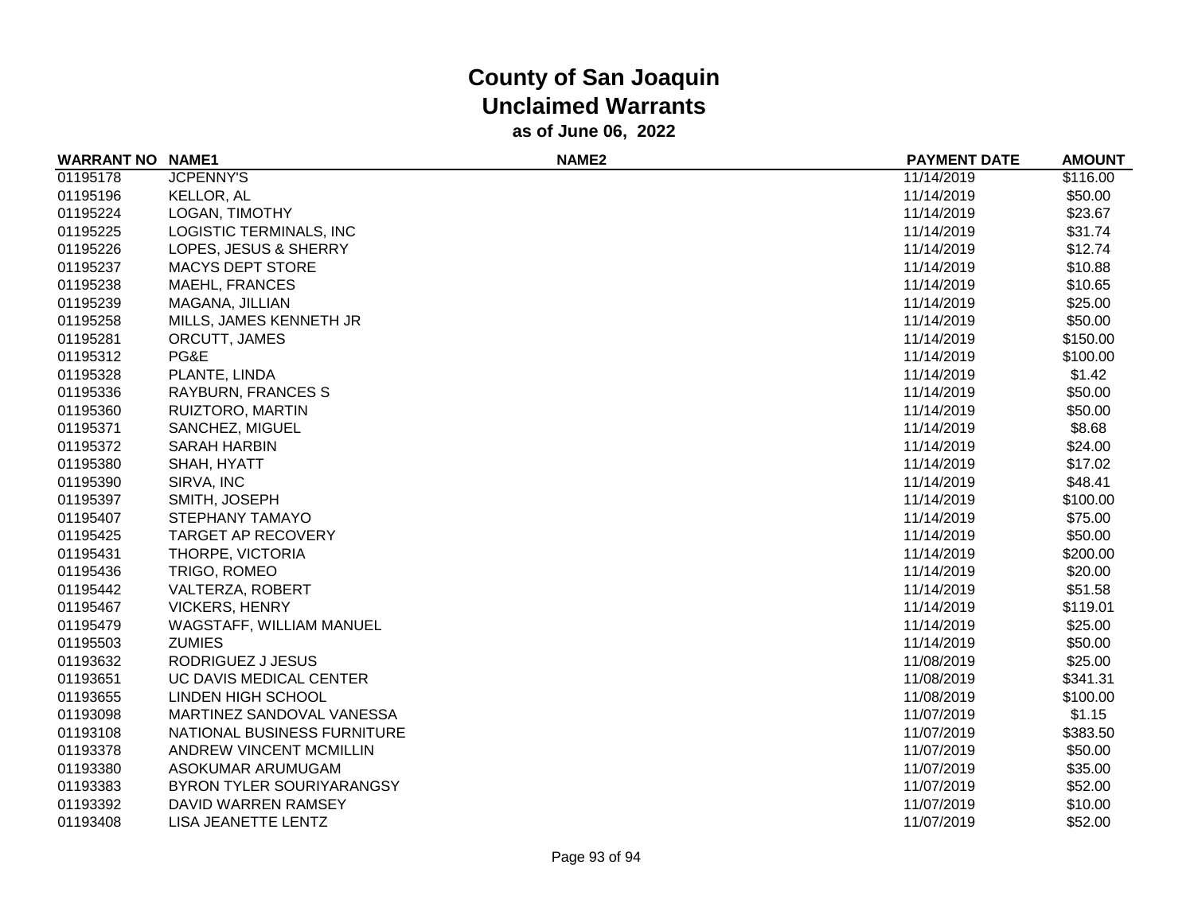# County of San Joaquin
## Unclaimed Warrants
### as of June 06, 2022

| WARRANT NO | NAME1 | NAME2 | PAYMENT DATE | AMOUNT |
|---|---|---|---|---|
| 01195178 | JCPENNY'S | | 11/14/2019 | $116.00 |
| 01195196 | KELLOR, AL | | 11/14/2019 | $50.00 |
| 01195224 | LOGAN, TIMOTHY | | 11/14/2019 | $23.67 |
| 01195225 | LOGISTIC TERMINALS, INC | | 11/14/2019 | $31.74 |
| 01195226 | LOPES, JESUS & SHERRY | | 11/14/2019 | $12.74 |
| 01195237 | MACYS DEPT STORE | | 11/14/2019 | $10.88 |
| 01195238 | MAEHL, FRANCES | | 11/14/2019 | $10.65 |
| 01195239 | MAGANA, JILLIAN | | 11/14/2019 | $25.00 |
| 01195258 | MILLS, JAMES KENNETH JR | | 11/14/2019 | $50.00 |
| 01195281 | ORCUTT, JAMES | | 11/14/2019 | $150.00 |
| 01195312 | PG&E | | 11/14/2019 | $100.00 |
| 01195328 | PLANTE, LINDA | | 11/14/2019 | $1.42 |
| 01195336 | RAYBURN, FRANCES S | | 11/14/2019 | $50.00 |
| 01195360 | RUIZTORO, MARTIN | | 11/14/2019 | $50.00 |
| 01195371 | SANCHEZ, MIGUEL | | 11/14/2019 | $8.68 |
| 01195372 | SARAH HARBIN | | 11/14/2019 | $24.00 |
| 01195380 | SHAH, HYATT | | 11/14/2019 | $17.02 |
| 01195390 | SIRVA, INC | | 11/14/2019 | $48.41 |
| 01195397 | SMITH, JOSEPH | | 11/14/2019 | $100.00 |
| 01195407 | STEPHANY TAMAYO | | 11/14/2019 | $75.00 |
| 01195425 | TARGET AP RECOVERY | | 11/14/2019 | $50.00 |
| 01195431 | THORPE, VICTORIA | | 11/14/2019 | $200.00 |
| 01195436 | TRIGO, ROMEO | | 11/14/2019 | $20.00 |
| 01195442 | VALTERZA, ROBERT | | 11/14/2019 | $51.58 |
| 01195467 | VICKERS, HENRY | | 11/14/2019 | $119.01 |
| 01195479 | WAGSTAFF, WILLIAM MANUEL | | 11/14/2019 | $25.00 |
| 01195503 | ZUMIES | | 11/14/2019 | $50.00 |
| 01193632 | RODRIGUEZ J JESUS | | 11/08/2019 | $25.00 |
| 01193651 | UC DAVIS MEDICAL CENTER | | 11/08/2019 | $341.31 |
| 01193655 | LINDEN HIGH SCHOOL | | 11/08/2019 | $100.00 |
| 01193098 | MARTINEZ SANDOVAL VANESSA | | 11/07/2019 | $1.15 |
| 01193108 | NATIONAL BUSINESS FURNITURE | | 11/07/2019 | $383.50 |
| 01193378 | ANDREW VINCENT MCMILLIN | | 11/07/2019 | $50.00 |
| 01193380 | ASOKUMAR ARUMUGAM | | 11/07/2019 | $35.00 |
| 01193383 | BYRON TYLER SOURIYARANGSY | | 11/07/2019 | $52.00 |
| 01193392 | DAVID WARREN RAMSEY | | 11/07/2019 | $10.00 |
| 01193408 | LISA JEANETTE LENTZ | | 11/07/2019 | $52.00 |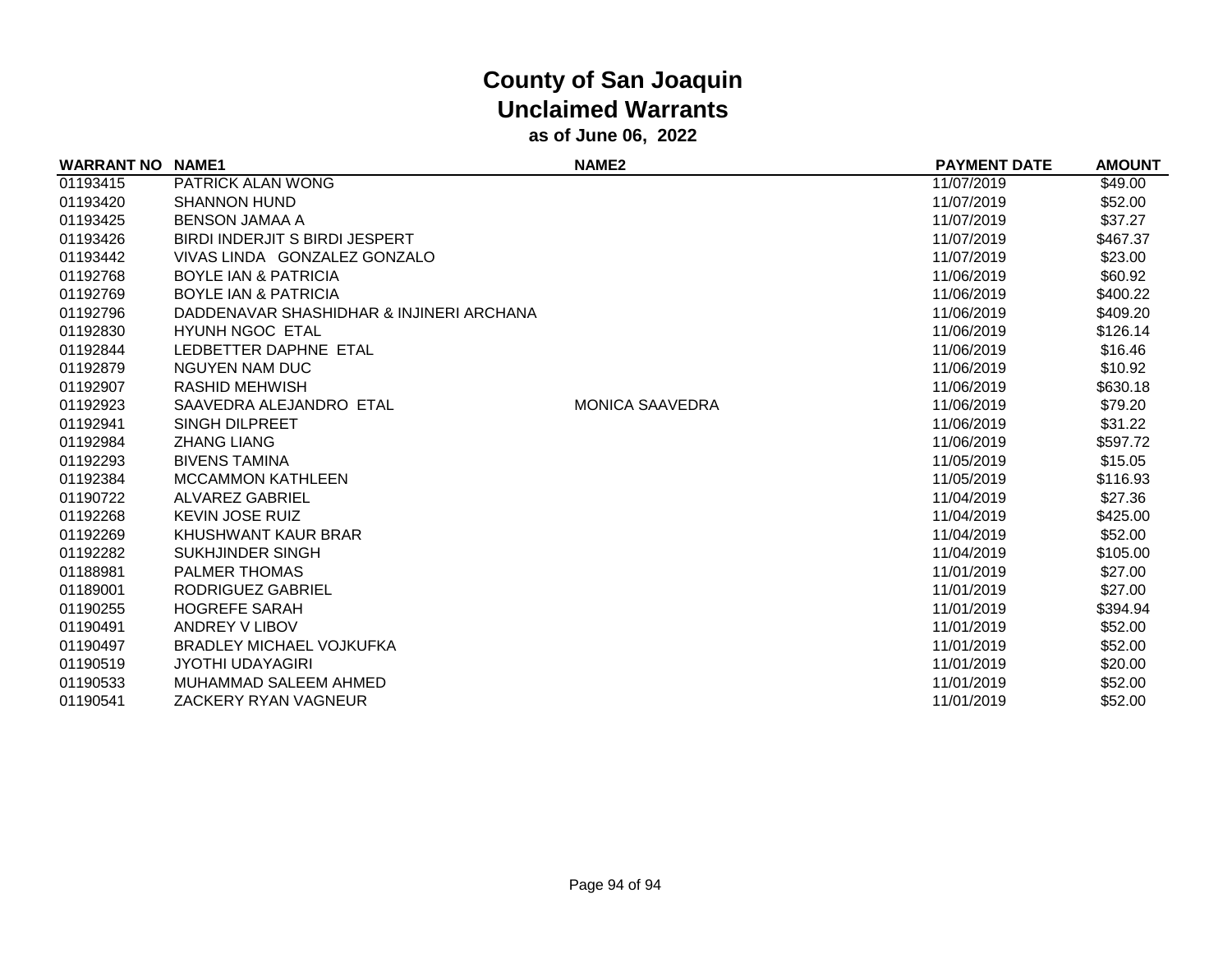# County of San Joaquin
## Unclaimed Warrants
### as of June 06, 2022

| WARRANT NO | NAME1 | NAME2 | PAYMENT DATE | AMOUNT |
|---|---|---|---|---|
| 01193415 | PATRICK ALAN WONG | | 11/07/2019 | $49.00 |
| 01193420 | SHANNON HUND | | 11/07/2019 | $52.00 |
| 01193425 | BENSON JAMAA A | | 11/07/2019 | $37.27 |
| 01193426 | BIRDI INDERJIT S BIRDI JESPERT | | 11/07/2019 | $467.37 |
| 01193442 | VIVAS LINDA GONZALEZ GONZALO | | 11/07/2019 | $23.00 |
| 01192768 | BOYLE IAN & PATRICIA | | 11/06/2019 | $60.92 |
| 01192769 | BOYLE IAN & PATRICIA | | 11/06/2019 | $400.22 |
| 01192796 | DADDENAVAR SHASHIDHAR & INJINERI ARCHANA | | 11/06/2019 | $409.20 |
| 01192830 | HYUNH NGOC ETAL | | 11/06/2019 | $126.14 |
| 01192844 | LEDBETTER DAPHNE ETAL | | 11/06/2019 | $16.46 |
| 01192879 | NGUYEN NAM DUC | | 11/06/2019 | $10.92 |
| 01192907 | RASHID MEHWISH | | 11/06/2019 | $630.18 |
| 01192923 | SAAVEDRA ALEJANDRO ETAL | MONICA SAAVEDRA | 11/06/2019 | $79.20 |
| 01192941 | SINGH DILPREET | | 11/06/2019 | $31.22 |
| 01192984 | ZHANG LIANG | | 11/06/2019 | $597.72 |
| 01192293 | BIVENS TAMINA | | 11/05/2019 | $15.05 |
| 01192384 | MCCAMMON KATHLEEN | | 11/05/2019 | $116.93 |
| 01190722 | ALVAREZ GABRIEL | | 11/04/2019 | $27.36 |
| 01192268 | KEVIN JOSE RUIZ | | 11/04/2019 | $425.00 |
| 01192269 | KHUSHWANT KAUR BRAR | | 11/04/2019 | $52.00 |
| 01192282 | SUKHJINDER SINGH | | 11/04/2019 | $105.00 |
| 01188981 | PALMER THOMAS | | 11/01/2019 | $27.00 |
| 01189001 | RODRIGUEZ GABRIEL | | 11/01/2019 | $27.00 |
| 01190255 | HOGREFE SARAH | | 11/01/2019 | $394.94 |
| 01190491 | ANDREY V LIBOV | | 11/01/2019 | $52.00 |
| 01190497 | BRADLEY MICHAEL VOJKUFKA | | 11/01/2019 | $52.00 |
| 01190519 | JYOTHI UDAYAGIRI | | 11/01/2019 | $20.00 |
| 01190533 | MUHAMMAD SALEEM AHMED | | 11/01/2019 | $52.00 |
| 01190541 | ZACKERY RYAN VAGNEUR | | 11/01/2019 | $52.00 |